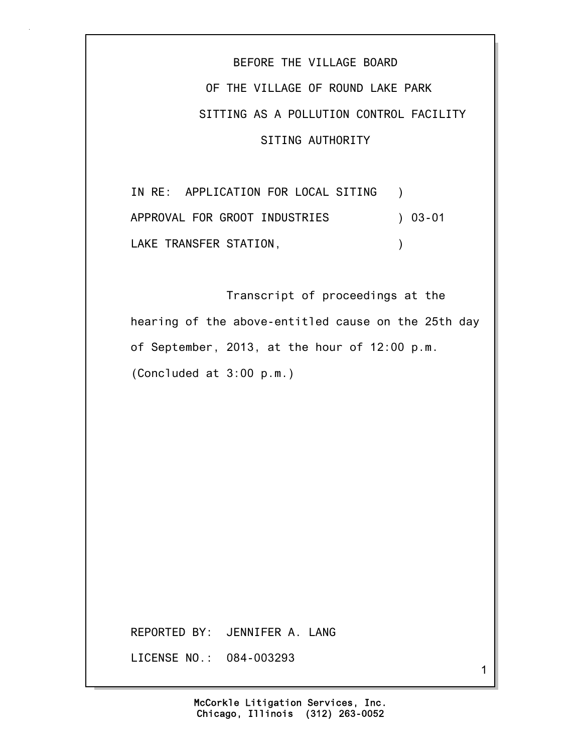BEFORE THE VILLAGE BOARD

OF THE VILLAGE OF ROUND LAKE PARK

SITTING AS A POLLUTION CONTROL FACILITY

SITING AUTHORITY

IN RE: APPLICATION FOR LOCAL SITING )
APPROVAL FOR GROOT INDUSTRIES ) 03-01
LAKE TRANSFER STATION, )

Transcript of proceedings at the hearing of the above-entitled cause on the 25th day of September, 2013, at the hour of 12:00 p.m. (Concluded at 3:00 p.m.)

REPORTED BY: JENNIFER A. LANG

LICENSE NO.: 084-003293

McCorkle Litigation Services, Inc.
Chicago, Illinois (312) 263-0052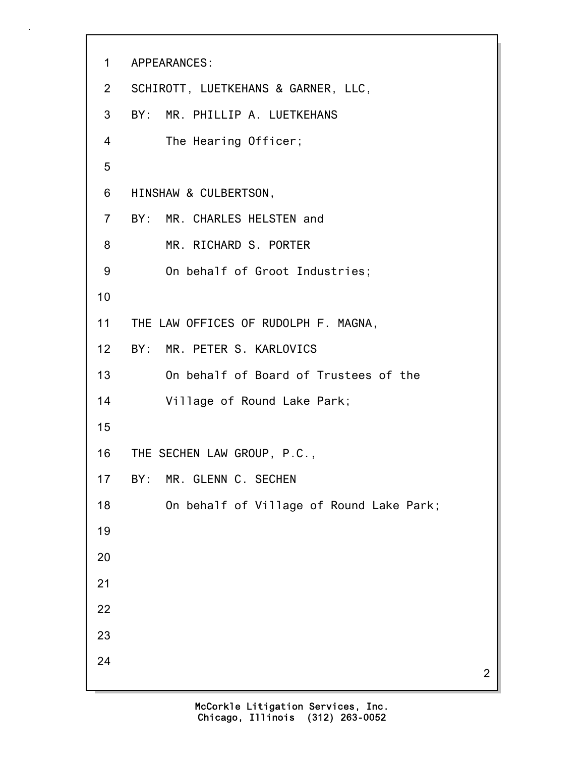APPEARANCES:

SCHIROTT, LUETKEHANS & GARNER, LLC,
BY: MR. PHILLIP A. LUETKEHANS
The Hearing Officer;

HINSHAW & CULBERTSON,
BY: MR. CHARLES HELSTEN and
MR. RICHARD S. PORTER
On behalf of Groot Industries;

THE LAW OFFICES OF RUDOLPH F. MAGNA,
BY: MR. PETER S. KARLOVICS
On behalf of Board of Trustees of the
Village of Round Lake Park;

THE SECHEN LAW GROUP, P.C.,
BY: MR. GLENN C. SECHEN
On behalf of Village of Round Lake Park;

McCorkle Litigation Services, Inc.
Chicago, Illinois (312) 263-0052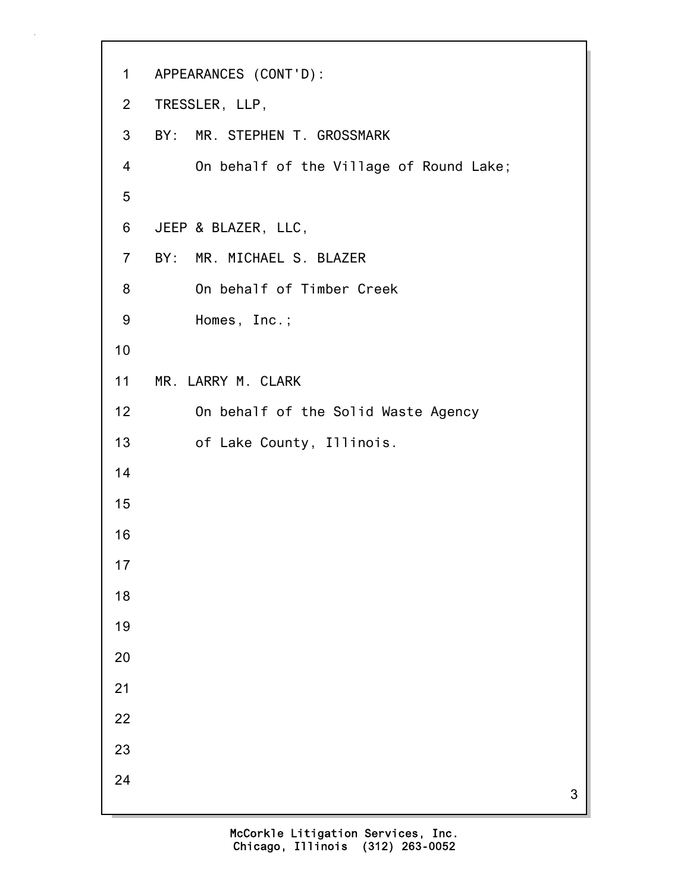APPEARANCES (CONT'D):

TRESSLER, LLP,
BY: MR. STEPHEN T. GROSSMARK
On behalf of the Village of Round Lake;

JEEP & BLAZER, LLC,
BY: MR. MICHAEL S. BLAZER
On behalf of Timber Creek
Homes, Inc.;

MR. LARRY M. CLARK
On behalf of the Solid Waste Agency
of Lake County, Illinois.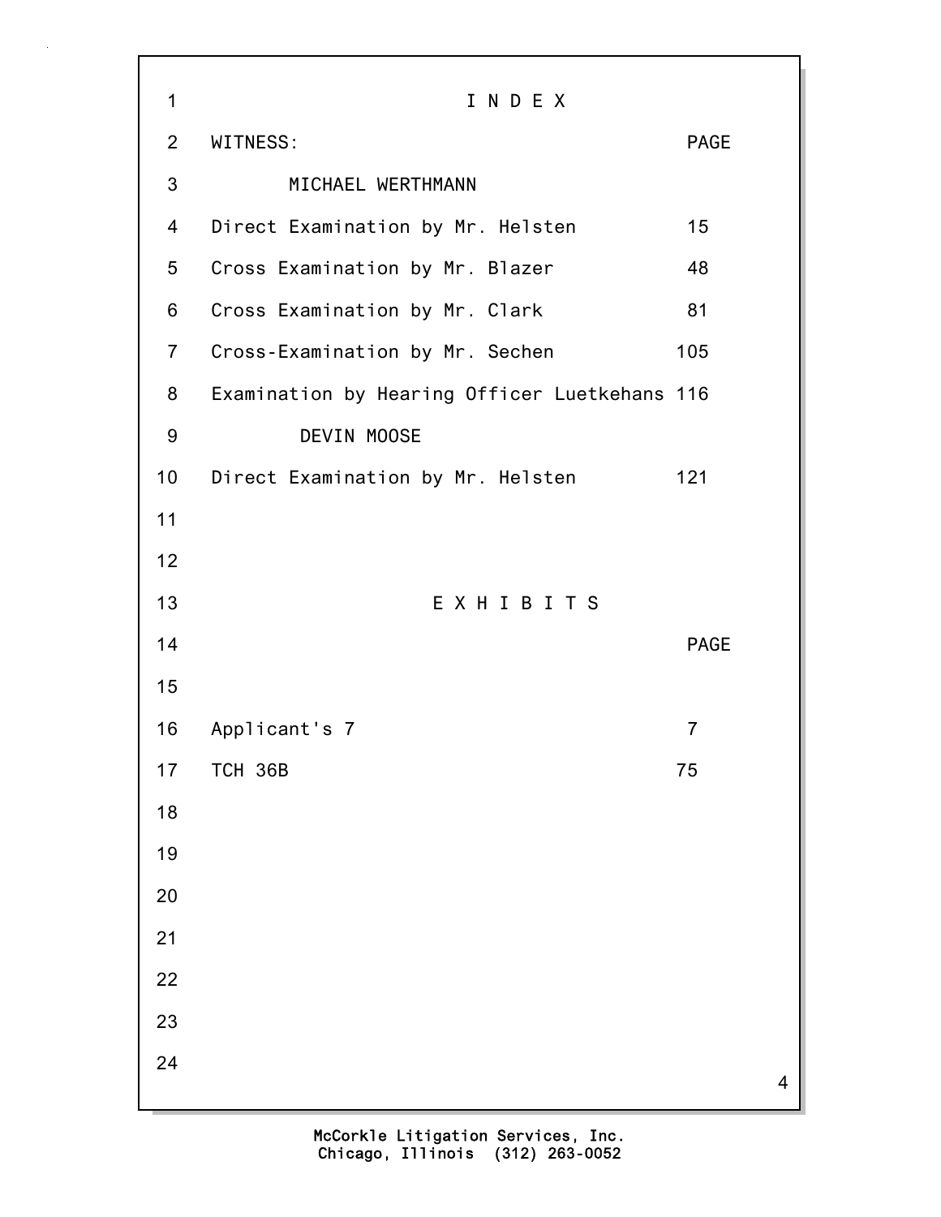# I N D E X

| WITNESS: | PAGE |
| --- | --- |
| MICHAEL WERTHMANN | |
| Direct Examination by Mr. Helsten | 15 |
| Cross Examination by Mr. Blazer | 48 |
| Cross Examination by Mr. Clark | 81 |
| Cross-Examination by Mr. Sechen | 105 |
| Examination by Hearing Officer Luetkehans | 116 |
| DEVIN MOOSE | |
| Direct Examination by Mr. Helsten | 121 |

# E X H I B I T S

| | PAGE |
| --- | --- |
| Applicant's 7 | 7 |
| TCH 36B | 75 |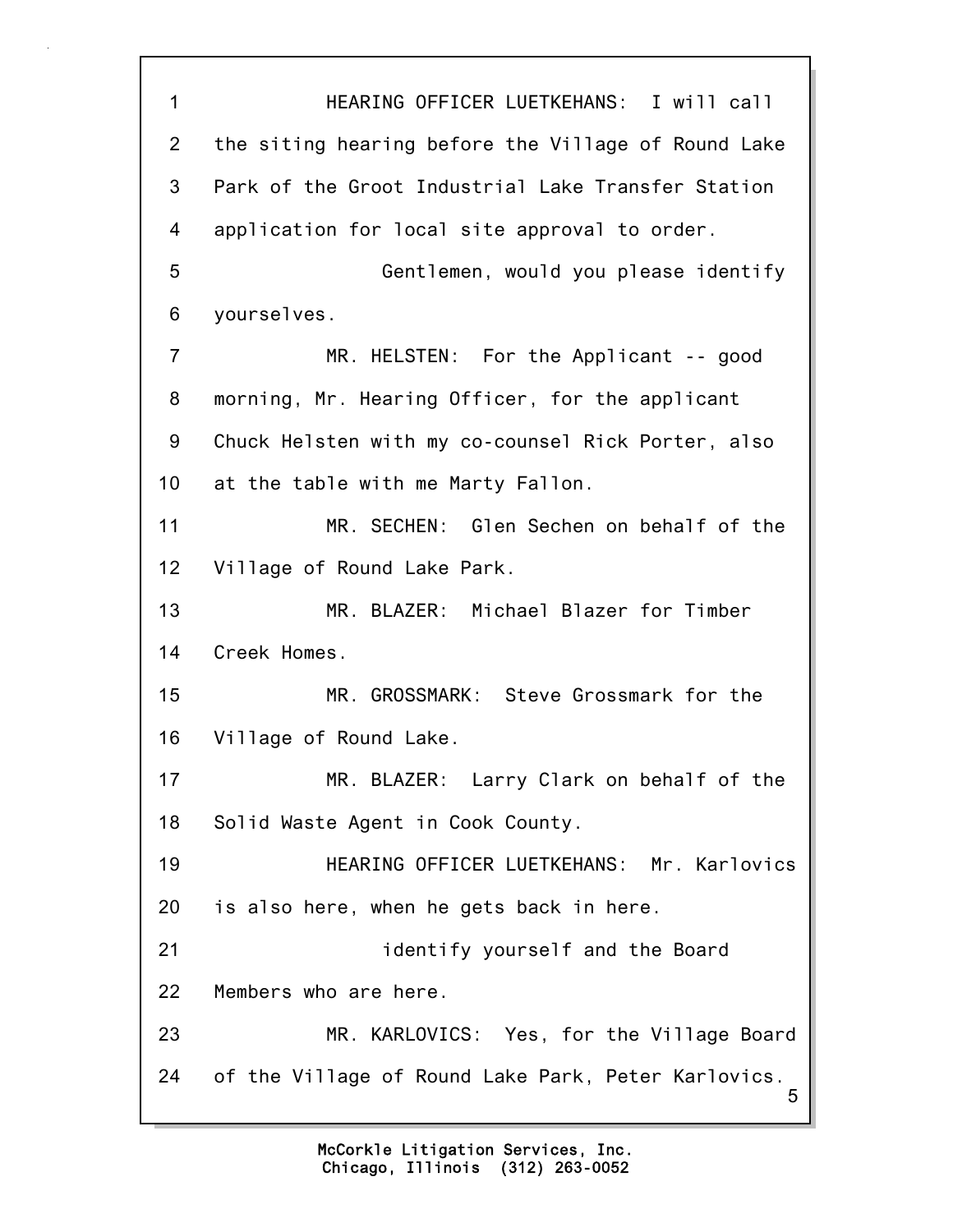HEARING OFFICER LUETKEHANS: I will call the siting hearing before the Village of Round Lake Park of the Groot Industrial Lake Transfer Station application for local site approval to order.

Gentlemen, would you please identify yourselves.

MR. HELSTEN: For the Applicant -- good morning, Mr. Hearing Officer, for the applicant Chuck Helsten with my co-counsel Rick Porter, also at the table with me Marty Fallon.

MR. SECHEN: Glen Sechen on behalf of the Village of Round Lake Park.

MR. BLAZER: Michael Blazer for Timber Creek Homes.

MR. GROSSMARK: Steve Grossmark for the Village of Round Lake.

MR. BLAZER: Larry Clark on behalf of the Solid Waste Agent in Cook County.

HEARING OFFICER LUETKEHANS: Mr. Karlovics is also here, when he gets back in here.

identify yourself and the Board Members who are here.

MR. KARLOVICS: Yes, for the Village Board of the Village of Round Lake Park, Peter Karlovics.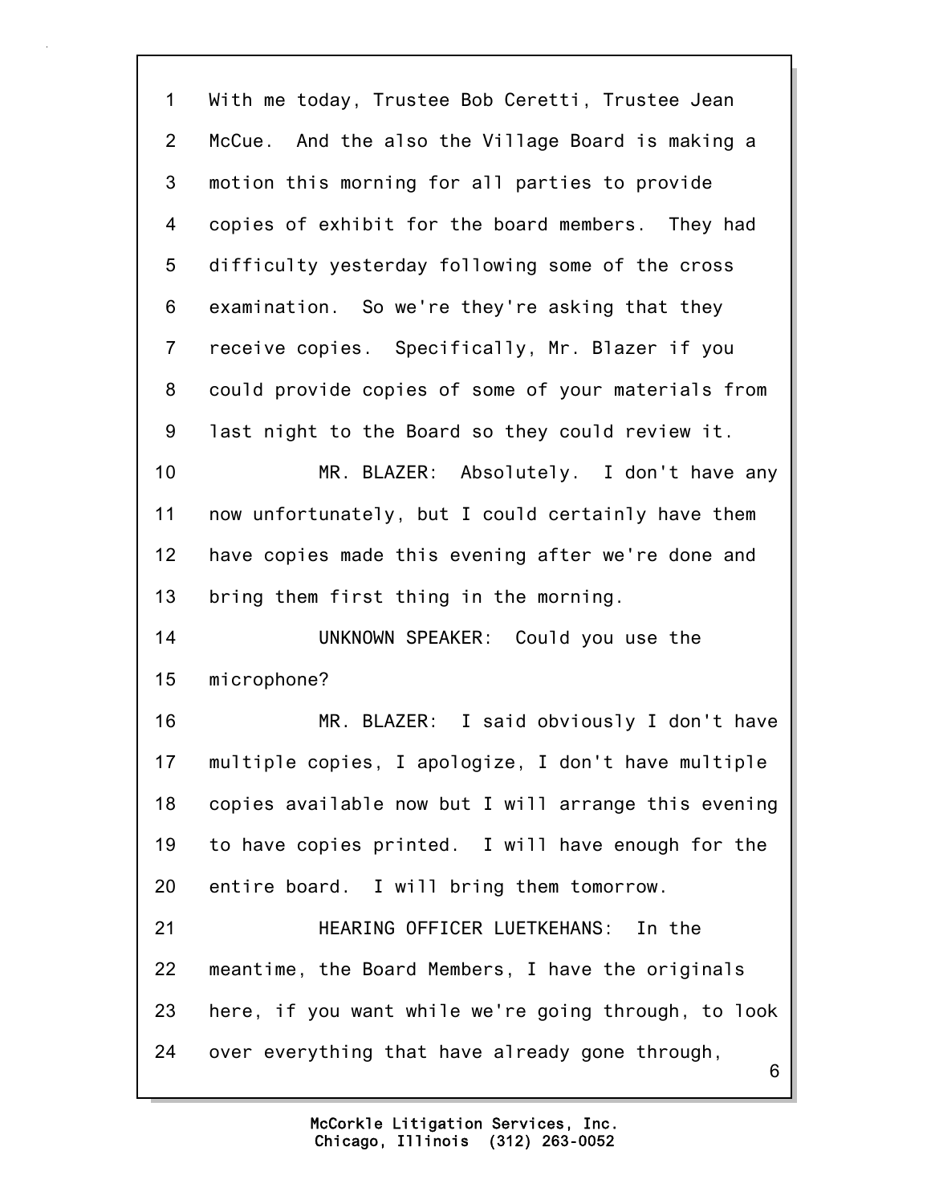1 With me today, Trustee Bob Ceretti, Trustee Jean
2 McCue. And the also the Village Board is making a
3 motion this morning for all parties to provide
4 copies of exhibit for the board members. They had
5 difficulty yesterday following some of the cross
6 examination. So we're they're asking that they
7 receive copies. Specifically, Mr. Blazer if you
8 could provide copies of some of your materials from
9 last night to the Board so they could review it.
10 MR. BLAZER: Absolutely. I don't have any
11 now unfortunately, but I could certainly have them
12 have copies made this evening after we're done and
13 bring them first thing in the morning.
14 UNKNOWN SPEAKER: Could you use the
15 microphone?
16 MR. BLAZER: I said obviously I don't have
17 multiple copies, I apologize, I don't have multiple
18 copies available now but I will arrange this evening
19 to have copies printed. I will have enough for the
20 entire board. I will bring them tomorrow.
21 HEARING OFFICER LUETKEHANS: In the
22 meantime, the Board Members, I have the originals
23 here, if you want while we're going through, to look
24 over everything that have already gone through,

McCorkle Litigation Services, Inc.
Chicago, Illinois (312) 263-0052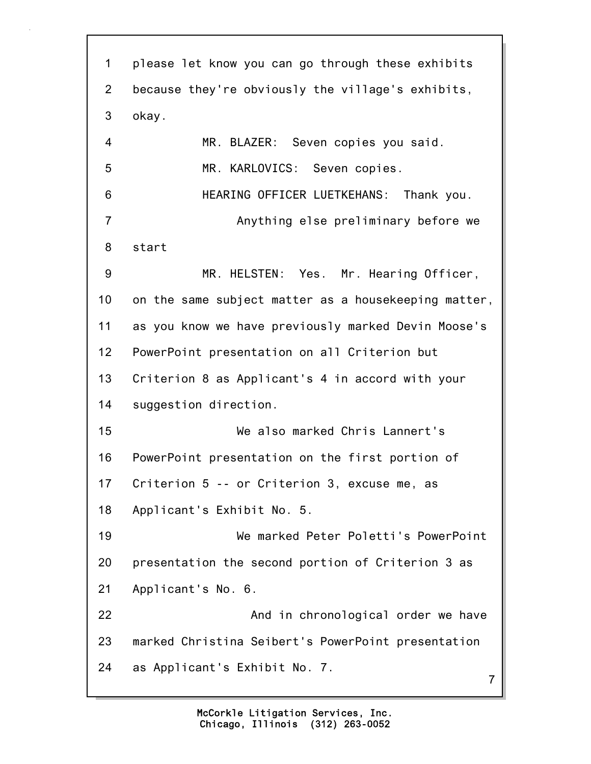1 please let know you can go through these exhibits
2 because they're obviously the village's exhibits,
3 okay.
4 MR. BLAZER: Seven copies you said.
5 MR. KARLOVICS: Seven copies.
6 HEARING OFFICER LUETKEHANS: Thank you.
7 Anything else preliminary before we
8 start
9 MR. HELSTEN: Yes. Mr. Hearing Officer,
10 on the same subject matter as a housekeeping matter,
11 as you know we have previously marked Devin Moose's
12 PowerPoint presentation on all Criterion but
13 Criterion 8 as Applicant's 4 in accord with your
14 suggestion direction.
15 We also marked Chris Lannert's
16 PowerPoint presentation on the first portion of
17 Criterion 5 -- or Criterion 3, excuse me, as
18 Applicant's Exhibit No. 5.
19 We marked Peter Poletti's PowerPoint
20 presentation the second portion of Criterion 3 as
21 Applicant's No. 6.
22 And in chronological order we have
23 marked Christina Seibert's PowerPoint presentation
24 as Applicant's Exhibit No. 7.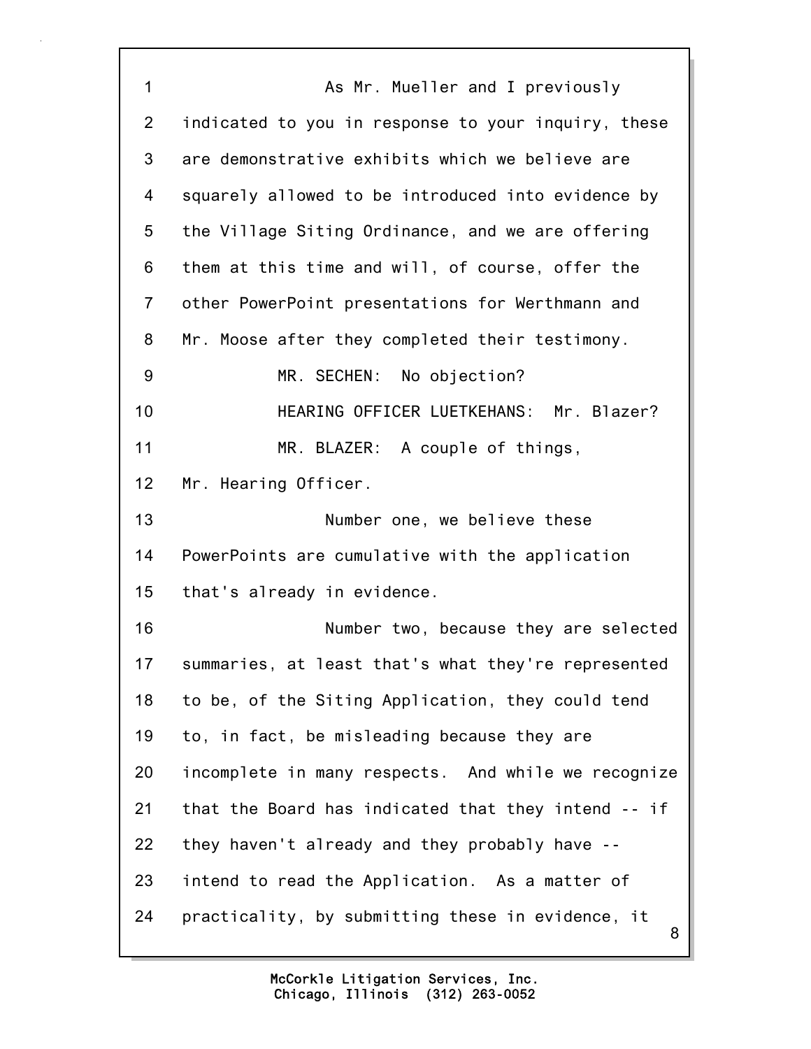As Mr. Mueller and I previously indicated to you in response to your inquiry, these are demonstrative exhibits which we believe are squarely allowed to be introduced into evidence by the Village Siting Ordinance, and we are offering them at this time and will, of course, offer the other PowerPoint presentations for Werthmann and Mr. Moose after they completed their testimony.

MR. SECHEN: No objection?

HEARING OFFICER LUETKEHANS: Mr. Blazer?

MR. BLAZER: A couple of things, Mr. Hearing Officer.

Number one, we believe these PowerPoints are cumulative with the application that's already in evidence.

Number two, because they are selected summaries, at least that's what they're represented to be, of the Siting Application, they could tend to, in fact, be misleading because they are incomplete in many respects. And while we recognize that the Board has indicated that they intend -- if they haven't already and they probably have -- intend to read the Application. As a matter of practicality, by submitting these in evidence, it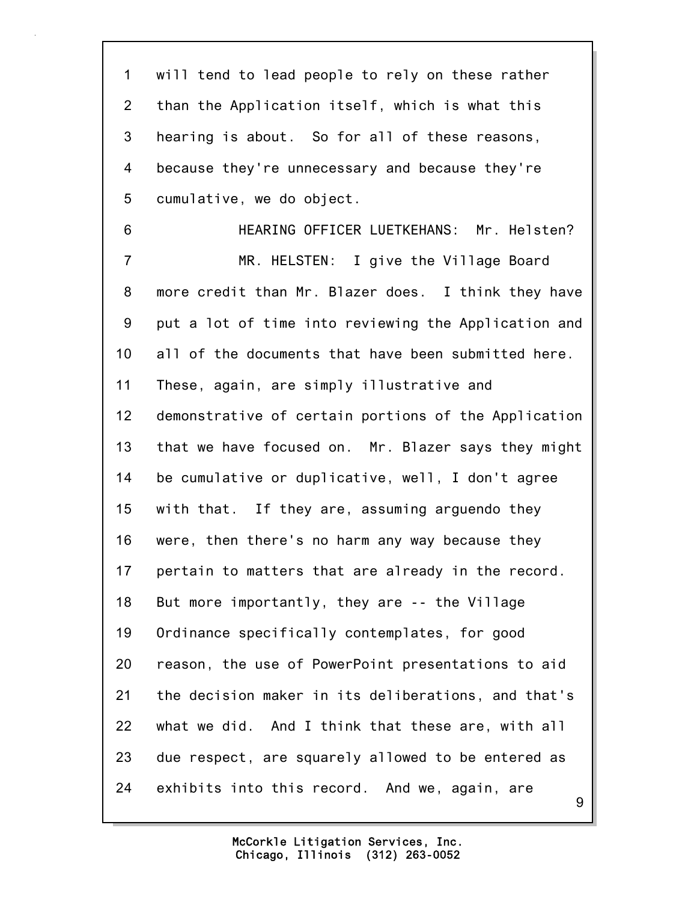will tend to lead people to rely on these rather than the Application itself, which is what this hearing is about. So for all of these reasons, because they're unnecessary and because they're cumulative, we do object.

HEARING OFFICER LUETKEHANS: Mr. Helsten?

MR. HELSTEN: I give the Village Board more credit than Mr. Blazer does. I think they have put a lot of time into reviewing the Application and all of the documents that have been submitted here. These, again, are simply illustrative and demonstrative of certain portions of the Application that we have focused on. Mr. Blazer says they might be cumulative or duplicative, well, I don't agree with that. If they are, assuming arguendo they were, then there's no harm any way because they pertain to matters that are already in the record. But more importantly, they are -- the Village Ordinance specifically contemplates, for good reason, the use of PowerPoint presentations to aid the decision maker in its deliberations, and that's what we did. And I think that these are, with all due respect, are squarely allowed to be entered as exhibits into this record. And we, again, are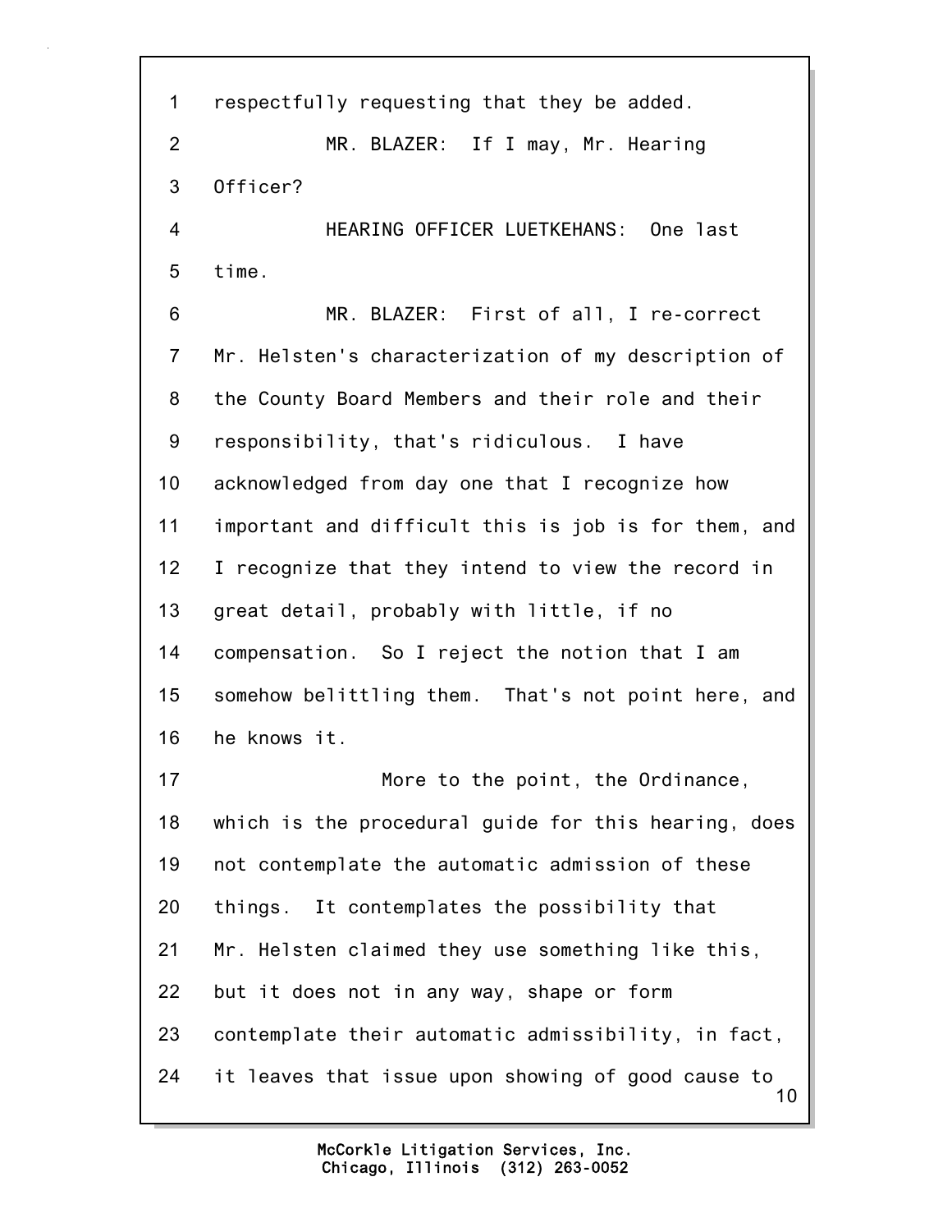respectfully requesting that they be added.

MR. BLAZER: If I may, Mr. Hearing Officer?

HEARING OFFICER LUETKEHANS: One last time.

MR. BLAZER: First of all, I re-correct Mr. Helsten's characterization of my description of the County Board Members and their role and their responsibility, that's ridiculous. I have acknowledged from day one that I recognize how important and difficult this is job is for them, and I recognize that they intend to view the record in great detail, probably with little, if no compensation. So I reject the notion that I am somehow belittling them. That's not point here, and he knows it.

More to the point, the Ordinance, which is the procedural guide for this hearing, does not contemplate the automatic admission of these things. It contemplates the possibility that Mr. Helsten claimed they use something like this, but it does not in any way, shape or form contemplate their automatic admissibility, in fact, it leaves that issue upon showing of good cause to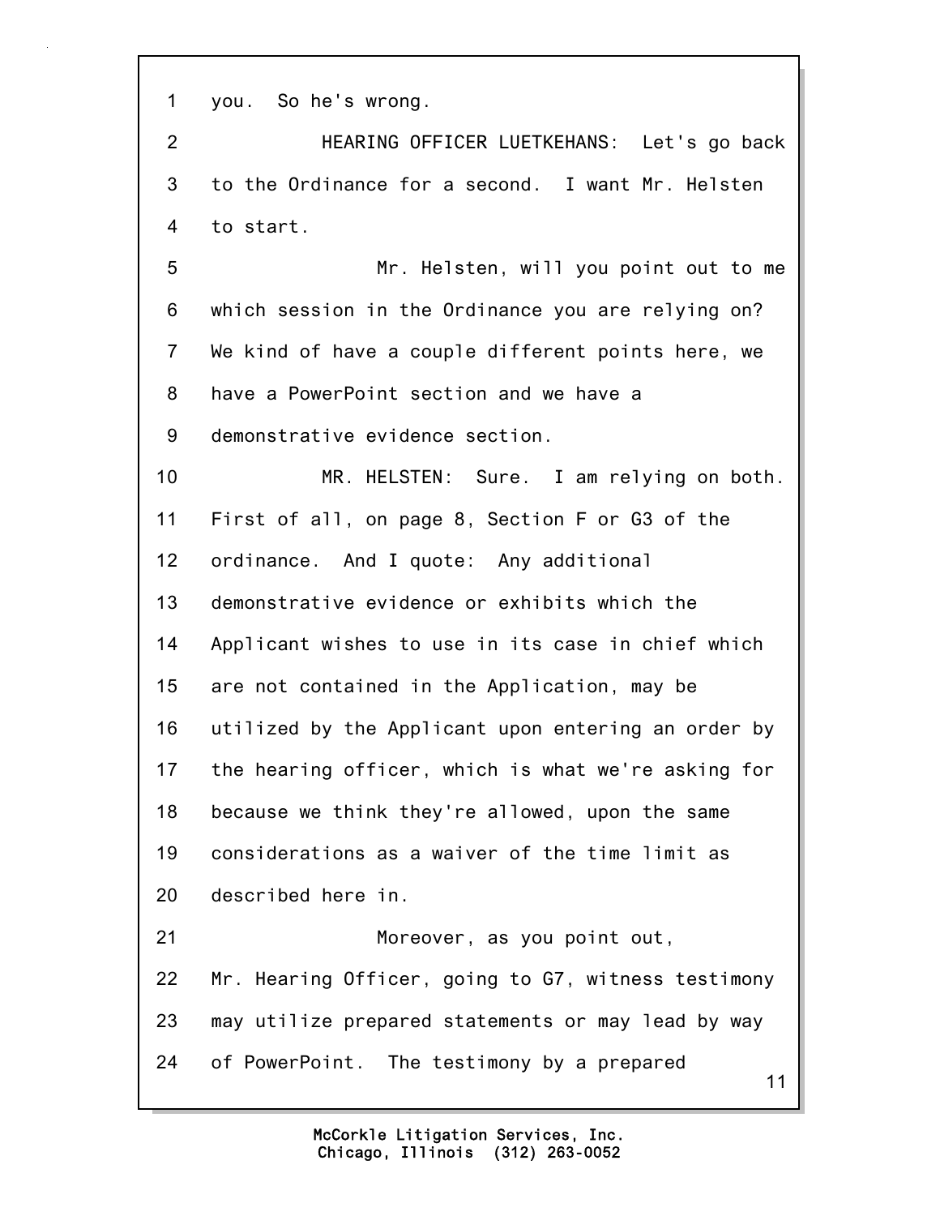1 you. So he's wrong.

2 HEARING OFFICER LUETKEHANS: Let's go back

3 to the Ordinance for a second. I want Mr. Helsten

4 to start.

5 Mr. Helsten, will you point out to me

6 which session in the Ordinance you are relying on?

7 We kind of have a couple different points here, we

8 have a PowerPoint section and we have a

9 demonstrative evidence section.

10 MR. HELSTEN: Sure. I am relying on both.

11 First of all, on page 8, Section F or G3 of the

12 ordinance. And I quote: Any additional

13 demonstrative evidence or exhibits which the

14 Applicant wishes to use in its case in chief which

15 are not contained in the Application, may be

16 utilized by the Applicant upon entering an order by

17 the hearing officer, which is what we're asking for

18 because we think they're allowed, upon the same

19 considerations as a waiver of the time limit as

20 described here in.

21 Moreover, as you point out,

22 Mr. Hearing Officer, going to G7, witness testimony

23 may utilize prepared statements or may lead by way

24 of PowerPoint. The testimony by a prepared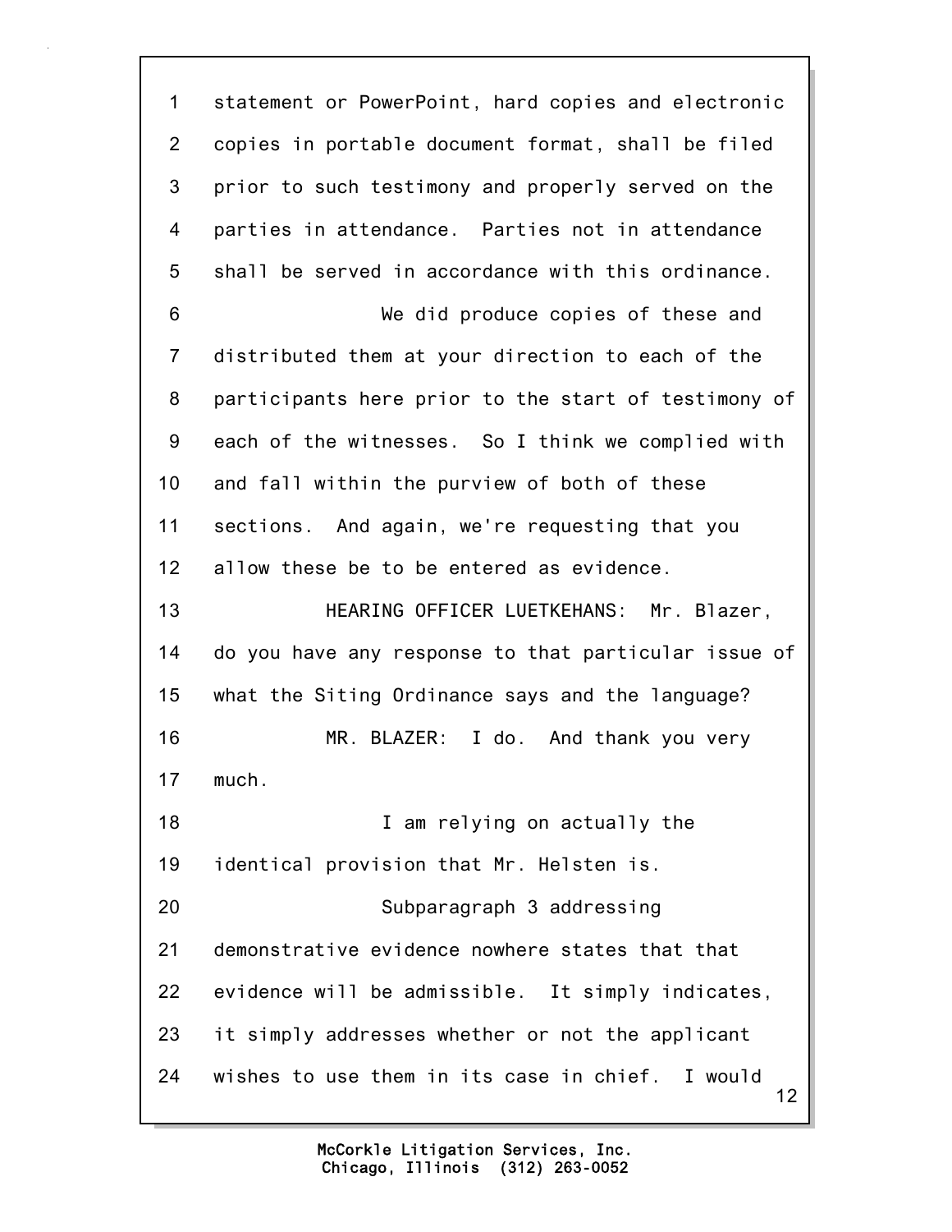statement or PowerPoint, hard copies and electronic copies in portable document format, shall be filed prior to such testimony and properly served on the parties in attendance. Parties not in attendance shall be served in accordance with this ordinance.

We did produce copies of these and distributed them at your direction to each of the participants here prior to the start of testimony of each of the witnesses. So I think we complied with and fall within the purview of both of these sections. And again, we're requesting that you allow these be to be entered as evidence.

HEARING OFFICER LUETKEHANS: Mr. Blazer, do you have any response to that particular issue of what the Siting Ordinance says and the language?

MR. BLAZER: I do. And thank you very much.

I am relying on actually the identical provision that Mr. Helsten is.

Subparagraph 3 addressing demonstrative evidence nowhere states that that evidence will be admissible. It simply indicates, it simply addresses whether or not the applicant wishes to use them in its case in chief. I would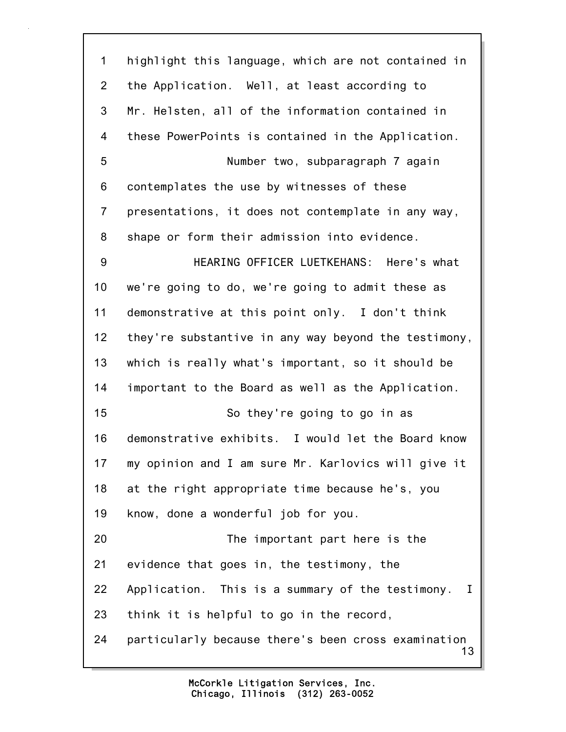highlight this language, which are not contained in the Application. Well, at least according to Mr. Helsten, all of the information contained in these PowerPoints is contained in the Application.

Number two, subparagraph 7 again contemplates the use by witnesses of these presentations, it does not contemplate in any way, shape or form their admission into evidence.

HEARING OFFICER LUETKEHANS: Here's what we're going to do, we're going to admit these as demonstrative at this point only. I don't think they're substantive in any way beyond the testimony, which is really what's important, so it should be important to the Board as well as the Application.

So they're going to go in as demonstrative exhibits. I would let the Board know my opinion and I am sure Mr. Karlovics will give it at the right appropriate time because he's, you know, done a wonderful job for you.

The important part here is the evidence that goes in, the testimony, the Application. This is a summary of the testimony. I think it is helpful to go in the record, particularly because there's been cross examination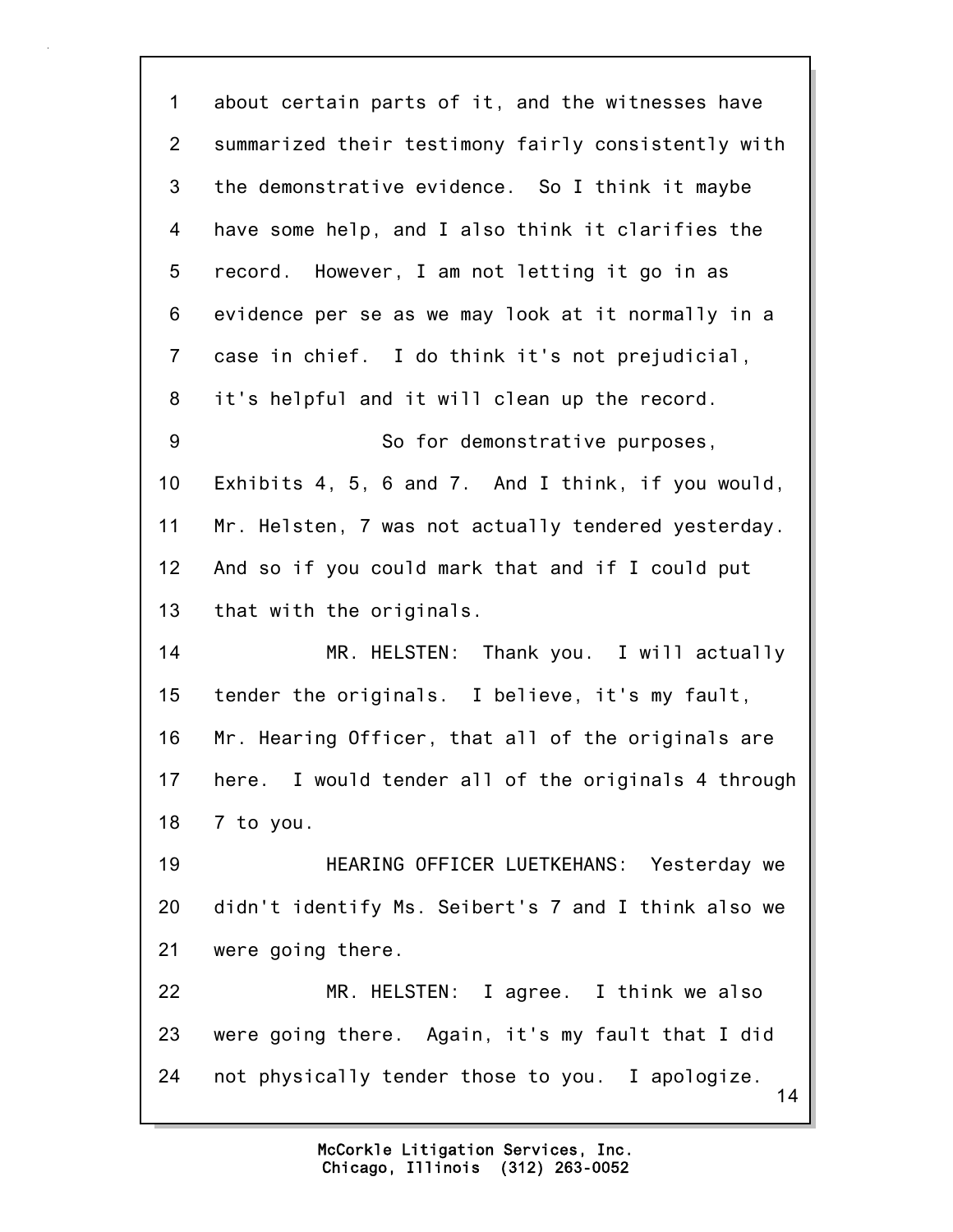1 about certain parts of it, and the witnesses have
2 summarized their testimony fairly consistently with
3 the demonstrative evidence. So I think it maybe
4 have some help, and I also think it clarifies the
5 record. However, I am not letting it go in as
6 evidence per se as we may look at it normally in a
7 case in chief. I do think it's not prejudicial,
8 it's helpful and it will clean up the record.
9 So for demonstrative purposes,
10 Exhibits 4, 5, 6 and 7. And I think, if you would,
11 Mr. Helsten, 7 was not actually tendered yesterday.
12 And so if you could mark that and if I could put
13 that with the originals.
14 MR. HELSTEN: Thank you. I will actually
15 tender the originals. I believe, it's my fault,
16 Mr. Hearing Officer, that all of the originals are
17 here. I would tender all of the originals 4 through
18 7 to you.
19 HEARING OFFICER LUETKEHANS: Yesterday we
20 didn't identify Ms. Seibert's 7 and I think also we
21 were going there.
22 MR. HELSTEN: I agree. I think we also
23 were going there. Again, it's my fault that I did
24 not physically tender those to you. I apologize.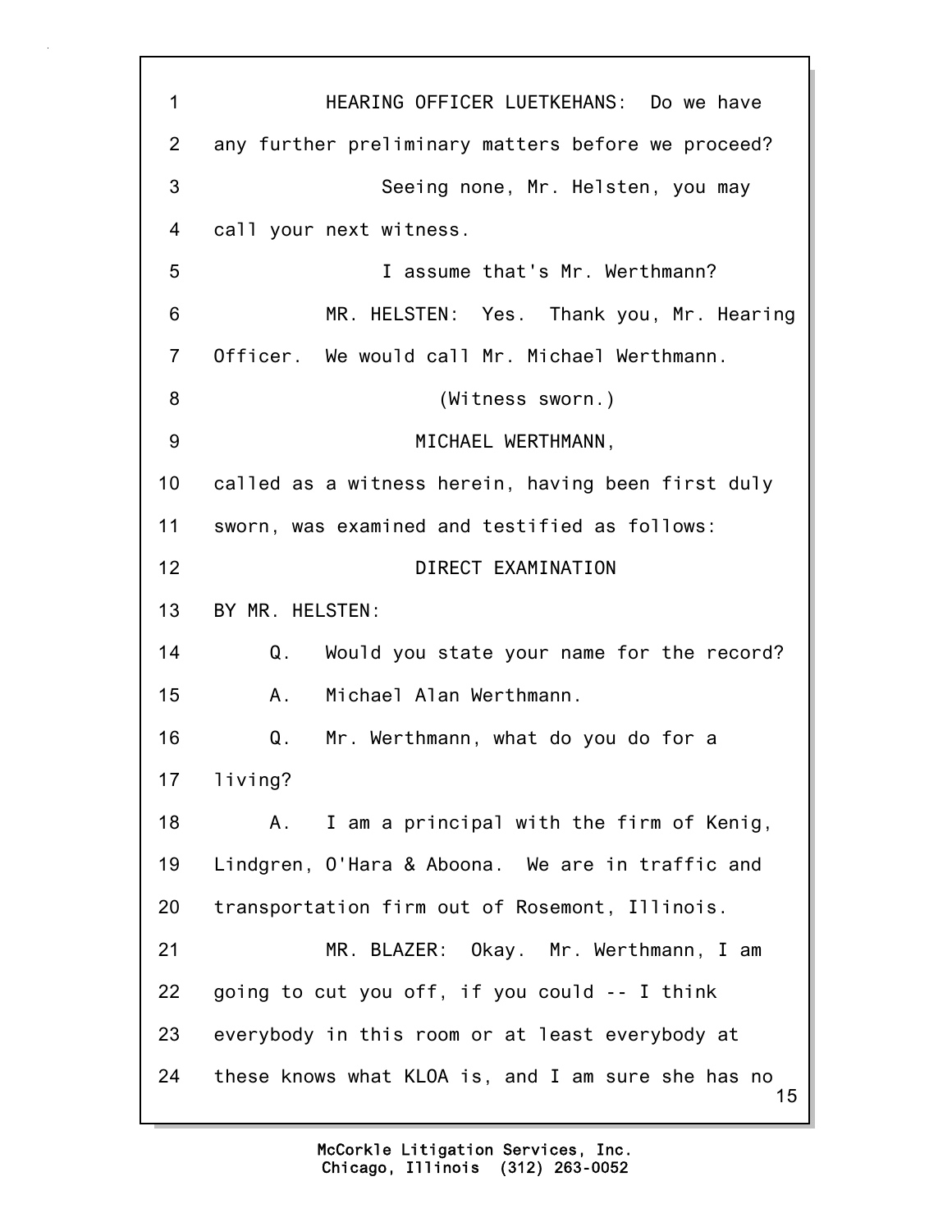1 HEARING OFFICER LUETKEHANS: Do we have
2 any further preliminary matters before we proceed?
3 Seeing none, Mr. Helsten, you may
4 call your next witness.
5 I assume that's Mr. Werthmann?
6 MR. HELSTEN: Yes. Thank you, Mr. Hearing
7 Officer. We would call Mr. Michael Werthmann.
8 (Witness sworn.)
9 MICHAEL WERTHMANN,
10 called as a witness herein, having been first duly
11 sworn, was examined and testified as follows:
12 DIRECT EXAMINATION
13 BY MR. HELSTEN:
14 Q. Would you state your name for the record?
15 A. Michael Alan Werthmann.
16 Q. Mr. Werthmann, what do you do for a
17 living?
18 A. I am a principal with the firm of Kenig,
19 Lindgren, O'Hara & Aboona. We are in traffic and
20 transportation firm out of Rosemont, Illinois.
21 MR. BLAZER: Okay. Mr. Werthmann, I am
22 going to cut you off, if you could -- I think
23 everybody in this room or at least everybody at
24 these knows what KLOA is, and I am sure she has no

McCorkle Litigation Services, Inc.
Chicago, Illinois (312) 263-0052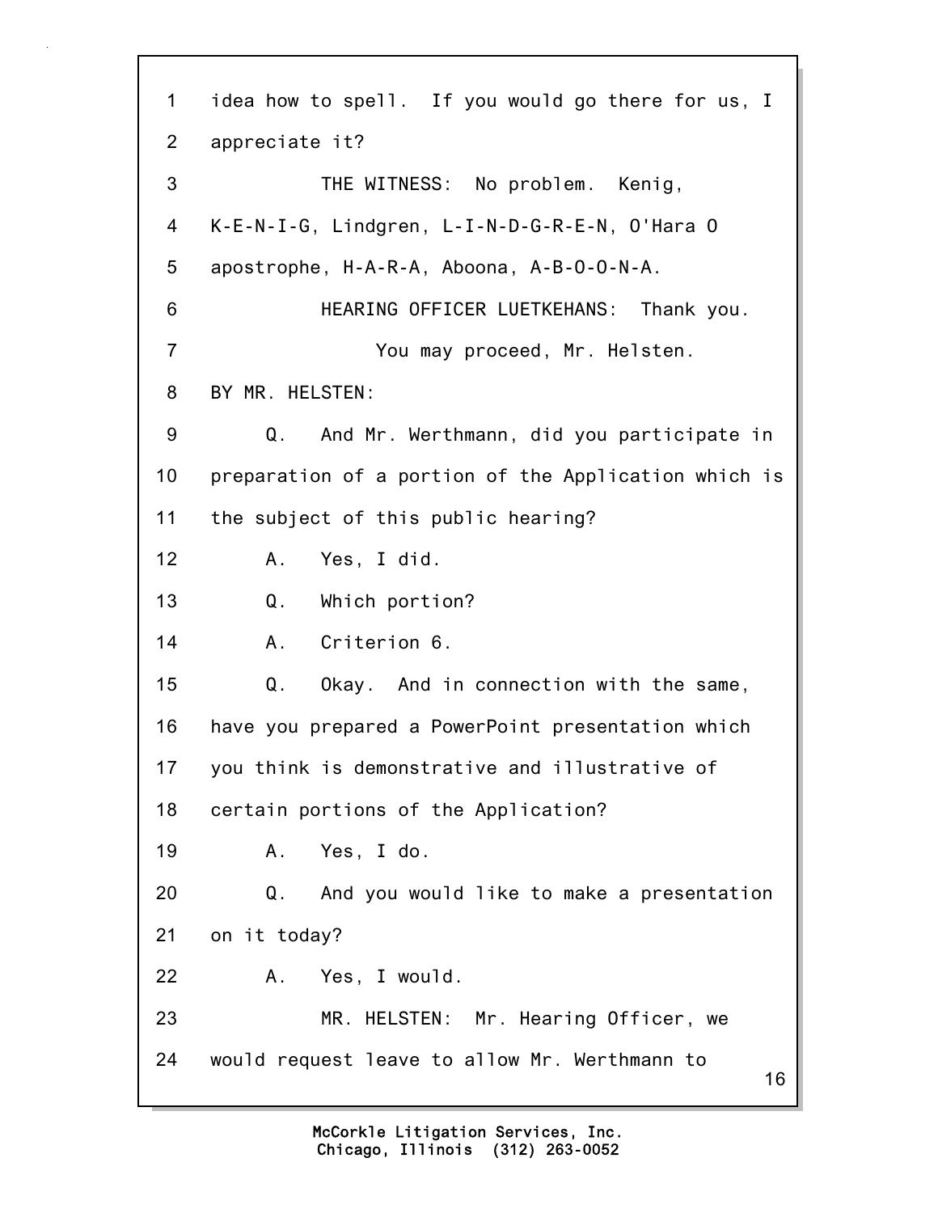1 idea how to spell. If you would go there for us, I
2 appreciate it?
3 THE WITNESS: No problem. Kenig,
4 K-E-N-I-G, Lindgren, L-I-N-D-G-R-E-N, O'Hara O
5 apostrophe, H-A-R-A, Aboona, A-B-O-O-N-A.
6 HEARING OFFICER LUETKEHANS: Thank you.
7 You may proceed, Mr. Helsten.
8 BY MR. HELSTEN:
9 Q. And Mr. Werthmann, did you participate in
10 preparation of a portion of the Application which is
11 the subject of this public hearing?
12 A. Yes, I did.
13 Q. Which portion?
14 A. Criterion 6.
15 Q. Okay. And in connection with the same,
16 have you prepared a PowerPoint presentation which
17 you think is demonstrative and illustrative of
18 certain portions of the Application?
19 A. Yes, I do.
20 Q. And you would like to make a presentation
21 on it today?
22 A. Yes, I would.
23 MR. HELSTEN: Mr. Hearing Officer, we
24 would request leave to allow Mr. Werthmann to

McCorkle Litigation Services, Inc.
Chicago, Illinois (312) 263-0052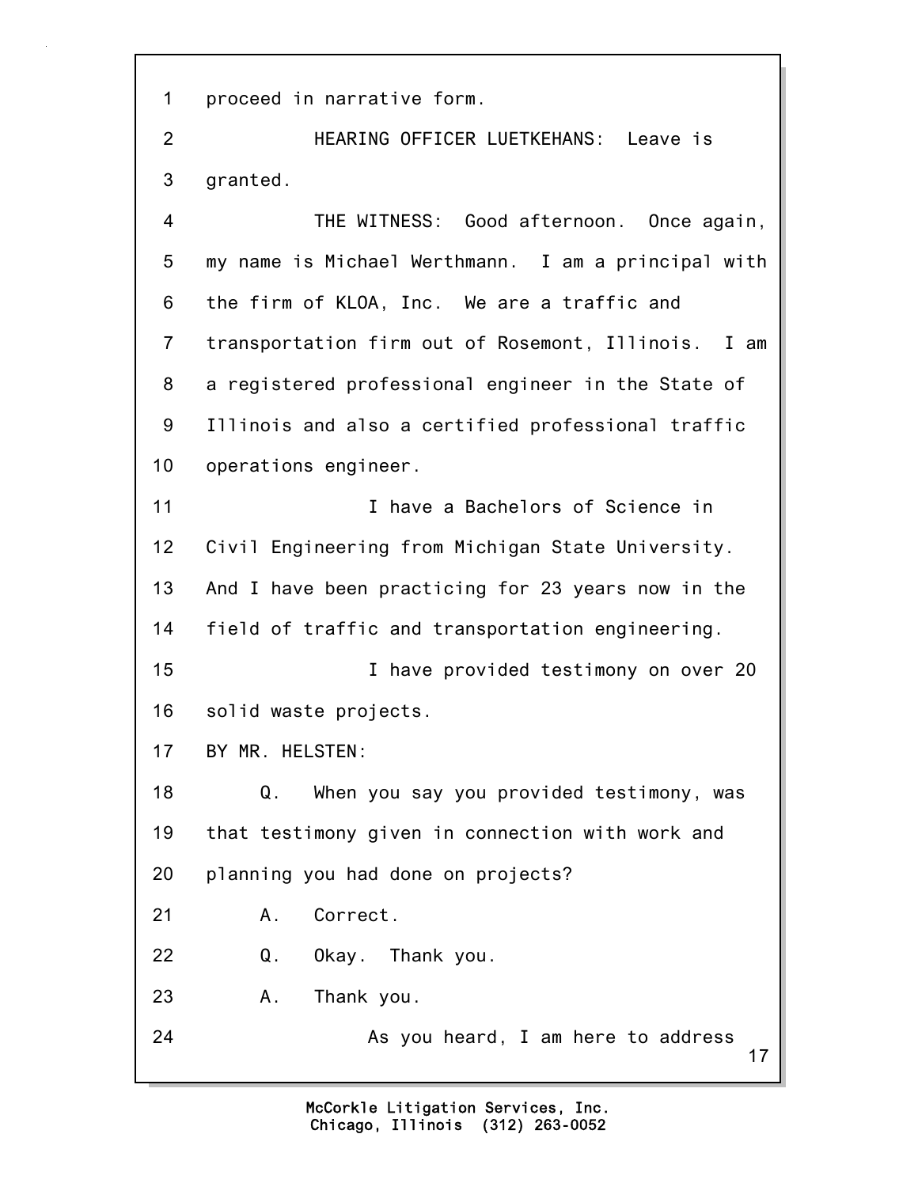proceed in narrative form.

HEARING OFFICER LUETKEHANS: Leave is granted.

THE WITNESS: Good afternoon. Once again, my name is Michael Werthmann. I am a principal with the firm of KLOA, Inc. We are a traffic and transportation firm out of Rosemont, Illinois. I am a registered professional engineer in the State of Illinois and also a certified professional traffic operations engineer.

I have a Bachelors of Science in Civil Engineering from Michigan State University. And I have been practicing for 23 years now in the field of traffic and transportation engineering.

I have provided testimony on over 20 solid waste projects.

BY MR. HELSTEN:

Q. When you say you provided testimony, was that testimony given in connection with work and planning you had done on projects?

A. Correct.

Q. Okay. Thank you.

A. Thank you.

As you heard, I am here to address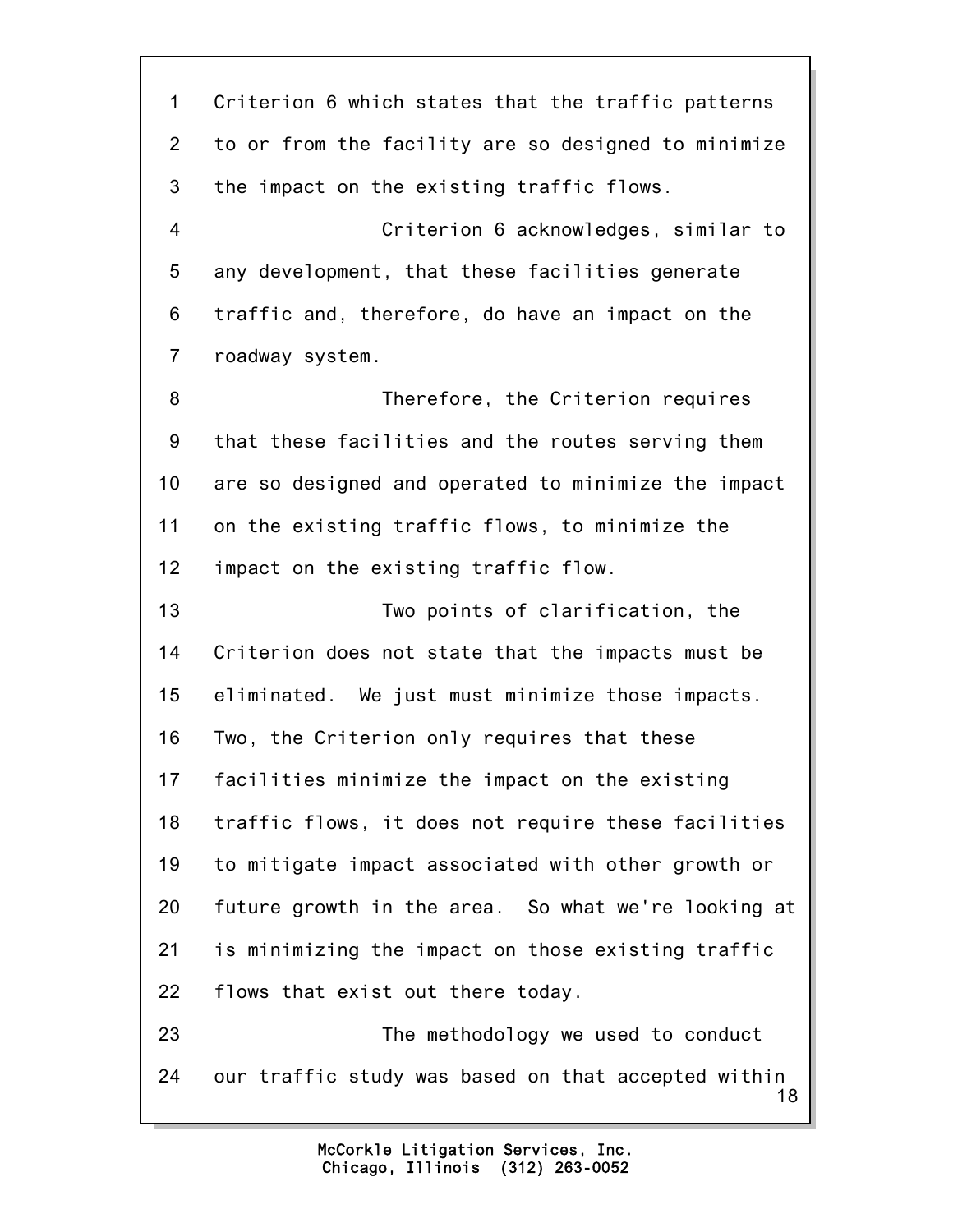Criterion 6 which states that the traffic patterns to or from the facility are so designed to minimize the impact on the existing traffic flows.

Criterion 6 acknowledges, similar to any development, that these facilities generate traffic and, therefore, do have an impact on the roadway system.

Therefore, the Criterion requires that these facilities and the routes serving them are so designed and operated to minimize the impact on the existing traffic flows, to minimize the impact on the existing traffic flow.

Two points of clarification, the Criterion does not state that the impacts must be eliminated. We just must minimize those impacts. Two, the Criterion only requires that these facilities minimize the impact on the existing traffic flows, it does not require these facilities to mitigate impact associated with other growth or future growth in the area. So what we're looking at is minimizing the impact on those existing traffic flows that exist out there today.

The methodology we used to conduct our traffic study was based on that accepted within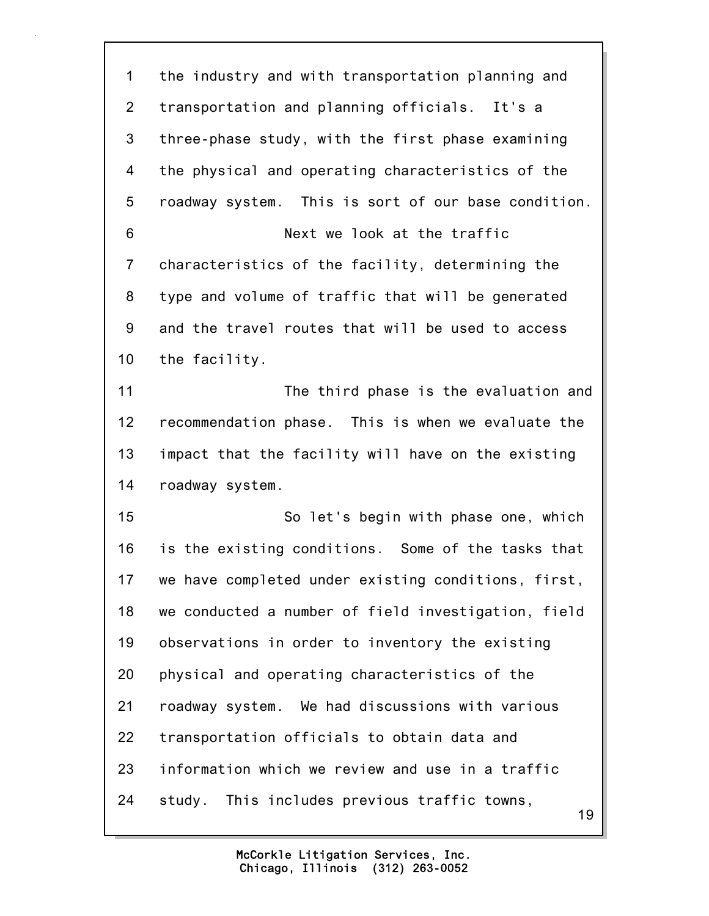1 the industry and with transportation planning and
2 transportation and planning officials. It's a
3 three-phase study, with the first phase examining
4 the physical and operating characteristics of the
5 roadway system. This is sort of our base condition.
6 Next we look at the traffic
7 characteristics of the facility, determining the
8 type and volume of traffic that will be generated
9 and the travel routes that will be used to access
10 the facility.
11 The third phase is the evaluation and
12 recommendation phase. This is when we evaluate the
13 impact that the facility will have on the existing
14 roadway system.
15 So let's begin with phase one, which
16 is the existing conditions. Some of the tasks that
17 we have completed under existing conditions, first,
18 we conducted a number of field investigation, field
19 observations in order to inventory the existing
20 physical and operating characteristics of the
21 roadway system. We had discussions with various
22 transportation officials to obtain data and
23 information which we review and use in a traffic
24 study. This includes previous traffic towns,

McCorkle Litigation Services, Inc.
Chicago, Illinois (312) 263-0052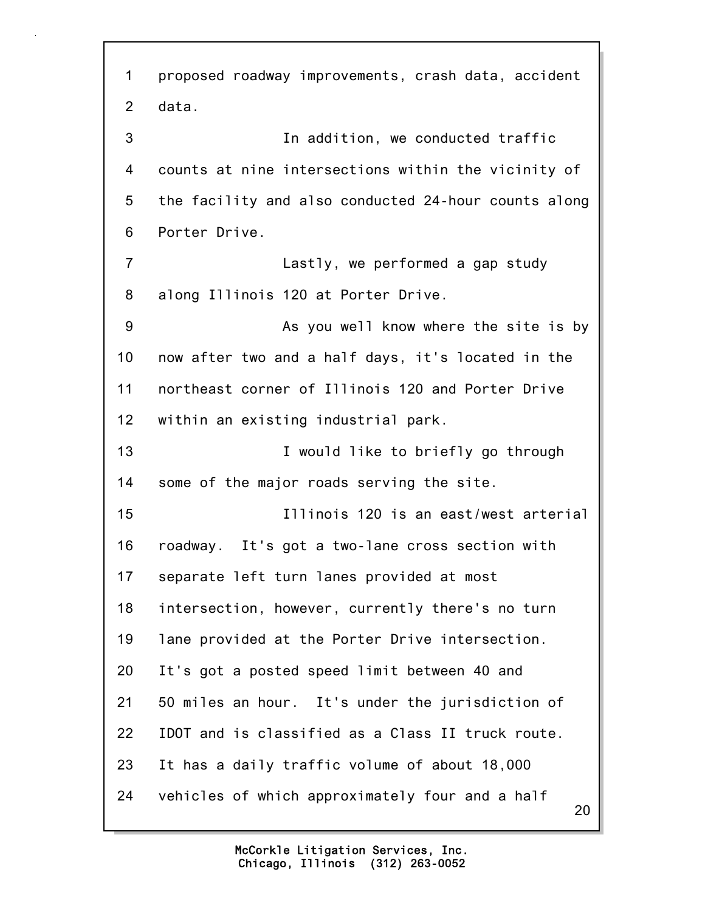proposed roadway improvements, crash data, accident data.

In addition, we conducted traffic counts at nine intersections within the vicinity of the facility and also conducted 24-hour counts along Porter Drive.

Lastly, we performed a gap study along Illinois 120 at Porter Drive.

As you well know where the site is by now after two and a half days, it's located in the northeast corner of Illinois 120 and Porter Drive within an existing industrial park.

I would like to briefly go through some of the major roads serving the site.

Illinois 120 is an east/west arterial roadway. It's got a two-lane cross section with separate left turn lanes provided at most intersection, however, currently there's no turn lane provided at the Porter Drive intersection. It's got a posted speed limit between 40 and 50 miles an hour. It's under the jurisdiction of IDOT and is classified as a Class II truck route. It has a daily traffic volume of about 18,000 vehicles of which approximately four and a half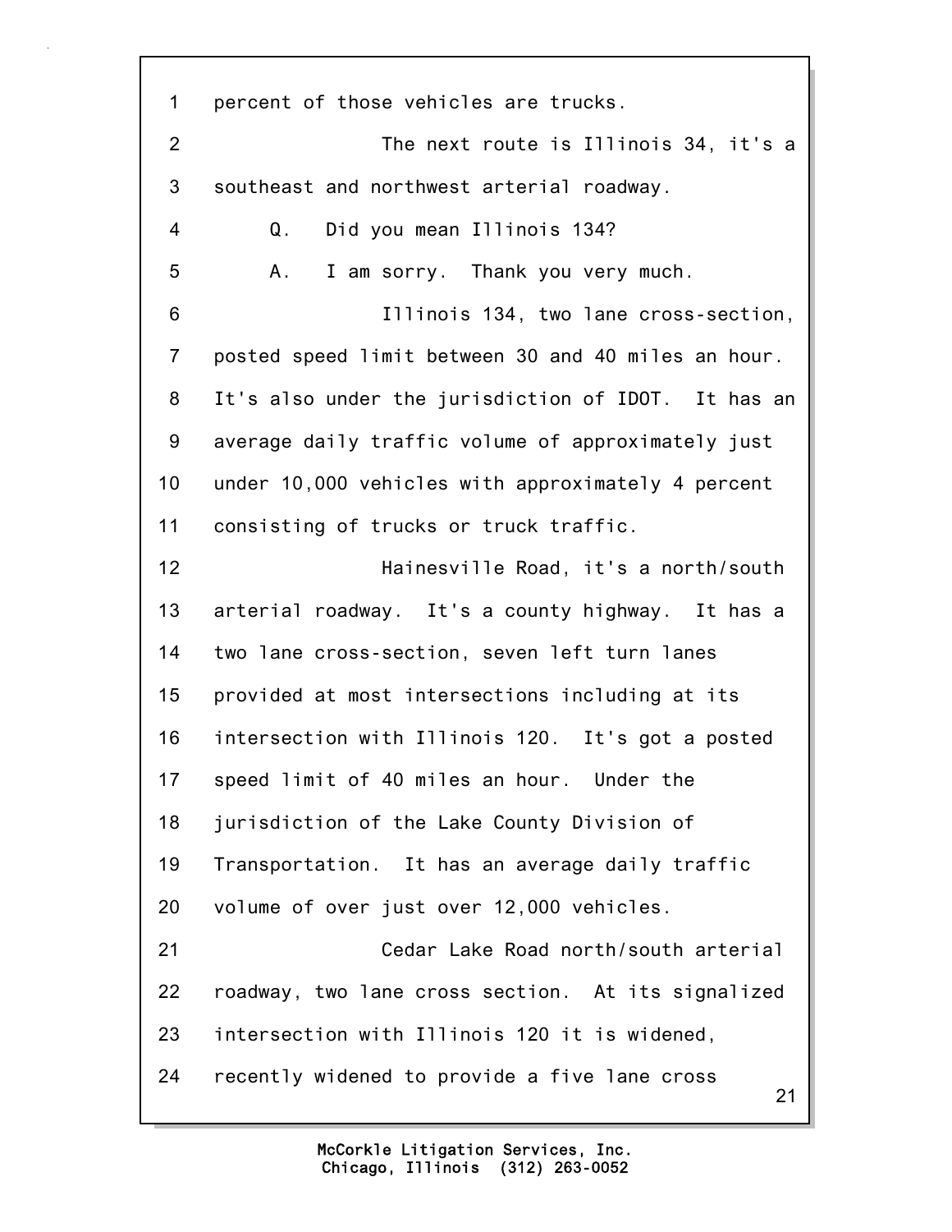1 percent of those vehicles are trucks.

2 The next route is Illinois 34, it's a

3 southeast and northwest arterial roadway.

4 Q. Did you mean Illinois 134?

5 A. I am sorry. Thank you very much.

6 Illinois 134, two lane cross-section,

7 posted speed limit between 30 and 40 miles an hour.

8 It's also under the jurisdiction of IDOT. It has an

9 average daily traffic volume of approximately just

10 under 10,000 vehicles with approximately 4 percent

11 consisting of trucks or truck traffic.

12 Hainesville Road, it's a north/south

13 arterial roadway. It's a county highway. It has a

14 two lane cross-section, seven left turn lanes

15 provided at most intersections including at its

16 intersection with Illinois 120. It's got a posted

17 speed limit of 40 miles an hour. Under the

18 jurisdiction of the Lake County Division of

19 Transportation. It has an average daily traffic

20 volume of over just over 12,000 vehicles.

21 Cedar Lake Road north/south arterial

22 roadway, two lane cross section. At its signalized

23 intersection with Illinois 120 it is widened,

24 recently widened to provide a five lane cross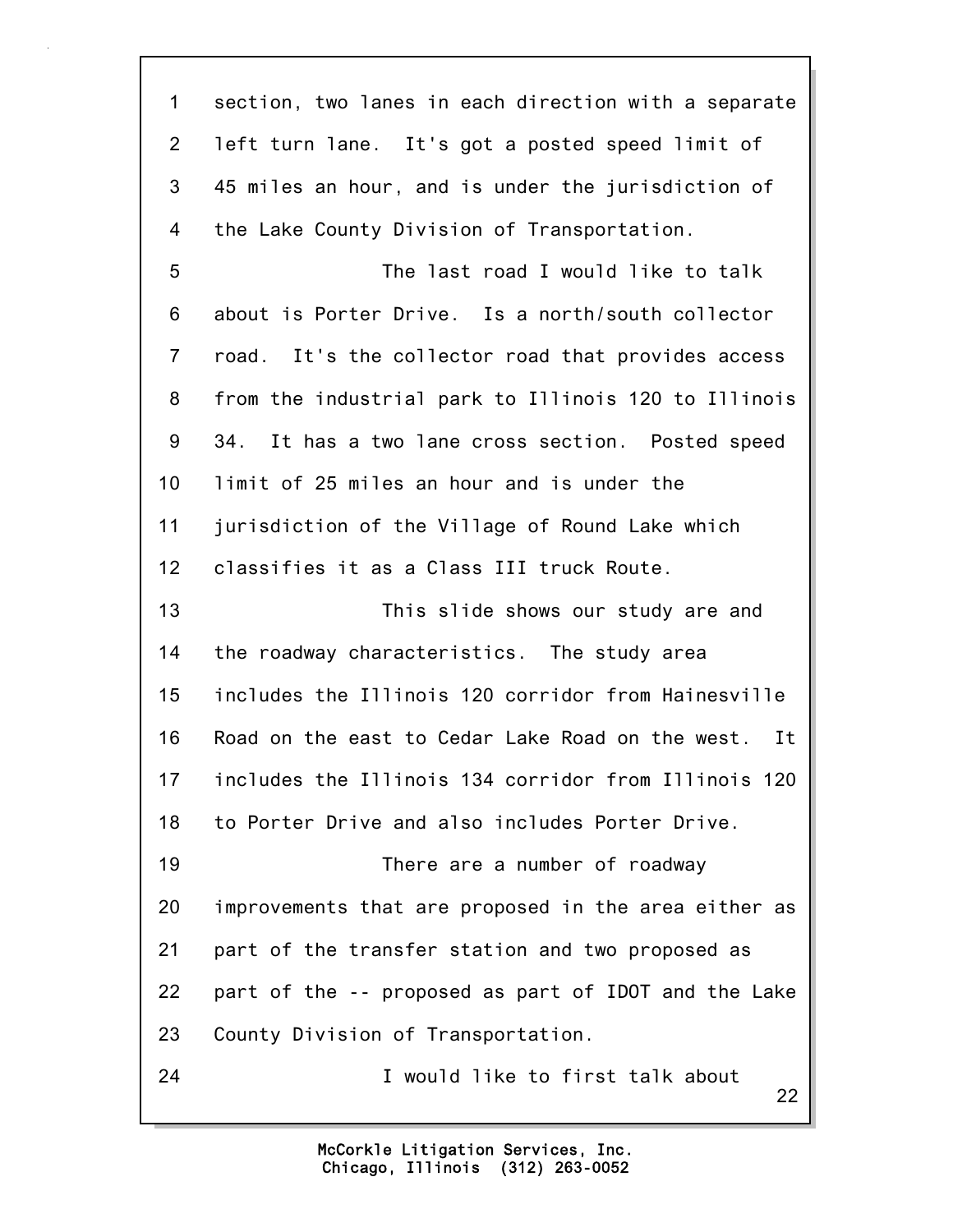section, two lanes in each direction with a separate left turn lane. It's got a posted speed limit of 45 miles an hour, and is under the jurisdiction of the Lake County Division of Transportation.

The last road I would like to talk about is Porter Drive. Is a north/south collector road. It's the collector road that provides access from the industrial park to Illinois 120 to Illinois 34. It has a two lane cross section. Posted speed limit of 25 miles an hour and is under the jurisdiction of the Village of Round Lake which classifies it as a Class III truck Route.

This slide shows our study are and the roadway characteristics. The study area includes the Illinois 120 corridor from Hainesville Road on the east to Cedar Lake Road on the west. It includes the Illinois 134 corridor from Illinois 120 to Porter Drive and also includes Porter Drive.

There are a number of roadway improvements that are proposed in the area either as part of the transfer station and two proposed as part of the -- proposed as part of IDOT and the Lake County Division of Transportation.

I would like to first talk about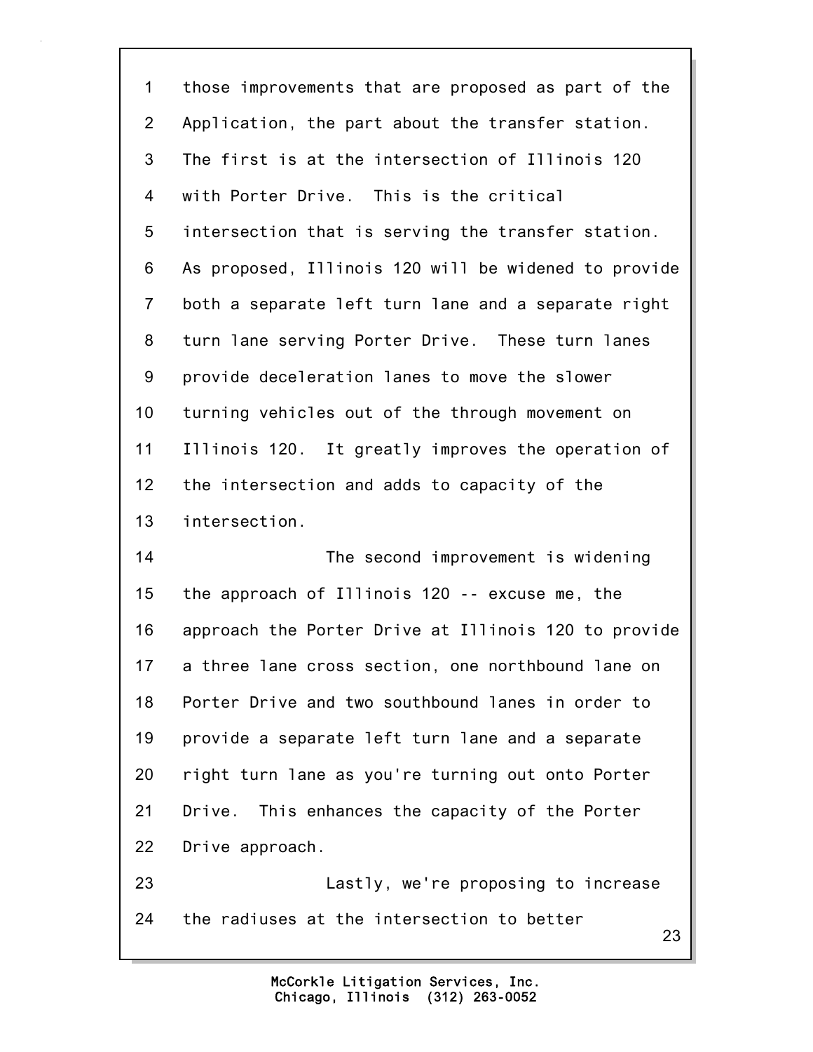those improvements that are proposed as part of the Application, the part about the transfer station. The first is at the intersection of Illinois 120 with Porter Drive. This is the critical intersection that is serving the transfer station. As proposed, Illinois 120 will be widened to provide both a separate left turn lane and a separate right turn lane serving Porter Drive. These turn lanes provide deceleration lanes to move the slower turning vehicles out of the through movement on Illinois 120. It greatly improves the operation of the intersection and adds to capacity of the intersection.

The second improvement is widening the approach of Illinois 120 -- excuse me, the approach the Porter Drive at Illinois 120 to provide a three lane cross section, one northbound lane on Porter Drive and two southbound lanes in order to provide a separate left turn lane and a separate right turn lane as you're turning out onto Porter Drive. This enhances the capacity of the Porter Drive approach.

Lastly, we're proposing to increase the radiuses at the intersection to better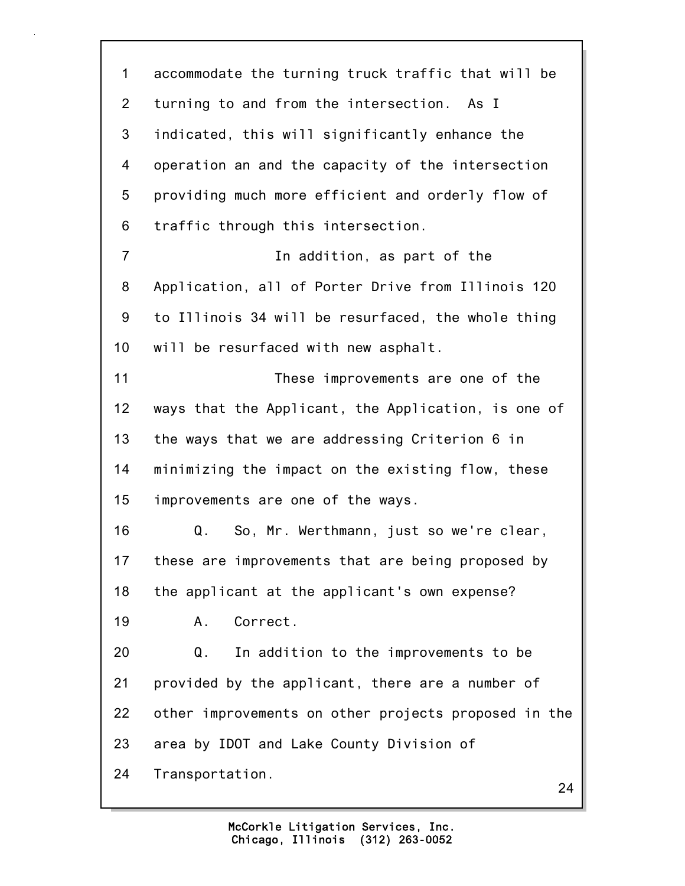1 accommodate the turning truck traffic that will be
2 turning to and from the intersection. As I
3 indicated, this will significantly enhance the
4 operation an and the capacity of the intersection
5 providing much more efficient and orderly flow of
6 traffic through this intersection.

7 In addition, as part of the
8 Application, all of Porter Drive from Illinois 120
9 to Illinois 34 will be resurfaced, the whole thing
10 will be resurfaced with new asphalt.

11 These improvements are one of the
12 ways that the Applicant, the Application, is one of
13 the ways that we are addressing Criterion 6 in
14 minimizing the impact on the existing flow, these
15 improvements are one of the ways.

16 Q. So, Mr. Werthmann, just so we're clear,
17 these are improvements that are being proposed by
18 the applicant at the applicant's own expense?

19 A. Correct.

20 Q. In addition to the improvements to be
21 provided by the applicant, there are a number of
22 other improvements on other projects proposed in the
23 area by IDOT and Lake County Division of
24 Transportation.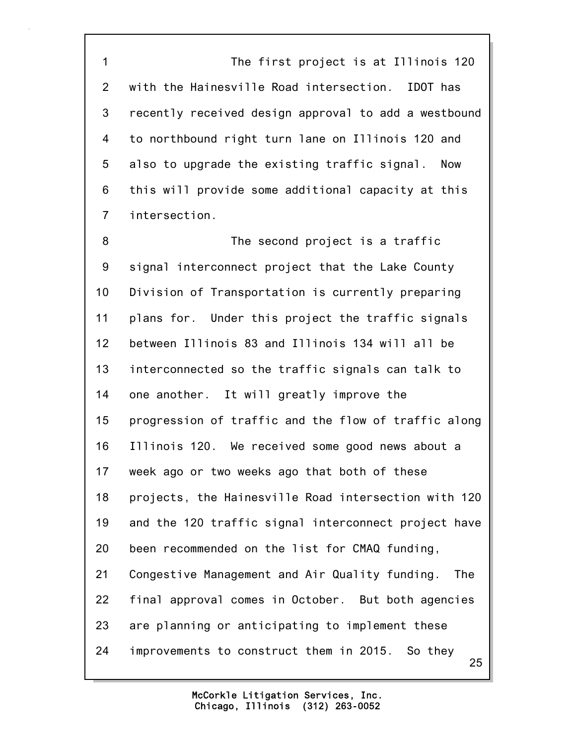The first project is at Illinois 120 with the Hainesville Road intersection. IDOT has recently received design approval to add a westbound to northbound right turn lane on Illinois 120 and also to upgrade the existing traffic signal. Now this will provide some additional capacity at this intersection.

The second project is a traffic signal interconnect project that the Lake County Division of Transportation is currently preparing plans for. Under this project the traffic signals between Illinois 83 and Illinois 134 will all be interconnected so the traffic signals can talk to one another. It will greatly improve the progression of traffic and the flow of traffic along Illinois 120. We received some good news about a week ago or two weeks ago that both of these projects, the Hainesville Road intersection with 120 and the 120 traffic signal interconnect project have been recommended on the list for CMAQ funding, Congestive Management and Air Quality funding. The final approval comes in October. But both agencies are planning or anticipating to implement these improvements to construct them in 2015. So they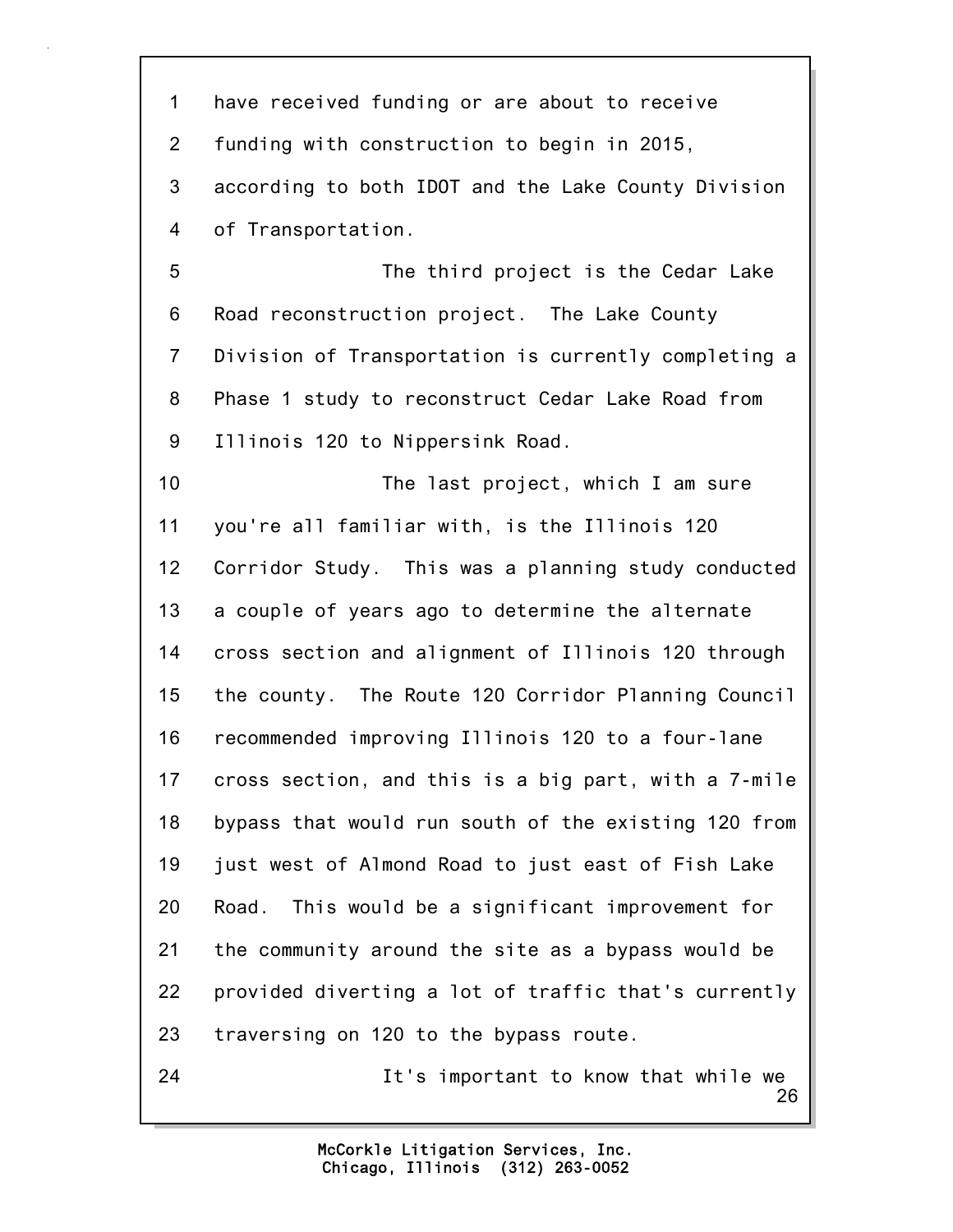have received funding or are about to receive funding with construction to begin in 2015, according to both IDOT and the Lake County Division of Transportation.

The third project is the Cedar Lake Road reconstruction project. The Lake County Division of Transportation is currently completing a Phase 1 study to reconstruct Cedar Lake Road from Illinois 120 to Nippersink Road.

The last project, which I am sure you're all familiar with, is the Illinois 120 Corridor Study. This was a planning study conducted a couple of years ago to determine the alternate cross section and alignment of Illinois 120 through the county. The Route 120 Corridor Planning Council recommended improving Illinois 120 to a four-lane cross section, and this is a big part, with a 7-mile bypass that would run south of the existing 120 from just west of Almond Road to just east of Fish Lake Road. This would be a significant improvement for the community around the site as a bypass would be provided diverting a lot of traffic that's currently traversing on 120 to the bypass route.

It's important to know that while we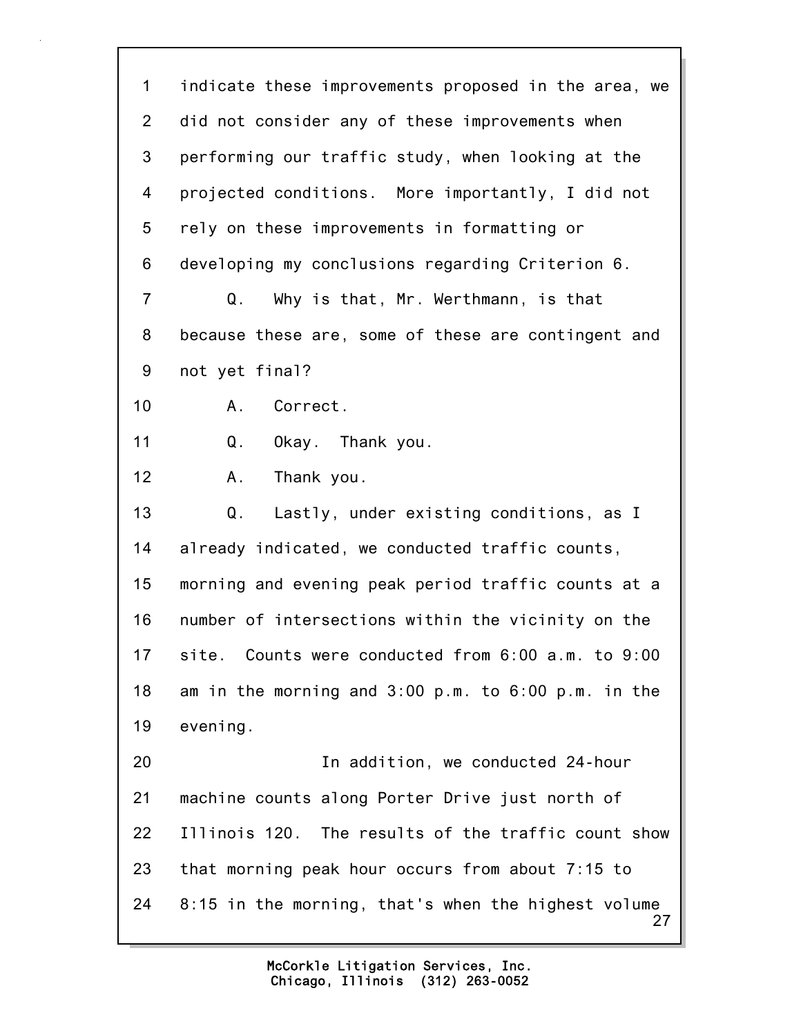1 indicate these improvements proposed in the area, we
2 did not consider any of these improvements when
3 performing our traffic study, when looking at the
4 projected conditions. More importantly, I did not
5 rely on these improvements in formatting or
6 developing my conclusions regarding Criterion 6.
7 Q. Why is that, Mr. Werthmann, is that
8 because these are, some of these are contingent and
9 not yet final?
10 A. Correct.
11 Q. Okay. Thank you.
12 A. Thank you.
13 Q. Lastly, under existing conditions, as I
14 already indicated, we conducted traffic counts,
15 morning and evening peak period traffic counts at a
16 number of intersections within the vicinity on the
17 site. Counts were conducted from 6:00 a.m. to 9:00
18 am in the morning and 3:00 p.m. to 6:00 p.m. in the
19 evening.
20 In addition, we conducted 24-hour
21 machine counts along Porter Drive just north of
22 Illinois 120. The results of the traffic count show
23 that morning peak hour occurs from about 7:15 to
24 8:15 in the morning, that's when the highest volume

McCorkle Litigation Services, Inc.
Chicago, Illinois (312) 263-0052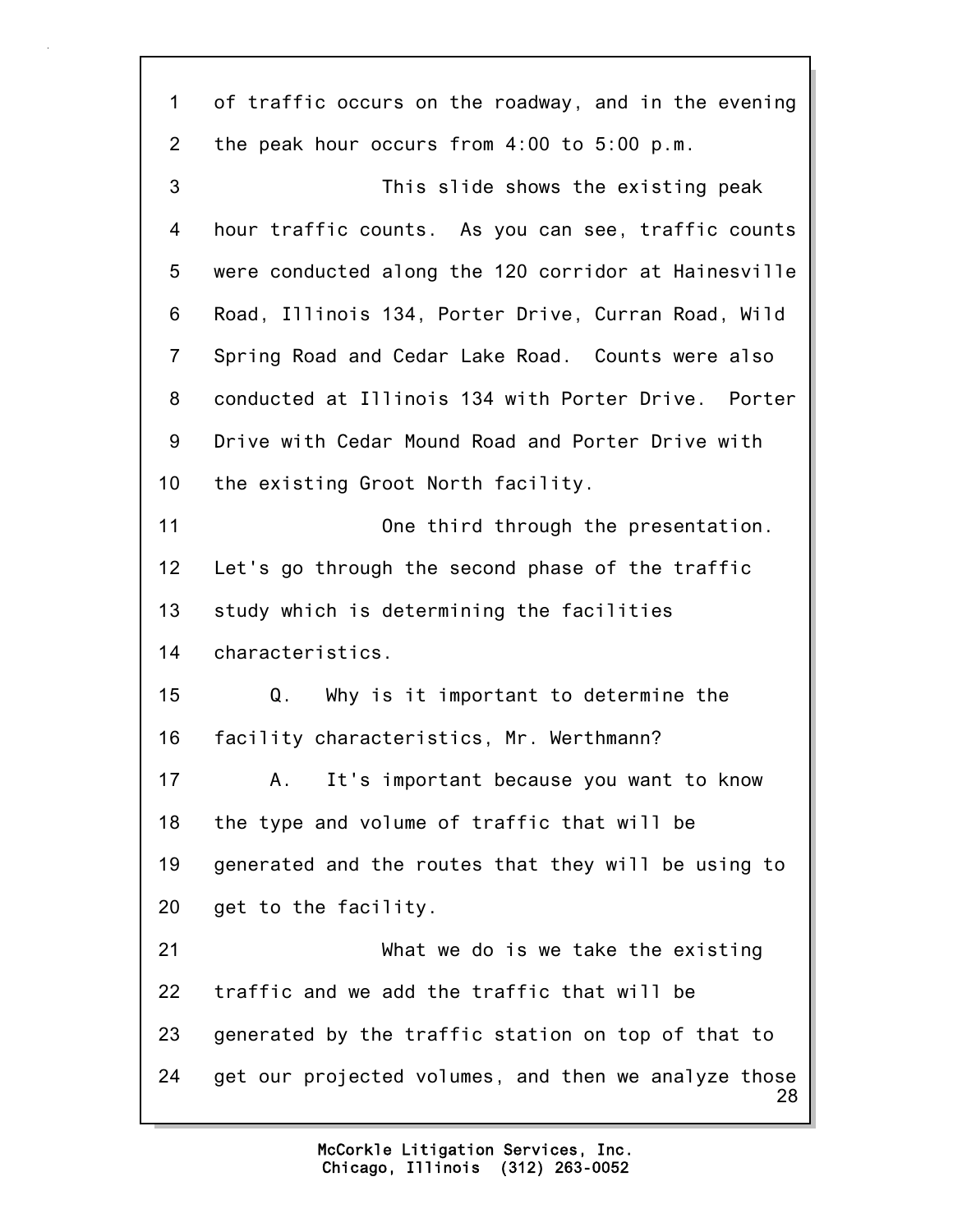1 of traffic occurs on the roadway, and in the evening
2 the peak hour occurs from 4:00 to 5:00 p.m.
3 This slide shows the existing peak
4 hour traffic counts. As you can see, traffic counts
5 were conducted along the 120 corridor at Hainesville
6 Road, Illinois 134, Porter Drive, Curran Road, Wild
7 Spring Road and Cedar Lake Road. Counts were also
8 conducted at Illinois 134 with Porter Drive. Porter
9 Drive with Cedar Mound Road and Porter Drive with
10 the existing Groot North facility.
11 One third through the presentation.
12 Let's go through the second phase of the traffic
13 study which is determining the facilities
14 characteristics.
15 Q. Why is it important to determine the
16 facility characteristics, Mr. Werthmann?
17 A. It's important because you want to know
18 the type and volume of traffic that will be
19 generated and the routes that they will be using to
20 get to the facility.
21 What we do is we take the existing
22 traffic and we add the traffic that will be
23 generated by the traffic station on top of that to
24 get our projected volumes, and then we analyze those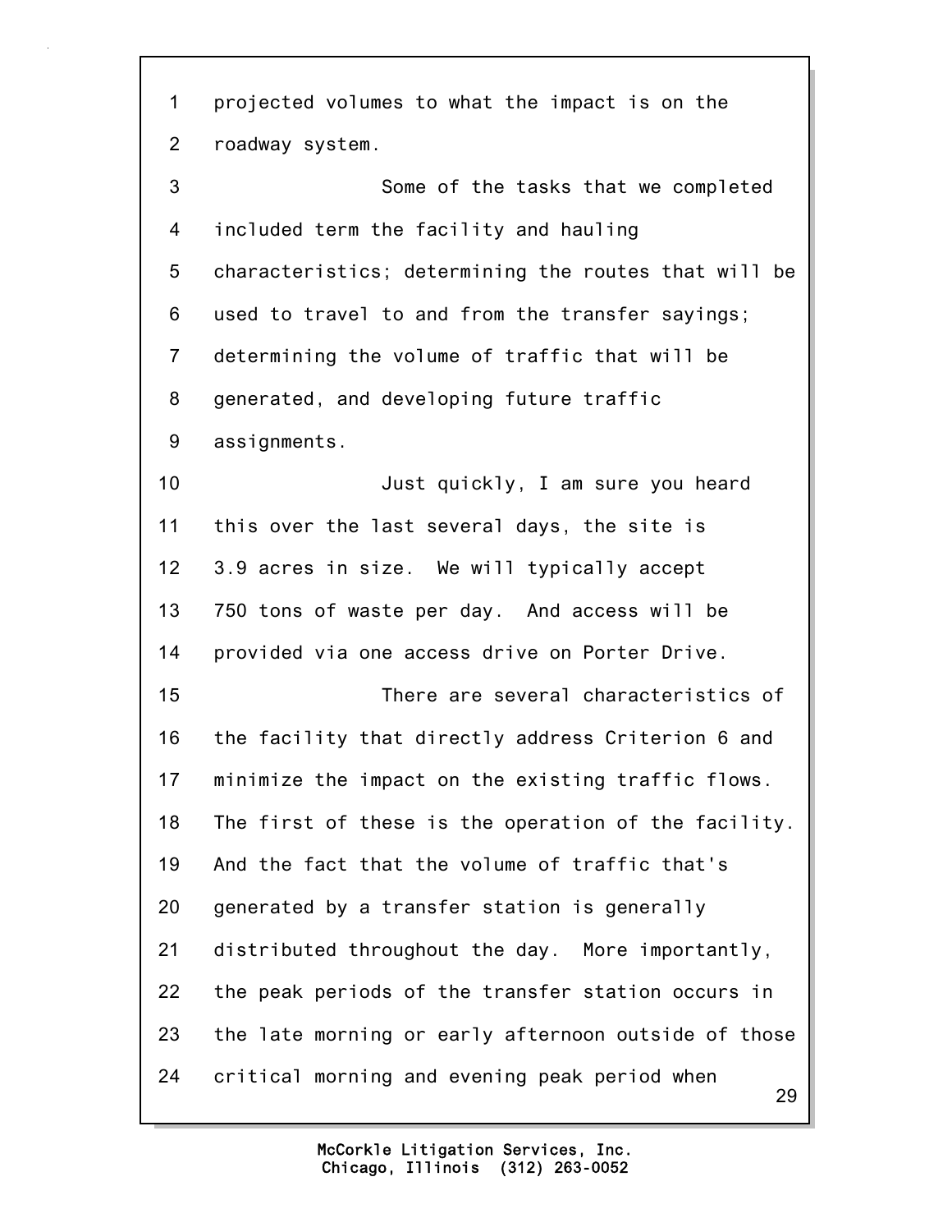1 projected volumes to what the impact is on the
2 roadway system.
3 Some of the tasks that we completed
4 included term the facility and hauling
5 characteristics; determining the routes that will be
6 used to travel to and from the transfer sayings;
7 determining the volume of traffic that will be
8 generated, and developing future traffic
9 assignments.
10 Just quickly, I am sure you heard
11 this over the last several days, the site is
12 3.9 acres in size. We will typically accept
13 750 tons of waste per day. And access will be
14 provided via one access drive on Porter Drive.
15 There are several characteristics of
16 the facility that directly address Criterion 6 and
17 minimize the impact on the existing traffic flows.
18 The first of these is the operation of the facility.
19 And the fact that the volume of traffic that's
20 generated by a transfer station is generally
21 distributed throughout the day. More importantly,
22 the peak periods of the transfer station occurs in
23 the late morning or early afternoon outside of those
24 critical morning and evening peak period when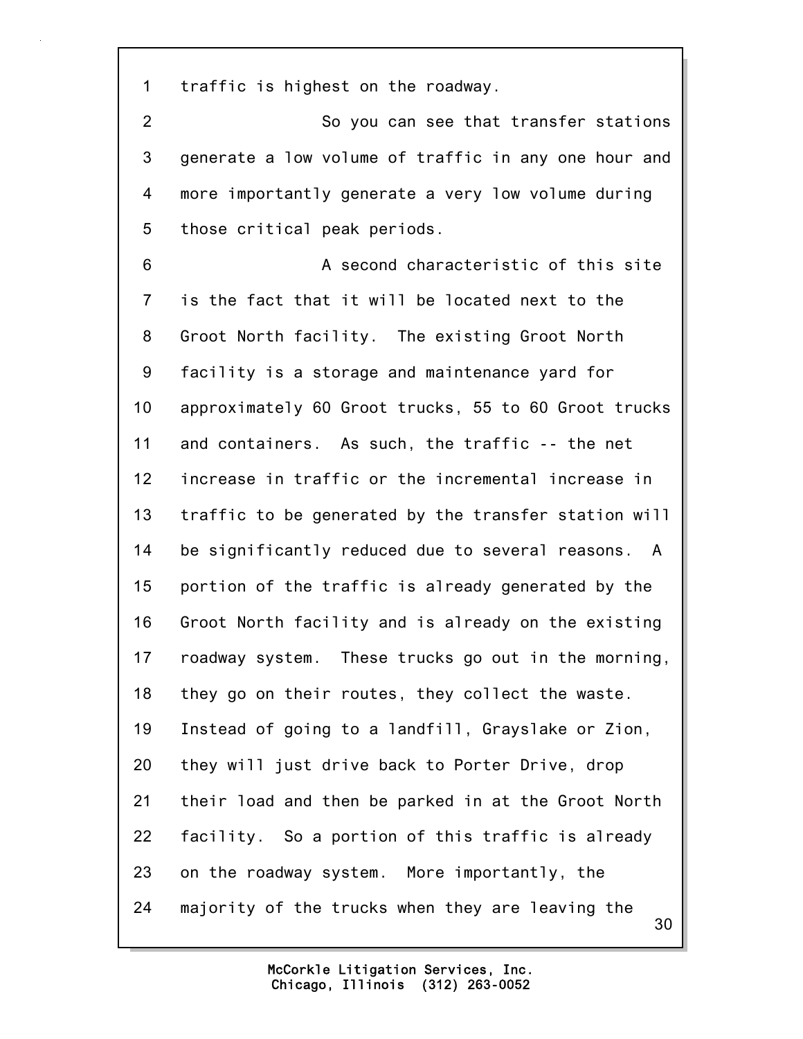traffic is highest on the roadway.

So you can see that transfer stations generate a low volume of traffic in any one hour and more importantly generate a very low volume during those critical peak periods.

A second characteristic of this site is the fact that it will be located next to the Groot North facility. The existing Groot North facility is a storage and maintenance yard for approximately 60 Groot trucks, 55 to 60 Groot trucks and containers. As such, the traffic -- the net increase in traffic or the incremental increase in traffic to be generated by the transfer station will be significantly reduced due to several reasons. A portion of the traffic is already generated by the Groot North facility and is already on the existing roadway system. These trucks go out in the morning, they go on their routes, they collect the waste. Instead of going to a landfill, Grayslake or Zion, they will just drive back to Porter Drive, drop their load and then be parked in at the Groot North facility. So a portion of this traffic is already on the roadway system. More importantly, the majority of the trucks when they are leaving the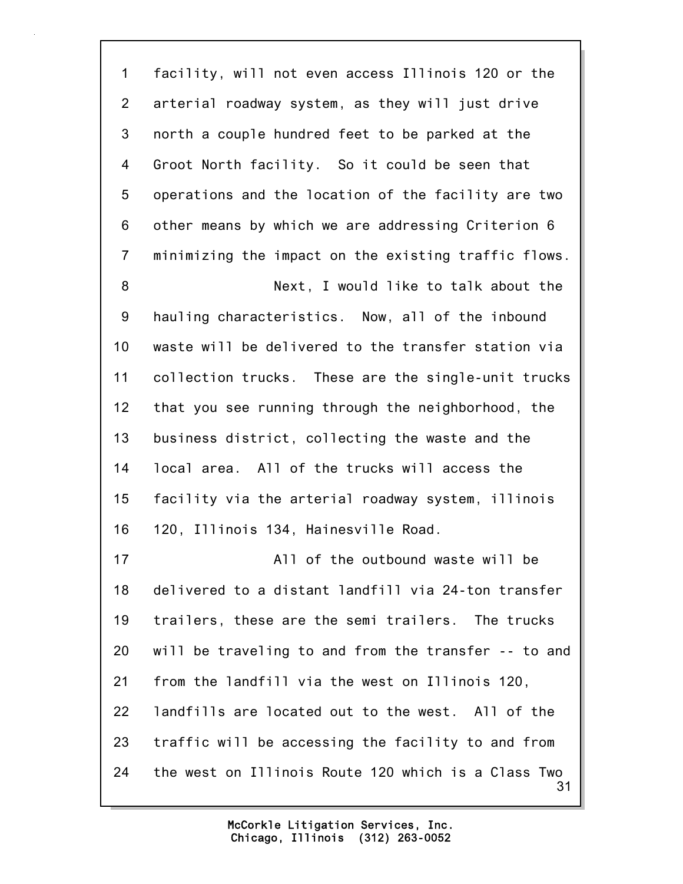facility, will not even access Illinois 120 or the arterial roadway system, as they will just drive north a couple hundred feet to be parked at the Groot North facility. So it could be seen that operations and the location of the facility are two other means by which we are addressing Criterion 6 minimizing the impact on the existing traffic flows.

Next, I would like to talk about the hauling characteristics. Now, all of the inbound waste will be delivered to the transfer station via collection trucks. These are the single-unit trucks that you see running through the neighborhood, the business district, collecting the waste and the local area. All of the trucks will access the facility via the arterial roadway system, illinois 120, Illinois 134, Hainesville Road.

All of the outbound waste will be delivered to a distant landfill via 24-ton transfer trailers, these are the semi trailers. The trucks will be traveling to and from the transfer -- to and from the landfill via the west on Illinois 120, landfills are located out to the west. All of the traffic will be accessing the facility to and from the west on Illinois Route 120 which is a Class Two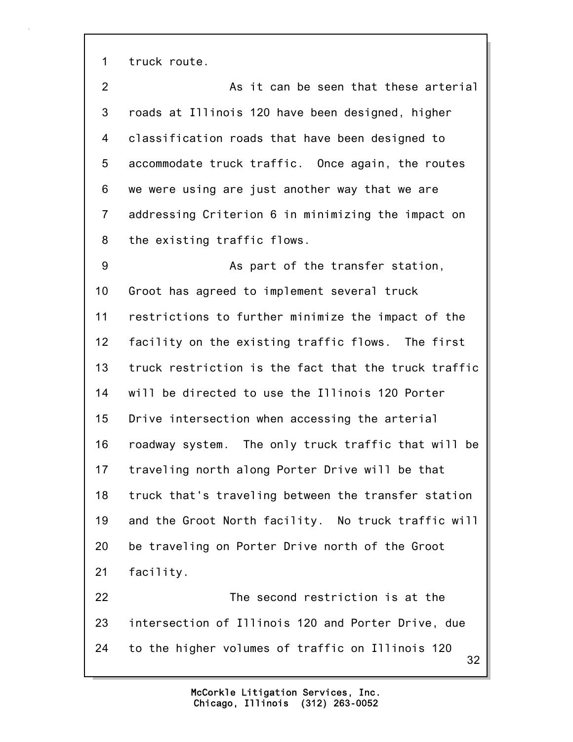truck route.

As it can be seen that these arterial roads at Illinois 120 have been designed, higher classification roads that have been designed to accommodate truck traffic. Once again, the routes we were using are just another way that we are addressing Criterion 6 in minimizing the impact on the existing traffic flows.

As part of the transfer station, Groot has agreed to implement several truck restrictions to further minimize the impact of the facility on the existing traffic flows. The first truck restriction is the fact that the truck traffic will be directed to use the Illinois 120 Porter Drive intersection when accessing the arterial roadway system. The only truck traffic that will be traveling north along Porter Drive will be that truck that's traveling between the transfer station and the Groot North facility. No truck traffic will be traveling on Porter Drive north of the Groot facility.

The second restriction is at the intersection of Illinois 120 and Porter Drive, due to the higher volumes of traffic on Illinois 120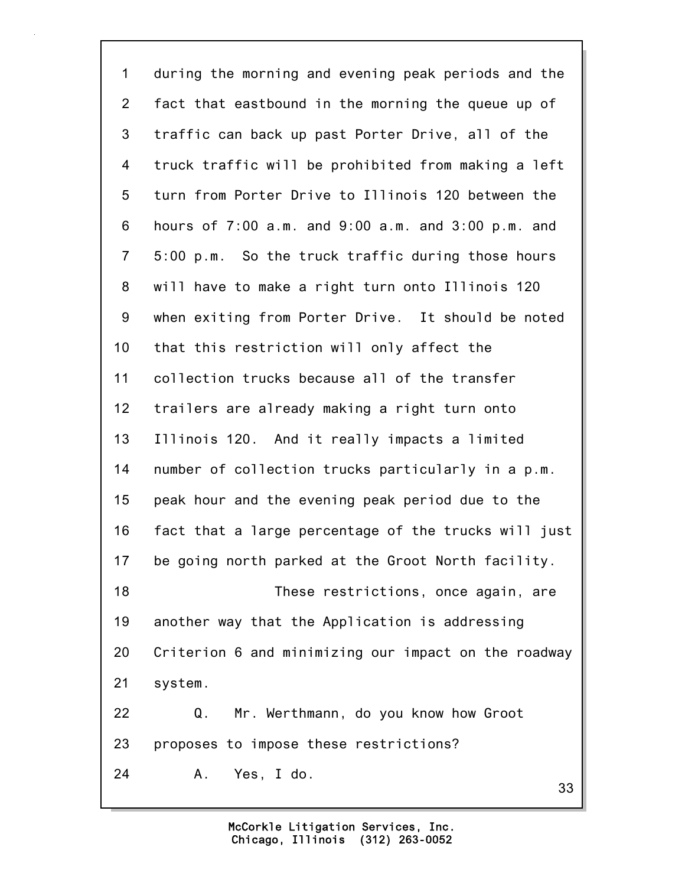1 during the morning and evening peak periods and the
2 fact that eastbound in the morning the queue up of
3 traffic can back up past Porter Drive, all of the
4 truck traffic will be prohibited from making a left
5 turn from Porter Drive to Illinois 120 between the
6 hours of 7:00 a.m. and 9:00 a.m. and 3:00 p.m. and
7 5:00 p.m. So the truck traffic during those hours
8 will have to make a right turn onto Illinois 120
9 when exiting from Porter Drive. It should be noted
10 that this restriction will only affect the
11 collection trucks because all of the transfer
12 trailers are already making a right turn onto
13 Illinois 120. And it really impacts a limited
14 number of collection trucks particularly in a p.m.
15 peak hour and the evening peak period due to the
16 fact that a large percentage of the trucks will just
17 be going north parked at the Groot North facility.
18 These restrictions, once again, are
19 another way that the Application is addressing
20 Criterion 6 and minimizing our impact on the roadway
21 system.
22 Q. Mr. Werthmann, do you know how Groot
23 proposes to impose these restrictions?
24 A. Yes, I do.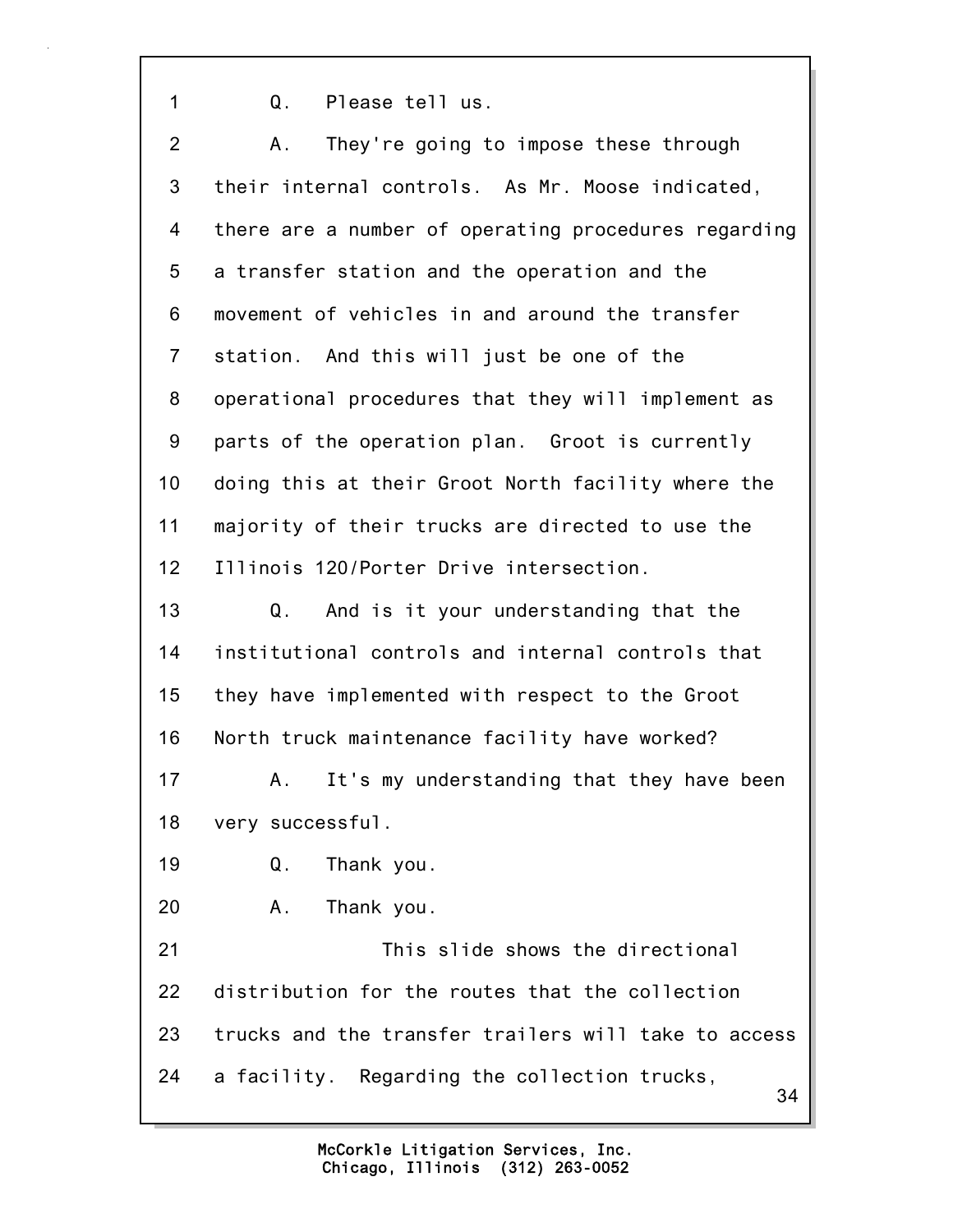Q. Please tell us.

A. They're going to impose these through their internal controls. As Mr. Moose indicated, there are a number of operating procedures regarding a transfer station and the operation and the movement of vehicles in and around the transfer station. And this will just be one of the operational procedures that they will implement as parts of the operation plan. Groot is currently doing this at their Groot North facility where the majority of their trucks are directed to use the Illinois 120/Porter Drive intersection.

Q. And is it your understanding that the institutional controls and internal controls that they have implemented with respect to the Groot North truck maintenance facility have worked?

A. It's my understanding that they have been very successful.

Q. Thank you.

A. Thank you.

This slide shows the directional distribution for the routes that the collection trucks and the transfer trailers will take to access a facility. Regarding the collection trucks,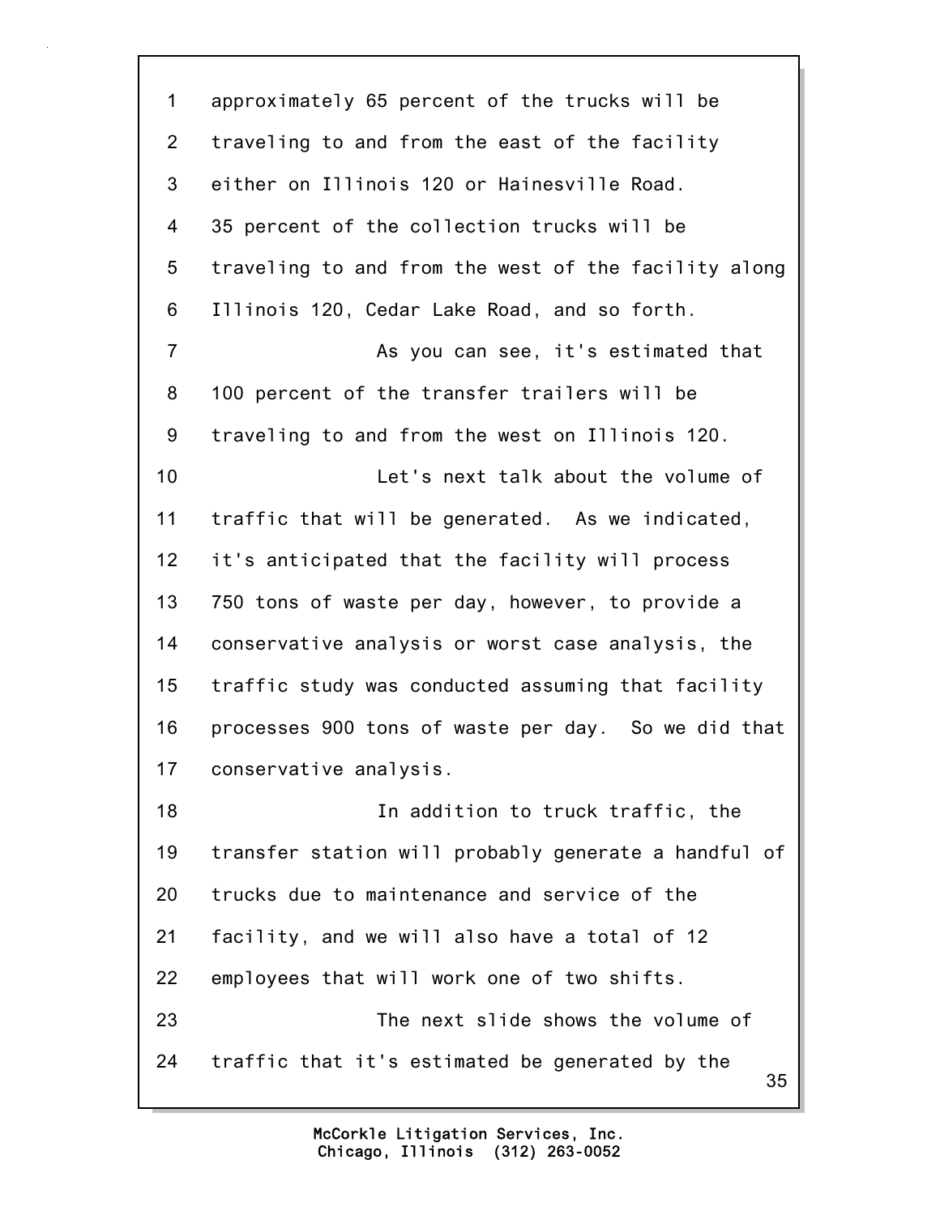approximately 65 percent of the trucks will be traveling to and from the east of the facility either on Illinois 120 or Hainesville Road. 35 percent of the collection trucks will be traveling to and from the west of the facility along Illinois 120, Cedar Lake Road, and so forth.

As you can see, it's estimated that 100 percent of the transfer trailers will be traveling to and from the west on Illinois 120.

Let's next talk about the volume of traffic that will be generated. As we indicated, it's anticipated that the facility will process 750 tons of waste per day, however, to provide a conservative analysis or worst case analysis, the traffic study was conducted assuming that facility processes 900 tons of waste per day. So we did that conservative analysis.

In addition to truck traffic, the transfer station will probably generate a handful of trucks due to maintenance and service of the facility, and we will also have a total of 12 employees that will work one of two shifts.

The next slide shows the volume of traffic that it's estimated be generated by the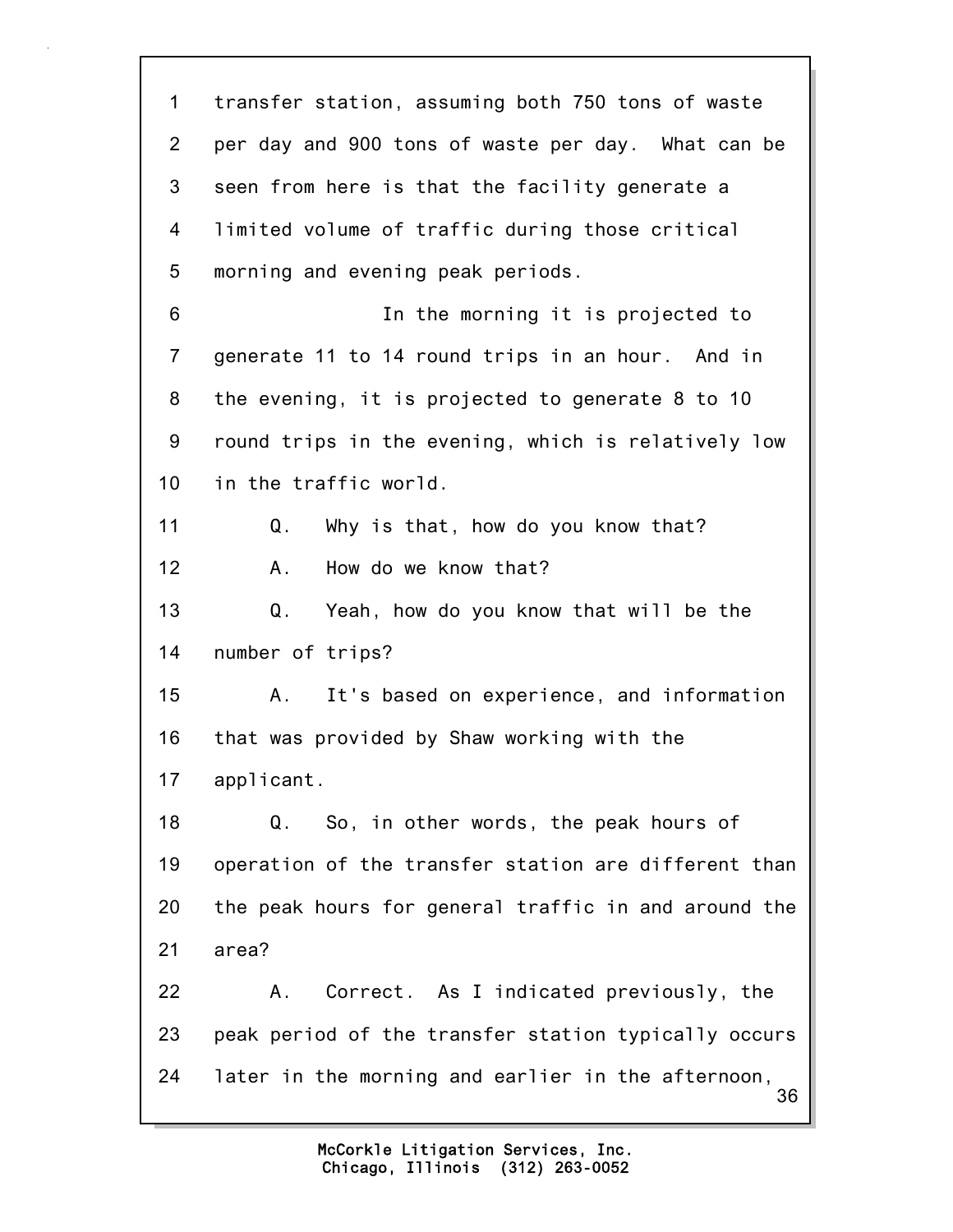1 transfer station, assuming both 750 tons of waste
2 per day and 900 tons of waste per day. What can be
3 seen from here is that the facility generate a
4 limited volume of traffic during those critical
5 morning and evening peak periods.
6 In the morning it is projected to
7 generate 11 to 14 round trips in an hour. And in
8 the evening, it is projected to generate 8 to 10
9 round trips in the evening, which is relatively low
10 in the traffic world.
11 Q. Why is that, how do you know that?
12 A. How do we know that?
13 Q. Yeah, how do you know that will be the
14 number of trips?
15 A. It's based on experience, and information
16 that was provided by Shaw working with the
17 applicant.
18 Q. So, in other words, the peak hours of
19 operation of the transfer station are different than
20 the peak hours for general traffic in and around the
21 area?
22 A. Correct. As I indicated previously, the
23 peak period of the transfer station typically occurs
24 later in the morning and earlier in the afternoon,

McCorkle Litigation Services, Inc.
Chicago, Illinois (312) 263-0052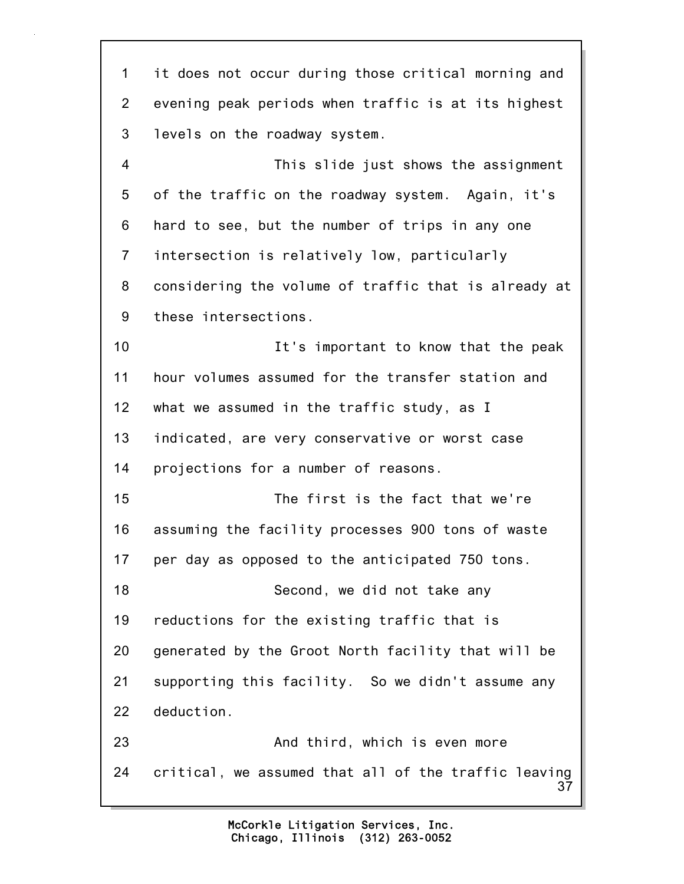it does not occur during those critical morning and evening peak periods when traffic is at its highest levels on the roadway system.

This slide just shows the assignment of the traffic on the roadway system. Again, it's hard to see, but the number of trips in any one intersection is relatively low, particularly considering the volume of traffic that is already at these intersections.

It's important to know that the peak hour volumes assumed for the transfer station and what we assumed in the traffic study, as I indicated, are very conservative or worst case projections for a number of reasons.

The first is the fact that we're assuming the facility processes 900 tons of waste per day as opposed to the anticipated 750 tons.

Second, we did not take any reductions for the existing traffic that is generated by the Groot North facility that will be supporting this facility. So we didn't assume any deduction.

And third, which is even more critical, we assumed that all of the traffic leaving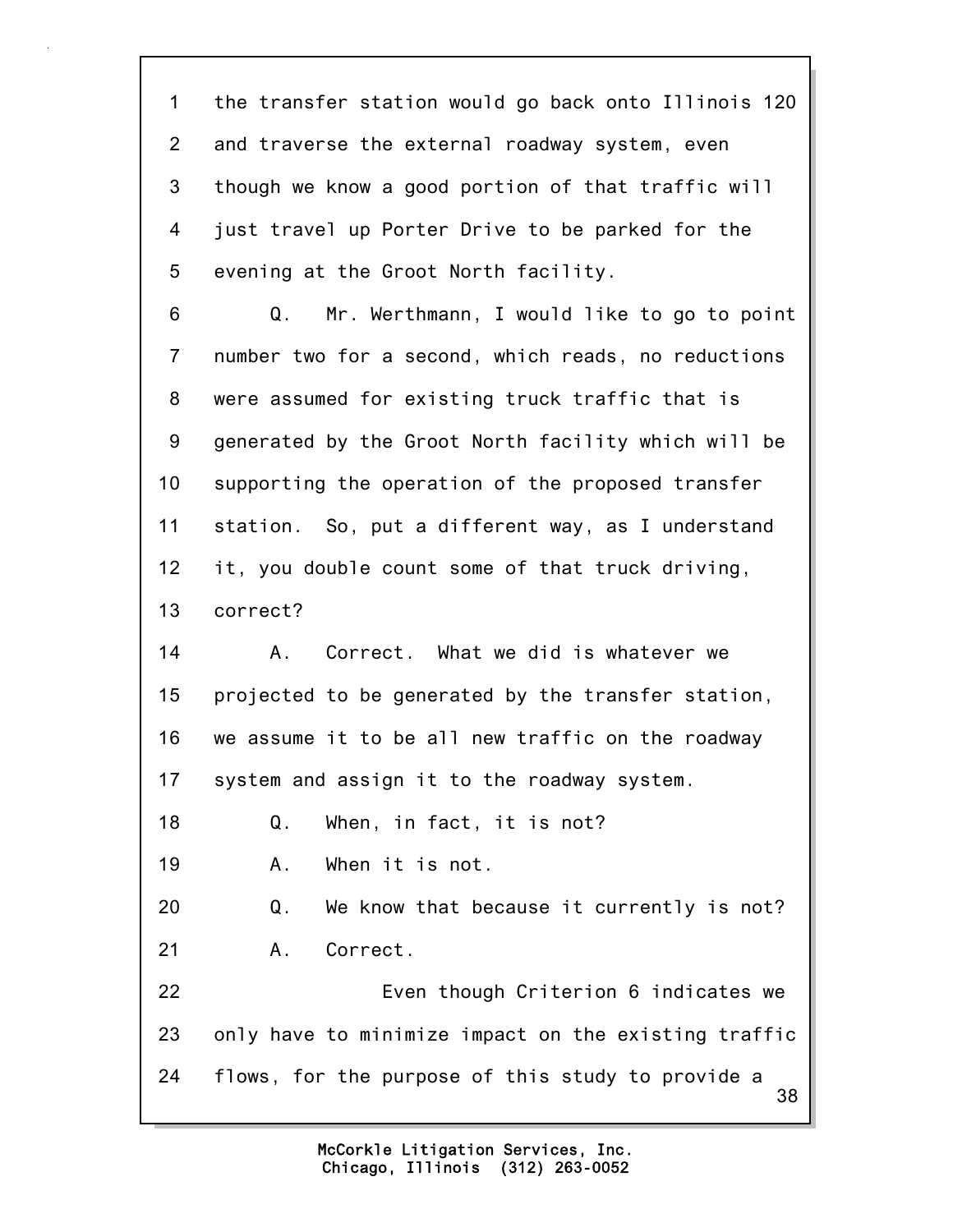the transfer station would go back onto Illinois 120 and traverse the external roadway system, even though we know a good portion of that traffic will just travel up Porter Drive to be parked for the evening at the Groot North facility.

Q. Mr. Werthmann, I would like to go to point number two for a second, which reads, no reductions were assumed for existing truck traffic that is generated by the Groot North facility which will be supporting the operation of the proposed transfer station. So, put a different way, as I understand it, you double count some of that truck driving, correct?

A. Correct. What we did is whatever we projected to be generated by the transfer station, we assume it to be all new traffic on the roadway system and assign it to the roadway system.

Q. When, in fact, it is not?

A. When it is not.

Q. We know that because it currently is not?

A. Correct.

Even though Criterion 6 indicates we only have to minimize impact on the existing traffic flows, for the purpose of this study to provide a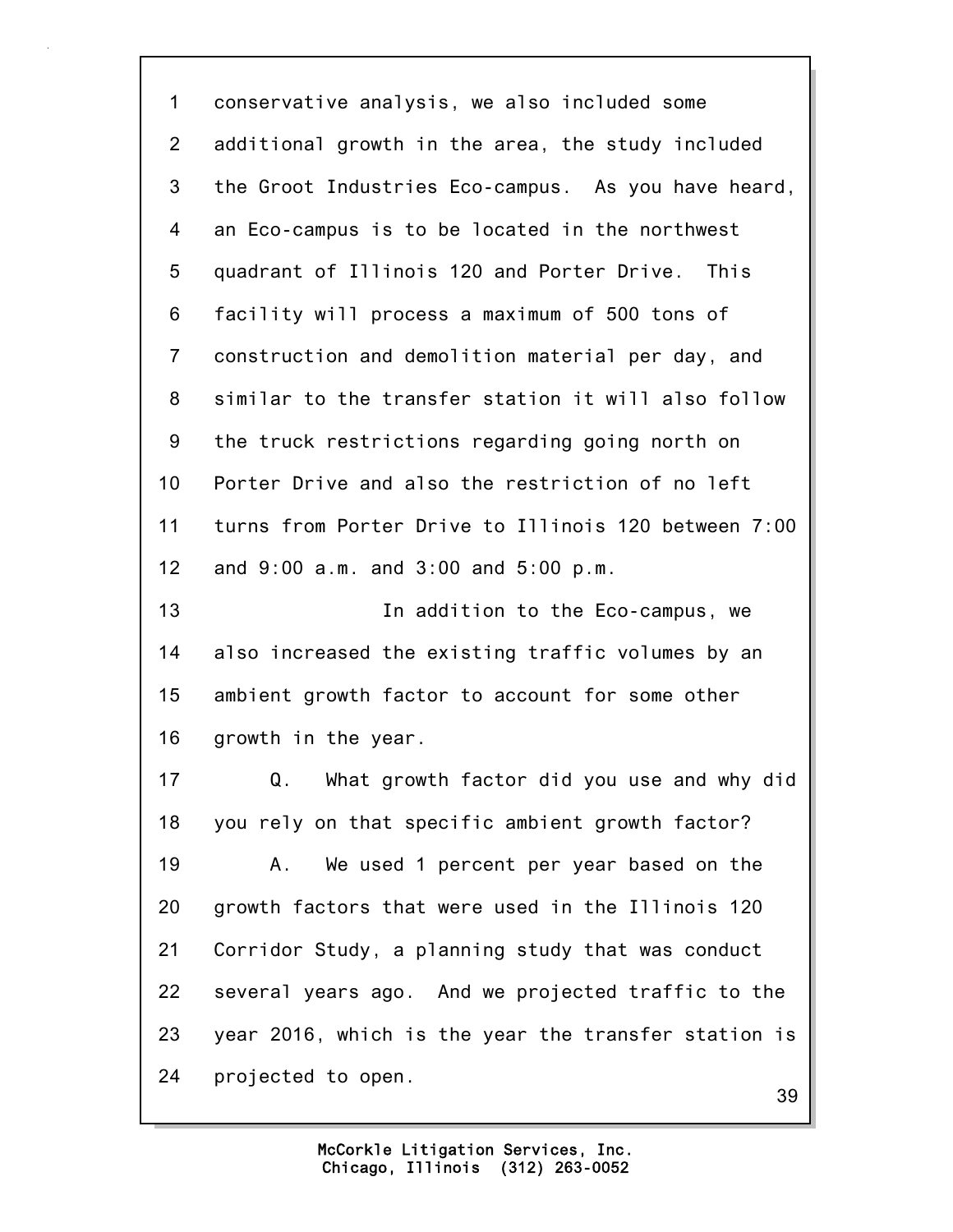conservative analysis, we also included some additional growth in the area, the study included the Groot Industries Eco-campus. As you have heard, an Eco-campus is to be located in the northwest quadrant of Illinois 120 and Porter Drive. This facility will process a maximum of 500 tons of construction and demolition material per day, and similar to the transfer station it will also follow the truck restrictions regarding going north on Porter Drive and also the restriction of no left turns from Porter Drive to Illinois 120 between 7:00 and 9:00 a.m. and 3:00 and 5:00 p.m.

In addition to the Eco-campus, we also increased the existing traffic volumes by an ambient growth factor to account for some other growth in the year.

Q. What growth factor did you use and why did you rely on that specific ambient growth factor?

A. We used 1 percent per year based on the growth factors that were used in the Illinois 120 Corridor Study, a planning study that was conduct several years ago. And we projected traffic to the year 2016, which is the year the transfer station is projected to open.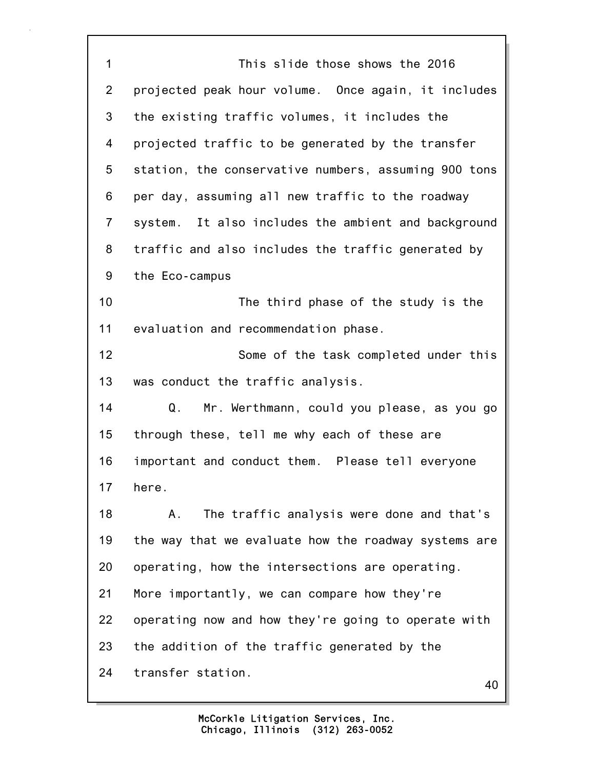1 This slide those shows the 2016
2 projected peak hour volume. Once again, it includes
3 the existing traffic volumes, it includes the
4 projected traffic to be generated by the transfer
5 station, the conservative numbers, assuming 900 tons
6 per day, assuming all new traffic to the roadway
7 system. It also includes the ambient and background
8 traffic and also includes the traffic generated by
9 the Eco-campus
10 The third phase of the study is the
11 evaluation and recommendation phase.
12 Some of the task completed under this
13 was conduct the traffic analysis.
14 Q. Mr. Werthmann, could you please, as you go
15 through these, tell me why each of these are
16 important and conduct them. Please tell everyone
17 here.
18 A. The traffic analysis were done and that's
19 the way that we evaluate how the roadway systems are
20 operating, how the intersections are operating.
21 More importantly, we can compare how they're
22 operating now and how they're going to operate with
23 the addition of the traffic generated by the
24 transfer station.

McCorkle Litigation Services, Inc.
Chicago, Illinois (312) 263-0052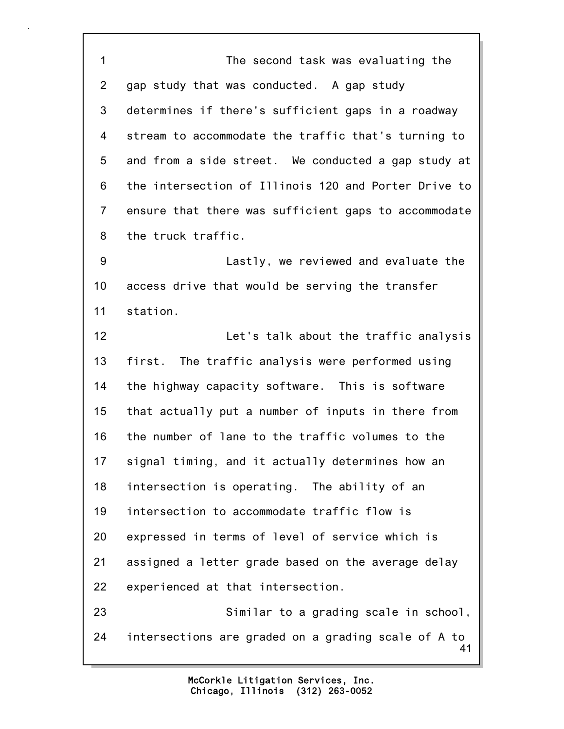The second task was evaluating the gap study that was conducted. A gap study determines if there's sufficient gaps in a roadway stream to accommodate the traffic that's turning to and from a side street. We conducted a gap study at the intersection of Illinois 120 and Porter Drive to ensure that there was sufficient gaps to accommodate the truck traffic.

Lastly, we reviewed and evaluate the access drive that would be serving the transfer station.

Let's talk about the traffic analysis first. The traffic analysis were performed using the highway capacity software. This is software that actually put a number of inputs in there from the number of lane to the traffic volumes to the signal timing, and it actually determines how an intersection is operating. The ability of an intersection to accommodate traffic flow is expressed in terms of level of service which is assigned a letter grade based on the average delay experienced at that intersection.

Similar to a grading scale in school, intersections are graded on a grading scale of A to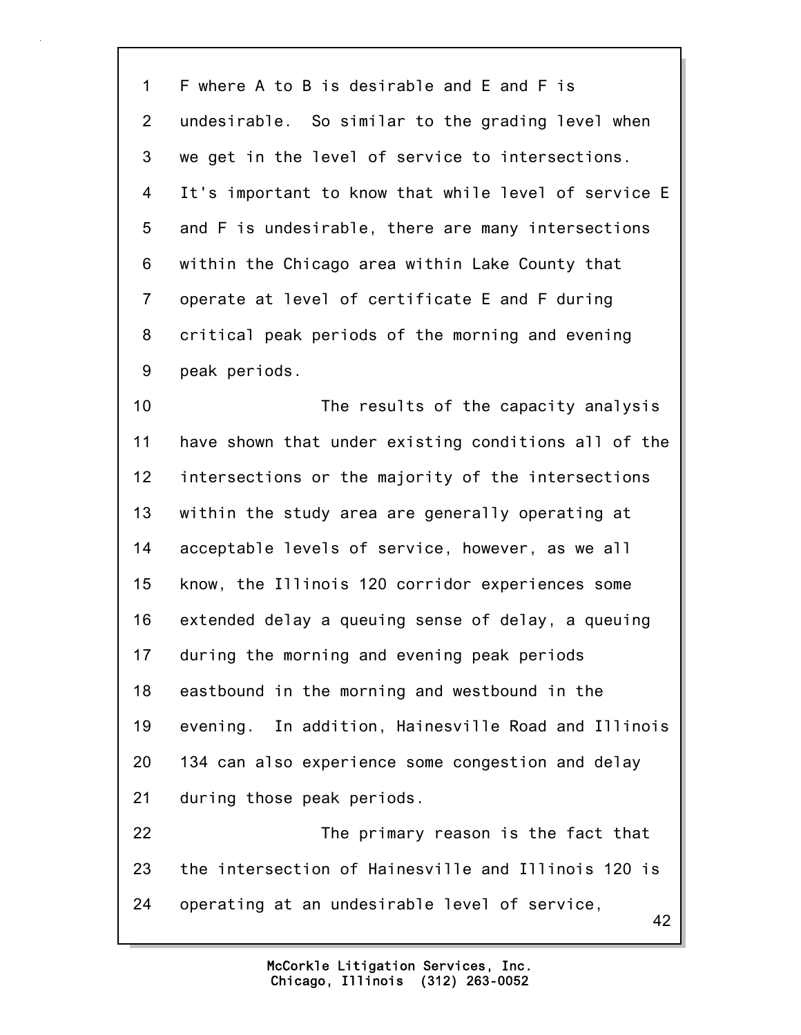F where A to B is desirable and E and F is undesirable. So similar to the grading level when we get in the level of service to intersections. It's important to know that while level of service E and F is undesirable, there are many intersections within the Chicago area within Lake County that operate at level of certificate E and F during critical peak periods of the morning and evening peak periods.

The results of the capacity analysis have shown that under existing conditions all of the intersections or the majority of the intersections within the study area are generally operating at acceptable levels of service, however, as we all know, the Illinois 120 corridor experiences some extended delay a queuing sense of delay, a queuing during the morning and evening peak periods eastbound in the morning and westbound in the evening. In addition, Hainesville Road and Illinois 134 can also experience some congestion and delay during those peak periods.

The primary reason is the fact that the intersection of Hainesville and Illinois 120 is operating at an undesirable level of service,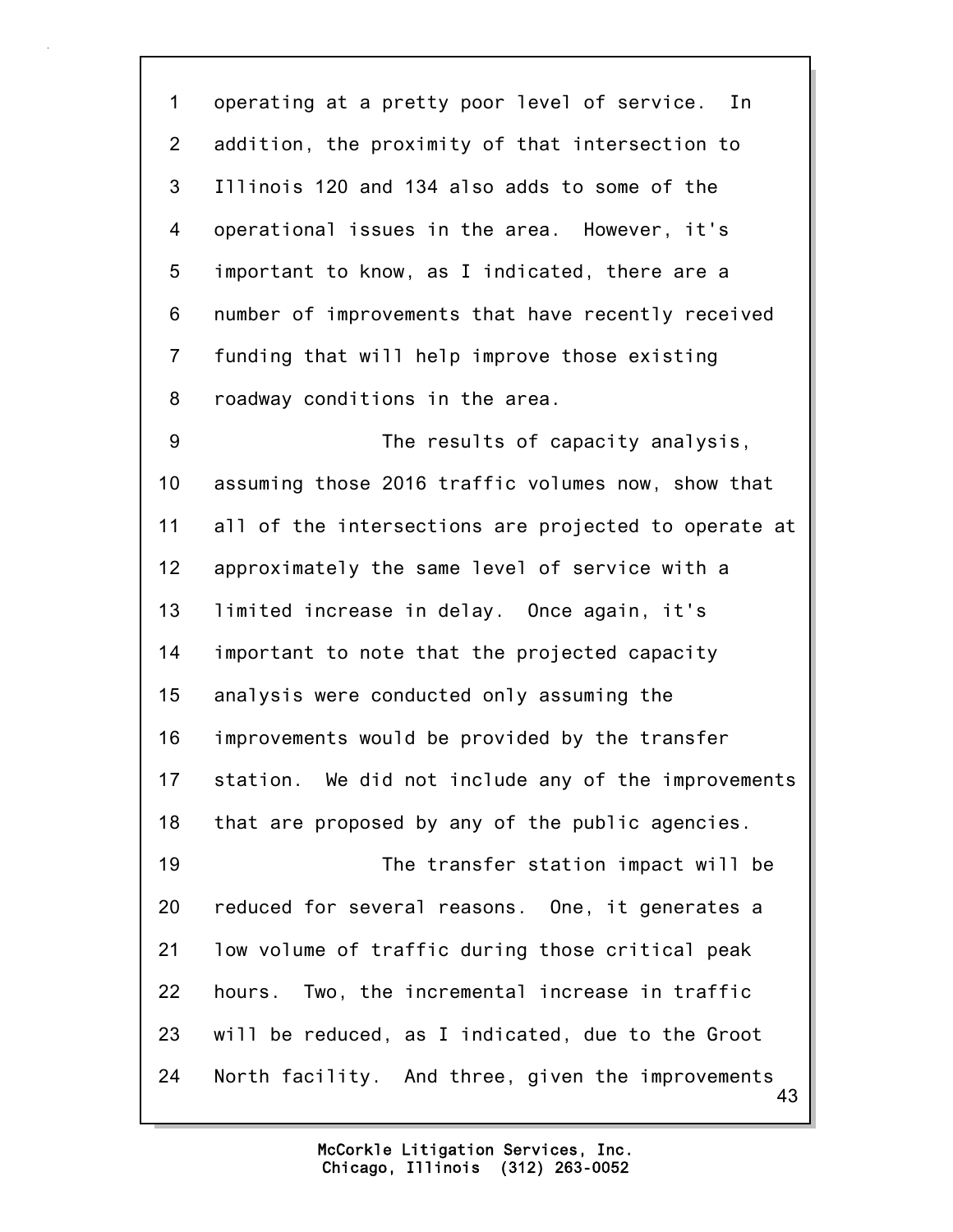operating at a pretty poor level of service. In addition, the proximity of that intersection to Illinois 120 and 134 also adds to some of the operational issues in the area. However, it's important to know, as I indicated, there are a number of improvements that have recently received funding that will help improve those existing roadway conditions in the area.

The results of capacity analysis, assuming those 2016 traffic volumes now, show that all of the intersections are projected to operate at approximately the same level of service with a limited increase in delay. Once again, it's important to note that the projected capacity analysis were conducted only assuming the improvements would be provided by the transfer station. We did not include any of the improvements that are proposed by any of the public agencies.

The transfer station impact will be reduced for several reasons. One, it generates a low volume of traffic during those critical peak hours. Two, the incremental increase in traffic will be reduced, as I indicated, due to the Groot North facility. And three, given the improvements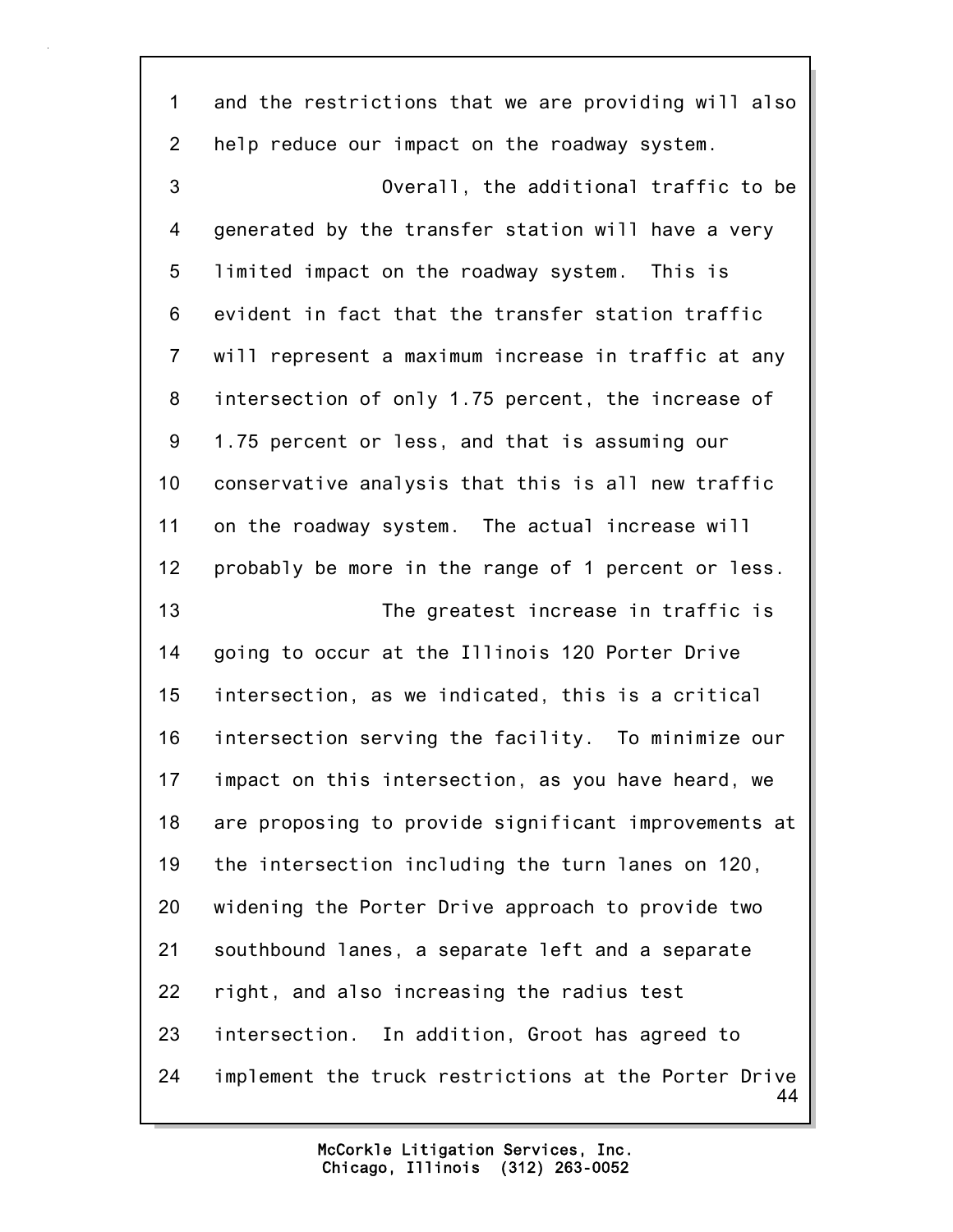and the restrictions that we are providing will also help reduce our impact on the roadway system.

Overall, the additional traffic to be generated by the transfer station will have a very limited impact on the roadway system. This is evident in fact that the transfer station traffic will represent a maximum increase in traffic at any intersection of only 1.75 percent, the increase of 1.75 percent or less, and that is assuming our conservative analysis that this is all new traffic on the roadway system. The actual increase will probably be more in the range of 1 percent or less.

The greatest increase in traffic is going to occur at the Illinois 120 Porter Drive intersection, as we indicated, this is a critical intersection serving the facility. To minimize our impact on this intersection, as you have heard, we are proposing to provide significant improvements at the intersection including the turn lanes on 120, widening the Porter Drive approach to provide two southbound lanes, a separate left and a separate right, and also increasing the radius test intersection. In addition, Groot has agreed to implement the truck restrictions at the Porter Drive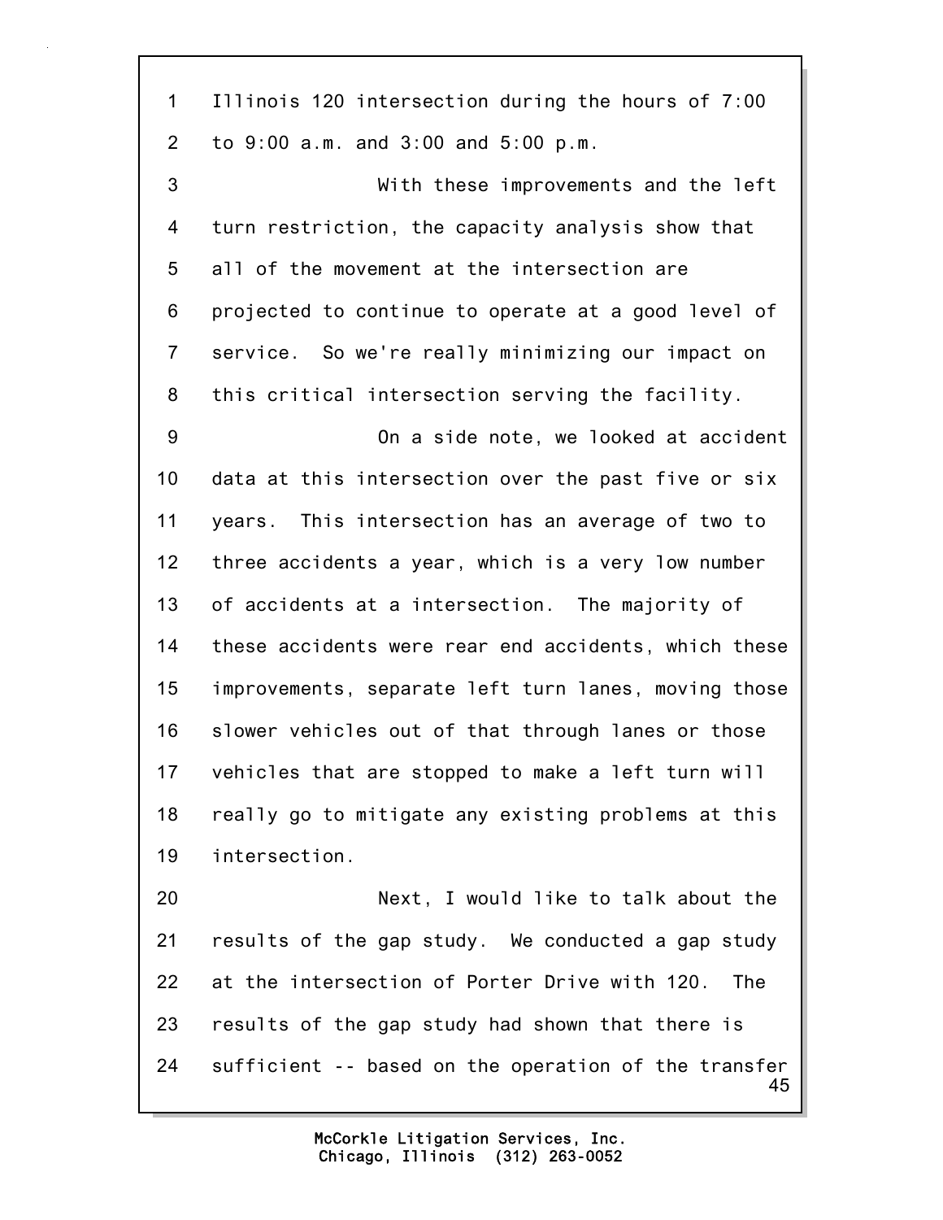Illinois 120 intersection during the hours of 7:00 to 9:00 a.m. and 3:00 and 5:00 p.m.

With these improvements and the left turn restriction, the capacity analysis show that all of the movement at the intersection are projected to continue to operate at a good level of service. So we're really minimizing our impact on this critical intersection serving the facility.

On a side note, we looked at accident data at this intersection over the past five or six years. This intersection has an average of two to three accidents a year, which is a very low number of accidents at a intersection. The majority of these accidents were rear end accidents, which these improvements, separate left turn lanes, moving those slower vehicles out of that through lanes or those vehicles that are stopped to make a left turn will really go to mitigate any existing problems at this intersection.

Next, I would like to talk about the results of the gap study. We conducted a gap study at the intersection of Porter Drive with 120. The results of the gap study had shown that there is sufficient -- based on the operation of the transfer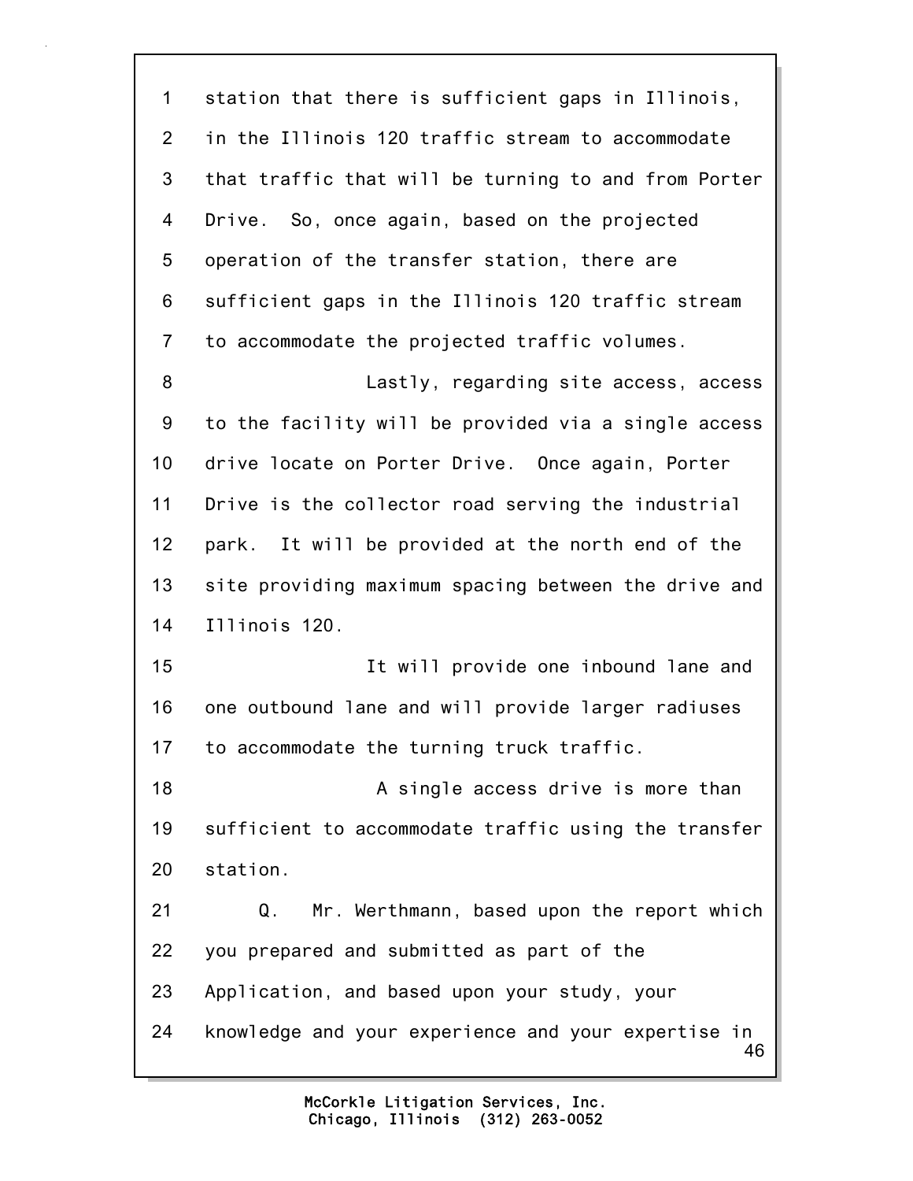station that there is sufficient gaps in Illinois, in the Illinois 120 traffic stream to accommodate that traffic that will be turning to and from Porter Drive. So, once again, based on the projected operation of the transfer station, there are sufficient gaps in the Illinois 120 traffic stream to accommodate the projected traffic volumes.

Lastly, regarding site access, access to the facility will be provided via a single access drive locate on Porter Drive. Once again, Porter Drive is the collector road serving the industrial park. It will be provided at the north end of the site providing maximum spacing between the drive and Illinois 120.

It will provide one inbound lane and one outbound lane and will provide larger radiuses to accommodate the turning truck traffic.

A single access drive is more than sufficient to accommodate traffic using the transfer station.

Q. Mr. Werthmann, based upon the report which you prepared and submitted as part of the Application, and based upon your study, your knowledge and your experience and your expertise in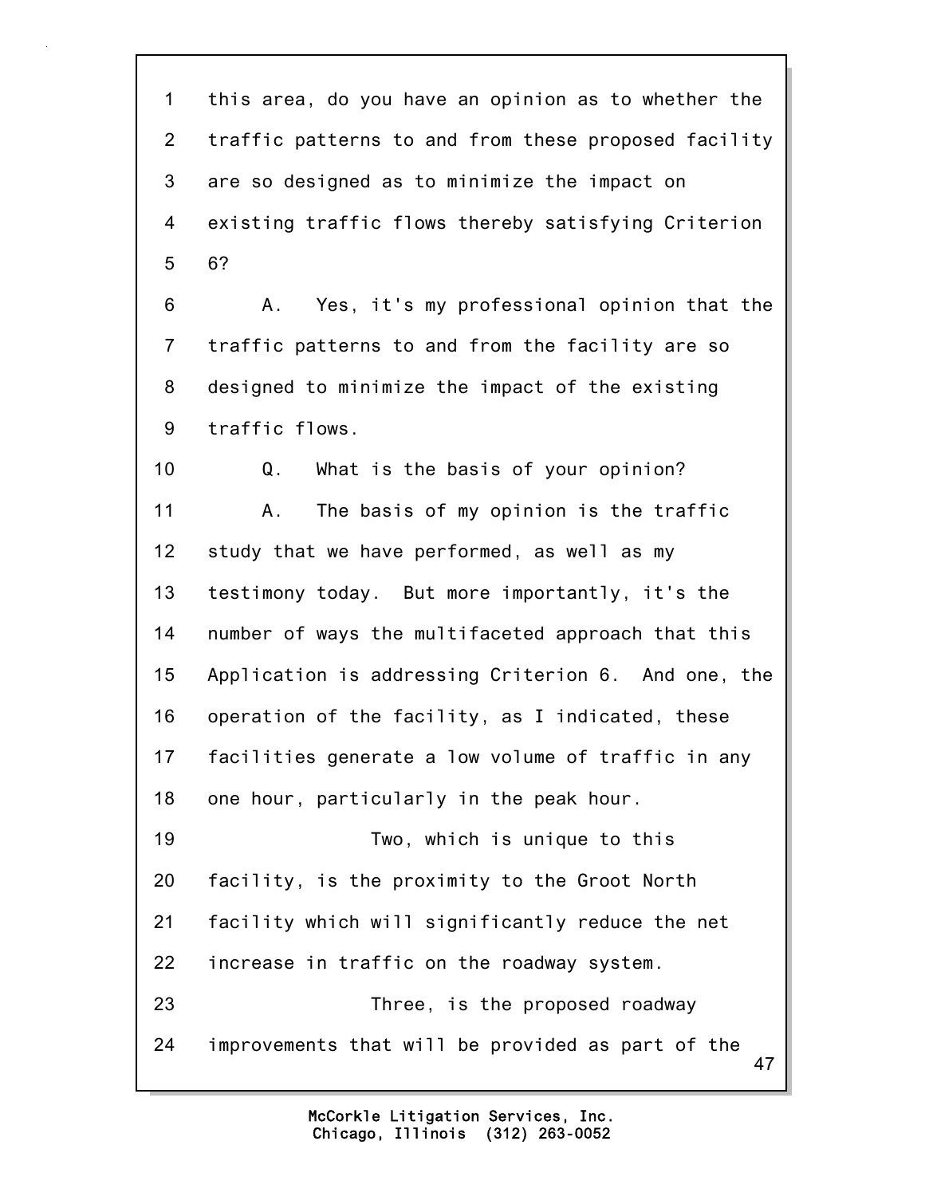1 this area, do you have an opinion as to whether the
2 traffic patterns to and from these proposed facility
3 are so designed as to minimize the impact on
4 existing traffic flows thereby satisfying Criterion
5 6?
6 A. Yes, it's my professional opinion that the
7 traffic patterns to and from the facility are so
8 designed to minimize the impact of the existing
9 traffic flows.
10 Q. What is the basis of your opinion?
11 A. The basis of my opinion is the traffic
12 study that we have performed, as well as my
13 testimony today. But more importantly, it's the
14 number of ways the multifaceted approach that this
15 Application is addressing Criterion 6. And one, the
16 operation of the facility, as I indicated, these
17 facilities generate a low volume of traffic in any
18 one hour, particularly in the peak hour.
19 Two, which is unique to this
20 facility, is the proximity to the Groot North
21 facility which will significantly reduce the net
22 increase in traffic on the roadway system.
23 Three, is the proposed roadway
24 improvements that will be provided as part of the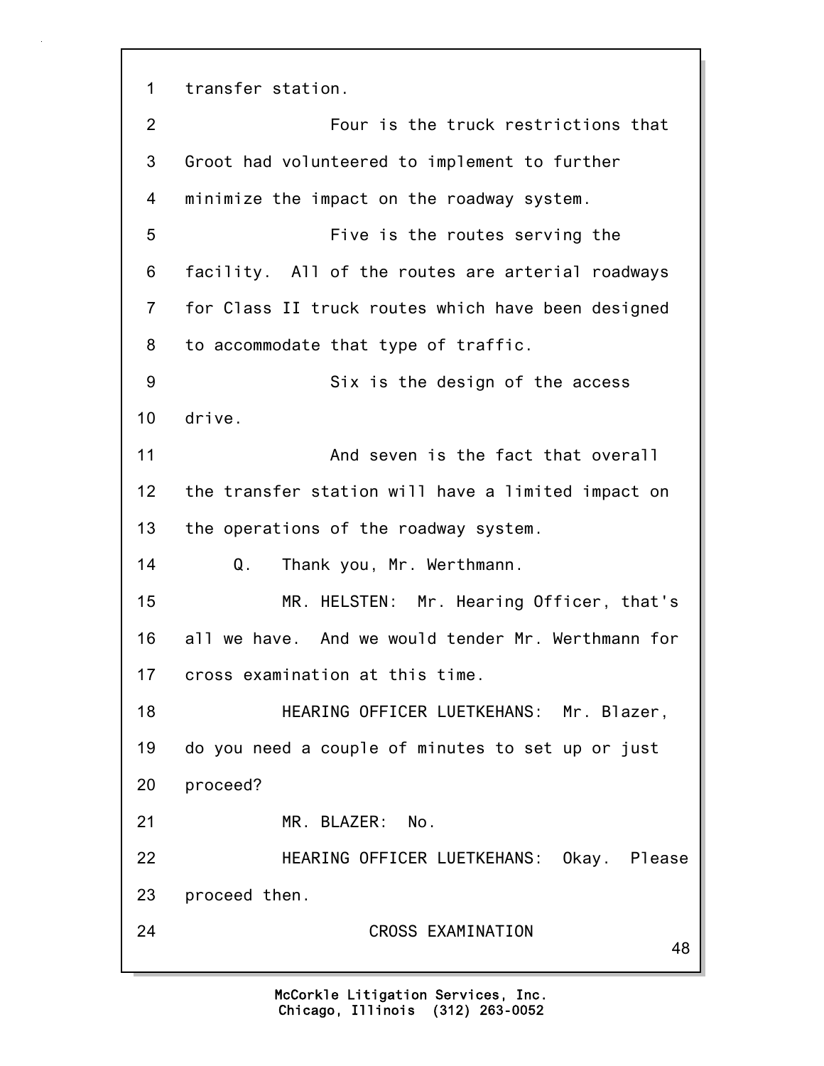1 transfer station.

2 Four is the truck restrictions that

3 Groot had volunteered to implement to further

4 minimize the impact on the roadway system.

5 Five is the routes serving the

6 facility. All of the routes are arterial roadways

7 for Class II truck routes which have been designed

8 to accommodate that type of traffic.

9 Six is the design of the access

10 drive.

11 And seven is the fact that overall

12 the transfer station will have a limited impact on

13 the operations of the roadway system.

14 Q. Thank you, Mr. Werthmann.

15 MR. HELSTEN: Mr. Hearing Officer, that's

16 all we have. And we would tender Mr. Werthmann for

17 cross examination at this time.

18 HEARING OFFICER LUETKEHANS: Mr. Blazer,

19 do you need a couple of minutes to set up or just

20 proceed?

21 MR. BLAZER: No.

22 HEARING OFFICER LUETKEHANS: Okay. Please

23 proceed then.

24 CROSS EXAMINATION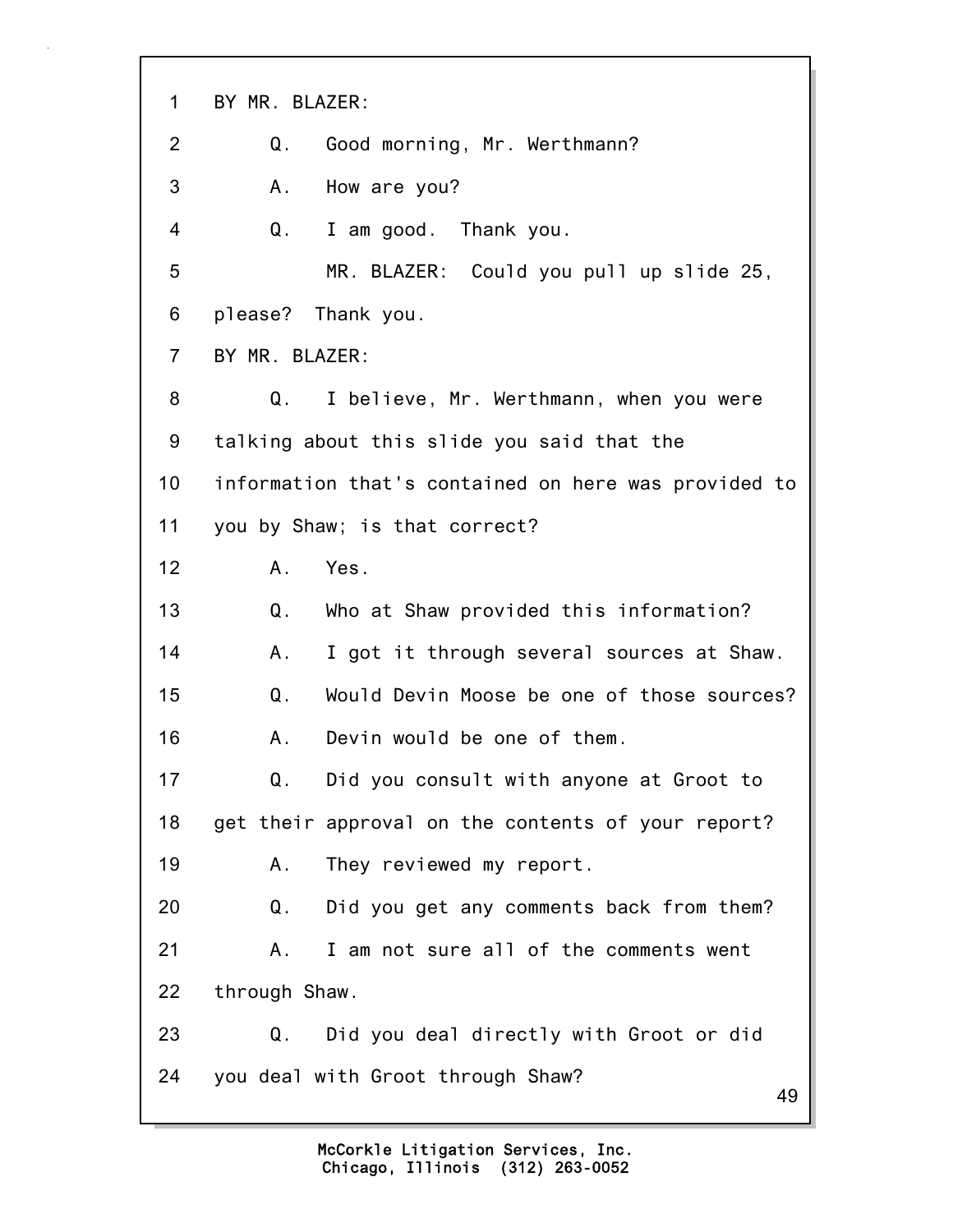1 BY MR. BLAZER:

2 Q. Good morning, Mr. Werthmann?

3 A. How are you?

4 Q. I am good. Thank you.

5 MR. BLAZER: Could you pull up slide 25,

6 please? Thank you.

7 BY MR. BLAZER:

8 Q. I believe, Mr. Werthmann, when you were

9 talking about this slide you said that the

10 information that's contained on here was provided to

11 you by Shaw; is that correct?

12 A. Yes.

13 Q. Who at Shaw provided this information?

14 A. I got it through several sources at Shaw.

15 Q. Would Devin Moose be one of those sources?

16 A. Devin would be one of them.

17 Q. Did you consult with anyone at Groot to

18 get their approval on the contents of your report?

19 A. They reviewed my report.

20 Q. Did you get any comments back from them?

21 A. I am not sure all of the comments went

22 through Shaw.

23 Q. Did you deal directly with Groot or did

24 you deal with Groot through Shaw?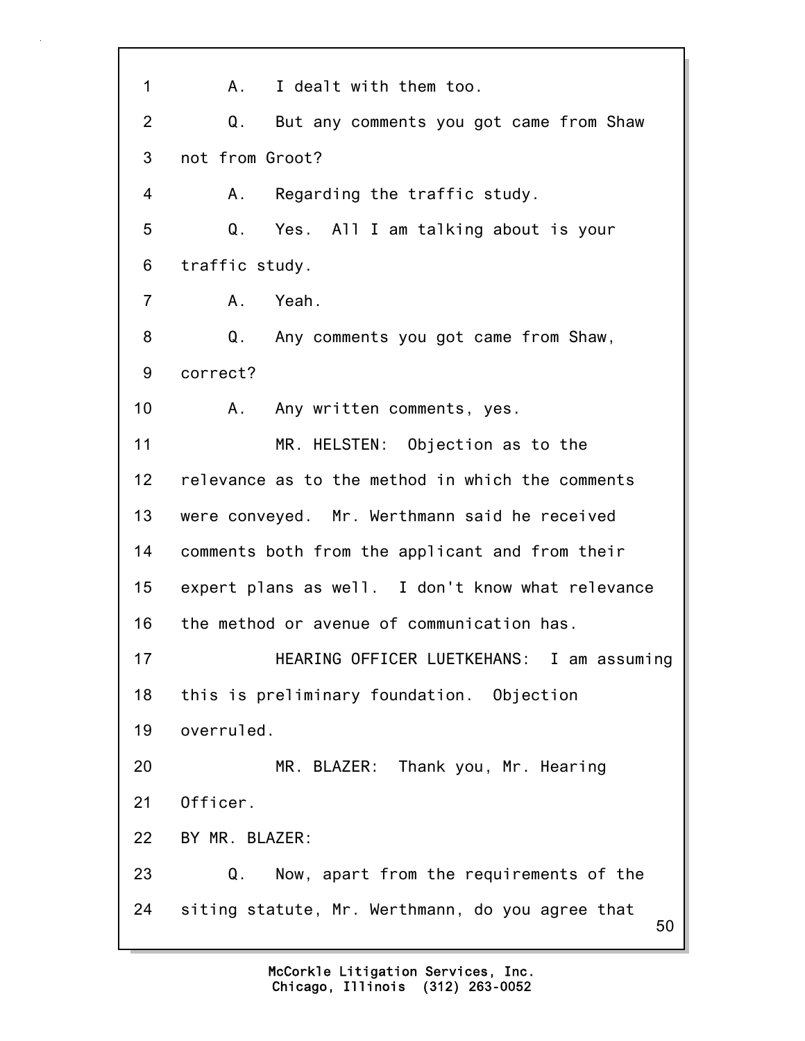A. I dealt with them too.

Q. But any comments you got came from Shaw not from Groot?

A. Regarding the traffic study.

Q. Yes. All I am talking about is your traffic study.

A. Yeah.

Q. Any comments you got came from Shaw, correct?

A. Any written comments, yes.

MR. HELSTEN: Objection as to the relevance as to the method in which the comments were conveyed. Mr. Werthmann said he received comments both from the applicant and from their expert plans as well. I don't know what relevance the method or avenue of communication has.

HEARING OFFICER LUETKEHANS: I am assuming this is preliminary foundation. Objection overruled.

MR. BLAZER: Thank you, Mr. Hearing Officer.

BY MR. BLAZER:

Q. Now, apart from the requirements of the siting statute, Mr. Werthmann, do you agree that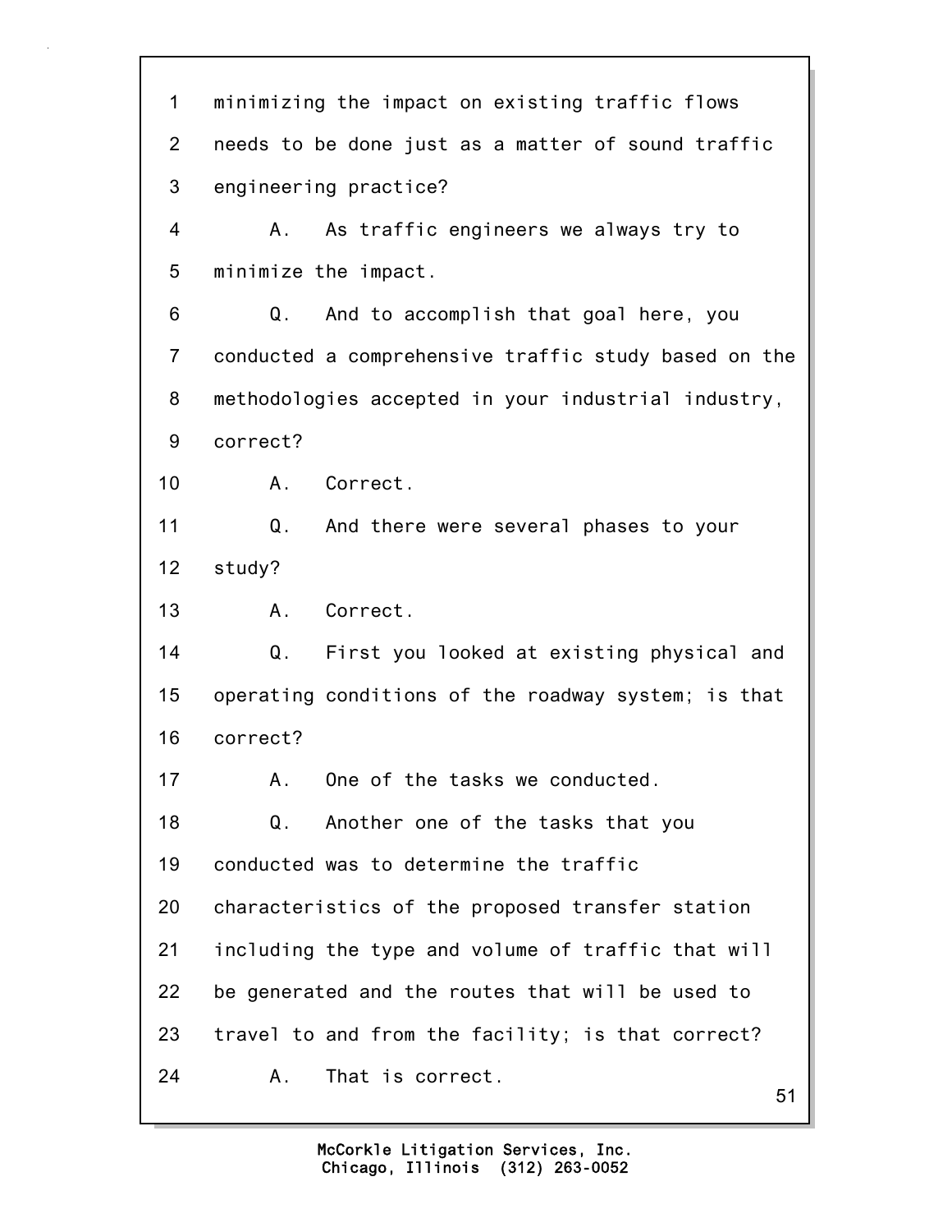1 minimizing the impact on existing traffic flows
2 needs to be done just as a matter of sound traffic
3 engineering practice?
4 A. As traffic engineers we always try to
5 minimize the impact.
6 Q. And to accomplish that goal here, you
7 conducted a comprehensive traffic study based on the
8 methodologies accepted in your industrial industry,
9 correct?
10 A. Correct.
11 Q. And there were several phases to your
12 study?
13 A. Correct.
14 Q. First you looked at existing physical and
15 operating conditions of the roadway system; is that
16 correct?
17 A. One of the tasks we conducted.
18 Q. Another one of the tasks that you
19 conducted was to determine the traffic
20 characteristics of the proposed transfer station
21 including the type and volume of traffic that will
22 be generated and the routes that will be used to
23 travel to and from the facility; is that correct?
24 A. That is correct.

McCorkle Litigation Services, Inc.
Chicago, Illinois (312) 263-0052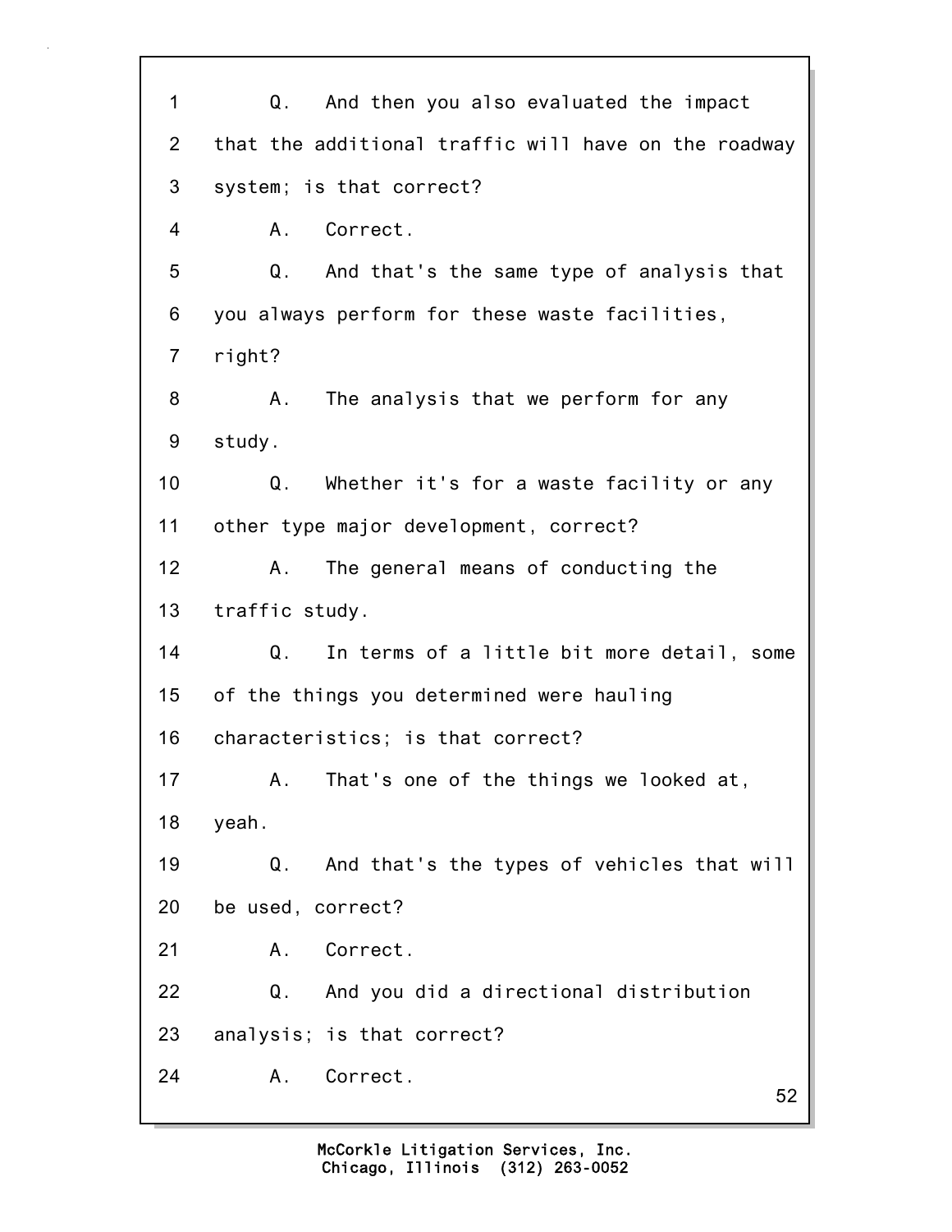1 Q. And then you also evaluated the impact
2 that the additional traffic will have on the roadway
3 system; is that correct?
4 A. Correct.
5 Q. And that's the same type of analysis that
6 you always perform for these waste facilities,
7 right?
8 A. The analysis that we perform for any
9 study.
10 Q. Whether it's for a waste facility or any
11 other type major development, correct?
12 A. The general means of conducting the
13 traffic study.
14 Q. In terms of a little bit more detail, some
15 of the things you determined were hauling
16 characteristics; is that correct?
17 A. That's one of the things we looked at,
18 yeah.
19 Q. And that's the types of vehicles that will
20 be used, correct?
21 A. Correct.
22 Q. And you did a directional distribution
23 analysis; is that correct?
24 A. Correct.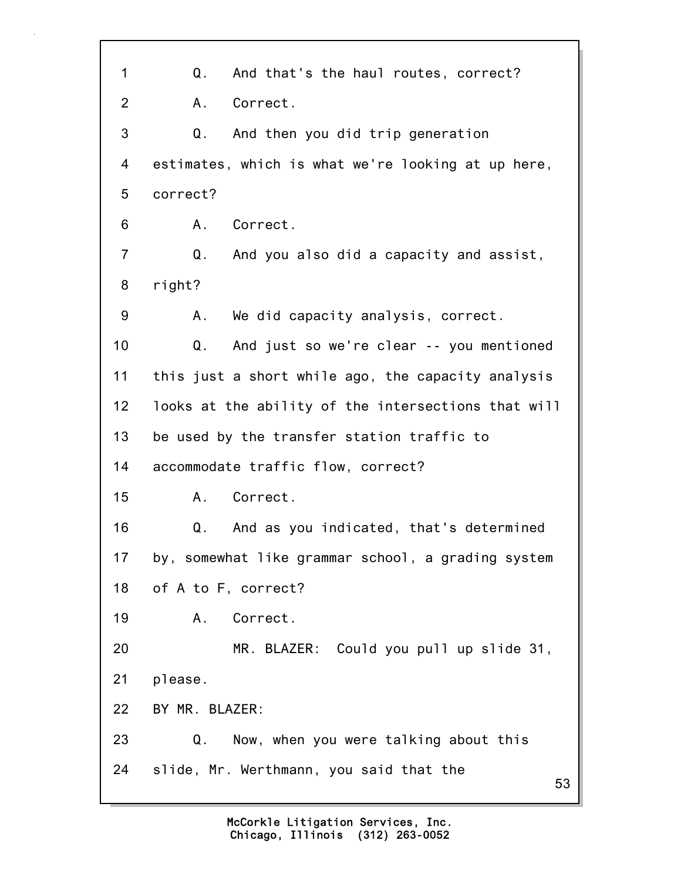1 Q. And that's the haul routes, correct?

2 A. Correct.

3 Q. And then you did trip generation

4 estimates, which is what we're looking at up here,

5 correct?

6 A. Correct.

7 Q. And you also did a capacity and assist,

8 right?

9 A. We did capacity analysis, correct.

10 Q. And just so we're clear -- you mentioned

11 this just a short while ago, the capacity analysis

12 looks at the ability of the intersections that will

13 be used by the transfer station traffic to

14 accommodate traffic flow, correct?

15 A. Correct.

16 Q. And as you indicated, that's determined

17 by, somewhat like grammar school, a grading system

18 of A to F, correct?

19 A. Correct.

20 MR. BLAZER: Could you pull up slide 31,

21 please.

22 BY MR. BLAZER:

23 Q. Now, when you were talking about this

24 slide, Mr. Werthmann, you said that the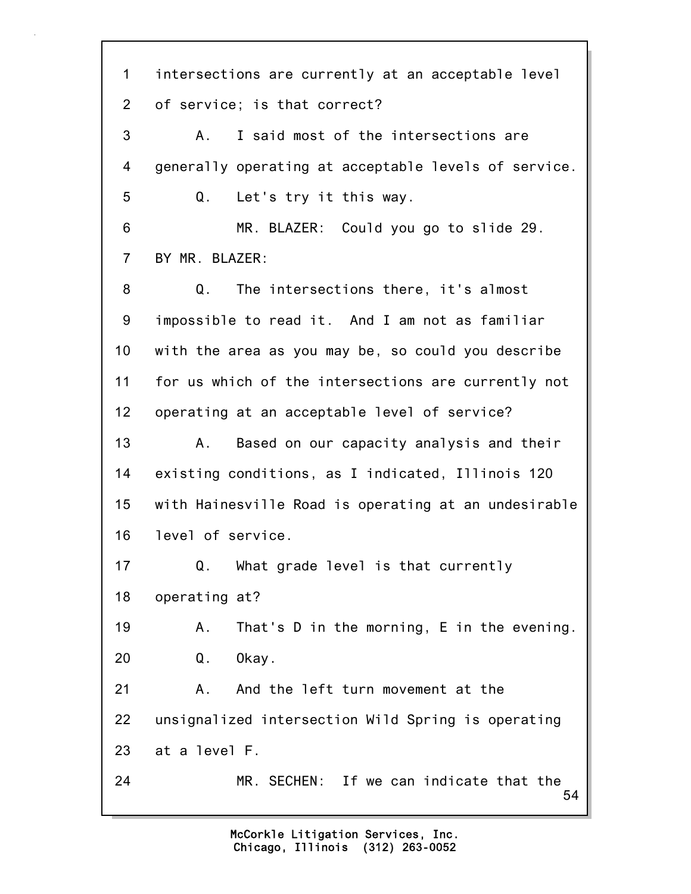1 intersections are currently at an acceptable level
2 of service; is that correct?
3 A. I said most of the intersections are
4 generally operating at acceptable levels of service.
5 Q. Let's try it this way.
6 MR. BLAZER: Could you go to slide 29.
7 BY MR. BLAZER:
8 Q. The intersections there, it's almost
9 impossible to read it. And I am not as familiar
10 with the area as you may be, so could you describe
11 for us which of the intersections are currently not
12 operating at an acceptable level of service?
13 A. Based on our capacity analysis and their
14 existing conditions, as I indicated, Illinois 120
15 with Hainesville Road is operating at an undesirable
16 level of service.
17 Q. What grade level is that currently
18 operating at?
19 A. That's D in the morning, E in the evening.
20 Q. Okay.
21 A. And the left turn movement at the
22 unsignalized intersection Wild Spring is operating
23 at a level F.
24 MR. SECHEN: If we can indicate that the

McCorkle Litigation Services, Inc.
Chicago, Illinois (312) 263-0052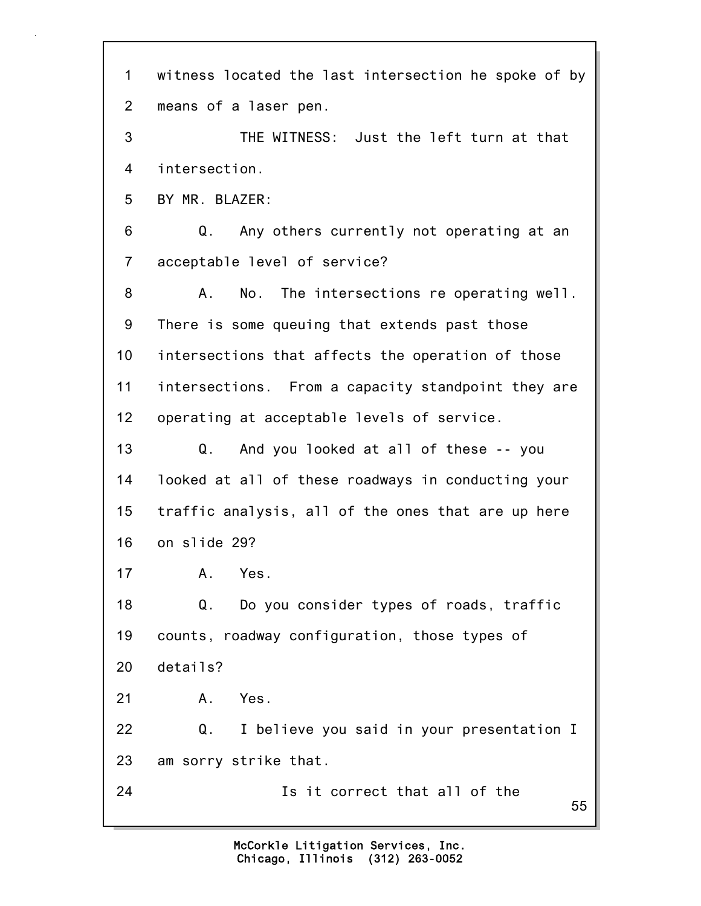1 witness located the last intersection he spoke of by
2 means of a laser pen.
3 THE WITNESS: Just the left turn at that
4 intersection.
5 BY MR. BLAZER:
6 Q. Any others currently not operating at an
7 acceptable level of service?
8 A. No. The intersections re operating well.
9 There is some queuing that extends past those
10 intersections that affects the operation of those
11 intersections. From a capacity standpoint they are
12 operating at acceptable levels of service.
13 Q. And you looked at all of these -- you
14 looked at all of these roadways in conducting your
15 traffic analysis, all of the ones that are up here
16 on slide 29?
17 A. Yes.
18 Q. Do you consider types of roads, traffic
19 counts, roadway configuration, those types of
20 details?
21 A. Yes.
22 Q. I believe you said in your presentation I
23 am sorry strike that.
24 Is it correct that all of the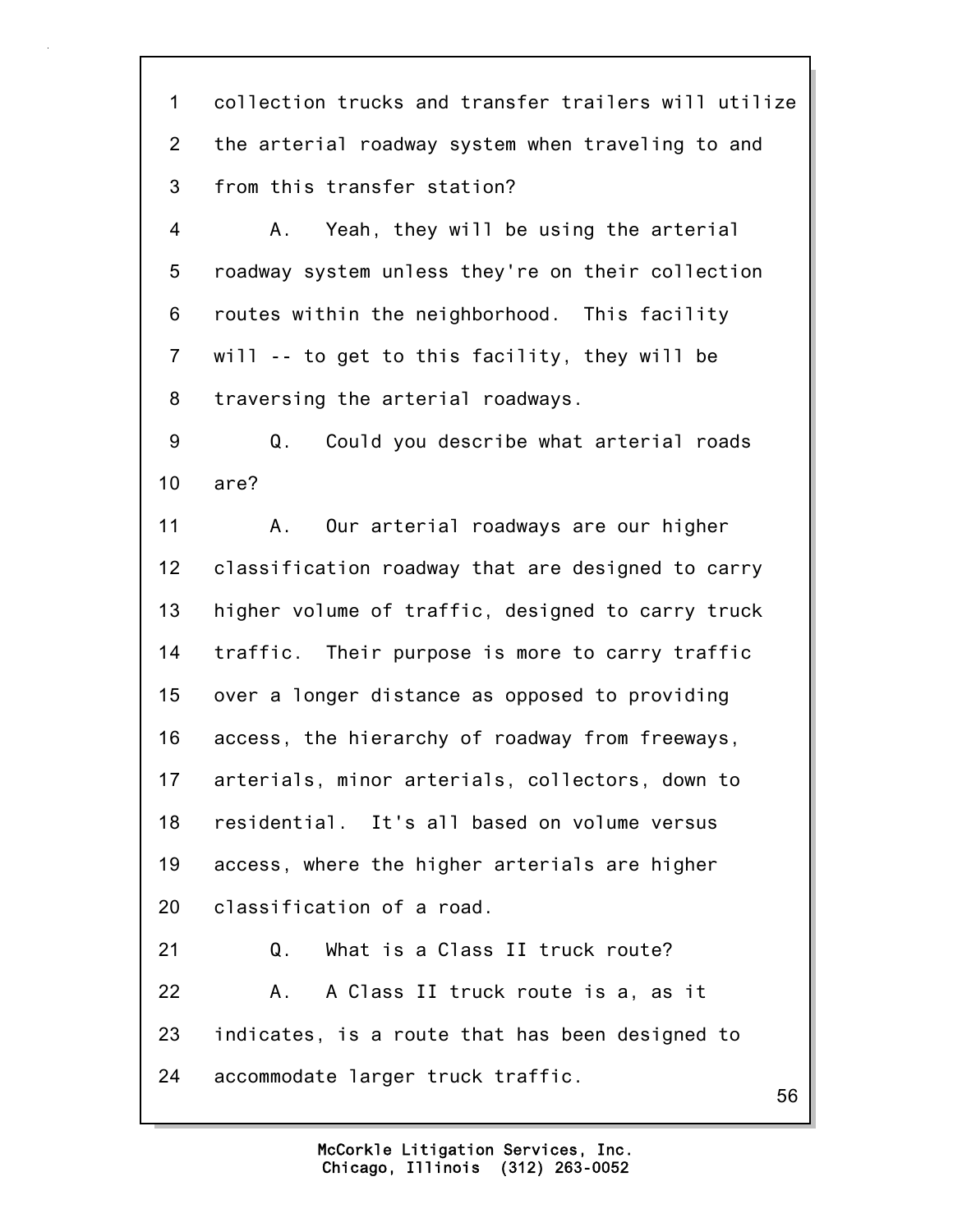1 collection trucks and transfer trailers will utilize
2 the arterial roadway system when traveling to and
3 from this transfer station?
4 A. Yeah, they will be using the arterial
5 roadway system unless they're on their collection
6 routes within the neighborhood. This facility
7 will -- to get to this facility, they will be
8 traversing the arterial roadways.
9 Q. Could you describe what arterial roads
10 are?
11 A. Our arterial roadways are our higher
12 classification roadway that are designed to carry
13 higher volume of traffic, designed to carry truck
14 traffic. Their purpose is more to carry traffic
15 over a longer distance as opposed to providing
16 access, the hierarchy of roadway from freeways,
17 arterials, minor arterials, collectors, down to
18 residential. It's all based on volume versus
19 access, where the higher arterials are higher
20 classification of a road.
21 Q. What is a Class II truck route?
22 A. A Class II truck route is a, as it
23 indicates, is a route that has been designed to
24 accommodate larger truck traffic.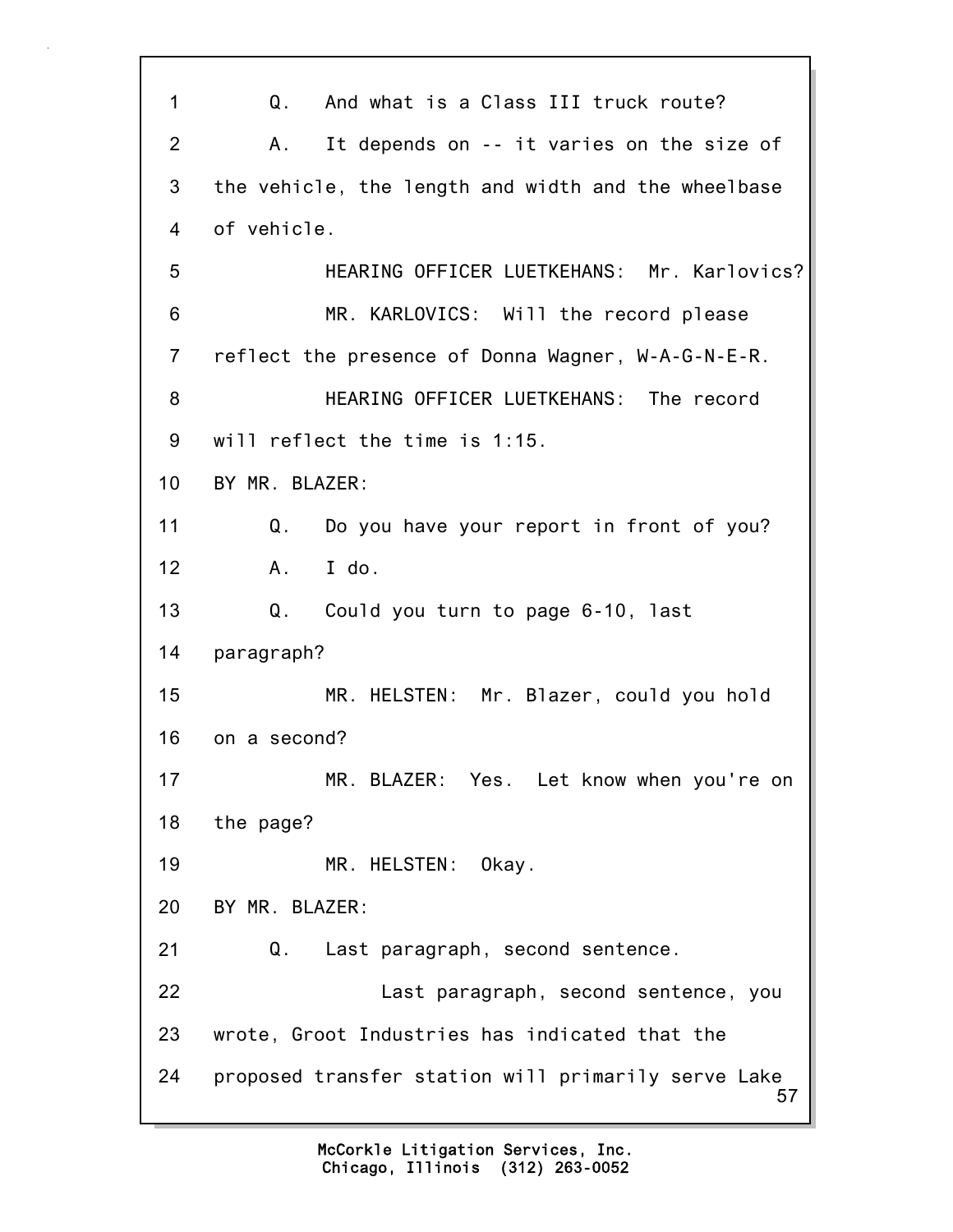1 Q. And what is a Class III truck route?

2 A. It depends on -- it varies on the size of

3 the vehicle, the length and width and the wheelbase

4 of vehicle.

5 HEARING OFFICER LUETKEHANS: Mr. Karlovics?

6 MR. KARLOVICS: Will the record please

7 reflect the presence of Donna Wagner, W-A-G-N-E-R.

8 HEARING OFFICER LUETKEHANS: The record

9 will reflect the time is 1:15.

10 BY MR. BLAZER:

11 Q. Do you have your report in front of you?

12 A. I do.

13 Q. Could you turn to page 6-10, last

14 paragraph?

15 MR. HELSTEN: Mr. Blazer, could you hold

16 on a second?

17 MR. BLAZER: Yes. Let know when you're on

18 the page?

19 MR. HELSTEN: Okay.

20 BY MR. BLAZER:

21 Q. Last paragraph, second sentence.

22 Last paragraph, second sentence, you

23 wrote, Groot Industries has indicated that the

24 proposed transfer station will primarily serve Lake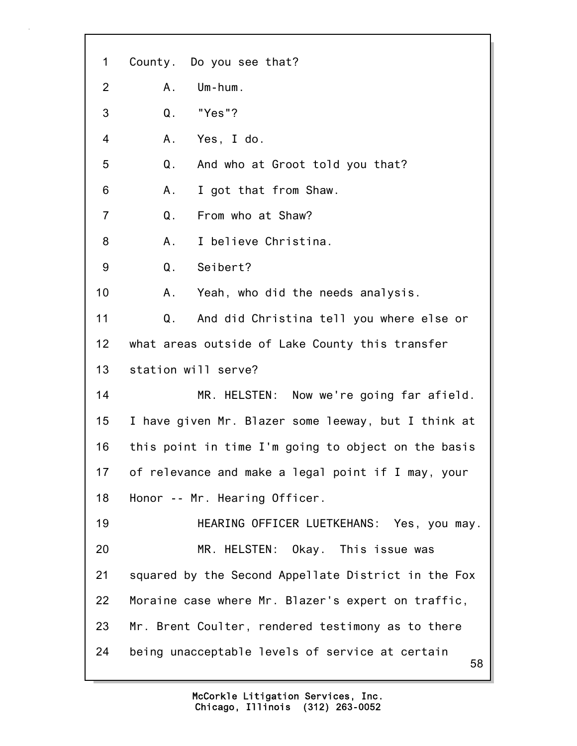1 County. Do you see that?

2 A. Um-hum.

3 Q. "Yes"?

4 A. Yes, I do.

5 Q. And who at Groot told you that?

6 A. I got that from Shaw.

7 Q. From who at Shaw?

8 A. I believe Christina.

9 Q. Seibert?

10 A. Yeah, who did the needs analysis.

11 Q. And did Christina tell you where else or

12 what areas outside of Lake County this transfer

13 station will serve?

14 MR. HELSTEN: Now we're going far afield.

15 I have given Mr. Blazer some leeway, but I think at

16 this point in time I'm going to object on the basis

17 of relevance and make a legal point if I may, your

18 Honor -- Mr. Hearing Officer.

19 HEARING OFFICER LUETKEHANS: Yes, you may.

20 MR. HELSTEN: Okay. This issue was

21 squared by the Second Appellate District in the Fox

22 Moraine case where Mr. Blazer's expert on traffic,

23 Mr. Brent Coulter, rendered testimony as to there

24 being unacceptable levels of service at certain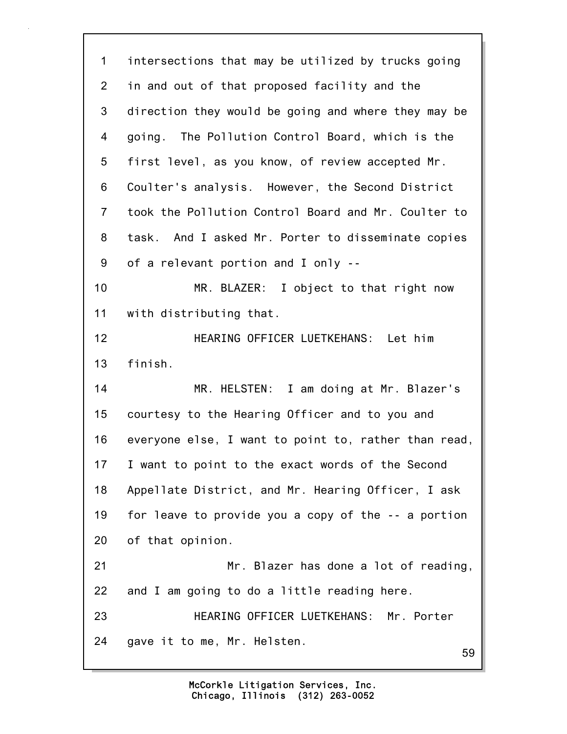1 intersections that may be utilized by trucks going
2 in and out of that proposed facility and the
3 direction they would be going and where they may be
4 going. The Pollution Control Board, which is the
5 first level, as you know, of review accepted Mr.
6 Coulter's analysis. However, the Second District
7 took the Pollution Control Board and Mr. Coulter to
8 task. And I asked Mr. Porter to disseminate copies
9 of a relevant portion and I only --
10 MR. BLAZER: I object to that right now
11 with distributing that.
12 HEARING OFFICER LUETKEHANS: Let him
13 finish.
14 MR. HELSTEN: I am doing at Mr. Blazer's
15 courtesy to the Hearing Officer and to you and
16 everyone else, I want to point to, rather than read,
17 I want to point to the exact words of the Second
18 Appellate District, and Mr. Hearing Officer, I ask
19 for leave to provide you a copy of the -- a portion
20 of that opinion.
21 Mr. Blazer has done a lot of reading,
22 and I am going to do a little reading here.
23 HEARING OFFICER LUETKEHANS: Mr. Porter
24 gave it to me, Mr. Helsten.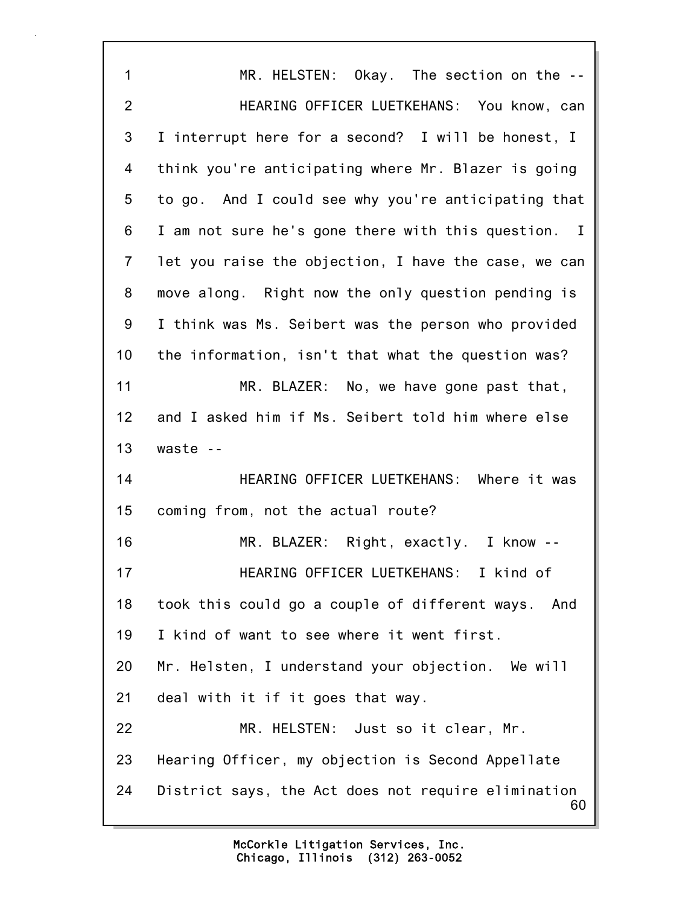1 MR. HELSTEN: Okay. The section on the --

2 HEARING OFFICER LUETKEHANS: You know, can

3 I interrupt here for a second? I will be honest, I

4 think you're anticipating where Mr. Blazer is going

5 to go. And I could see why you're anticipating that

6 I am not sure he's gone there with this question. I

7 let you raise the objection, I have the case, we can

8 move along. Right now the only question pending is

9 I think was Ms. Seibert was the person who provided

10 the information, isn't that what the question was?

11 MR. BLAZER: No, we have gone past that,

12 and I asked him if Ms. Seibert told him where else

13 waste --

14 HEARING OFFICER LUETKEHANS: Where it was

15 coming from, not the actual route?

16 MR. BLAZER: Right, exactly. I know --

17 HEARING OFFICER LUETKEHANS: I kind of

18 took this could go a couple of different ways. And

19 I kind of want to see where it went first.

20 Mr. Helsten, I understand your objection. We will

21 deal with it if it goes that way.

22 MR. HELSTEN: Just so it clear, Mr.

23 Hearing Officer, my objection is Second Appellate

24 District says, the Act does not require elimination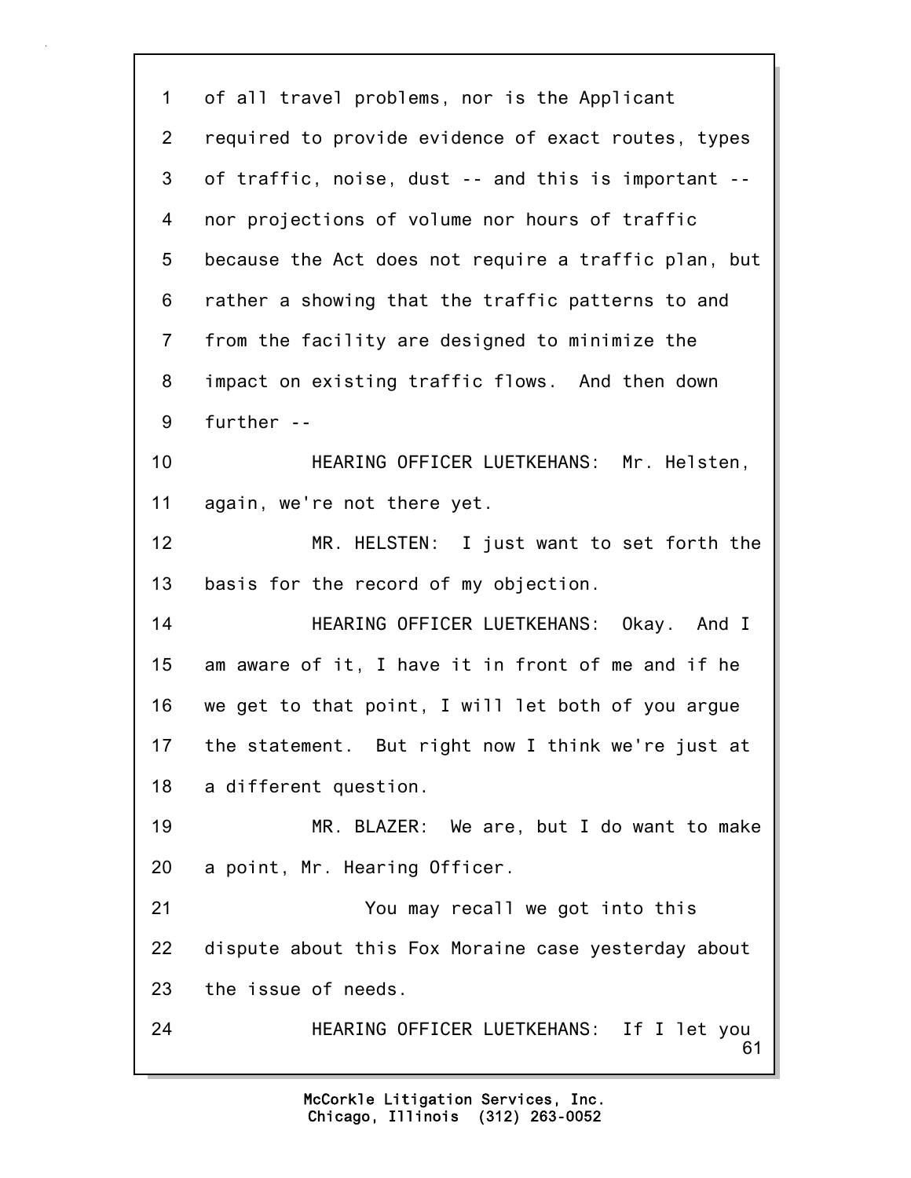1 of all travel problems, nor is the Applicant
2 required to provide evidence of exact routes, types
3 of traffic, noise, dust -- and this is important --
4 nor projections of volume nor hours of traffic
5 because the Act does not require a traffic plan, but
6 rather a showing that the traffic patterns to and
7 from the facility are designed to minimize the
8 impact on existing traffic flows. And then down
9 further --
10 HEARING OFFICER LUETKEHANS: Mr. Helsten,
11 again, we're not there yet.
12 MR. HELSTEN: I just want to set forth the
13 basis for the record of my objection.
14 HEARING OFFICER LUETKEHANS: Okay. And I
15 am aware of it, I have it in front of me and if he
16 we get to that point, I will let both of you argue
17 the statement. But right now I think we're just at
18 a different question.
19 MR. BLAZER: We are, but I do want to make
20 a point, Mr. Hearing Officer.
21 You may recall we got into this
22 dispute about this Fox Moraine case yesterday about
23 the issue of needs.
24 HEARING OFFICER LUETKEHANS: If I let you

McCorkle Litigation Services, Inc.
Chicago, Illinois (312) 263-0052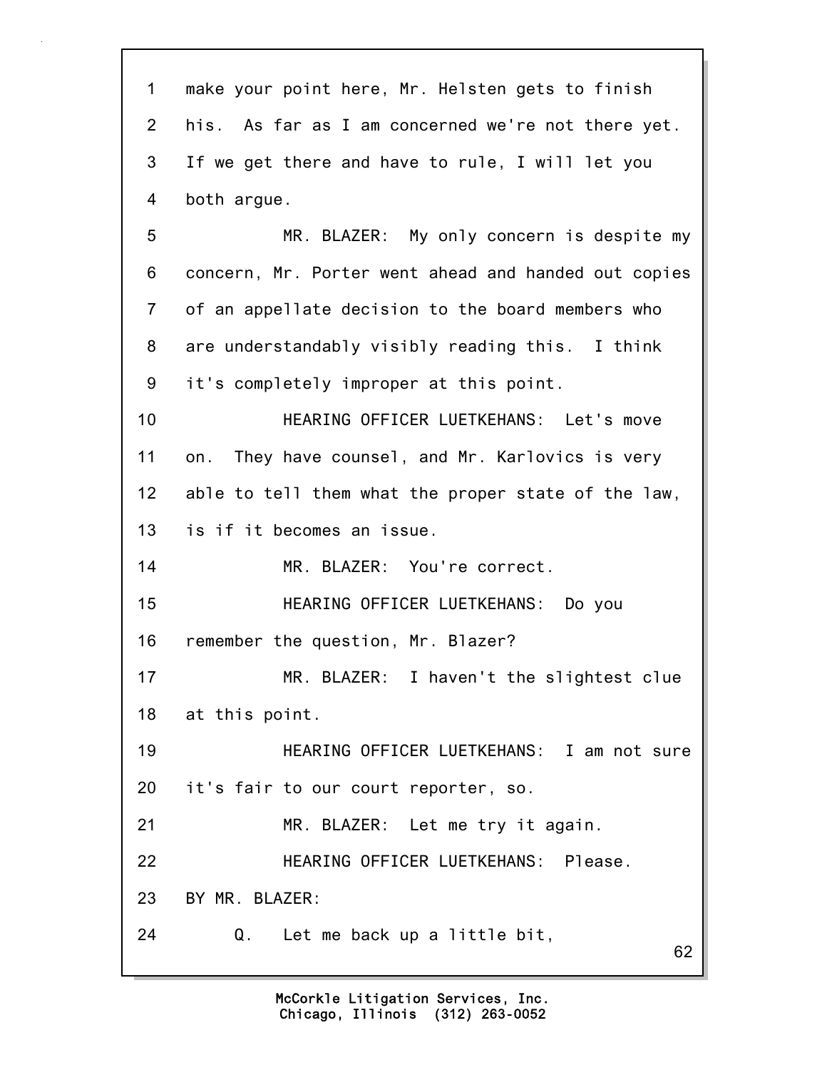1 make your point here, Mr. Helsten gets to finish
2 his. As far as I am concerned we're not there yet.
3 If we get there and have to rule, I will let you
4 both argue.

5 MR. BLAZER: My only concern is despite my
6 concern, Mr. Porter went ahead and handed out copies
7 of an appellate decision to the board members who
8 are understandably visibly reading this. I think
9 it's completely improper at this point.

10 HEARING OFFICER LUETKEHANS: Let's move
11 on. They have counsel, and Mr. Karlovics is very
12 able to tell them what the proper state of the law,
13 is if it becomes an issue.

14 MR. BLAZER: You're correct.

15 HEARING OFFICER LUETKEHANS: Do you
16 remember the question, Mr. Blazer?

17 MR. BLAZER: I haven't the slightest clue
18 at this point.

19 HEARING OFFICER LUETKEHANS: I am not sure
20 it's fair to our court reporter, so.

21 MR. BLAZER: Let me try it again.

22 HEARING OFFICER LUETKEHANS: Please.

23 BY MR. BLAZER:

24 Q. Let me back up a little bit,

McCorkle Litigation Services, Inc.
Chicago, Illinois (312) 263-0052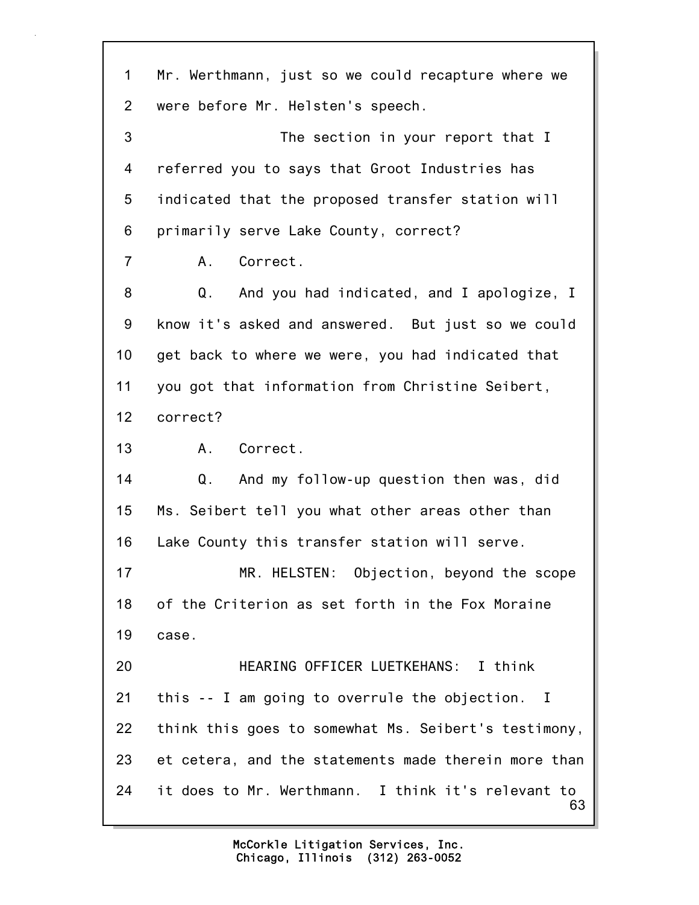1 Mr. Werthmann, just so we could recapture where we
2 were before Mr. Helsten's speech.
3 The section in your report that I
4 referred you to says that Groot Industries has
5 indicated that the proposed transfer station will
6 primarily serve Lake County, correct?
7 A. Correct.
8 Q. And you had indicated, and I apologize, I
9 know it's asked and answered. But just so we could
10 get back to where we were, you had indicated that
11 you got that information from Christine Seibert,
12 correct?
13 A. Correct.
14 Q. And my follow-up question then was, did
15 Ms. Seibert tell you what other areas other than
16 Lake County this transfer station will serve.
17 MR. HELSTEN: Objection, beyond the scope
18 of the Criterion as set forth in the Fox Moraine
19 case.
20 HEARING OFFICER LUETKEHANS: I think
21 this -- I am going to overrule the objection. I
22 think this goes to somewhat Ms. Seibert's testimony,
23 et cetera, and the statements made therein more than
24 it does to Mr. Werthmann. I think it's relevant to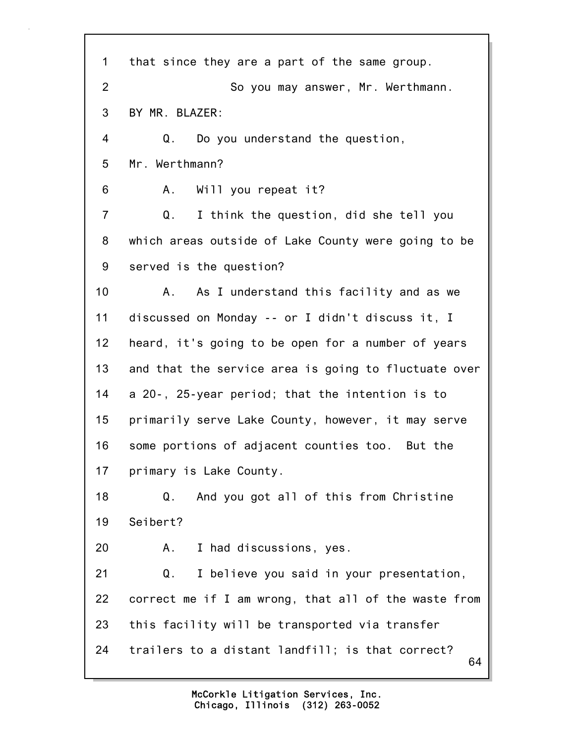1 that since they are a part of the same group.

2 So you may answer, Mr. Werthmann.

3 BY MR. BLAZER:

4 Q. Do you understand the question,

5 Mr. Werthmann?

6 A. Will you repeat it?

7 Q. I think the question, did she tell you

8 which areas outside of Lake County were going to be

9 served is the question?

10 A. As I understand this facility and as we

11 discussed on Monday -- or I didn't discuss it, I

12 heard, it's going to be open for a number of years

13 and that the service area is going to fluctuate over

14 a 20-, 25-year period; that the intention is to

15 primarily serve Lake County, however, it may serve

16 some portions of adjacent counties too. But the

17 primary is Lake County.

18 Q. And you got all of this from Christine

19 Seibert?

20 A. I had discussions, yes.

21 Q. I believe you said in your presentation,

22 correct me if I am wrong, that all of the waste from

23 this facility will be transported via transfer

24 trailers to a distant landfill; is that correct?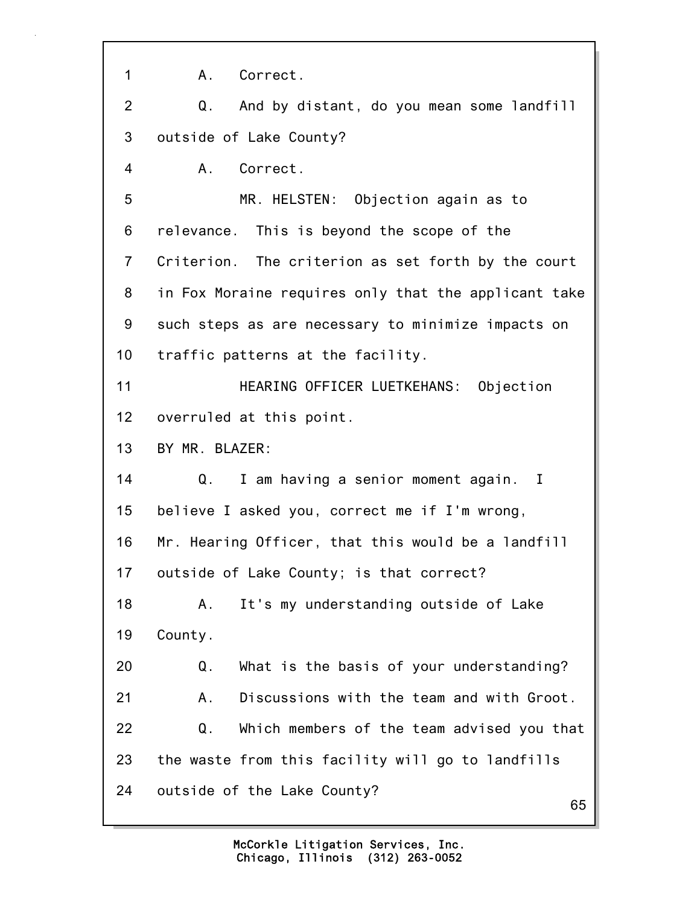1 A. Correct.

2 Q. And by distant, do you mean some landfill

3 outside of Lake County?

4 A. Correct.

5 MR. HELSTEN: Objection again as to

6 relevance. This is beyond the scope of the

7 Criterion. The criterion as set forth by the court

8 in Fox Moraine requires only that the applicant take

9 such steps as are necessary to minimize impacts on

10 traffic patterns at the facility.

11 HEARING OFFICER LUETKEHANS: Objection

12 overruled at this point.

13 BY MR. BLAZER:

14 Q. I am having a senior moment again. I

15 believe I asked you, correct me if I'm wrong,

16 Mr. Hearing Officer, that this would be a landfill

17 outside of Lake County; is that correct?

18 A. It's my understanding outside of Lake

19 County.

20 Q. What is the basis of your understanding?

21 A. Discussions with the team and with Groot.

22 Q. Which members of the team advised you that

23 the waste from this facility will go to landfills

24 outside of the Lake County?

McCorkle Litigation Services, Inc.
Chicago, Illinois (312) 263-0052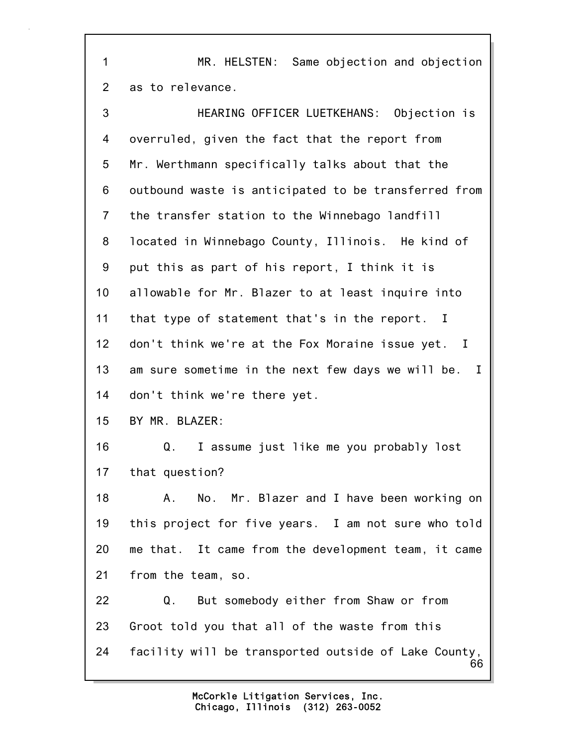1 MR. HELSTEN: Same objection and objection
2 as to relevance.
3 HEARING OFFICER LUETKEHANS: Objection is
4 overruled, given the fact that the report from
5 Mr. Werthmann specifically talks about that the
6 outbound waste is anticipated to be transferred from
7 the transfer station to the Winnebago landfill
8 located in Winnebago County, Illinois. He kind of
9 put this as part of his report, I think it is
10 allowable for Mr. Blazer to at least inquire into
11 that type of statement that's in the report. I
12 don't think we're at the Fox Moraine issue yet. I
13 am sure sometime in the next few days we will be. I
14 don't think we're there yet.
15 BY MR. BLAZER:
16 Q. I assume just like me you probably lost
17 that question?
18 A. No. Mr. Blazer and I have been working on
19 this project for five years. I am not sure who told
20 me that. It came from the development team, it came
21 from the team, so.
22 Q. But somebody either from Shaw or from
23 Groot told you that all of the waste from this
24 facility will be transported outside of Lake County,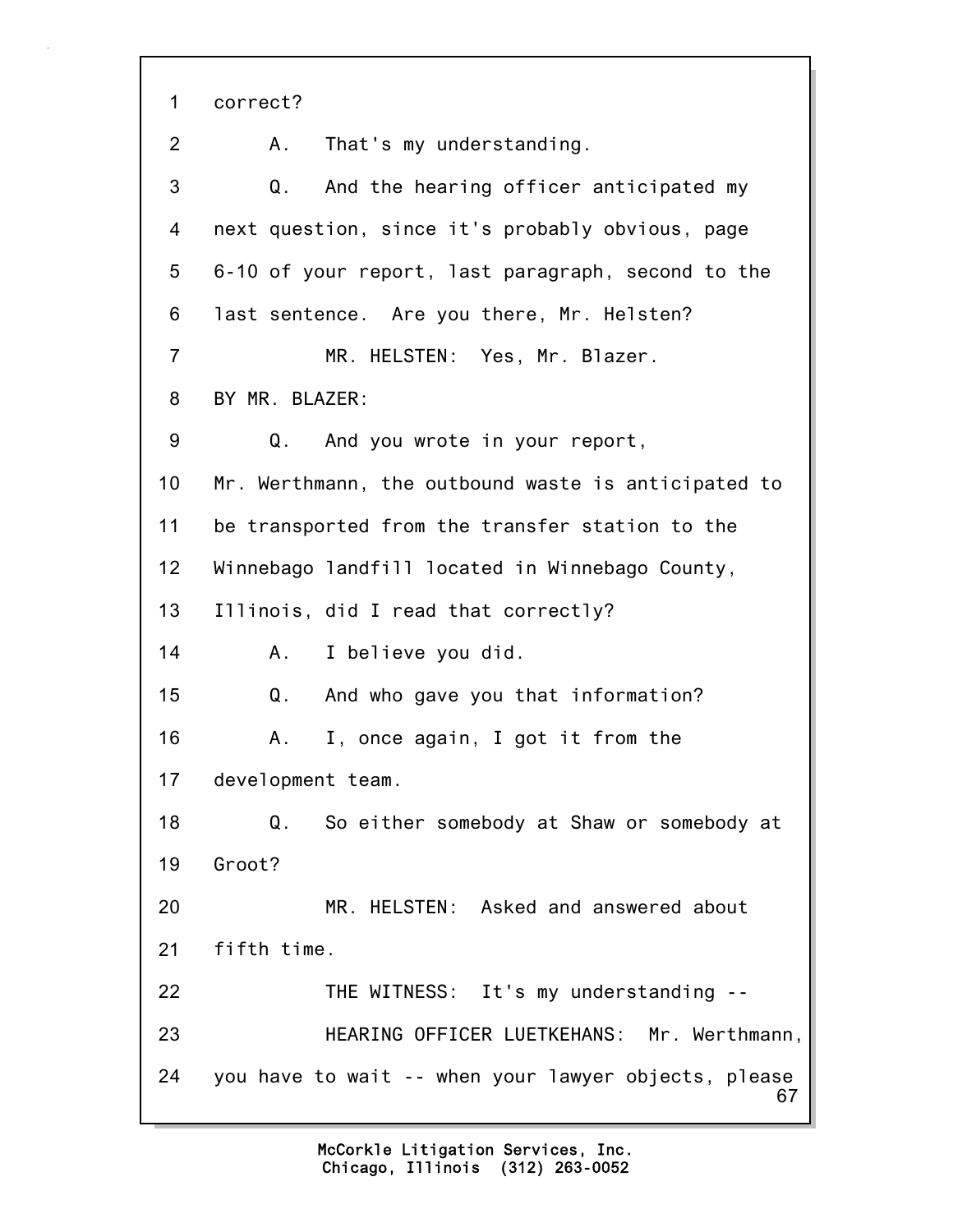1 correct?

2 A. That's my understanding.

3 Q. And the hearing officer anticipated my

4 next question, since it's probably obvious, page

5 6-10 of your report, last paragraph, second to the

6 last sentence. Are you there, Mr. Helsten?

7 MR. HELSTEN: Yes, Mr. Blazer.

8 BY MR. BLAZER:

9 Q. And you wrote in your report,

10 Mr. Werthmann, the outbound waste is anticipated to

11 be transported from the transfer station to the

12 Winnebago landfill located in Winnebago County,

13 Illinois, did I read that correctly?

14 A. I believe you did.

15 Q. And who gave you that information?

16 A. I, once again, I got it from the

17 development team.

18 Q. So either somebody at Shaw or somebody at

19 Groot?

20 MR. HELSTEN: Asked and answered about

21 fifth time.

22 THE WITNESS: It's my understanding --

23 HEARING OFFICER LUETKEHANS: Mr. Werthmann,

24 you have to wait -- when your lawyer objects, please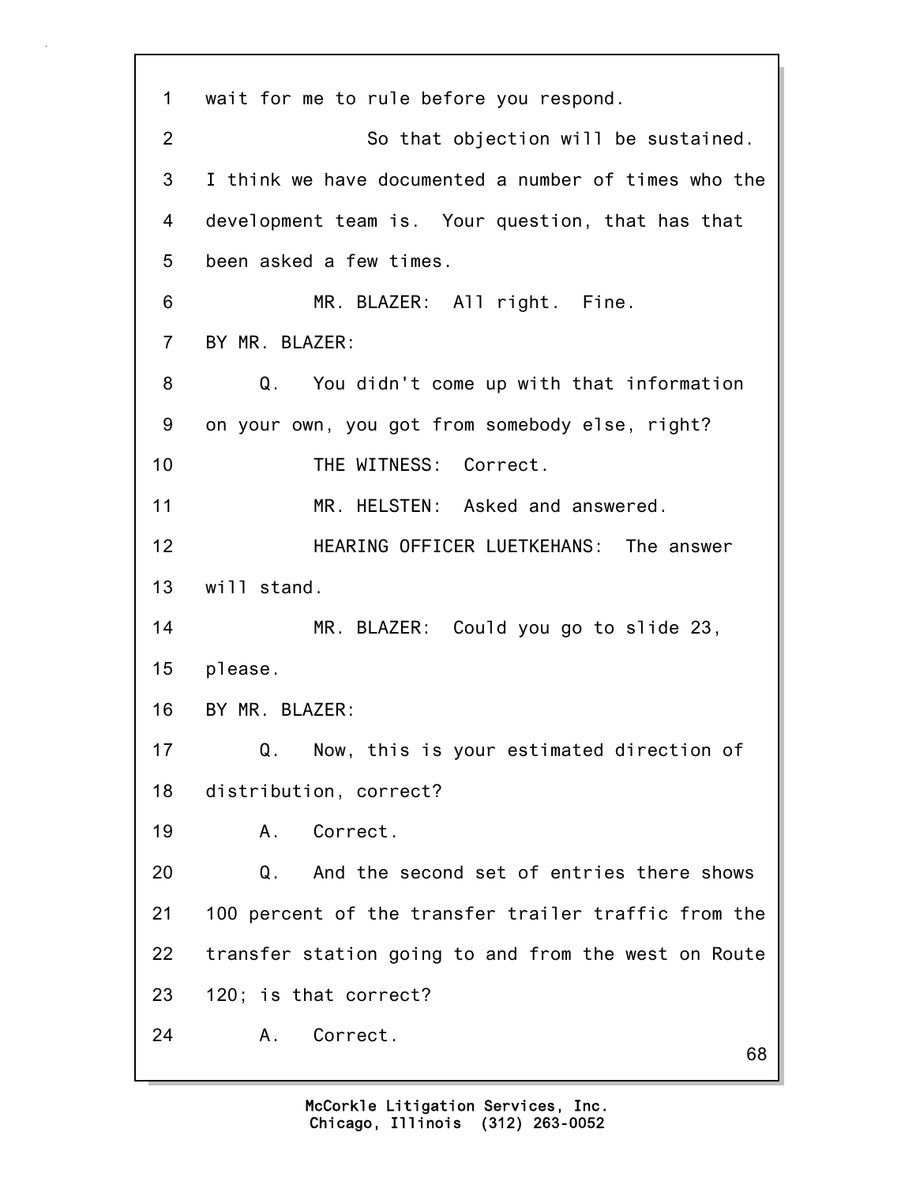1 wait for me to rule before you respond.

2 So that objection will be sustained.

3 I think we have documented a number of times who the

4 development team is. Your question, that has that

5 been asked a few times.

6 MR. BLAZER: All right. Fine.

7 BY MR. BLAZER:

8 Q. You didn't come up with that information

9 on your own, you got from somebody else, right?

10 THE WITNESS: Correct.

11 MR. HELSTEN: Asked and answered.

12 HEARING OFFICER LUETKEHANS: The answer

13 will stand.

14 MR. BLAZER: Could you go to slide 23,

15 please.

16 BY MR. BLAZER:

17 Q. Now, this is your estimated direction of

18 distribution, correct?

19 A. Correct.

20 Q. And the second set of entries there shows

21 100 percent of the transfer trailer traffic from the

22 transfer station going to and from the west on Route

23 120; is that correct?

24 A. Correct.

McCorkle Litigation Services, Inc.
Chicago, Illinois (312) 263-0052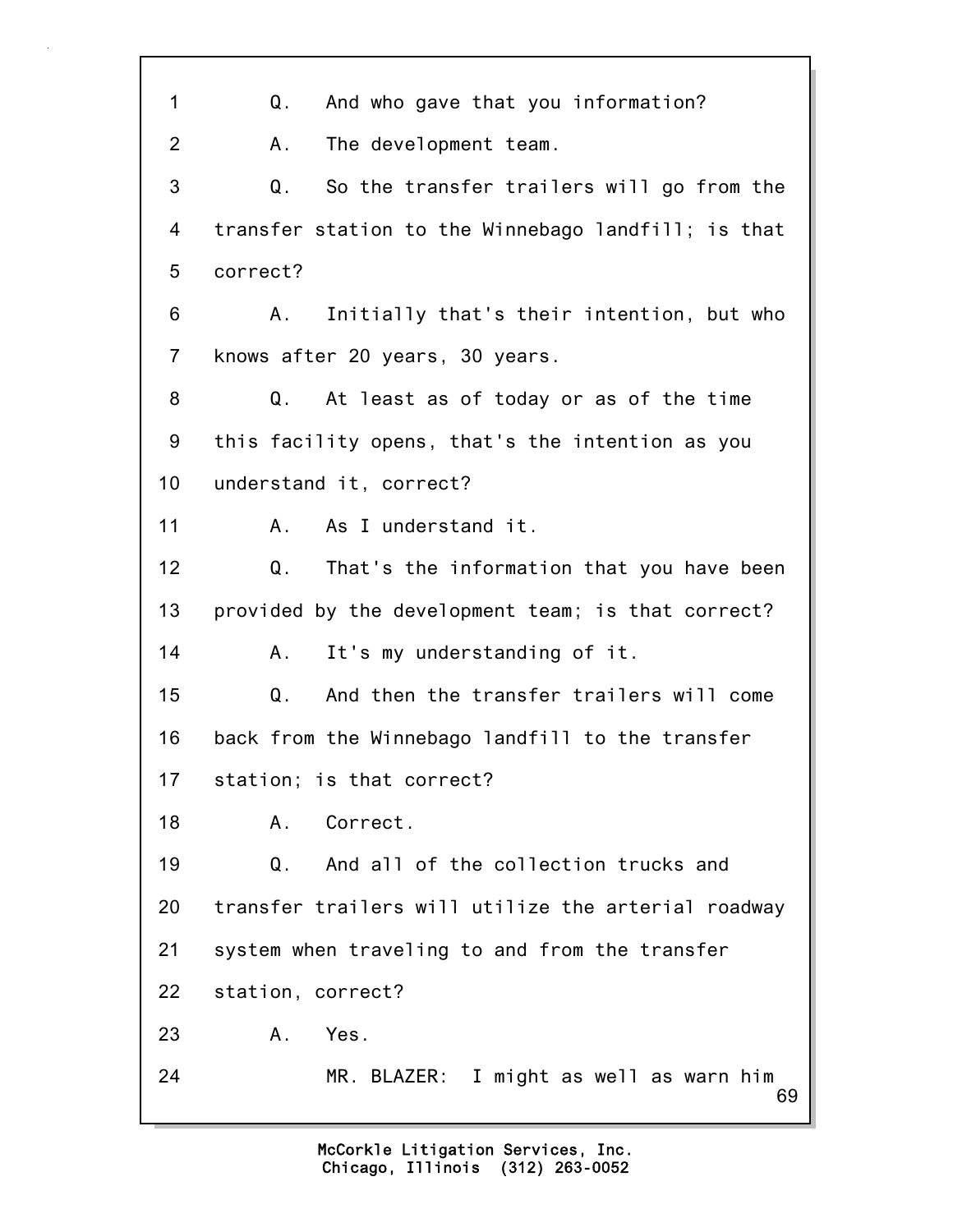1 Q. And who gave that you information?

2 A. The development team.

3 Q. So the transfer trailers will go from the

4 transfer station to the Winnebago landfill; is that

5 correct?

6 A. Initially that's their intention, but who

7 knows after 20 years, 30 years.

8 Q. At least as of today or as of the time

9 this facility opens, that's the intention as you

10 understand it, correct?

11 A. As I understand it.

12 Q. That's the information that you have been

13 provided by the development team; is that correct?

14 A. It's my understanding of it.

15 Q. And then the transfer trailers will come

16 back from the Winnebago landfill to the transfer

17 station; is that correct?

18 A. Correct.

19 Q. And all of the collection trucks and

20 transfer trailers will utilize the arterial roadway

21 system when traveling to and from the transfer

22 station, correct?

23 A. Yes.

24 MR. BLAZER: I might as well as warn him

McCorkle Litigation Services, Inc.
Chicago, Illinois (312) 263-0052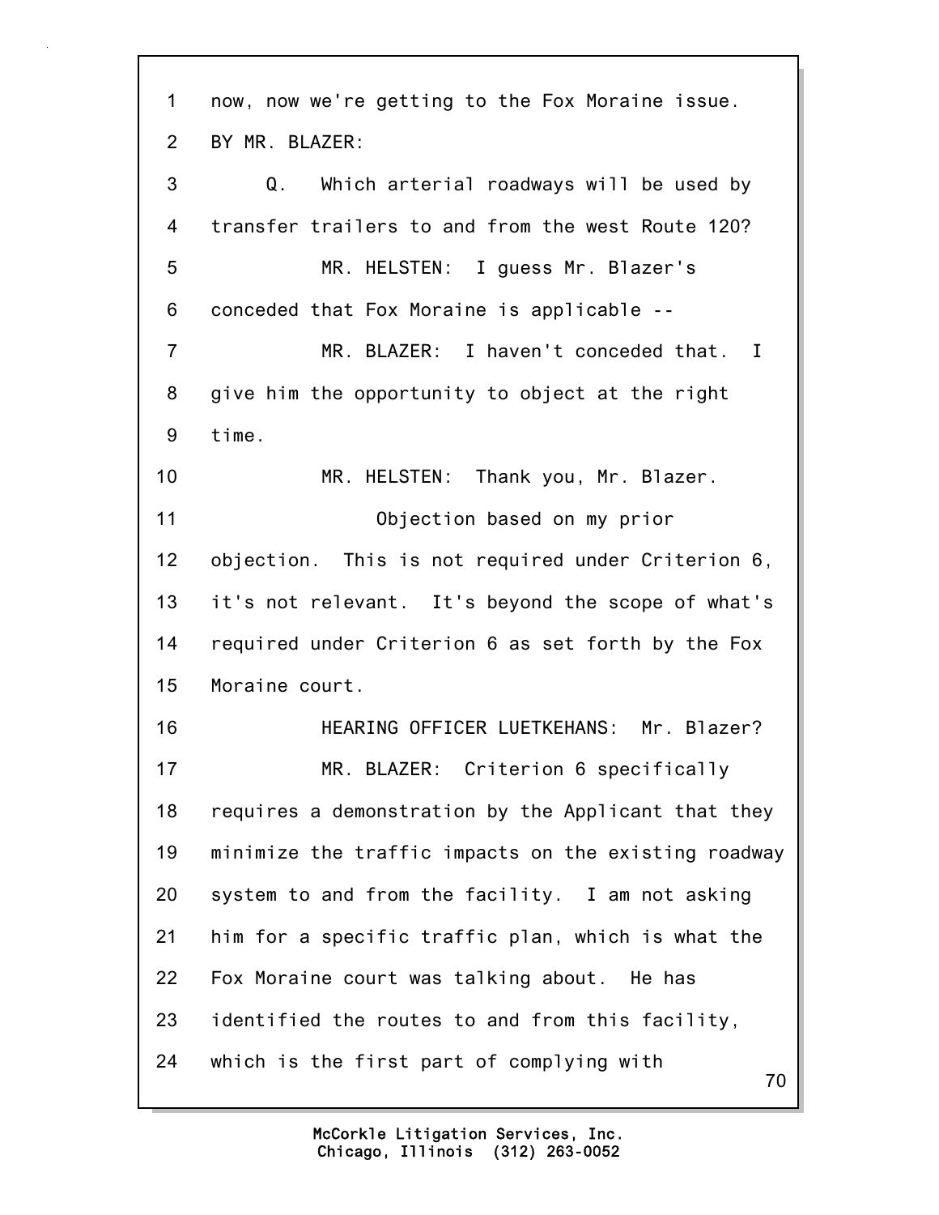1 now, now we're getting to the Fox Moraine issue.

2 BY MR. BLAZER:

3 Q. Which arterial roadways will be used by

4 transfer trailers to and from the west Route 120?

5 MR. HELSTEN: I guess Mr. Blazer's

6 conceded that Fox Moraine is applicable --

7 MR. BLAZER: I haven't conceded that. I

8 give him the opportunity to object at the right

9 time.

10 MR. HELSTEN: Thank you, Mr. Blazer.

11 Objection based on my prior

12 objection. This is not required under Criterion 6,

13 it's not relevant. It's beyond the scope of what's

14 required under Criterion 6 as set forth by the Fox

15 Moraine court.

16 HEARING OFFICER LUETKEHANS: Mr. Blazer?

17 MR. BLAZER: Criterion 6 specifically

18 requires a demonstration by the Applicant that they

19 minimize the traffic impacts on the existing roadway

20 system to and from the facility. I am not asking

21 him for a specific traffic plan, which is what the

22 Fox Moraine court was talking about. He has

23 identified the routes to and from this facility,

24 which is the first part of complying with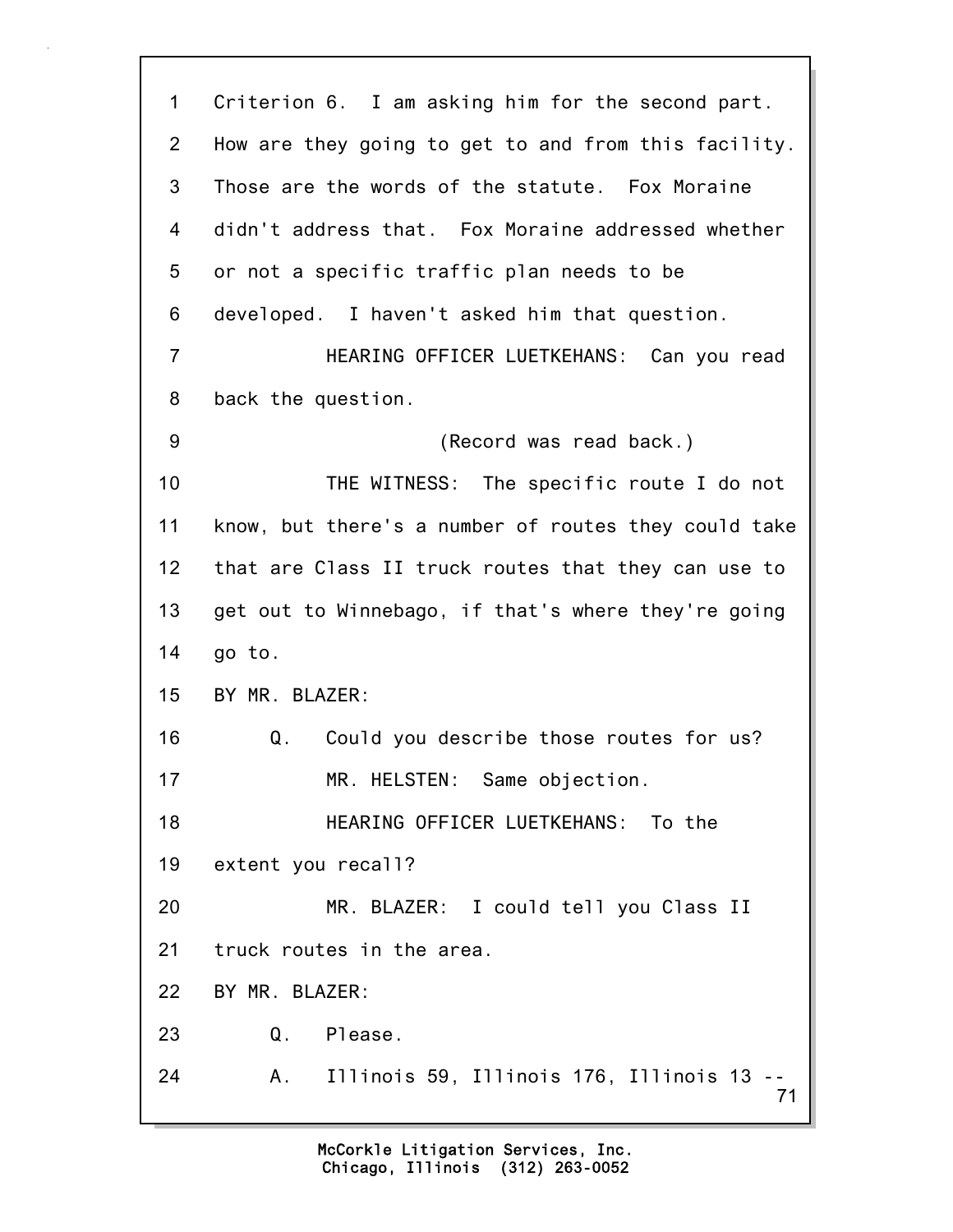1 Criterion 6. I am asking him for the second part.
2 How are they going to get to and from this facility.
3 Those are the words of the statute. Fox Moraine
4 didn't address that. Fox Moraine addressed whether
5 or not a specific traffic plan needs to be
6 developed. I haven't asked him that question.
7 HEARING OFFICER LUETKEHANS: Can you read
8 back the question.
9 (Record was read back.)
10 THE WITNESS: The specific route I do not
11 know, but there's a number of routes they could take
12 that are Class II truck routes that they can use to
13 get out to Winnebago, if that's where they're going
14 go to.
15 BY MR. BLAZER:
16 Q. Could you describe those routes for us?
17 MR. HELSTEN: Same objection.
18 HEARING OFFICER LUETKEHANS: To the
19 extent you recall?
20 MR. BLAZER: I could tell you Class II
21 truck routes in the area.
22 BY MR. BLAZER:
23 Q. Please.
24 A. Illinois 59, Illinois 176, Illinois 13 --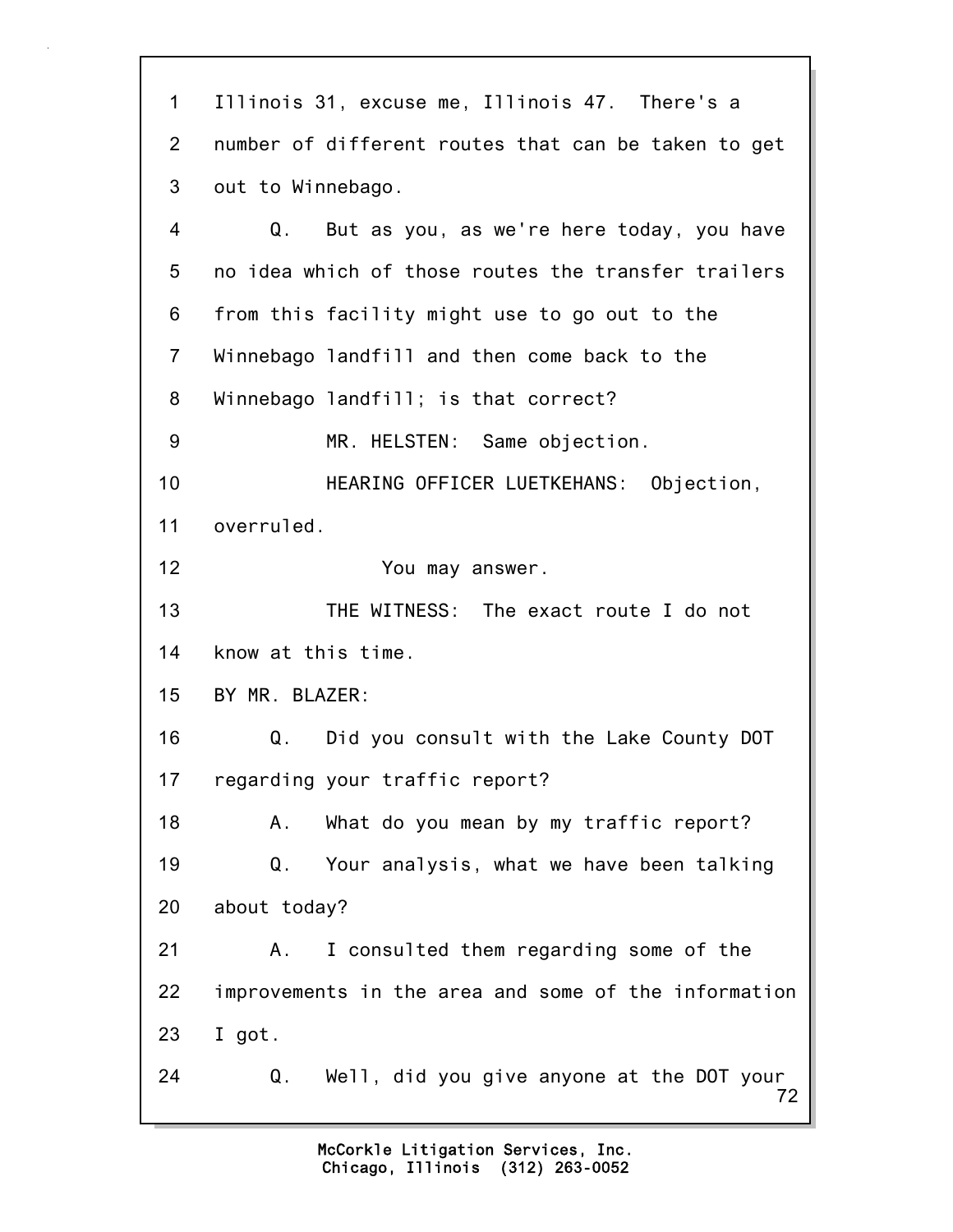1 Illinois 31, excuse me, Illinois 47. There's a
2 number of different routes that can be taken to get
3 out to Winnebago.
4 Q. But as you, as we're here today, you have
5 no idea which of those routes the transfer trailers
6 from this facility might use to go out to the
7 Winnebago landfill and then come back to the
8 Winnebago landfill; is that correct?
9 MR. HELSTEN: Same objection.
10 HEARING OFFICER LUETKEHANS: Objection,
11 overruled.
12 You may answer.
13 THE WITNESS: The exact route I do not
14 know at this time.
15 BY MR. BLAZER:
16 Q. Did you consult with the Lake County DOT
17 regarding your traffic report?
18 A. What do you mean by my traffic report?
19 Q. Your analysis, what we have been talking
20 about today?
21 A. I consulted them regarding some of the
22 improvements in the area and some of the information
23 I got.
24 Q. Well, did you give anyone at the DOT your

McCorkle Litigation Services, Inc.
Chicago, Illinois (312) 263-0052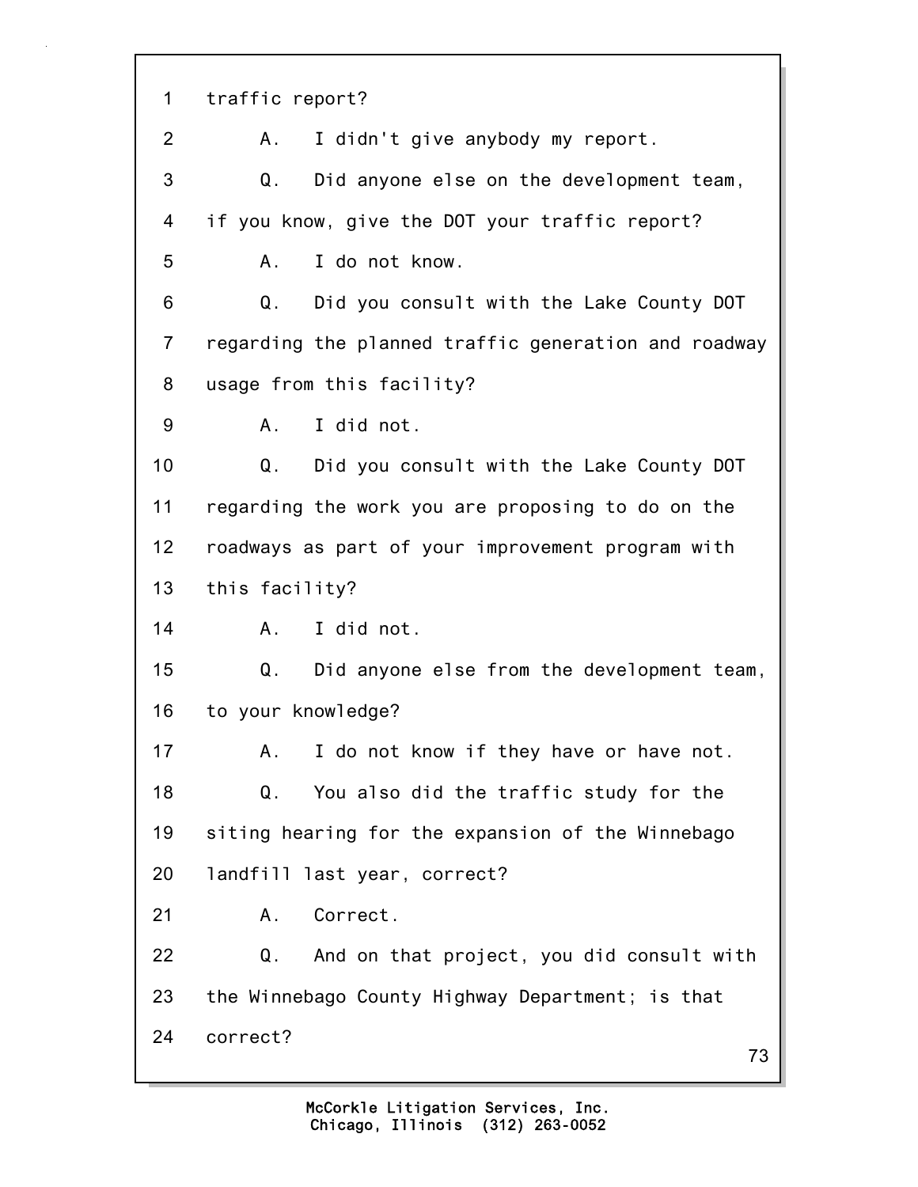1 traffic report?

2 A. I didn't give anybody my report.

3 Q. Did anyone else on the development team,

4 if you know, give the DOT your traffic report?

5 A. I do not know.

6 Q. Did you consult with the Lake County DOT

7 regarding the planned traffic generation and roadway

8 usage from this facility?

9 A. I did not.

10 Q. Did you consult with the Lake County DOT

11 regarding the work you are proposing to do on the

12 roadways as part of your improvement program with

13 this facility?

14 A. I did not.

15 Q. Did anyone else from the development team,

16 to your knowledge?

17 A. I do not know if they have or have not.

18 Q. You also did the traffic study for the

19 siting hearing for the expansion of the Winnebago

20 landfill last year, correct?

21 A. Correct.

22 Q. And on that project, you did consult with

23 the Winnebago County Highway Department; is that

24 correct?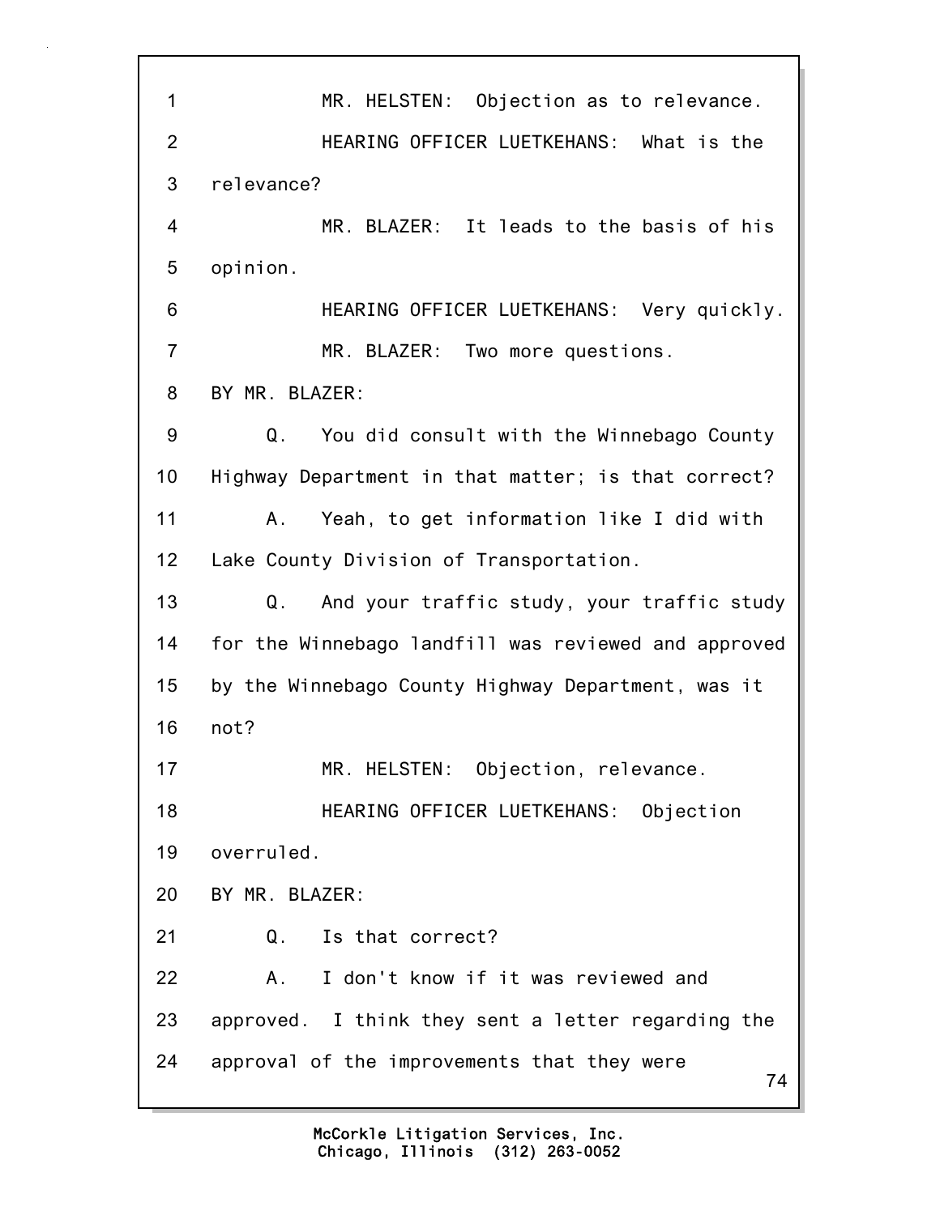MR. HELSTEN: Objection as to relevance.

HEARING OFFICER LUETKEHANS: What is the relevance?

MR. BLAZER: It leads to the basis of his opinion.

HEARING OFFICER LUETKEHANS: Very quickly.

MR. BLAZER: Two more questions.

BY MR. BLAZER:

Q. You did consult with the Winnebago County Highway Department in that matter; is that correct?

A. Yeah, to get information like I did with Lake County Division of Transportation.

Q. And your traffic study, your traffic study for the Winnebago landfill was reviewed and approved by the Winnebago County Highway Department, was it not?

MR. HELSTEN: Objection, relevance.

HEARING OFFICER LUETKEHANS: Objection overruled.

BY MR. BLAZER:

Q. Is that correct?

A. I don't know if it was reviewed and approved. I think they sent a letter regarding the approval of the improvements that they were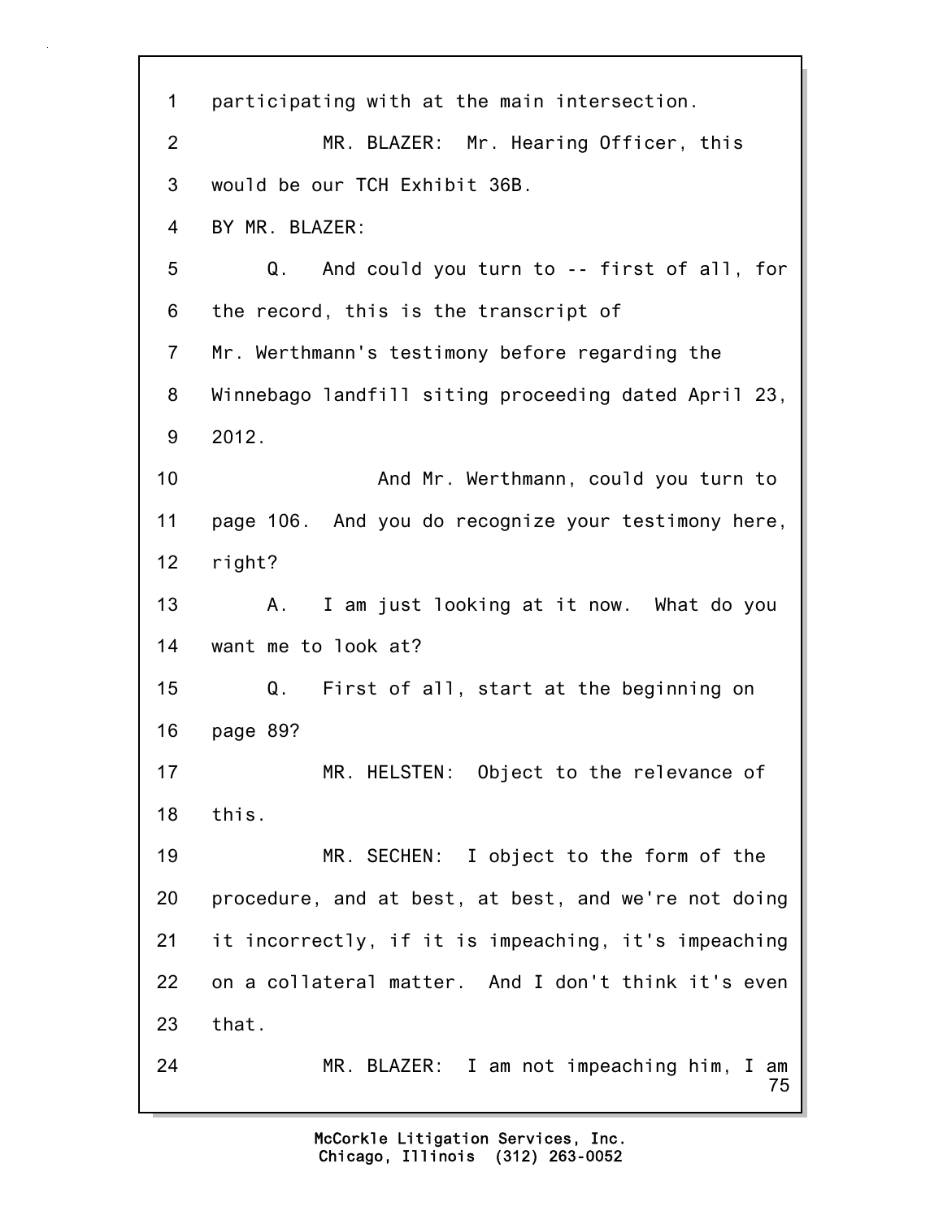participating with at the main intersection.

MR. BLAZER: Mr. Hearing Officer, this would be our TCH Exhibit 36B.

BY MR. BLAZER:

Q. And could you turn to -- first of all, for the record, this is the transcript of Mr. Werthmann's testimony before regarding the Winnebago landfill siting proceeding dated April 23, 2012.

And Mr. Werthmann, could you turn to page 106. And you do recognize your testimony here, right?

A. I am just looking at it now. What do you want me to look at?

Q. First of all, start at the beginning on page 89?

MR. HELSTEN: Object to the relevance of this.

MR. SECHEN: I object to the form of the procedure, and at best, at best, and we're not doing it incorrectly, if it is impeaching, it's impeaching on a collateral matter. And I don't think it's even that.

MR. BLAZER: I am not impeaching him, I am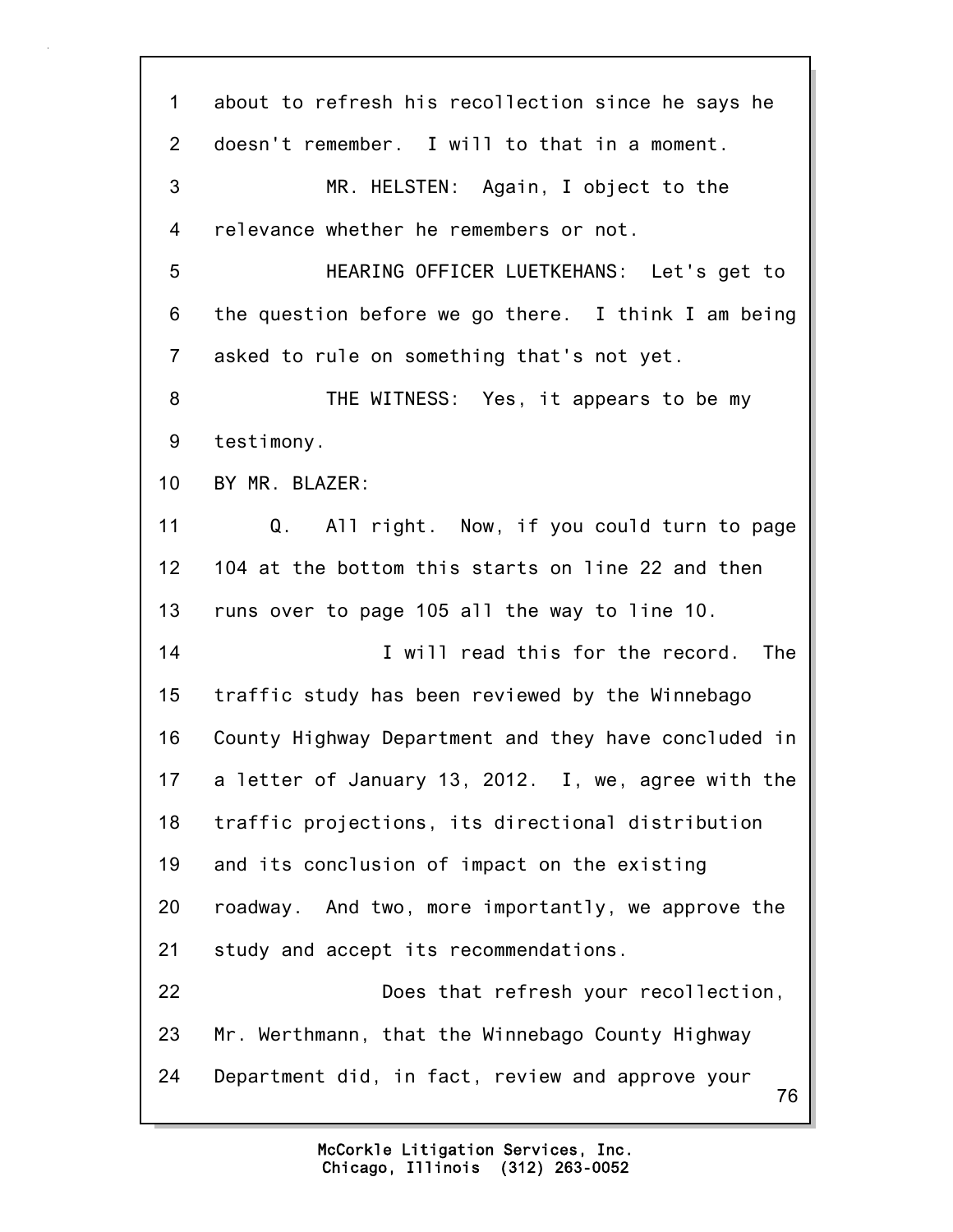1 about to refresh his recollection since he says he
2 doesn't remember. I will to that in a moment.
3 MR. HELSTEN: Again, I object to the
4 relevance whether he remembers or not.
5 HEARING OFFICER LUETKEHANS: Let's get to
6 the question before we go there. I think I am being
7 asked to rule on something that's not yet.
8 THE WITNESS: Yes, it appears to be my
9 testimony.
10 BY MR. BLAZER:
11 Q. All right. Now, if you could turn to page
12 104 at the bottom this starts on line 22 and then
13 runs over to page 105 all the way to line 10.
14 I will read this for the record. The
15 traffic study has been reviewed by the Winnebago
16 County Highway Department and they have concluded in
17 a letter of January 13, 2012. I, we, agree with the
18 traffic projections, its directional distribution
19 and its conclusion of impact on the existing
20 roadway. And two, more importantly, we approve the
21 study and accept its recommendations.
22 Does that refresh your recollection,
23 Mr. Werthmann, that the Winnebago County Highway
24 Department did, in fact, review and approve your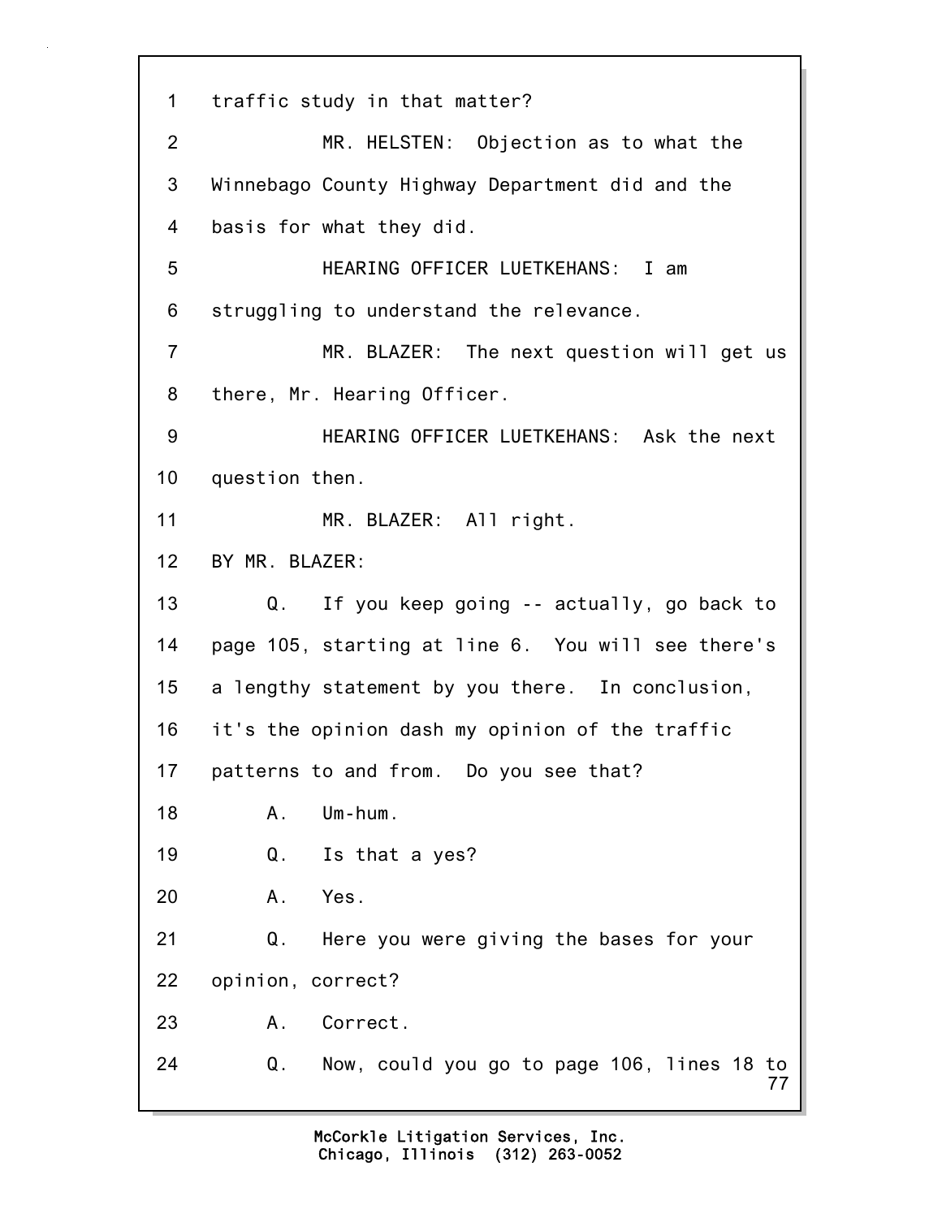1 traffic study in that matter?

2 MR. HELSTEN: Objection as to what the

3 Winnebago County Highway Department did and the

4 basis for what they did.

5 HEARING OFFICER LUETKEHANS: I am

6 struggling to understand the relevance.

7 MR. BLAZER: The next question will get us

8 there, Mr. Hearing Officer.

9 HEARING OFFICER LUETKEHANS: Ask the next

10 question then.

11 MR. BLAZER: All right.

12 BY MR. BLAZER:

13 Q. If you keep going -- actually, go back to

14 page 105, starting at line 6. You will see there's

15 a lengthy statement by you there. In conclusion,

16 it's the opinion dash my opinion of the traffic

17 patterns to and from. Do you see that?

18 A. Um-hum.

19 Q. Is that a yes?

20 A. Yes.

21 Q. Here you were giving the bases for your

22 opinion, correct?

23 A. Correct.

24 Q. Now, could you go to page 106, lines 18 to

McCorkle Litigation Services, Inc.
Chicago, Illinois (312) 263-0052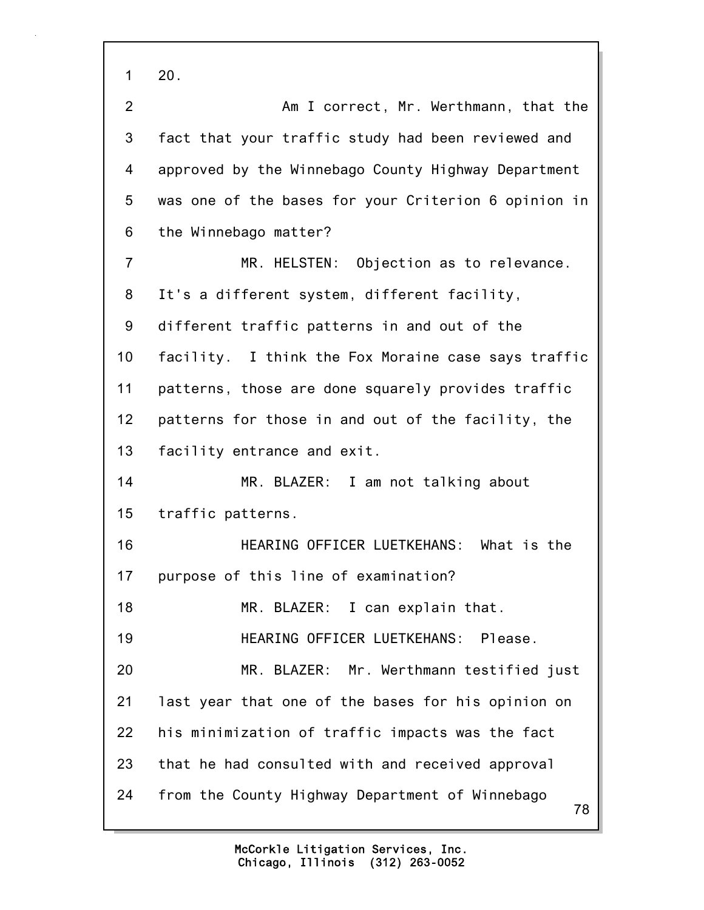1 20.

2 Am I correct, Mr. Werthmann, that the
3 fact that your traffic study had been reviewed and
4 approved by the Winnebago County Highway Department
5 was one of the bases for your Criterion 6 opinion in
6 the Winnebago matter?

7 MR. HELSTEN: Objection as to relevance.
8 It's a different system, different facility,
9 different traffic patterns in and out of the
10 facility. I think the Fox Moraine case says traffic
11 patterns, those are done squarely provides traffic
12 patterns for those in and out of the facility, the
13 facility entrance and exit.

14 MR. BLAZER: I am not talking about
15 traffic patterns.

16 HEARING OFFICER LUETKEHANS: What is the
17 purpose of this line of examination?

18 MR. BLAZER: I can explain that.

19 HEARING OFFICER LUETKEHANS: Please.

20 MR. BLAZER: Mr. Werthmann testified just
21 last year that one of the bases for his opinion on
22 his minimization of traffic impacts was the fact
23 that he had consulted with and received approval
24 from the County Highway Department of Winnebago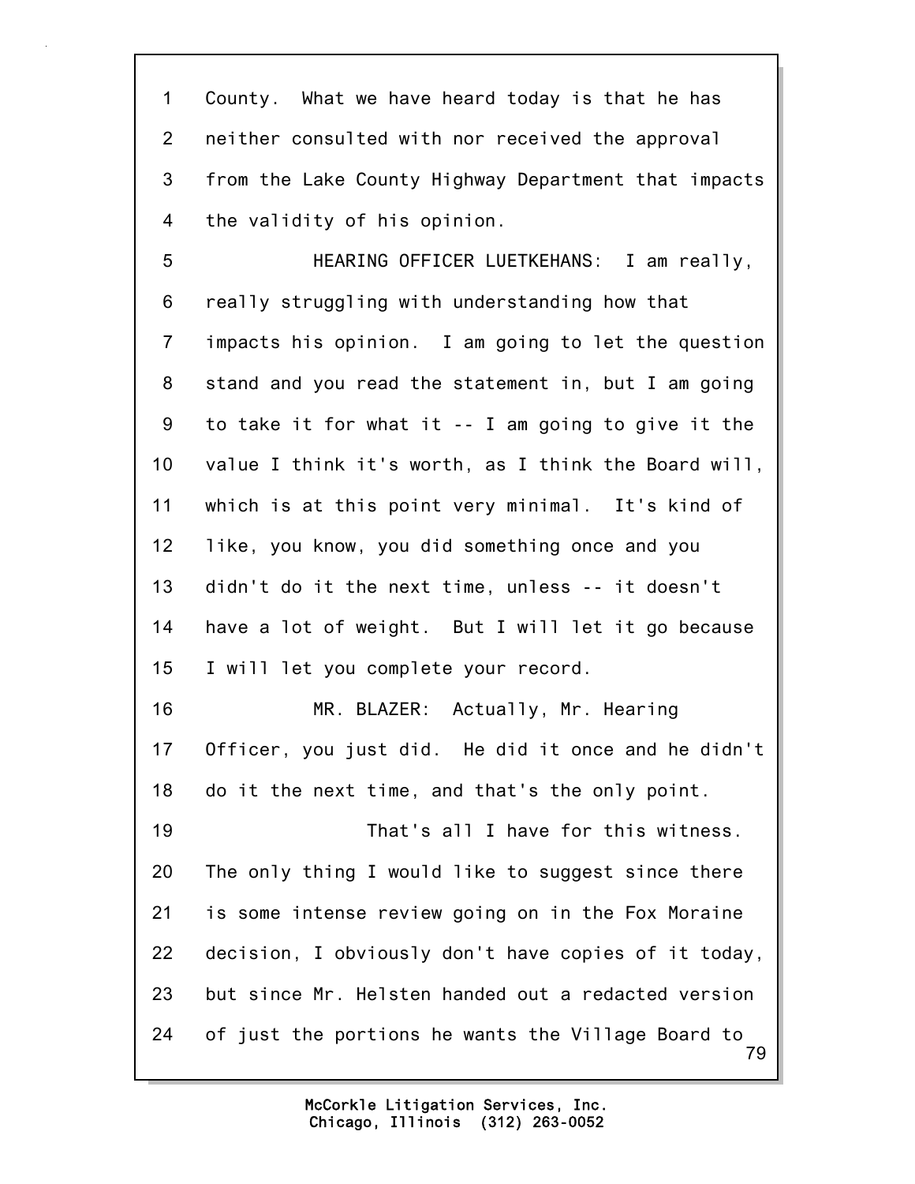County. What we have heard today is that he has neither consulted with nor received the approval from the Lake County Highway Department that impacts the validity of his opinion.

HEARING OFFICER LUETKEHANS: I am really, really struggling with understanding how that impacts his opinion. I am going to let the question stand and you read the statement in, but I am going to take it for what it -- I am going to give it the value I think it's worth, as I think the Board will, which is at this point very minimal. It's kind of like, you know, you did something once and you didn't do it the next time, unless -- it doesn't have a lot of weight. But I will let it go because I will let you complete your record.

MR. BLAZER: Actually, Mr. Hearing Officer, you just did. He did it once and he didn't do it the next time, and that's the only point.

That's all I have for this witness. The only thing I would like to suggest since there is some intense review going on in the Fox Moraine decision, I obviously don't have copies of it today, but since Mr. Helsten handed out a redacted version of just the portions he wants the Village Board to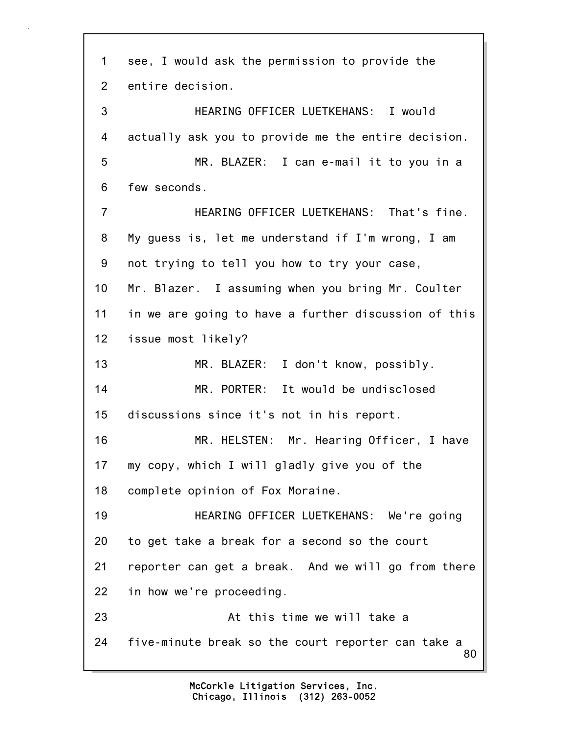1 see, I would ask the permission to provide the
2 entire decision.
3 HEARING OFFICER LUETKEHANS: I would
4 actually ask you to provide me the entire decision.
5 MR. BLAZER: I can e-mail it to you in a
6 few seconds.
7 HEARING OFFICER LUETKEHANS: That's fine.
8 My guess is, let me understand if I'm wrong, I am
9 not trying to tell you how to try your case,
10 Mr. Blazer. I assuming when you bring Mr. Coulter
11 in we are going to have a further discussion of this
12 issue most likely?
13 MR. BLAZER: I don't know, possibly.
14 MR. PORTER: It would be undisclosed
15 discussions since it's not in his report.
16 MR. HELSTEN: Mr. Hearing Officer, I have
17 my copy, which I will gladly give you of the
18 complete opinion of Fox Moraine.
19 HEARING OFFICER LUETKEHANS: We're going
20 to get take a break for a second so the court
21 reporter can get a break. And we will go from there
22 in how we're proceeding.
23 At this time we will take a
24 five-minute break so the court reporter can take a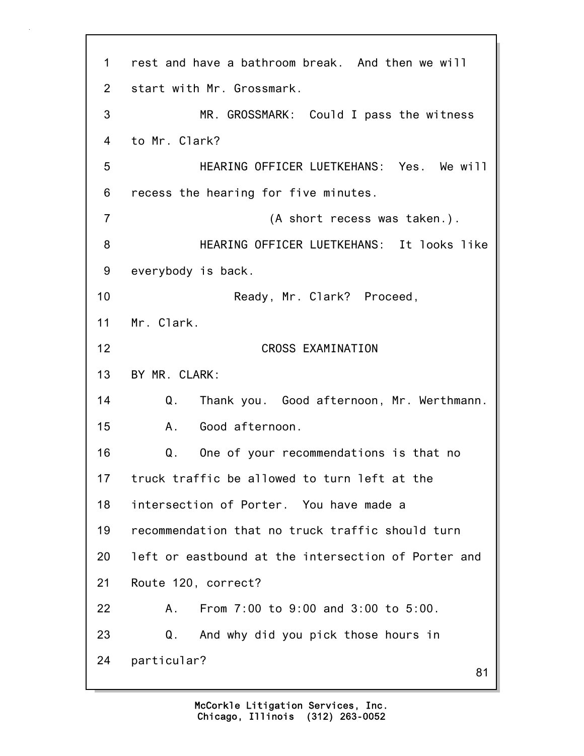1 rest and have a bathroom break. And then we will
2 start with Mr. Grossmark.
3 MR. GROSSMARK: Could I pass the witness
4 to Mr. Clark?
5 HEARING OFFICER LUETKEHANS: Yes. We will
6 recess the hearing for five minutes.
7 (A short recess was taken.).
8 HEARING OFFICER LUETKEHANS: It looks like
9 everybody is back.
10 Ready, Mr. Clark? Proceed,
11 Mr. Clark.
12 CROSS EXAMINATION
13 BY MR. CLARK:
14 Q. Thank you. Good afternoon, Mr. Werthmann.
15 A. Good afternoon.
16 Q. One of your recommendations is that no
17 truck traffic be allowed to turn left at the
18 intersection of Porter. You have made a
19 recommendation that no truck traffic should turn
20 left or eastbound at the intersection of Porter and
21 Route 120, correct?
22 A. From 7:00 to 9:00 and 3:00 to 5:00.
23 Q. And why did you pick those hours in
24 particular?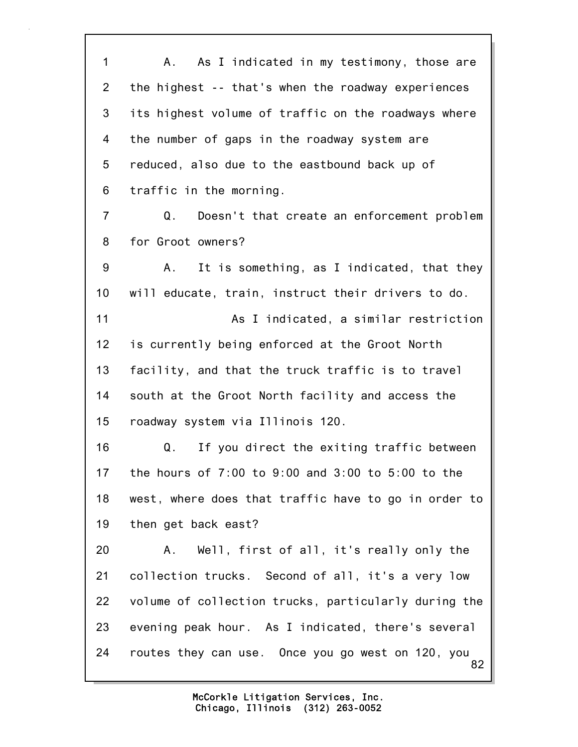A. As I indicated in my testimony, those are the highest -- that's when the roadway experiences its highest volume of traffic on the roadways where the number of gaps in the roadway system are reduced, also due to the eastbound back up of traffic in the morning.

Q. Doesn't that create an enforcement problem for Groot owners?

A. It is something, as I indicated, that they will educate, train, instruct their drivers to do.

As I indicated, a similar restriction is currently being enforced at the Groot North facility, and that the truck traffic is to travel south at the Groot North facility and access the roadway system via Illinois 120.

Q. If you direct the exiting traffic between the hours of 7:00 to 9:00 and 3:00 to 5:00 to the west, where does that traffic have to go in order to then get back east?

A. Well, first of all, it's really only the collection trucks. Second of all, it's a very low volume of collection trucks, particularly during the evening peak hour. As I indicated, there's several routes they can use. Once you go west on 120, you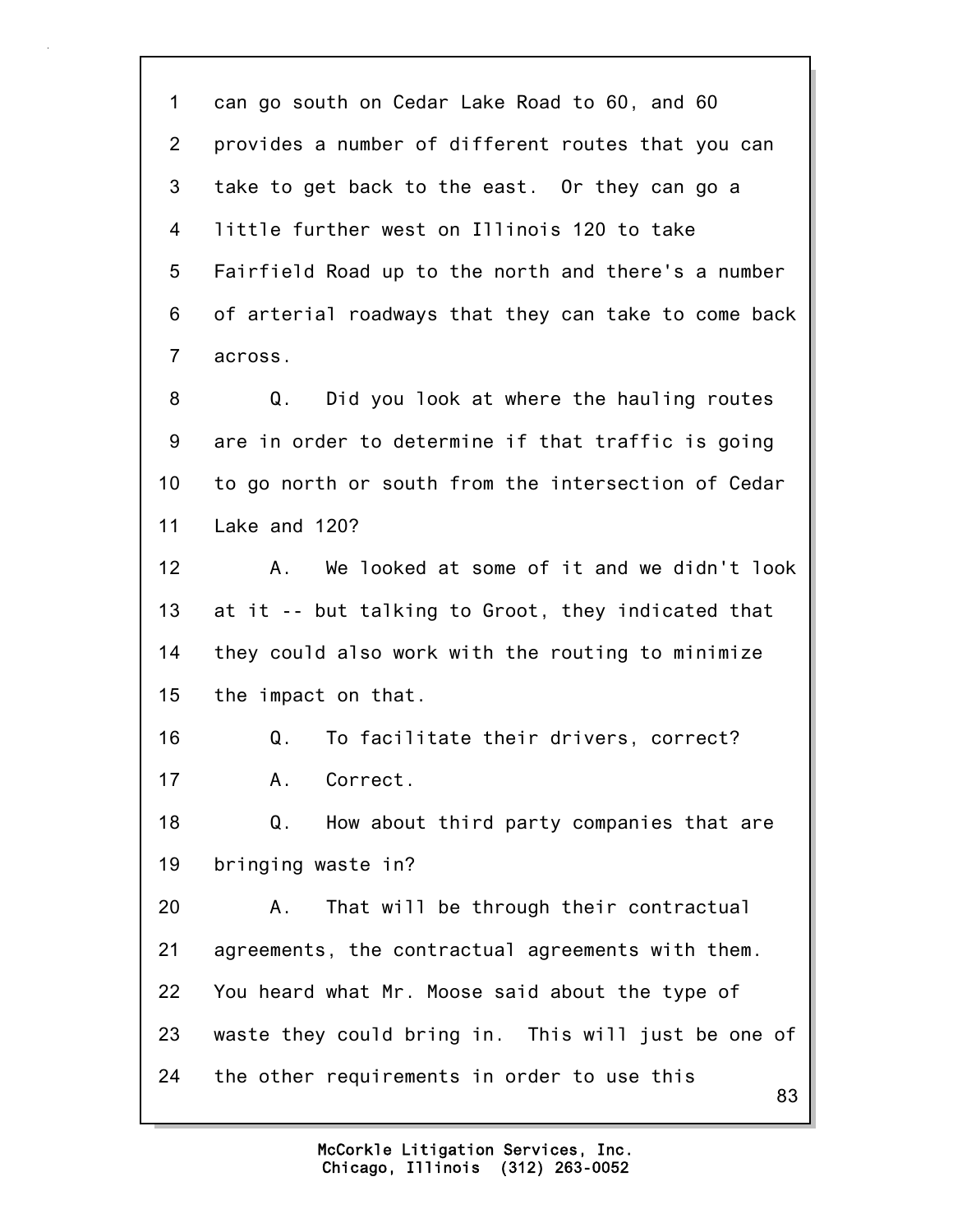1 can go south on Cedar Lake Road to 60, and 60
2 provides a number of different routes that you can
3 take to get back to the east. Or they can go a
4 little further west on Illinois 120 to take
5 Fairfield Road up to the north and there's a number
6 of arterial roadways that they can take to come back
7 across.
8 Q. Did you look at where the hauling routes
9 are in order to determine if that traffic is going
10 to go north or south from the intersection of Cedar
11 Lake and 120?
12 A. We looked at some of it and we didn't look
13 at it -- but talking to Groot, they indicated that
14 they could also work with the routing to minimize
15 the impact on that.
16 Q. To facilitate their drivers, correct?
17 A. Correct.
18 Q. How about third party companies that are
19 bringing waste in?
20 A. That will be through their contractual
21 agreements, the contractual agreements with them.
22 You heard what Mr. Moose said about the type of
23 waste they could bring in. This will just be one of
24 the other requirements in order to use this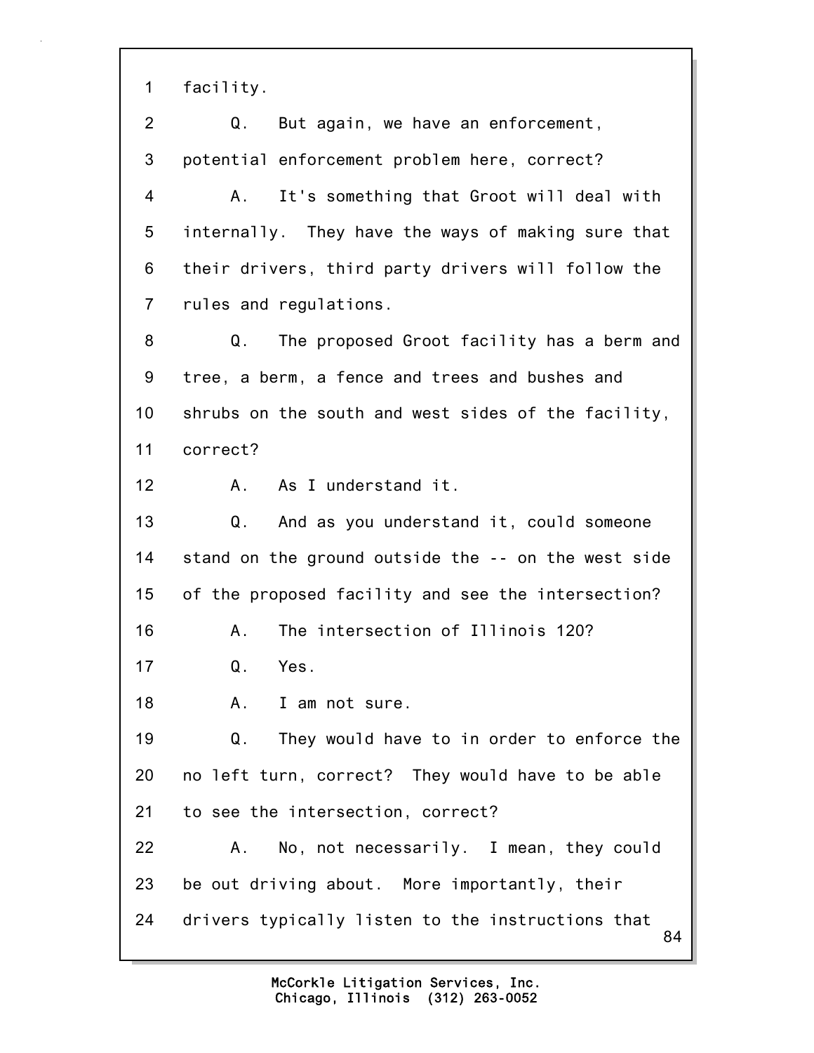1 facility.

2 Q. But again, we have an enforcement,

3 potential enforcement problem here, correct?

4 A. It's something that Groot will deal with

5 internally. They have the ways of making sure that

6 their drivers, third party drivers will follow the

7 rules and regulations.

8 Q. The proposed Groot facility has a berm and

9 tree, a berm, a fence and trees and bushes and

10 shrubs on the south and west sides of the facility,

11 correct?

12 A. As I understand it.

13 Q. And as you understand it, could someone

14 stand on the ground outside the -- on the west side

15 of the proposed facility and see the intersection?

16 A. The intersection of Illinois 120?

17 Q. Yes.

18 A. I am not sure.

19 Q. They would have to in order to enforce the

20 no left turn, correct? They would have to be able

21 to see the intersection, correct?

22 A. No, not necessarily. I mean, they could

23 be out driving about. More importantly, their

24 drivers typically listen to the instructions that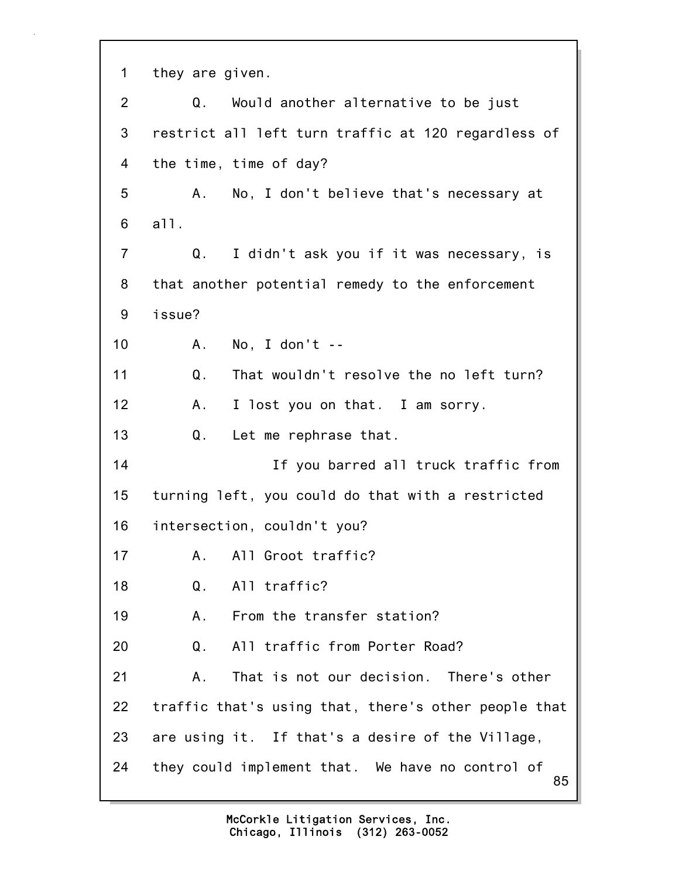they are given.

Q. Would another alternative to be just restrict all left turn traffic at 120 regardless of the time, time of day?

A. No, I don't believe that's necessary at all.

Q. I didn't ask you if it was necessary, is that another potential remedy to the enforcement issue?

A. No, I don't --

Q. That wouldn't resolve the no left turn?

A. I lost you on that. I am sorry.

Q. Let me rephrase that.

If you barred all truck traffic from turning left, you could do that with a restricted intersection, couldn't you?

A. All Groot traffic?

Q. All traffic?

A. From the transfer station?

Q. All traffic from Porter Road?

A. That is not our decision. There's other traffic that's using that, there's other people that are using it. If that's a desire of the Village, they could implement that. We have no control of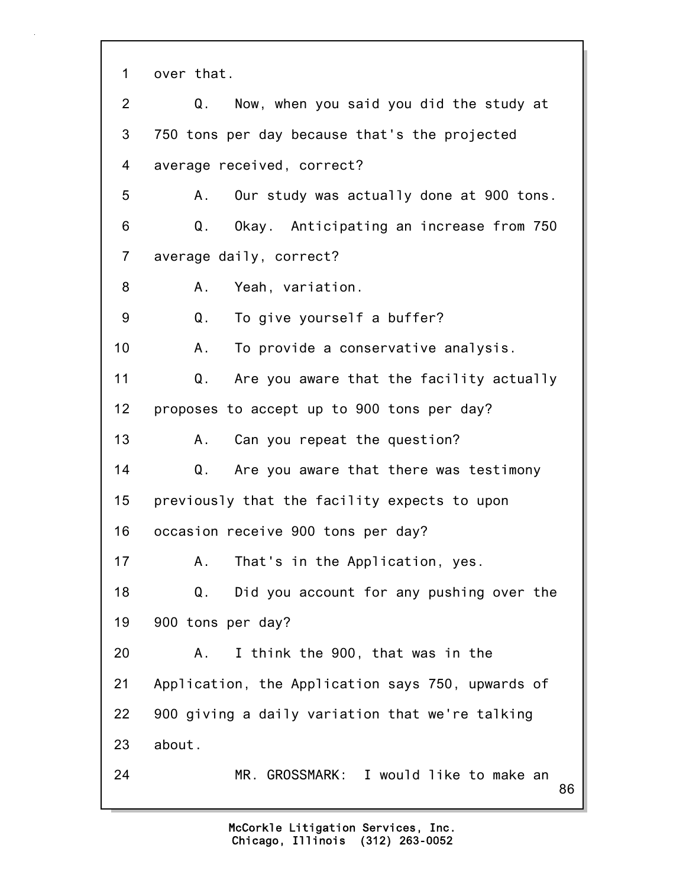1 over that.

2 Q. Now, when you said you did the study at

3 750 tons per day because that's the projected

4 average received, correct?

5 A. Our study was actually done at 900 tons.

6 Q. Okay. Anticipating an increase from 750

7 average daily, correct?

8 A. Yeah, variation.

9 Q. To give yourself a buffer?

10 A. To provide a conservative analysis.

11 Q. Are you aware that the facility actually

12 proposes to accept up to 900 tons per day?

13 A. Can you repeat the question?

14 Q. Are you aware that there was testimony

15 previously that the facility expects to upon

16 occasion receive 900 tons per day?

17 A. That's in the Application, yes.

18 Q. Did you account for any pushing over the

19 900 tons per day?

20 A. I think the 900, that was in the

21 Application, the Application says 750, upwards of

22 900 giving a daily variation that we're talking

23 about.

24 MR. GROSSMARK: I would like to make an

McCorkle Litigation Services, Inc.
Chicago, Illinois (312) 263-0052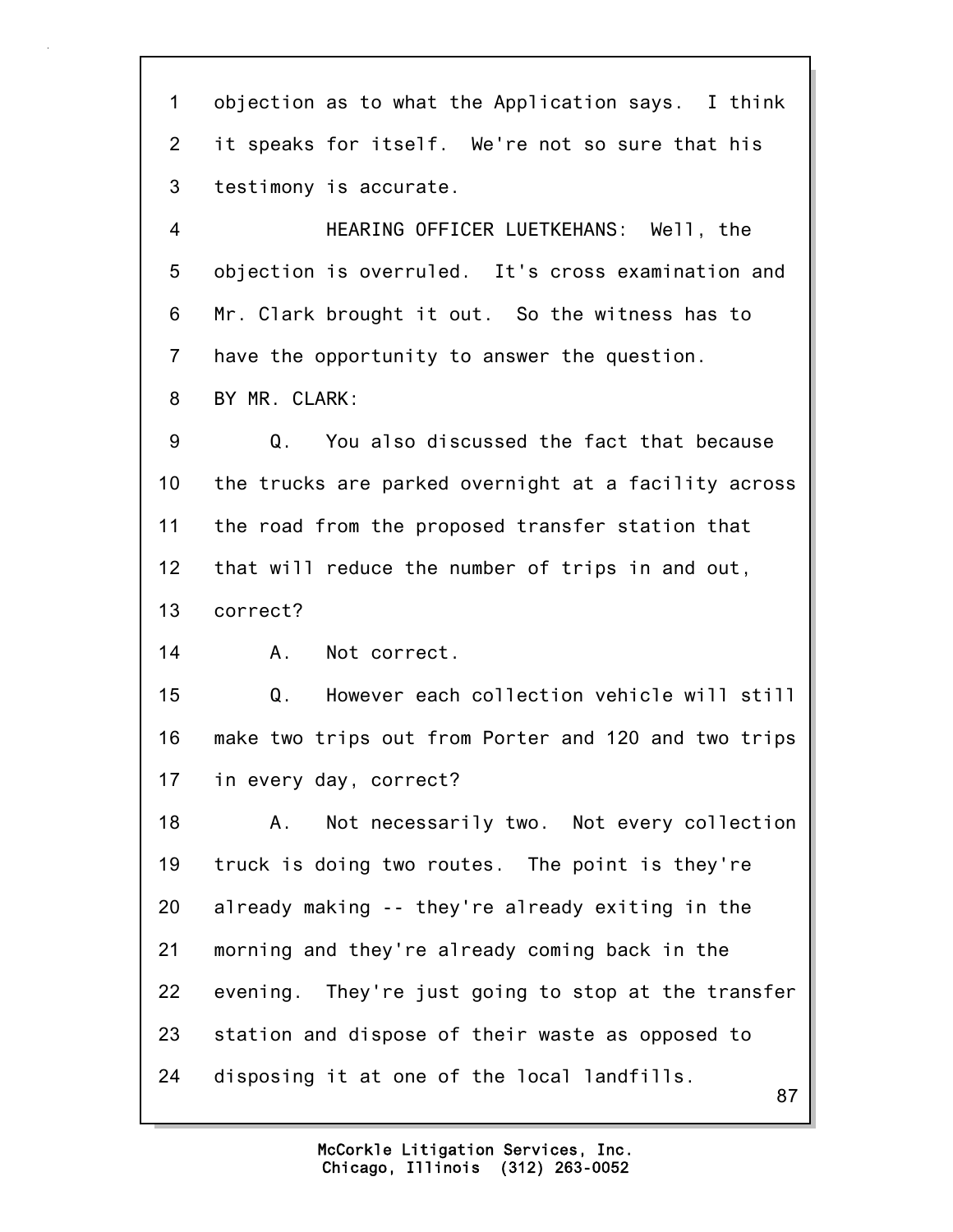1 objection as to what the Application says. I think
2 it speaks for itself. We're not so sure that his
3 testimony is accurate.

4 HEARING OFFICER LUETKEHANS: Well, the
5 objection is overruled. It's cross examination and
6 Mr. Clark brought it out. So the witness has to
7 have the opportunity to answer the question.

8 BY MR. CLARK:

9 Q. You also discussed the fact that because
10 the trucks are parked overnight at a facility across
11 the road from the proposed transfer station that
12 that will reduce the number of trips in and out,
13 correct?

14 A. Not correct.

15 Q. However each collection vehicle will still
16 make two trips out from Porter and 120 and two trips
17 in every day, correct?

18 A. Not necessarily two. Not every collection
19 truck is doing two routes. The point is they're
20 already making -- they're already exiting in the
21 morning and they're already coming back in the
22 evening. They're just going to stop at the transfer
23 station and dispose of their waste as opposed to
24 disposing it at one of the local landfills.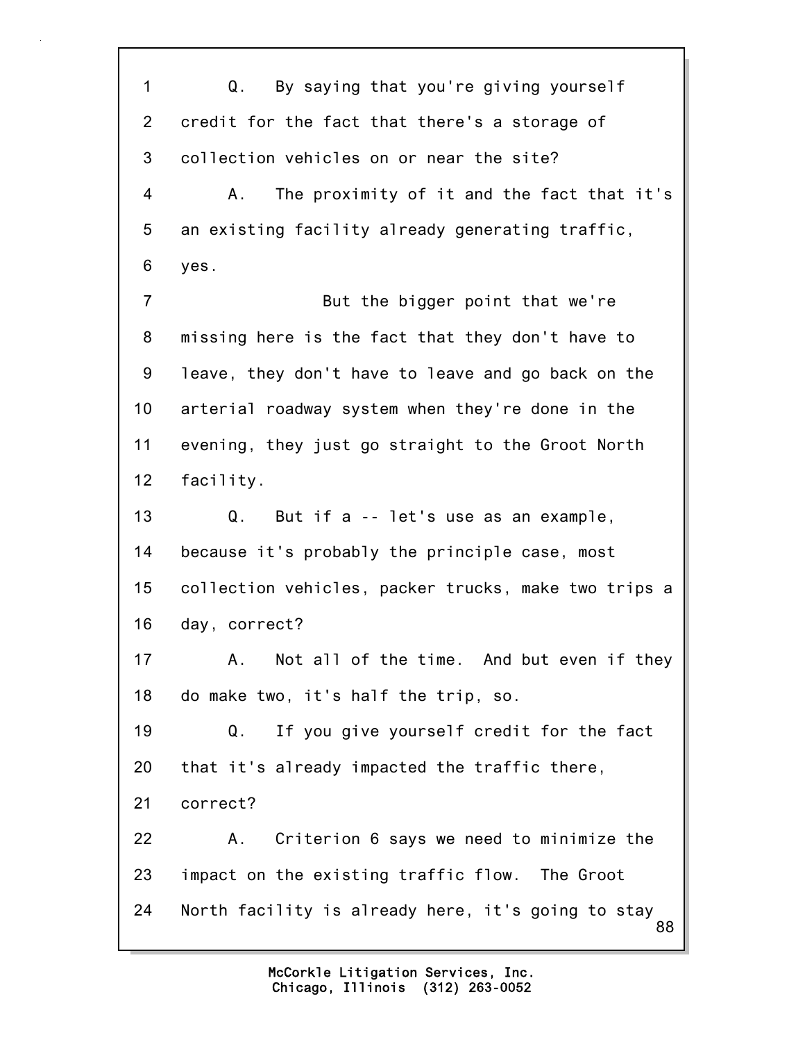1 Q. By saying that you're giving yourself
2 credit for the fact that there's a storage of
3 collection vehicles on or near the site?
4 A. The proximity of it and the fact that it's
5 an existing facility already generating traffic,
6 yes.
7 But the bigger point that we're
8 missing here is the fact that they don't have to
9 leave, they don't have to leave and go back on the
10 arterial roadway system when they're done in the
11 evening, they just go straight to the Groot North
12 facility.
13 Q. But if a -- let's use as an example,
14 because it's probably the principle case, most
15 collection vehicles, packer trucks, make two trips a
16 day, correct?
17 A. Not all of the time. And but even if they
18 do make two, it's half the trip, so.
19 Q. If you give yourself credit for the fact
20 that it's already impacted the traffic there,
21 correct?
22 A. Criterion 6 says we need to minimize the
23 impact on the existing traffic flow. The Groot
24 North facility is already here, it's going to stay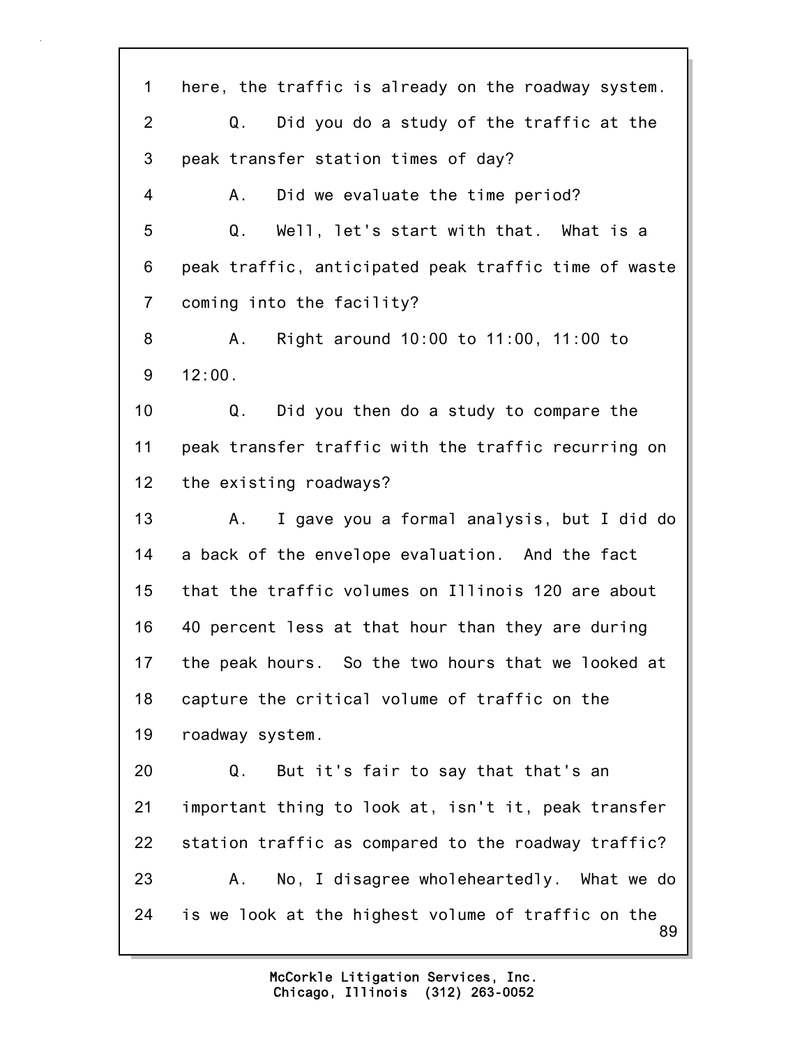1 here, the traffic is already on the roadway system.

2 Q. Did you do a study of the traffic at the

3 peak transfer station times of day?

4 A. Did we evaluate the time period?

5 Q. Well, let's start with that. What is a

6 peak traffic, anticipated peak traffic time of waste

7 coming into the facility?

8 A. Right around 10:00 to 11:00, 11:00 to

9 12:00.

10 Q. Did you then do a study to compare the

11 peak transfer traffic with the traffic recurring on

12 the existing roadways?

13 A. I gave you a formal analysis, but I did do

14 a back of the envelope evaluation. And the fact

15 that the traffic volumes on Illinois 120 are about

16 40 percent less at that hour than they are during

17 the peak hours. So the two hours that we looked at

18 capture the critical volume of traffic on the

19 roadway system.

20 Q. But it's fair to say that that's an

21 important thing to look at, isn't it, peak transfer

22 station traffic as compared to the roadway traffic?

23 A. No, I disagree wholeheartedly. What we do

24 is we look at the highest volume of traffic on the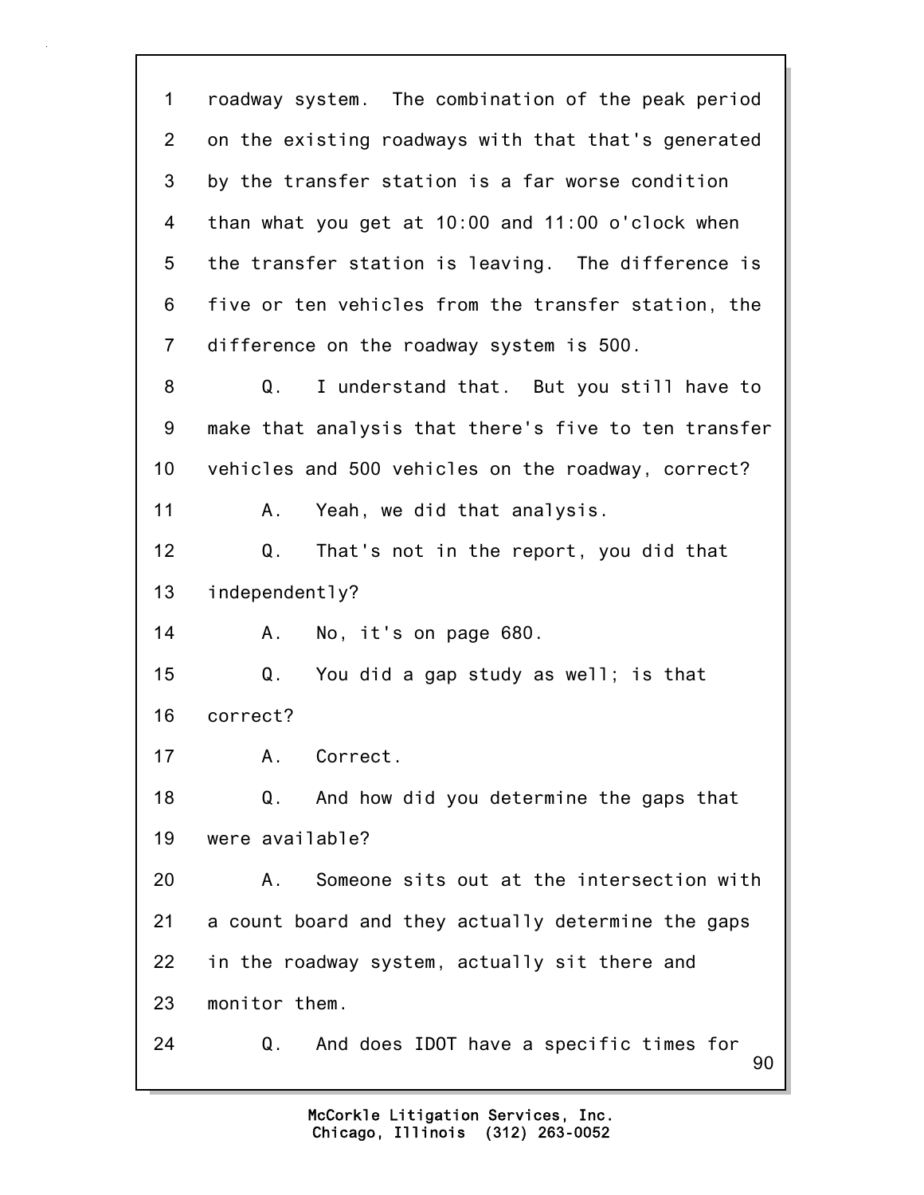1 roadway system. The combination of the peak period
2 on the existing roadways with that that's generated
3 by the transfer station is a far worse condition
4 than what you get at 10:00 and 11:00 o'clock when
5 the transfer station is leaving. The difference is
6 five or ten vehicles from the transfer station, the
7 difference on the roadway system is 500.
8 Q. I understand that. But you still have to
9 make that analysis that there's five to ten transfer
10 vehicles and 500 vehicles on the roadway, correct?
11 A. Yeah, we did that analysis.
12 Q. That's not in the report, you did that
13 independently?
14 A. No, it's on page 680.
15 Q. You did a gap study as well; is that
16 correct?
17 A. Correct.
18 Q. And how did you determine the gaps that
19 were available?
20 A. Someone sits out at the intersection with
21 a count board and they actually determine the gaps
22 in the roadway system, actually sit there and
23 monitor them.
24 Q. And does IDOT have a specific times for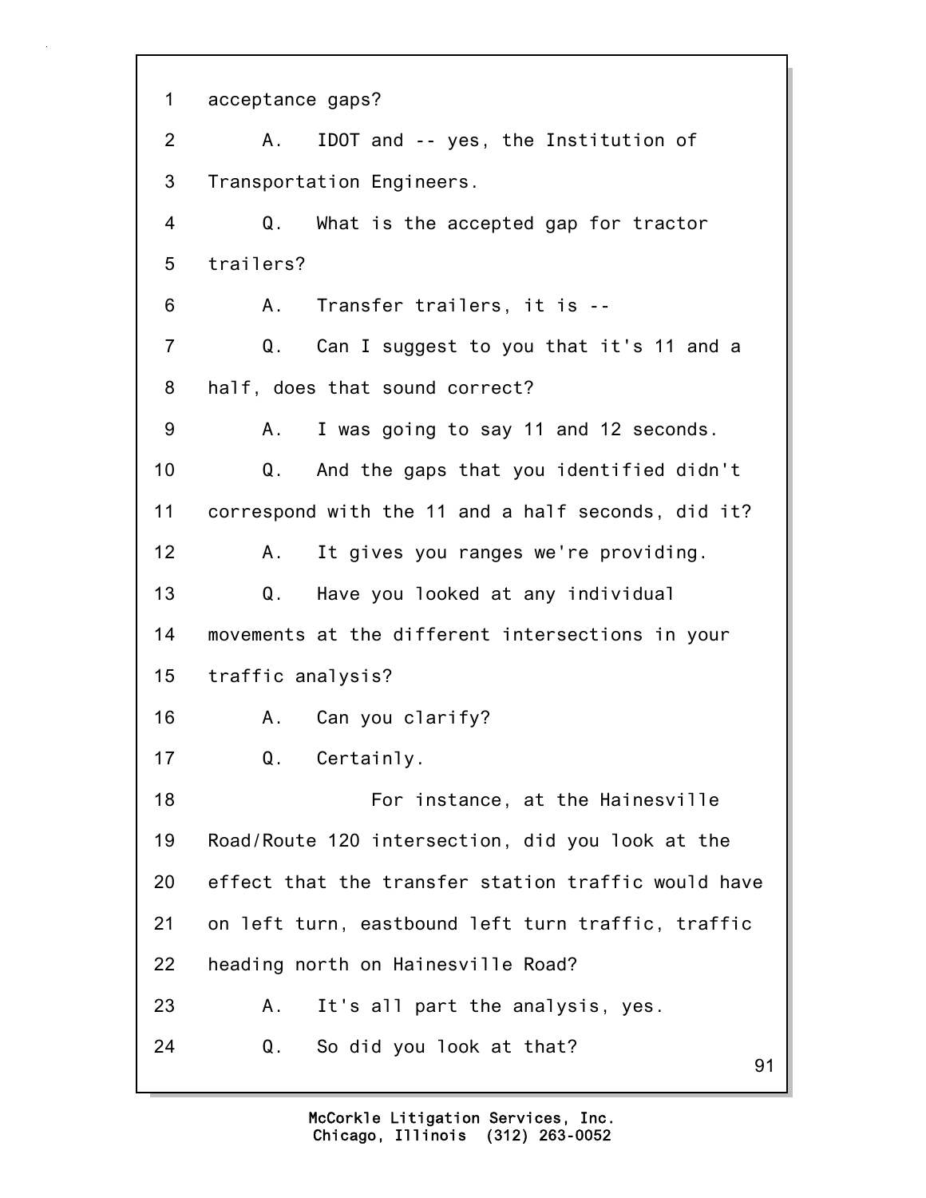1 acceptance gaps?

2 A. IDOT and -- yes, the Institution of

3 Transportation Engineers.

4 Q. What is the accepted gap for tractor

5 trailers?

6 A. Transfer trailers, it is --

7 Q. Can I suggest to you that it's 11 and a

8 half, does that sound correct?

9 A. I was going to say 11 and 12 seconds.

10 Q. And the gaps that you identified didn't

11 correspond with the 11 and a half seconds, did it?

12 A. It gives you ranges we're providing.

13 Q. Have you looked at any individual

14 movements at the different intersections in your

15 traffic analysis?

16 A. Can you clarify?

17 Q. Certainly.

18 For instance, at the Hainesville

19 Road/Route 120 intersection, did you look at the

20 effect that the transfer station traffic would have

21 on left turn, eastbound left turn traffic, traffic

22 heading north on Hainesville Road?

23 A. It's all part the analysis, yes.

24 Q. So did you look at that?

McCorkle Litigation Services, Inc.
Chicago, Illinois (312) 263-0052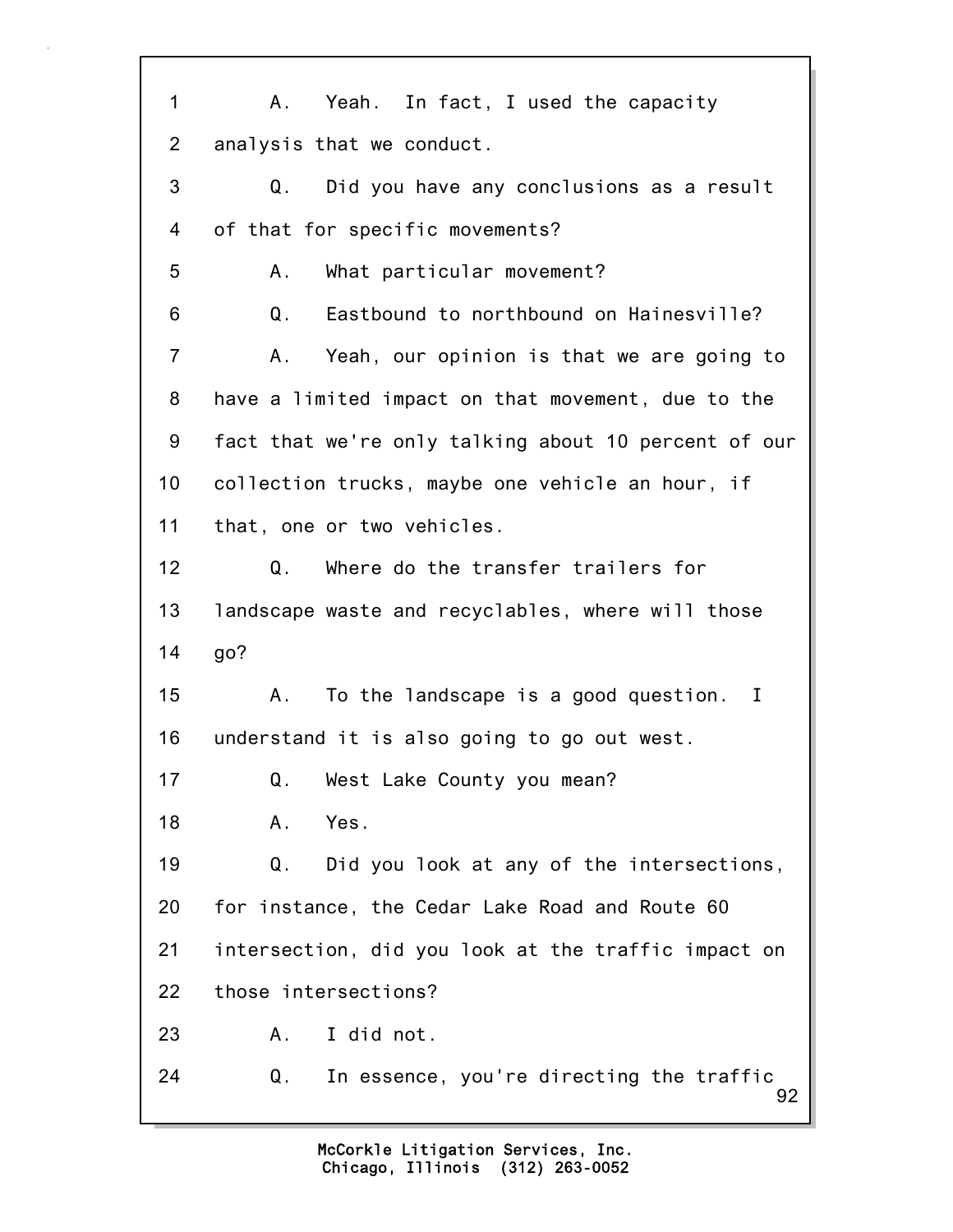1 A. Yeah. In fact, I used the capacity
2 analysis that we conduct.
3 Q. Did you have any conclusions as a result
4 of that for specific movements?
5 A. What particular movement?
6 Q. Eastbound to northbound on Hainesville?
7 A. Yeah, our opinion is that we are going to
8 have a limited impact on that movement, due to the
9 fact that we're only talking about 10 percent of our
10 collection trucks, maybe one vehicle an hour, if
11 that, one or two vehicles.
12 Q. Where do the transfer trailers for
13 landscape waste and recyclables, where will those
14 go?
15 A. To the landscape is a good question. I
16 understand it is also going to go out west.
17 Q. West Lake County you mean?
18 A. Yes.
19 Q. Did you look at any of the intersections,
20 for instance, the Cedar Lake Road and Route 60
21 intersection, did you look at the traffic impact on
22 those intersections?
23 A. I did not.
24 Q. In essence, you're directing the traffic

McCorkle Litigation Services, Inc.
Chicago, Illinois (312) 263-0052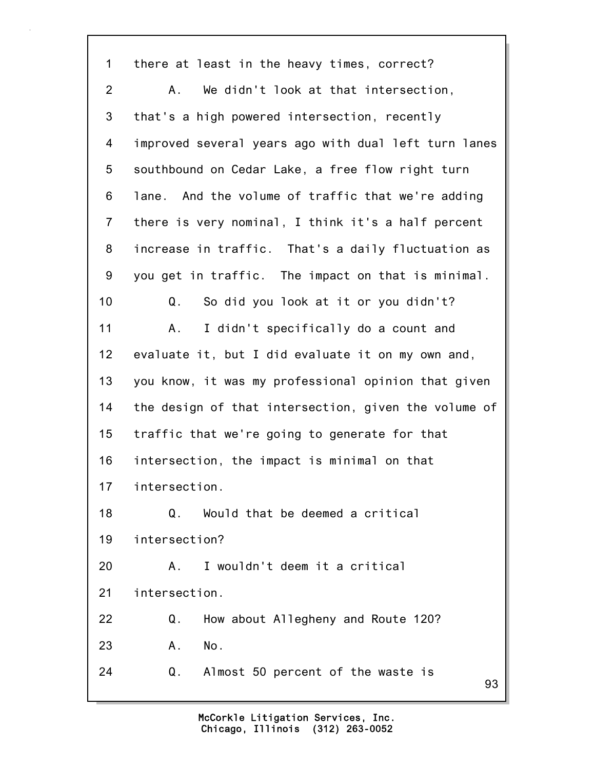1 there at least in the heavy times, correct?

2 A. We didn't look at that intersection,

3 that's a high powered intersection, recently

4 improved several years ago with dual left turn lanes

5 southbound on Cedar Lake, a free flow right turn

6 lane. And the volume of traffic that we're adding

7 there is very nominal, I think it's a half percent

8 increase in traffic. That's a daily fluctuation as

9 you get in traffic. The impact on that is minimal.

10 Q. So did you look at it or you didn't?

11 A. I didn't specifically do a count and

12 evaluate it, but I did evaluate it on my own and,

13 you know, it was my professional opinion that given

14 the design of that intersection, given the volume of

15 traffic that we're going to generate for that

16 intersection, the impact is minimal on that

17 intersection.

18 Q. Would that be deemed a critical

19 intersection?

20 A. I wouldn't deem it a critical

21 intersection.

22 Q. How about Allegheny and Route 120?

23 A. No.

24 Q. Almost 50 percent of the waste is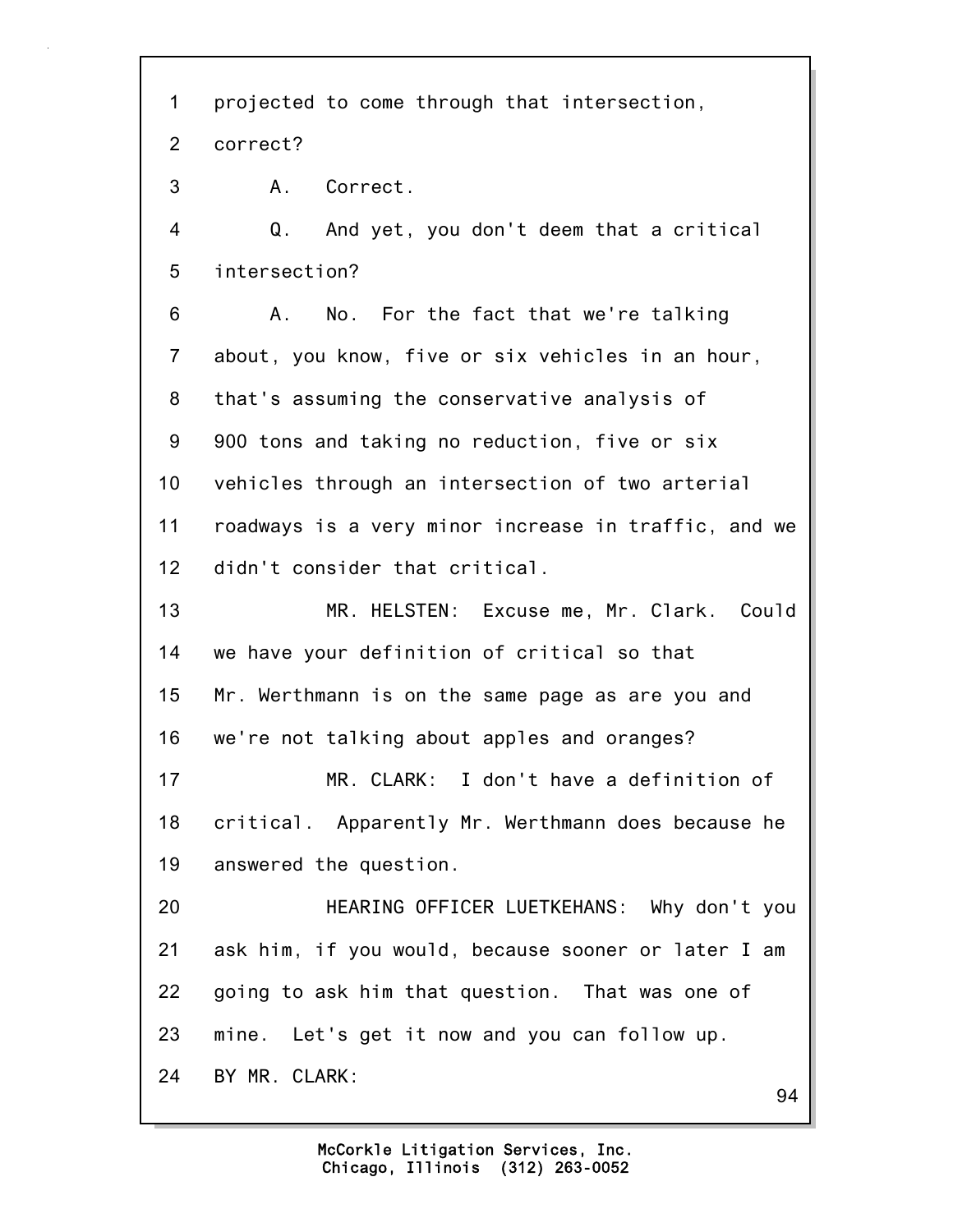projected to come through that intersection, correct?

A. Correct.

Q. And yet, you don't deem that a critical intersection?

A. No. For the fact that we're talking about, you know, five or six vehicles in an hour, that's assuming the conservative analysis of 900 tons and taking no reduction, five or six vehicles through an intersection of two arterial roadways is a very minor increase in traffic, and we didn't consider that critical.

MR. HELSTEN: Excuse me, Mr. Clark. Could we have your definition of critical so that Mr. Werthmann is on the same page as are you and we're not talking about apples and oranges?

MR. CLARK: I don't have a definition of critical. Apparently Mr. Werthmann does because he answered the question.

HEARING OFFICER LUETKEHANS: Why don't you ask him, if you would, because sooner or later I am going to ask him that question. That was one of mine. Let's get it now and you can follow up.

BY MR. CLARK: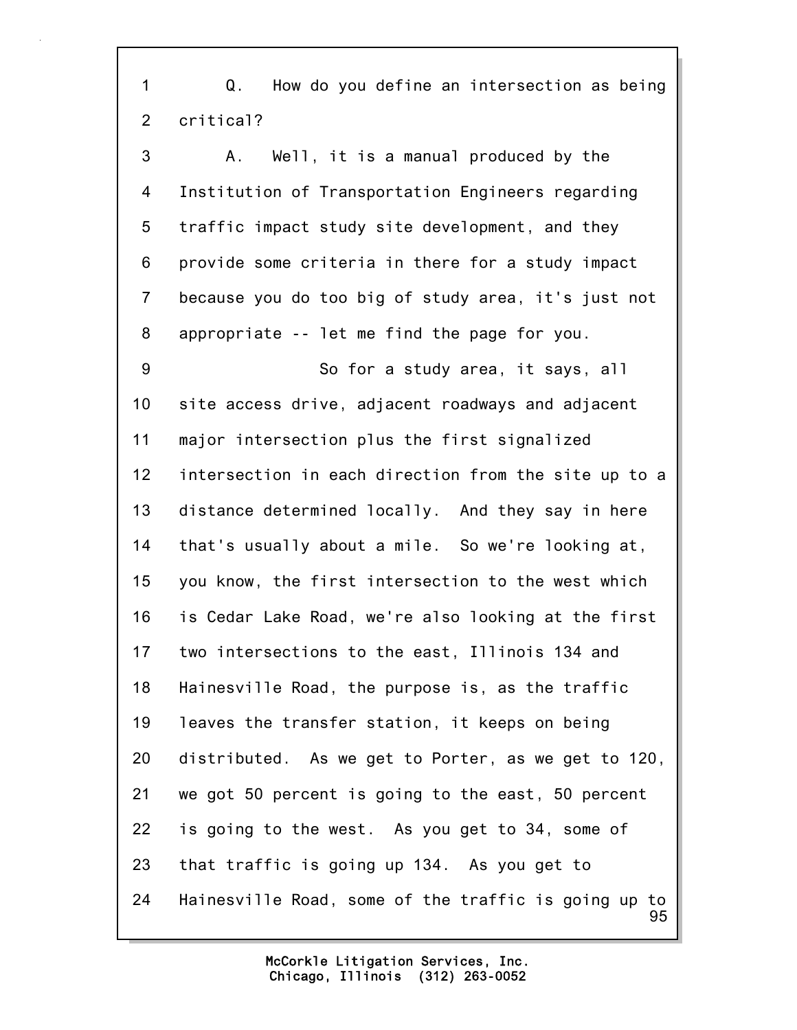1 Q. How do you define an intersection as being
2 critical?
3 A. Well, it is a manual produced by the
4 Institution of Transportation Engineers regarding
5 traffic impact study site development, and they
6 provide some criteria in there for a study impact
7 because you do too big of study area, it's just not
8 appropriate -- let me find the page for you.
9 So for a study area, it says, all
10 site access drive, adjacent roadways and adjacent
11 major intersection plus the first signalized
12 intersection in each direction from the site up to a
13 distance determined locally. And they say in here
14 that's usually about a mile. So we're looking at,
15 you know, the first intersection to the west which
16 is Cedar Lake Road, we're also looking at the first
17 two intersections to the east, Illinois 134 and
18 Hainesville Road, the purpose is, as the traffic
19 leaves the transfer station, it keeps on being
20 distributed. As we get to Porter, as we get to 120,
21 we got 50 percent is going to the east, 50 percent
22 is going to the west. As you get to 34, some of
23 that traffic is going up 134. As you get to
24 Hainesville Road, some of the traffic is going up to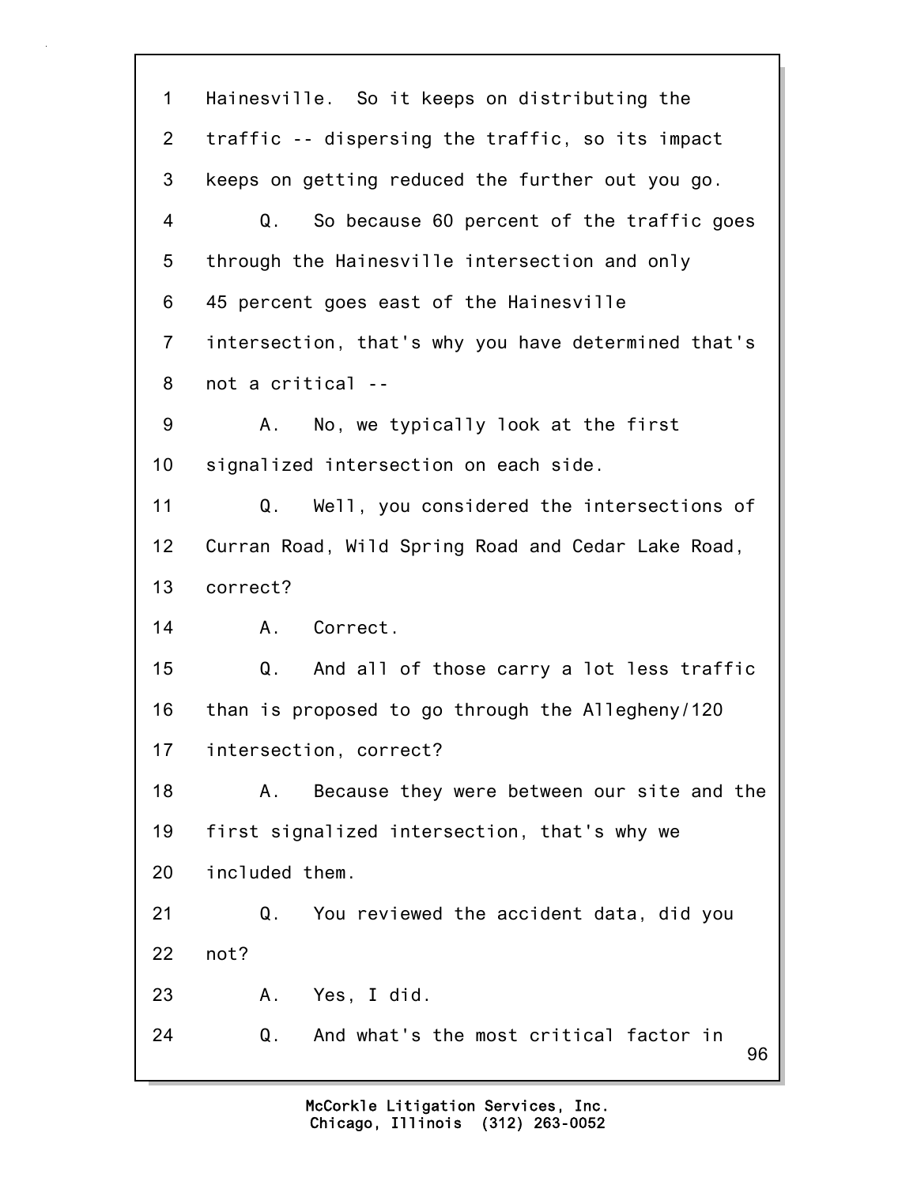1 Hainesville. So it keeps on distributing the
2 traffic -- dispersing the traffic, so its impact
3 keeps on getting reduced the further out you go.
4 Q. So because 60 percent of the traffic goes
5 through the Hainesville intersection and only
6 45 percent goes east of the Hainesville
7 intersection, that's why you have determined that's
8 not a critical --
9 A. No, we typically look at the first
10 signalized intersection on each side.
11 Q. Well, you considered the intersections of
12 Curran Road, Wild Spring Road and Cedar Lake Road,
13 correct?
14 A. Correct.
15 Q. And all of those carry a lot less traffic
16 than is proposed to go through the Allegheny/120
17 intersection, correct?
18 A. Because they were between our site and the
19 first signalized intersection, that's why we
20 included them.
21 Q. You reviewed the accident data, did you
22 not?
23 A. Yes, I did.
24 Q. And what's the most critical factor in

McCorkle Litigation Services, Inc.
Chicago, Illinois (312) 263-0052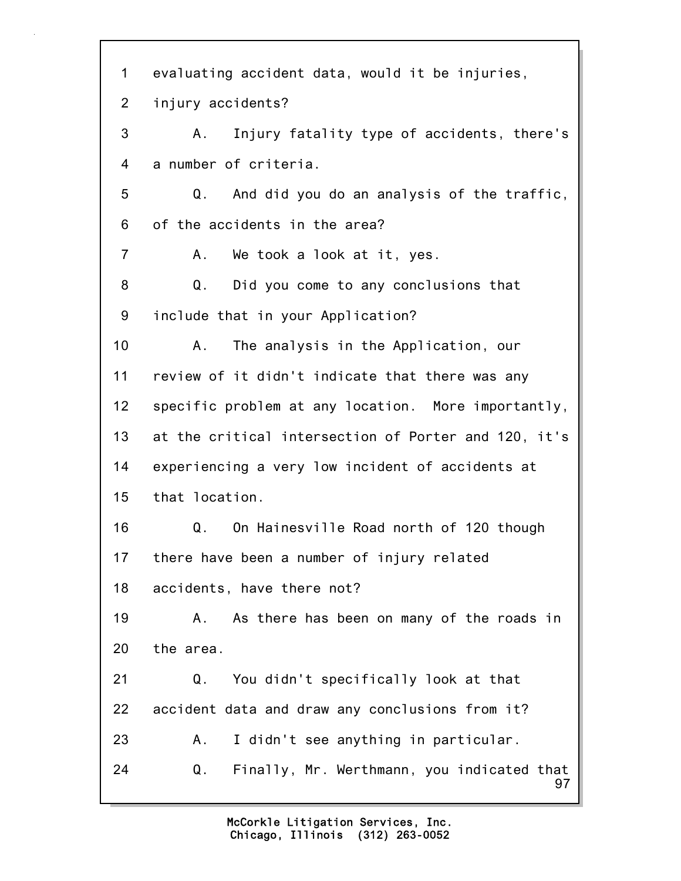1 evaluating accident data, would it be injuries,

2 injury accidents?

3 A. Injury fatality type of accidents, there's

4 a number of criteria.

5 Q. And did you do an analysis of the traffic,

6 of the accidents in the area?

7 A. We took a look at it, yes.

8 Q. Did you come to any conclusions that

9 include that in your Application?

10 A. The analysis in the Application, our

11 review of it didn't indicate that there was any

12 specific problem at any location. More importantly,

13 at the critical intersection of Porter and 120, it's

14 experiencing a very low incident of accidents at

15 that location.

16 Q. On Hainesville Road north of 120 though

17 there have been a number of injury related

18 accidents, have there not?

19 A. As there has been on many of the roads in

20 the area.

21 Q. You didn't specifically look at that

22 accident data and draw any conclusions from it?

23 A. I didn't see anything in particular.

24 Q. Finally, Mr. Werthmann, you indicated that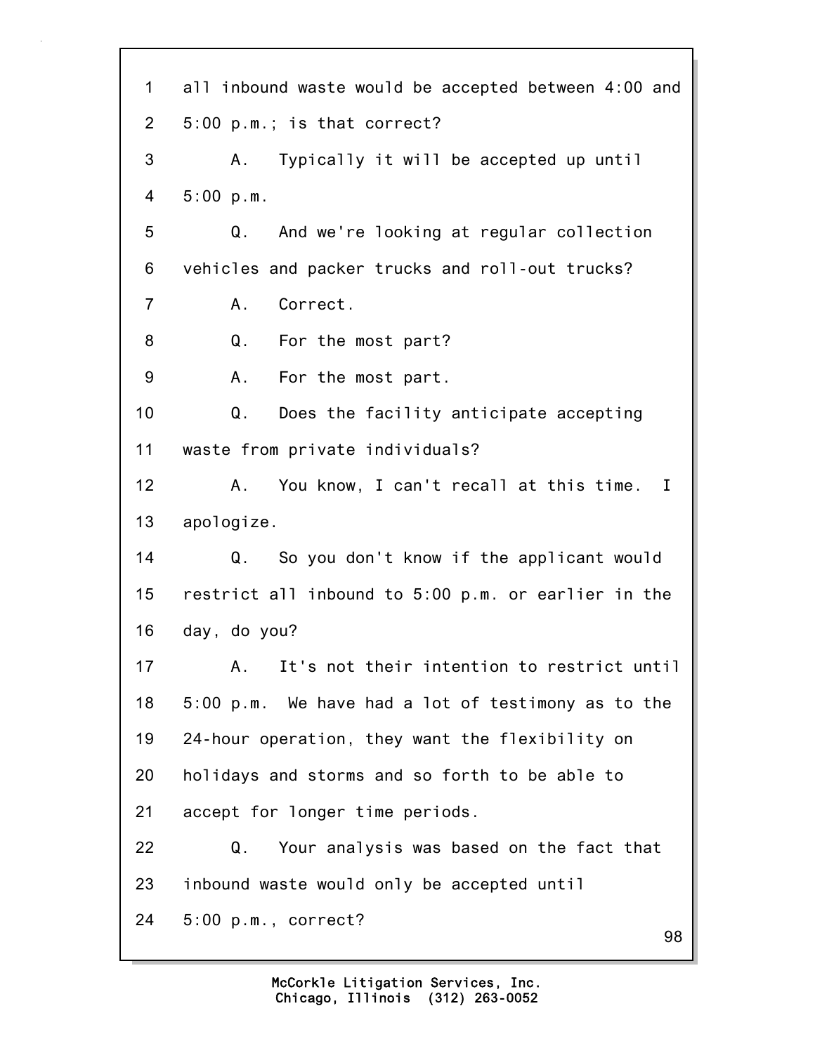1 all inbound waste would be accepted between 4:00 and
2 5:00 p.m.; is that correct?
3 A. Typically it will be accepted up until
4 5:00 p.m.
5 Q. And we're looking at regular collection
6 vehicles and packer trucks and roll-out trucks?
7 A. Correct.
8 Q. For the most part?
9 A. For the most part.
10 Q. Does the facility anticipate accepting
11 waste from private individuals?
12 A. You know, I can't recall at this time. I
13 apologize.
14 Q. So you don't know if the applicant would
15 restrict all inbound to 5:00 p.m. or earlier in the
16 day, do you?
17 A. It's not their intention to restrict until
18 5:00 p.m. We have had a lot of testimony as to the
19 24-hour operation, they want the flexibility on
20 holidays and storms and so forth to be able to
21 accept for longer time periods.
22 Q. Your analysis was based on the fact that
23 inbound waste would only be accepted until
24 5:00 p.m., correct?

McCorkle Litigation Services, Inc.
Chicago, Illinois (312) 263-0052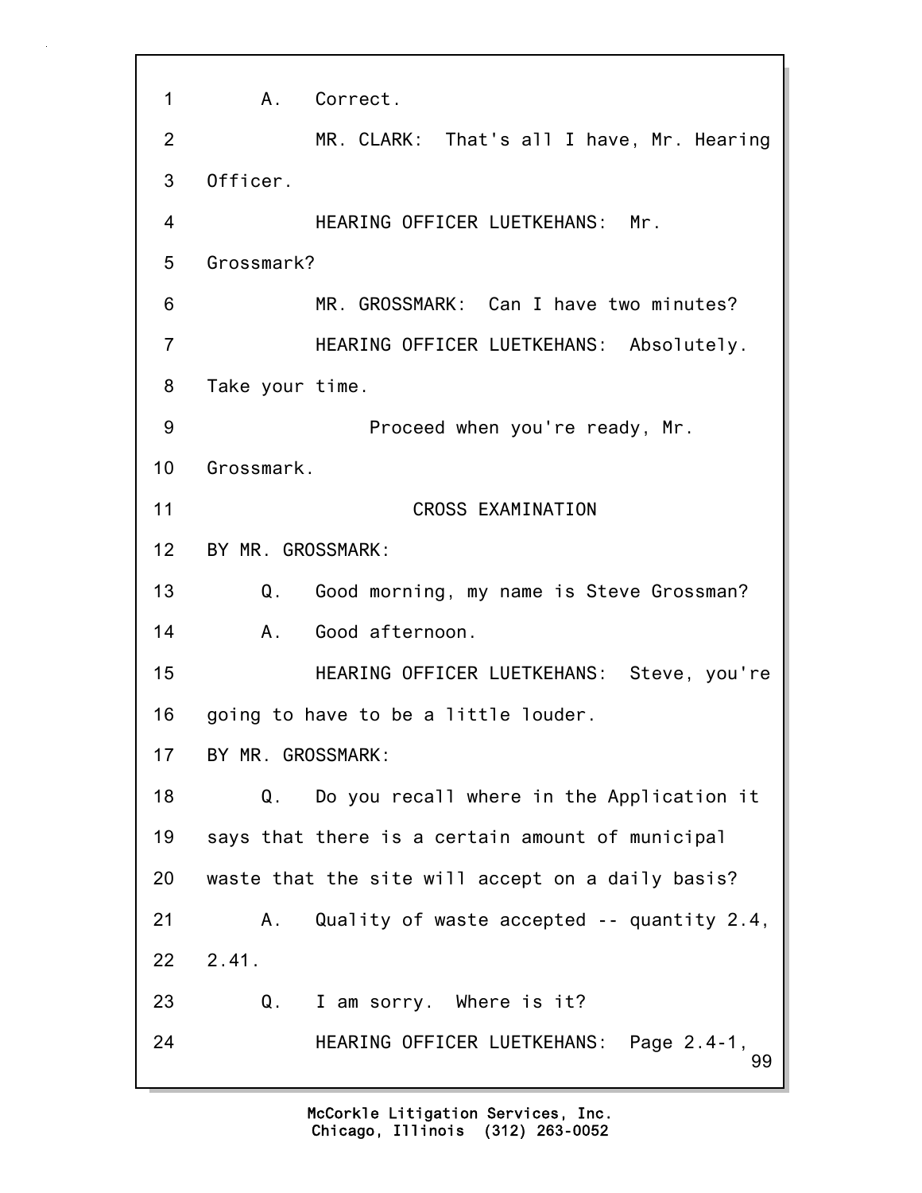1 A. Correct.

2 MR. CLARK: That's all I have, Mr. Hearing

3 Officer.

4 HEARING OFFICER LUETKEHANS: Mr.

5 Grossmark?

6 MR. GROSSMARK: Can I have two minutes?

7 HEARING OFFICER LUETKEHANS: Absolutely.

8 Take your time.

9 Proceed when you're ready, Mr.

10 Grossmark.

11 CROSS EXAMINATION

12 BY MR. GROSSMARK:

13 Q. Good morning, my name is Steve Grossman?

14 A. Good afternoon.

15 HEARING OFFICER LUETKEHANS: Steve, you're

16 going to have to be a little louder.

17 BY MR. GROSSMARK:

18 Q. Do you recall where in the Application it

19 says that there is a certain amount of municipal

20 waste that the site will accept on a daily basis?

21 A. Quality of waste accepted -- quantity 2.4,

22 2.41.

23 Q. I am sorry. Where is it?

24 HEARING OFFICER LUETKEHANS: Page 2.4-1,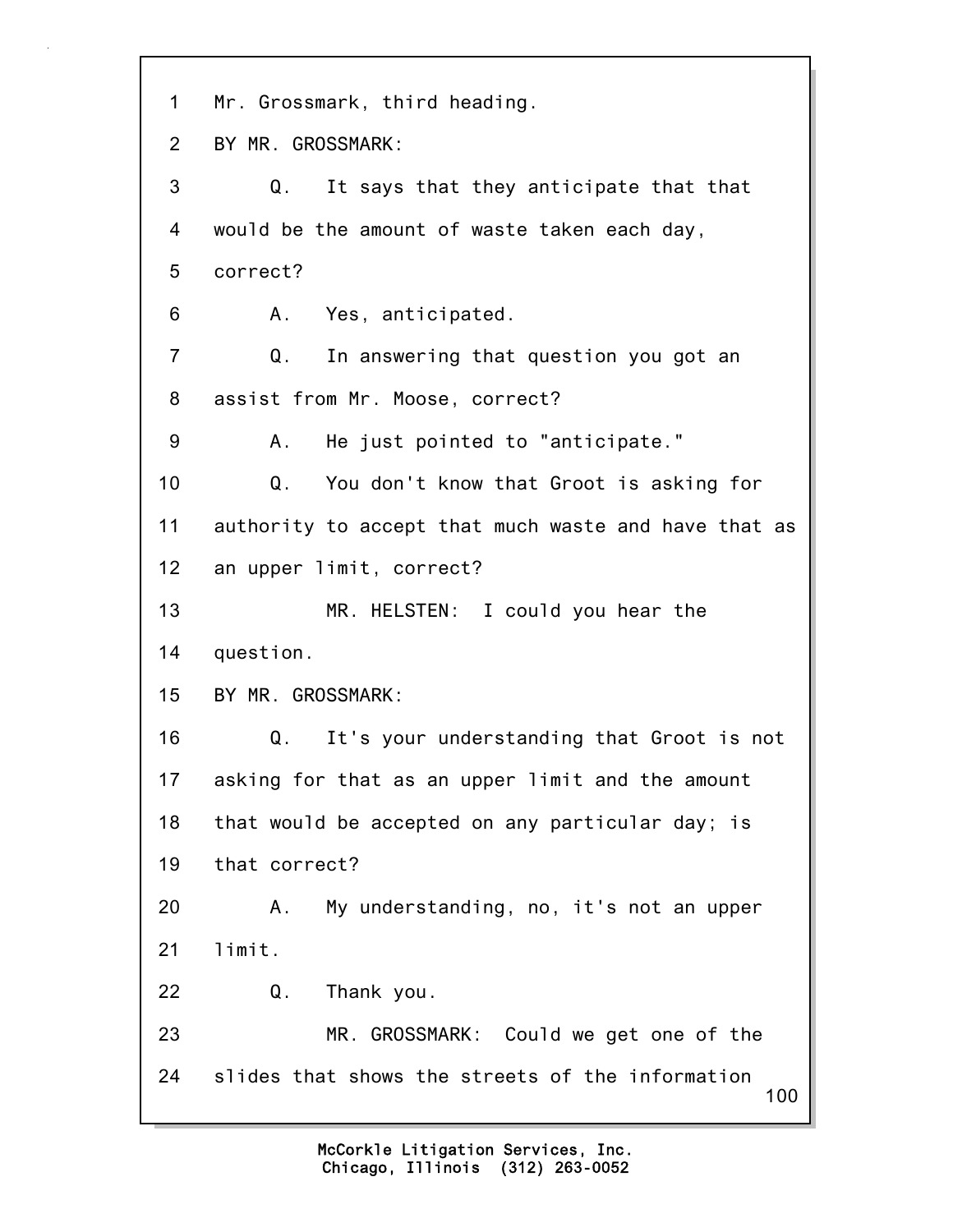1 Mr. Grossmark, third heading.

2 BY MR. GROSSMARK:

3 Q. It says that they anticipate that that

4 would be the amount of waste taken each day,

5 correct?

6 A. Yes, anticipated.

7 Q. In answering that question you got an

8 assist from Mr. Moose, correct?

9 A. He just pointed to "anticipate."

10 Q. You don't know that Groot is asking for

11 authority to accept that much waste and have that as

12 an upper limit, correct?

13 MR. HELSTEN: I could you hear the

14 question.

15 BY MR. GROSSMARK:

16 Q. It's your understanding that Groot is not

17 asking for that as an upper limit and the amount

18 that would be accepted on any particular day; is

19 that correct?

20 A. My understanding, no, it's not an upper

21 limit.

22 Q. Thank you.

23 MR. GROSSMARK: Could we get one of the

24 slides that shows the streets of the information

McCorkle Litigation Services, Inc.
Chicago, Illinois (312) 263-0052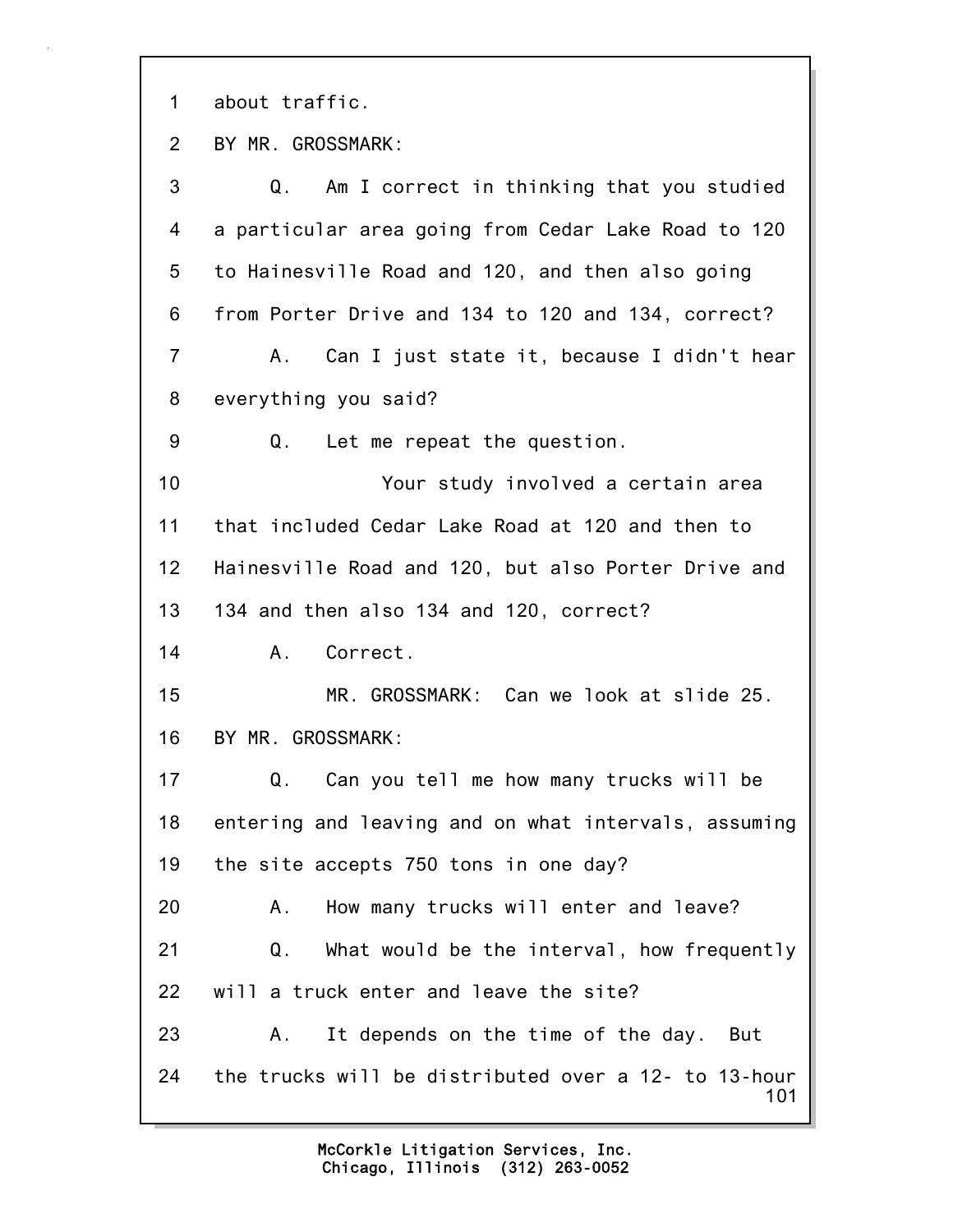1 about traffic.

2 BY MR. GROSSMARK:

3 Q. Am I correct in thinking that you studied

4 a particular area going from Cedar Lake Road to 120

5 to Hainesville Road and 120, and then also going

6 from Porter Drive and 134 to 120 and 134, correct?

7 A. Can I just state it, because I didn't hear

8 everything you said?

9 Q. Let me repeat the question.

10 Your study involved a certain area

11 that included Cedar Lake Road at 120 and then to

12 Hainesville Road and 120, but also Porter Drive and

13 134 and then also 134 and 120, correct?

14 A. Correct.

15 MR. GROSSMARK: Can we look at slide 25.

16 BY MR. GROSSMARK:

17 Q. Can you tell me how many trucks will be

18 entering and leaving and on what intervals, assuming

19 the site accepts 750 tons in one day?

20 A. How many trucks will enter and leave?

21 Q. What would be the interval, how frequently

22 will a truck enter and leave the site?

23 A. It depends on the time of the day. But

24 the trucks will be distributed over a 12- to 13-hour

McCorkle Litigation Services, Inc.
Chicago, Illinois (312) 263-0052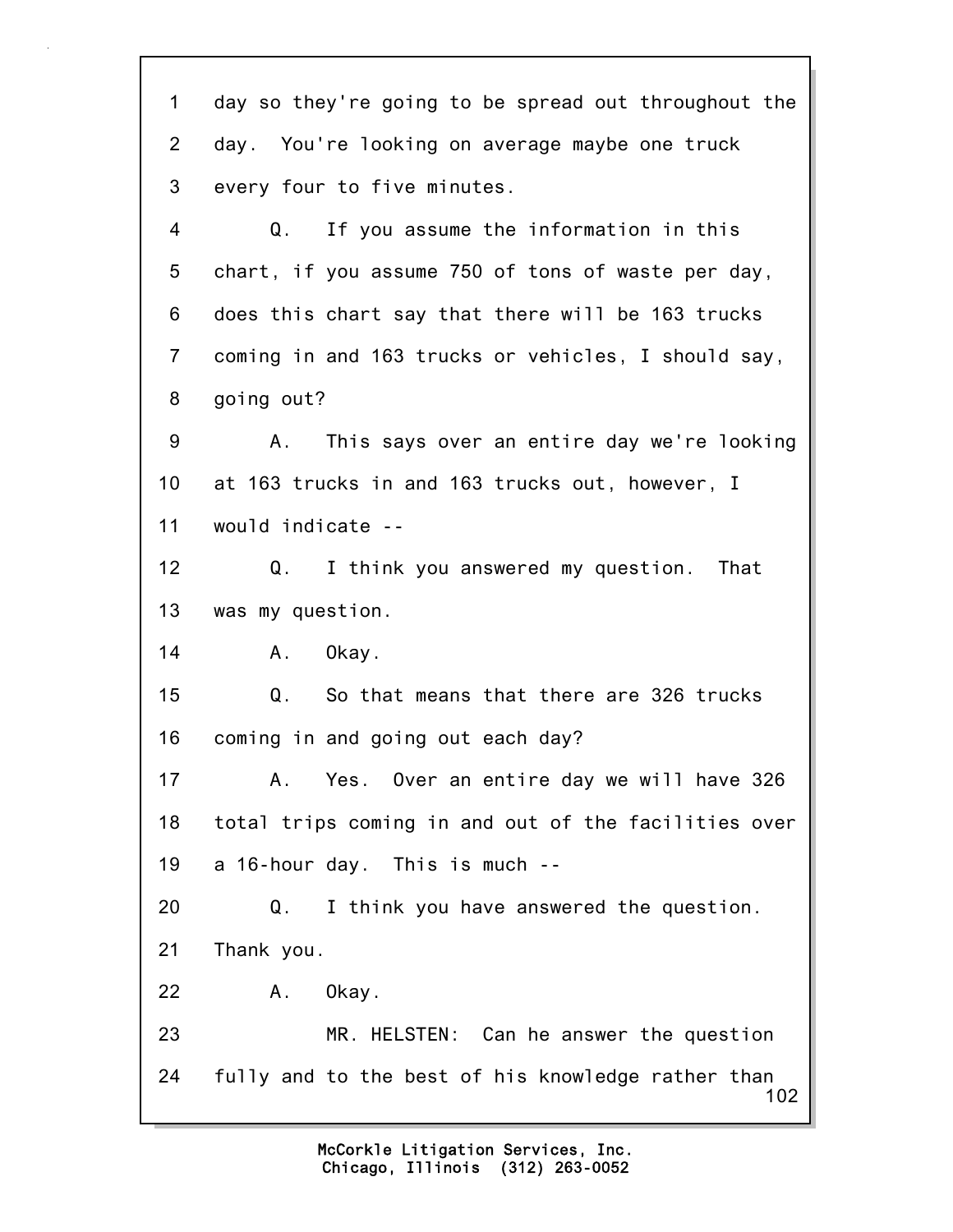day so they're going to be spread out throughout the day. You're looking on average maybe one truck every four to five minutes.

Q. If you assume the information in this chart, if you assume 750 of tons of waste per day, does this chart say that there will be 163 trucks coming in and 163 trucks or vehicles, I should say, going out?

A. This says over an entire day we're looking at 163 trucks in and 163 trucks out, however, I would indicate --

Q. I think you answered my question. That was my question.

A. Okay.

Q. So that means that there are 326 trucks coming in and going out each day?

A. Yes. Over an entire day we will have 326 total trips coming in and out of the facilities over a 16-hour day. This is much --

Q. I think you have answered the question. Thank you.

A. Okay.

MR. HELSTEN: Can he answer the question fully and to the best of his knowledge rather than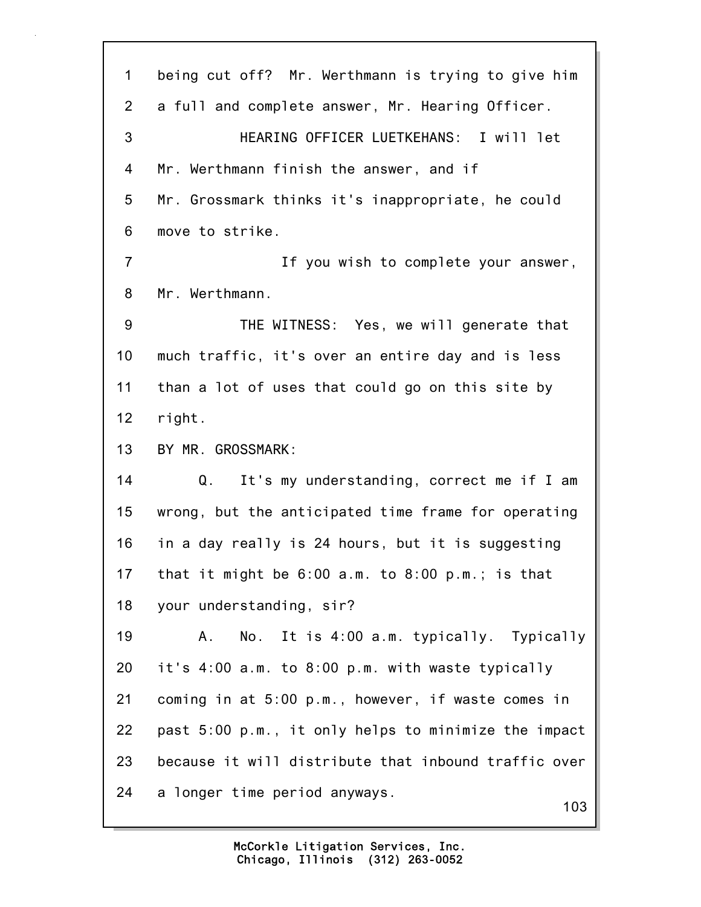being cut off? Mr. Werthmann is trying to give him a full and complete answer, Mr. Hearing Officer.

HEARING OFFICER LUETKEHANS: I will let Mr. Werthmann finish the answer, and if Mr. Grossmark thinks it's inappropriate, he could move to strike.

If you wish to complete your answer, Mr. Werthmann.

THE WITNESS: Yes, we will generate that much traffic, it's over an entire day and is less than a lot of uses that could go on this site by right.

BY MR. GROSSMARK:

Q. It's my understanding, correct me if I am wrong, but the anticipated time frame for operating in a day really is 24 hours, but it is suggesting that it might be 6:00 a.m. to 8:00 p.m.; is that your understanding, sir?

A. No. It is 4:00 a.m. typically. Typically it's 4:00 a.m. to 8:00 p.m. with waste typically coming in at 5:00 p.m., however, if waste comes in past 5:00 p.m., it only helps to minimize the impact because it will distribute that inbound traffic over a longer time period anyways.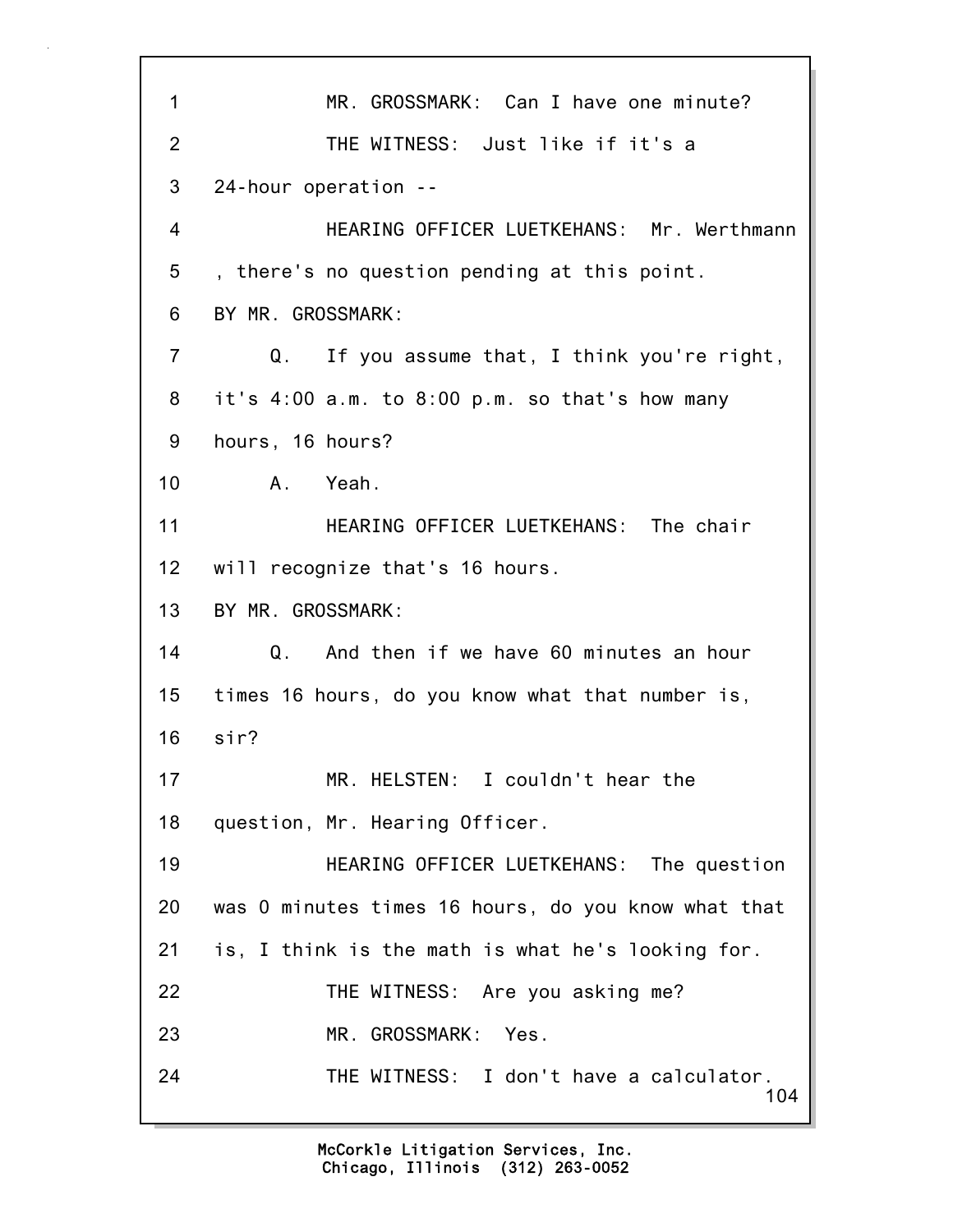1 MR. GROSSMARK: Can I have one minute?

2 THE WITNESS: Just like if it's a

3 24-hour operation --

4 HEARING OFFICER LUETKEHANS: Mr. Werthmann

5 , there's no question pending at this point.

6 BY MR. GROSSMARK:

7 Q. If you assume that, I think you're right,

8 it's 4:00 a.m. to 8:00 p.m. so that's how many

9 hours, 16 hours?

10 A. Yeah.

11 HEARING OFFICER LUETKEHANS: The chair

12 will recognize that's 16 hours.

13 BY MR. GROSSMARK:

14 Q. And then if we have 60 minutes an hour

15 times 16 hours, do you know what that number is,

16 sir?

17 MR. HELSTEN: I couldn't hear the

18 question, Mr. Hearing Officer.

19 HEARING OFFICER LUETKEHANS: The question

20 was 0 minutes times 16 hours, do you know what that

21 is, I think is the math is what he's looking for.

22 THE WITNESS: Are you asking me?

23 MR. GROSSMARK: Yes.

24 THE WITNESS: I don't have a calculator.

McCorkle Litigation Services, Inc.
Chicago, Illinois (312) 263-0052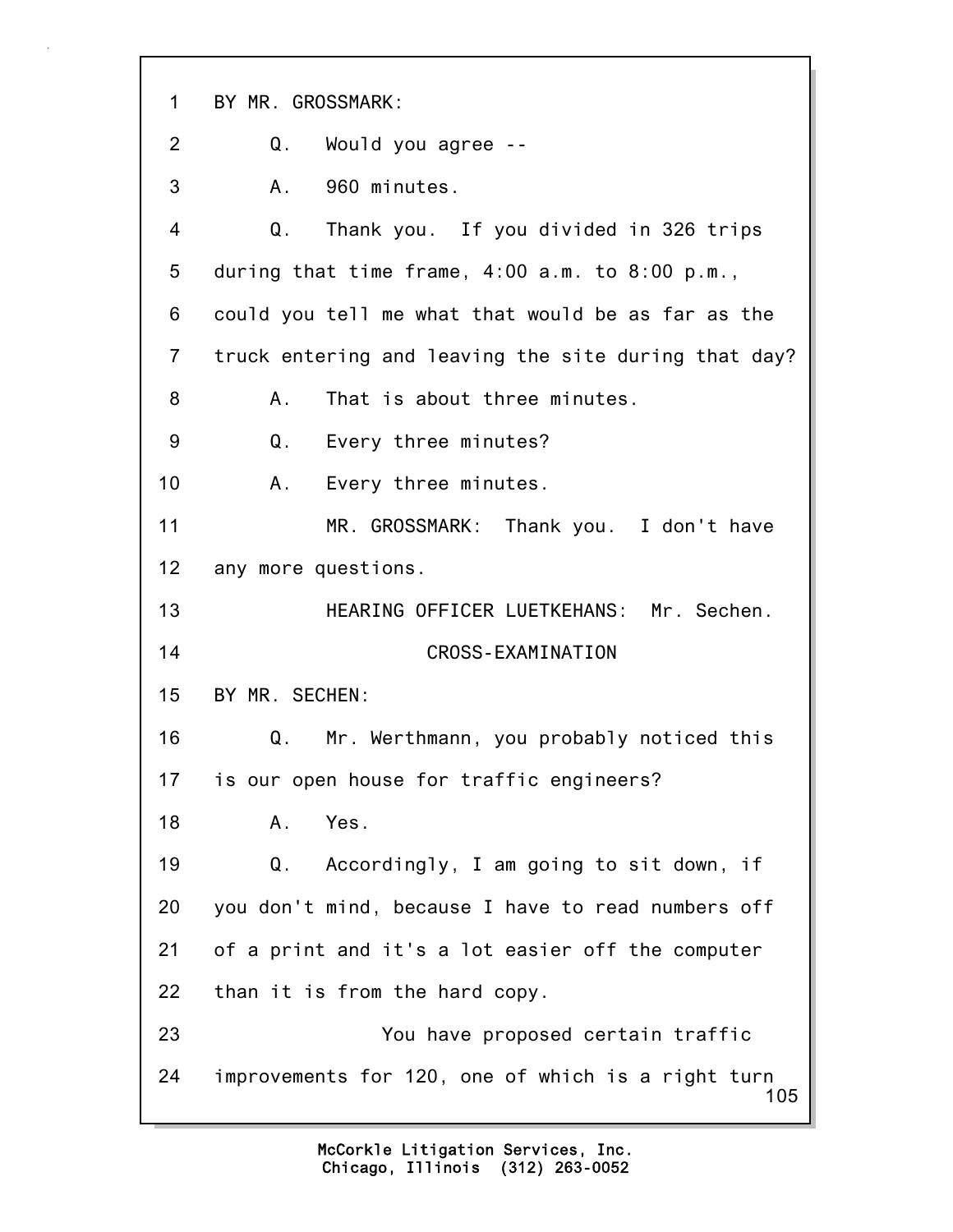1 BY MR. GROSSMARK:

2 Q. Would you agree --

3 A. 960 minutes.

4 Q. Thank you. If you divided in 326 trips

5 during that time frame, 4:00 a.m. to 8:00 p.m.,

6 could you tell me what that would be as far as the

7 truck entering and leaving the site during that day?

8 A. That is about three minutes.

9 Q. Every three minutes?

10 A. Every three minutes.

11 MR. GROSSMARK: Thank you. I don't have

12 any more questions.

13 HEARING OFFICER LUETKEHANS: Mr. Sechen.

14 CROSS-EXAMINATION

15 BY MR. SECHEN:

16 Q. Mr. Werthmann, you probably noticed this

17 is our open house for traffic engineers?

18 A. Yes.

19 Q. Accordingly, I am going to sit down, if

20 you don't mind, because I have to read numbers off

21 of a print and it's a lot easier off the computer

22 than it is from the hard copy.

23 You have proposed certain traffic

24 improvements for 120, one of which is a right turn

McCorkle Litigation Services, Inc.
Chicago, Illinois (312) 263-0052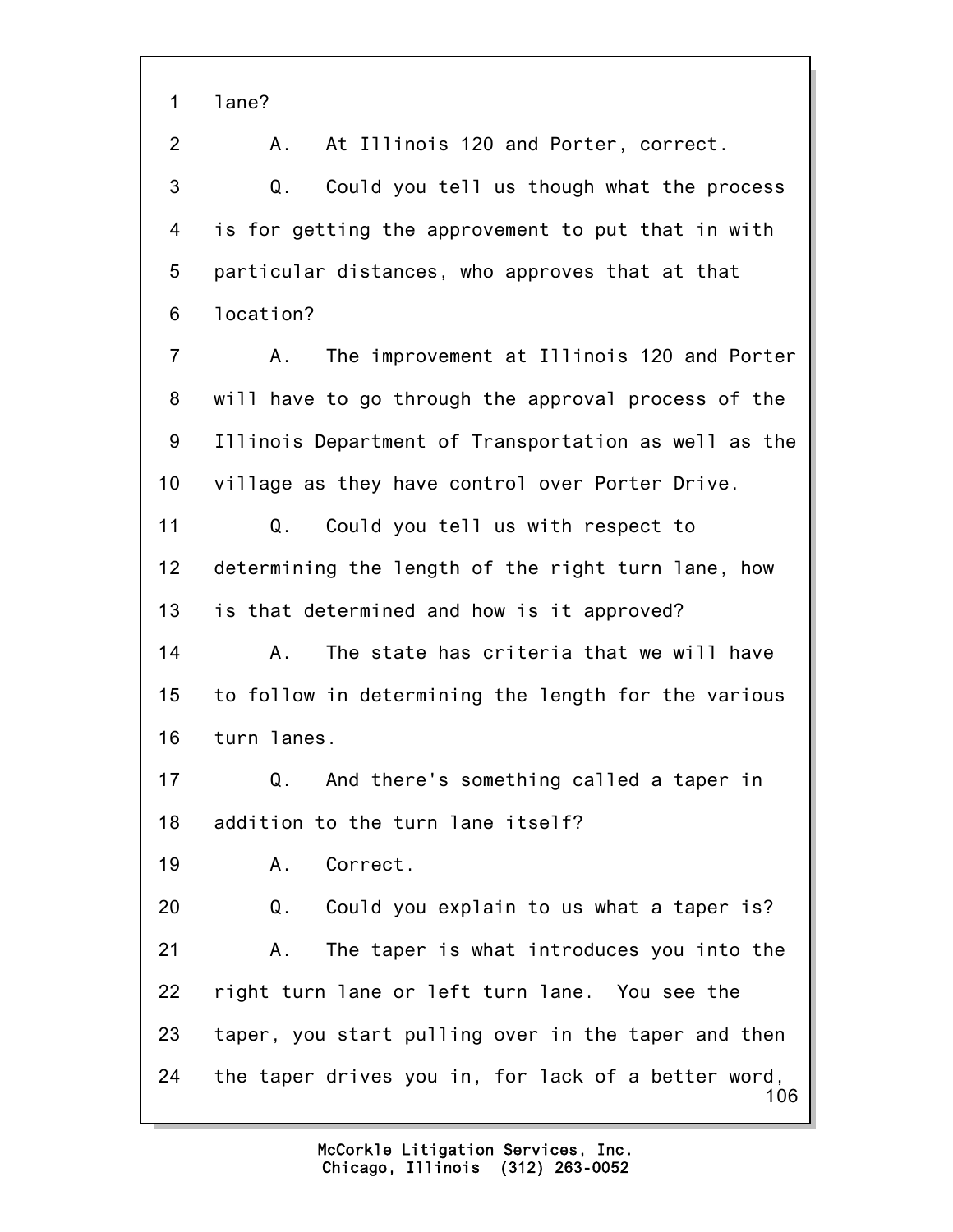1 lane?

2 A. At Illinois 120 and Porter, correct.

3 Q. Could you tell us though what the process

4 is for getting the approvement to put that in with

5 particular distances, who approves that at that

6 location?

7 A. The improvement at Illinois 120 and Porter

8 will have to go through the approval process of the

9 Illinois Department of Transportation as well as the

10 village as they have control over Porter Drive.

11 Q. Could you tell us with respect to

12 determining the length of the right turn lane, how

13 is that determined and how is it approved?

14 A. The state has criteria that we will have

15 to follow in determining the length for the various

16 turn lanes.

17 Q. And there's something called a taper in

18 addition to the turn lane itself?

19 A. Correct.

20 Q. Could you explain to us what a taper is?

21 A. The taper is what introduces you into the

22 right turn lane or left turn lane. You see the

23 taper, you start pulling over in the taper and then

24 the taper drives you in, for lack of a better word,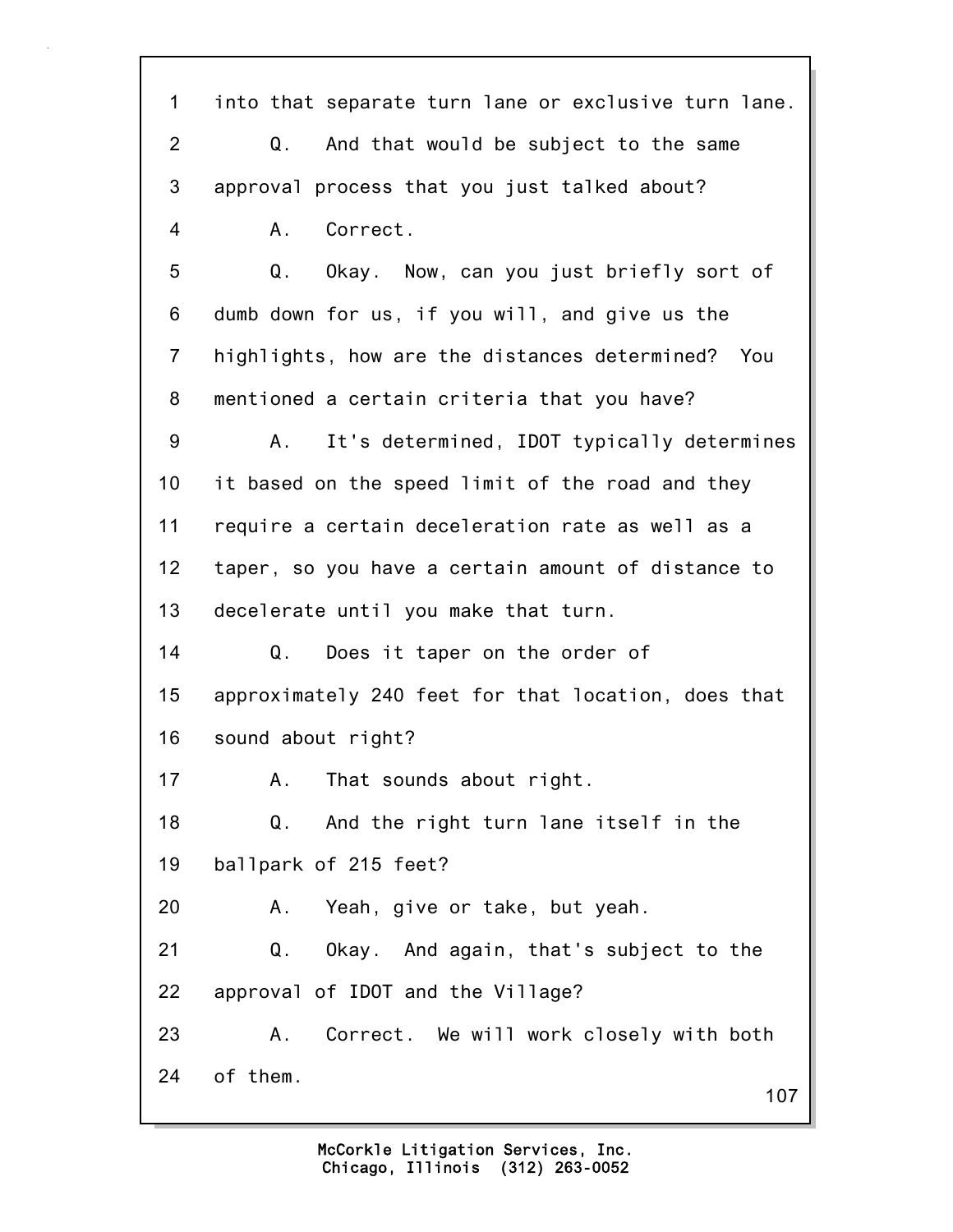1 into that separate turn lane or exclusive turn lane.

2 Q. And that would be subject to the same

3 approval process that you just talked about?

4 A. Correct.

5 Q. Okay. Now, can you just briefly sort of

6 dumb down for us, if you will, and give us the

7 highlights, how are the distances determined? You

8 mentioned a certain criteria that you have?

9 A. It's determined, IDOT typically determines

10 it based on the speed limit of the road and they

11 require a certain deceleration rate as well as a

12 taper, so you have a certain amount of distance to

13 decelerate until you make that turn.

14 Q. Does it taper on the order of

15 approximately 240 feet for that location, does that

16 sound about right?

17 A. That sounds about right.

18 Q. And the right turn lane itself in the

19 ballpark of 215 feet?

20 A. Yeah, give or take, but yeah.

21 Q. Okay. And again, that's subject to the

22 approval of IDOT and the Village?

23 A. Correct. We will work closely with both

24 of them.

McCorkle Litigation Services, Inc.
Chicago, Illinois (312) 263-0052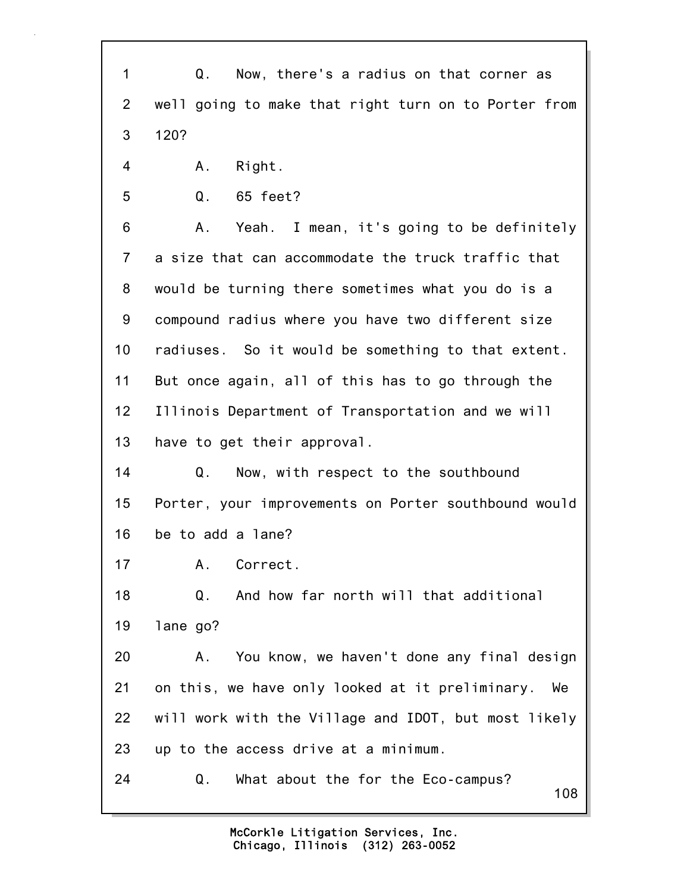Q. Now, there's a radius on that corner as well going to make that right turn on to Porter from 120?

A. Right.

Q. 65 feet?

A. Yeah. I mean, it's going to be definitely a size that can accommodate the truck traffic that would be turning there sometimes what you do is a compound radius where you have two different size radiuses. So it would be something to that extent. But once again, all of this has to go through the Illinois Department of Transportation and we will have to get their approval.

Q. Now, with respect to the southbound Porter, your improvements on Porter southbound would be to add a lane?

A. Correct.

Q. And how far north will that additional lane go?

A. You know, we haven't done any final design on this, we have only looked at it preliminary. We will work with the Village and IDOT, but most likely up to the access drive at a minimum.

Q. What about the for the Eco-campus?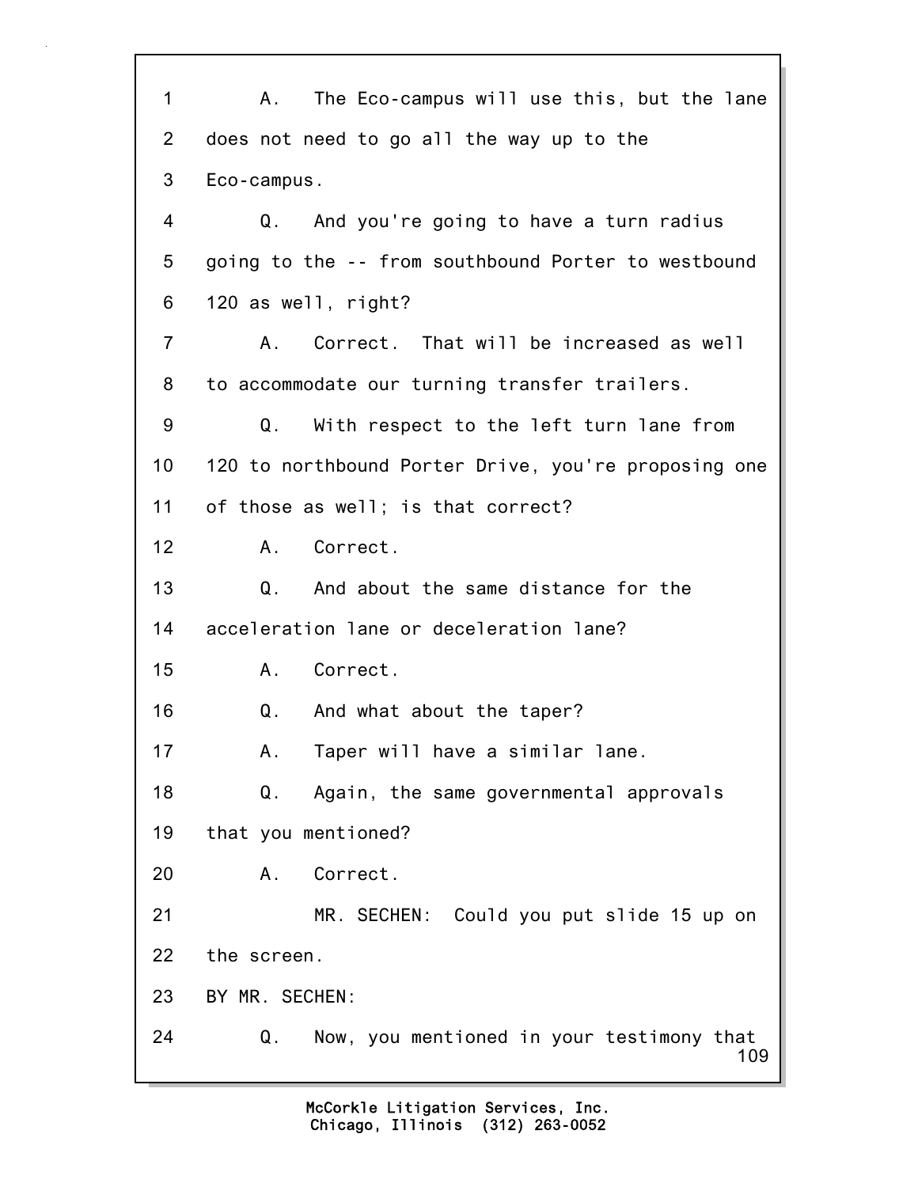1 A. The Eco-campus will use this, but the lane
2 does not need to go all the way up to the
3 Eco-campus.
4 Q. And you're going to have a turn radius
5 going to the -- from southbound Porter to westbound
6 120 as well, right?
7 A. Correct. That will be increased as well
8 to accommodate our turning transfer trailers.
9 Q. With respect to the left turn lane from
10 120 to northbound Porter Drive, you're proposing one
11 of those as well; is that correct?
12 A. Correct.
13 Q. And about the same distance for the
14 acceleration lane or deceleration lane?
15 A. Correct.
16 Q. And what about the taper?
17 A. Taper will have a similar lane.
18 Q. Again, the same governmental approvals
19 that you mentioned?
20 A. Correct.
21 MR. SECHEN: Could you put slide 15 up on
22 the screen.
23 BY MR. SECHEN:
24 Q. Now, you mentioned in your testimony that

McCorkle Litigation Services, Inc.
Chicago, Illinois (312) 263-0052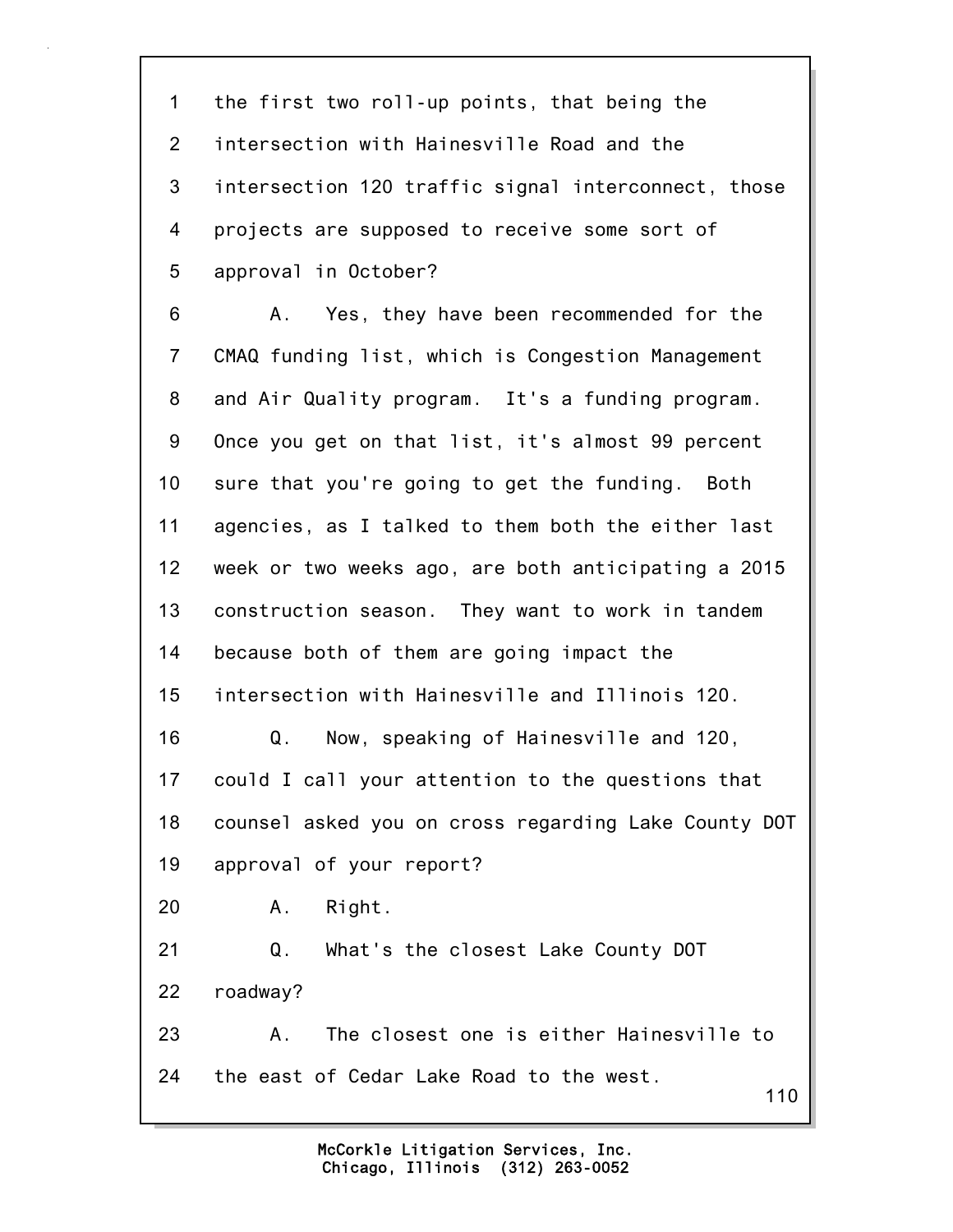1 the first two roll-up points, that being the
2 intersection with Hainesville Road and the
3 intersection 120 traffic signal interconnect, those
4 projects are supposed to receive some sort of
5 approval in October?
6 A. Yes, they have been recommended for the
7 CMAQ funding list, which is Congestion Management
8 and Air Quality program. It's a funding program.
9 Once you get on that list, it's almost 99 percent
10 sure that you're going to get the funding. Both
11 agencies, as I talked to them both the either last
12 week or two weeks ago, are both anticipating a 2015
13 construction season. They want to work in tandem
14 because both of them are going impact the
15 intersection with Hainesville and Illinois 120.
16 Q. Now, speaking of Hainesville and 120,
17 could I call your attention to the questions that
18 counsel asked you on cross regarding Lake County DOT
19 approval of your report?
20 A. Right.
21 Q. What's the closest Lake County DOT
22 roadway?
23 A. The closest one is either Hainesville to
24 the east of Cedar Lake Road to the west.

McCorkle Litigation Services, Inc.
Chicago, Illinois (312) 263-0052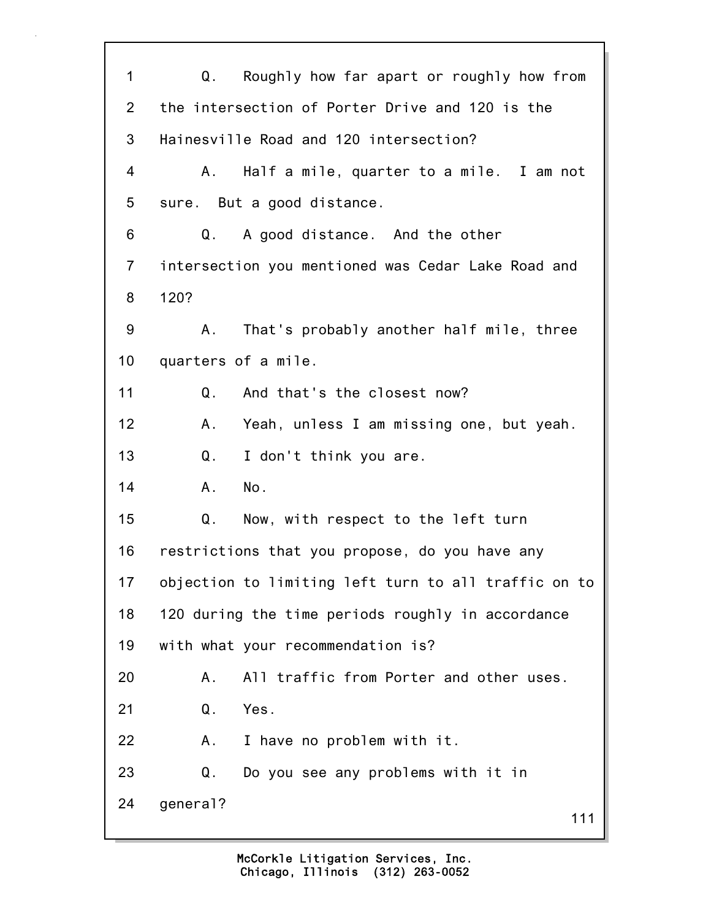1 Q. Roughly how far apart or roughly how from
2 the intersection of Porter Drive and 120 is the
3 Hainesville Road and 120 intersection?
4 A. Half a mile, quarter to a mile. I am not
5 sure. But a good distance.
6 Q. A good distance. And the other
7 intersection you mentioned was Cedar Lake Road and
8 120?
9 A. That's probably another half mile, three
10 quarters of a mile.
11 Q. And that's the closest now?
12 A. Yeah, unless I am missing one, but yeah.
13 Q. I don't think you are.
14 A. No.
15 Q. Now, with respect to the left turn
16 restrictions that you propose, do you have any
17 objection to limiting left turn to all traffic on to
18 120 during the time periods roughly in accordance
19 with what your recommendation is?
20 A. All traffic from Porter and other uses.
21 Q. Yes.
22 A. I have no problem with it.
23 Q. Do you see any problems with it in
24 general?

McCorkle Litigation Services, Inc.
Chicago, Illinois (312) 263-0052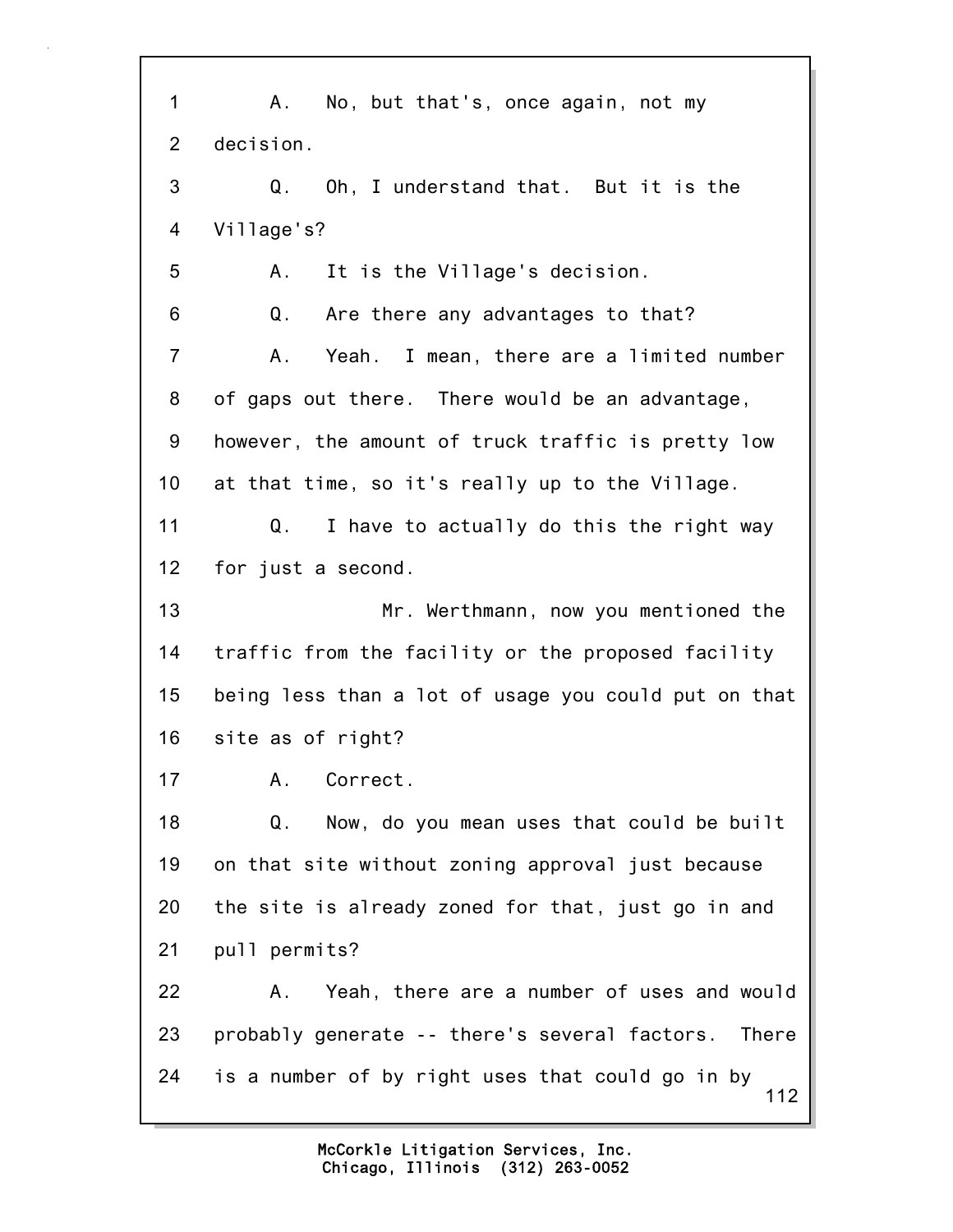A. No, but that's, once again, not my decision.

Q. Oh, I understand that. But it is the Village's?

A. It is the Village's decision.

Q. Are there any advantages to that?

A. Yeah. I mean, there are a limited number of gaps out there. There would be an advantage, however, the amount of truck traffic is pretty low at that time, so it's really up to the Village.

Q. I have to actually do this the right way for just a second.

Mr. Werthmann, now you mentioned the traffic from the facility or the proposed facility being less than a lot of usage you could put on that site as of right?

A. Correct.

Q. Now, do you mean uses that could be built on that site without zoning approval just because the site is already zoned for that, just go in and pull permits?

A. Yeah, there are a number of uses and would probably generate -- there's several factors. There is a number of by right uses that could go in by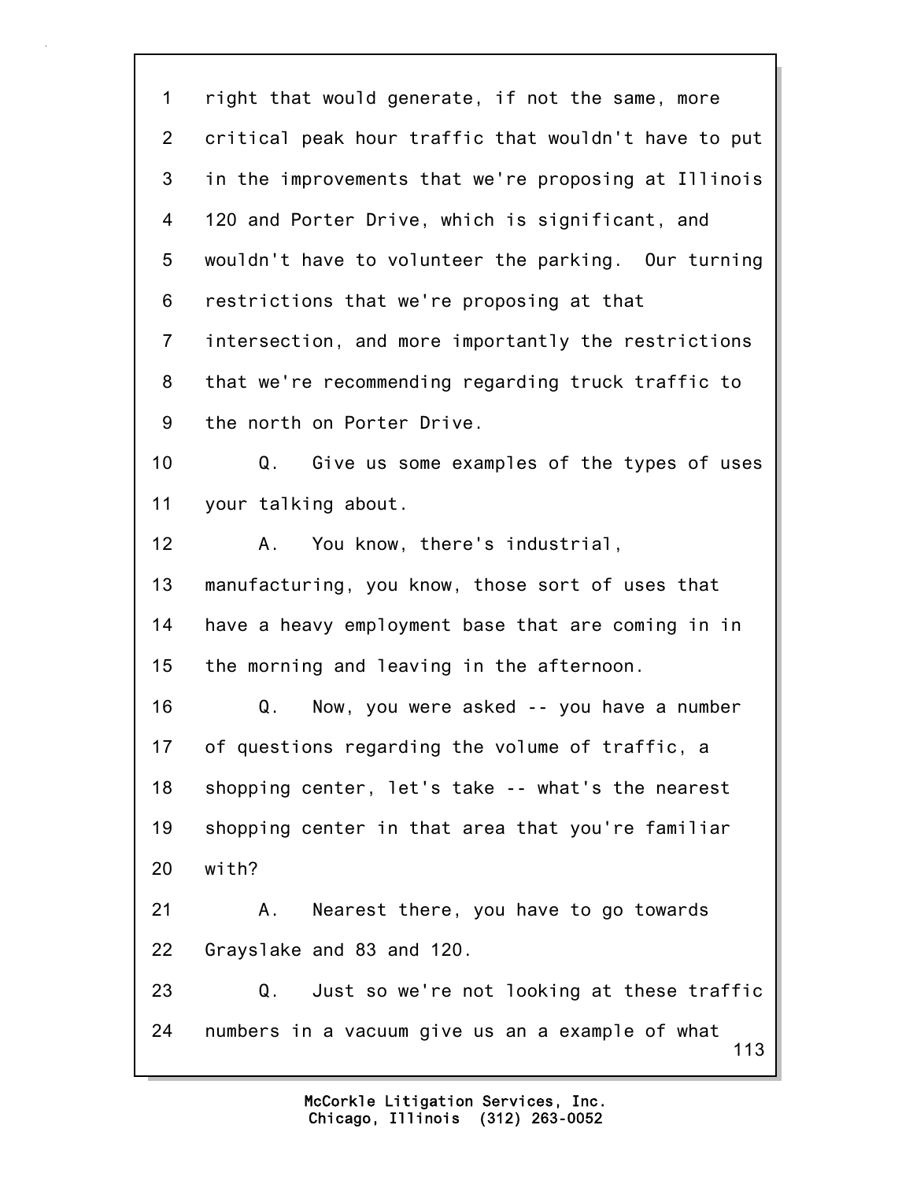1 right that would generate, if not the same, more
2 critical peak hour traffic that wouldn't have to put
3 in the improvements that we're proposing at Illinois
4 120 and Porter Drive, which is significant, and
5 wouldn't have to volunteer the parking. Our turning
6 restrictions that we're proposing at that
7 intersection, and more importantly the restrictions
8 that we're recommending regarding truck traffic to
9 the north on Porter Drive.

10 Q. Give us some examples of the types of uses
11 your talking about.

12 A. You know, there's industrial,
13 manufacturing, you know, those sort of uses that
14 have a heavy employment base that are coming in in
15 the morning and leaving in the afternoon.

16 Q. Now, you were asked -- you have a number
17 of questions regarding the volume of traffic, a
18 shopping center, let's take -- what's the nearest
19 shopping center in that area that you're familiar
20 with?

21 A. Nearest there, you have to go towards
22 Grayslake and 83 and 120.

23 Q. Just so we're not looking at these traffic
24 numbers in a vacuum give us an a example of what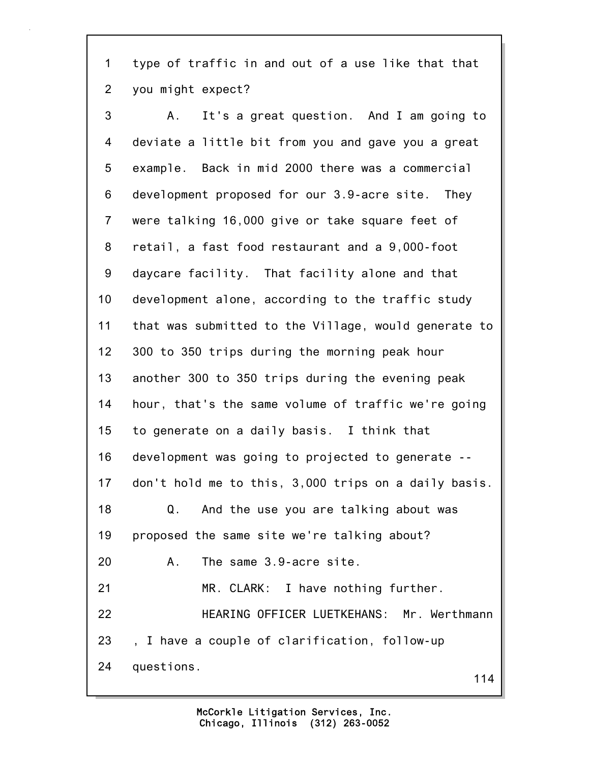1 type of traffic in and out of a use like that that
2 you might expect?
3 A. It's a great question. And I am going to
4 deviate a little bit from you and gave you a great
5 example. Back in mid 2000 there was a commercial
6 development proposed for our 3.9-acre site. They
7 were talking 16,000 give or take square feet of
8 retail, a fast food restaurant and a 9,000-foot
9 daycare facility. That facility alone and that
10 development alone, according to the traffic study
11 that was submitted to the Village, would generate to
12 300 to 350 trips during the morning peak hour
13 another 300 to 350 trips during the evening peak
14 hour, that's the same volume of traffic we're going
15 to generate on a daily basis. I think that
16 development was going to projected to generate --
17 don't hold me to this, 3,000 trips on a daily basis.
18 Q. And the use you are talking about was
19 proposed the same site we're talking about?
20 A. The same 3.9-acre site.
21 MR. CLARK: I have nothing further.
22 HEARING OFFICER LUETKEHANS: Mr. Werthmann
23 , I have a couple of clarification, follow-up
24 questions.

McCorkle Litigation Services, Inc.
Chicago, Illinois (312) 263-0052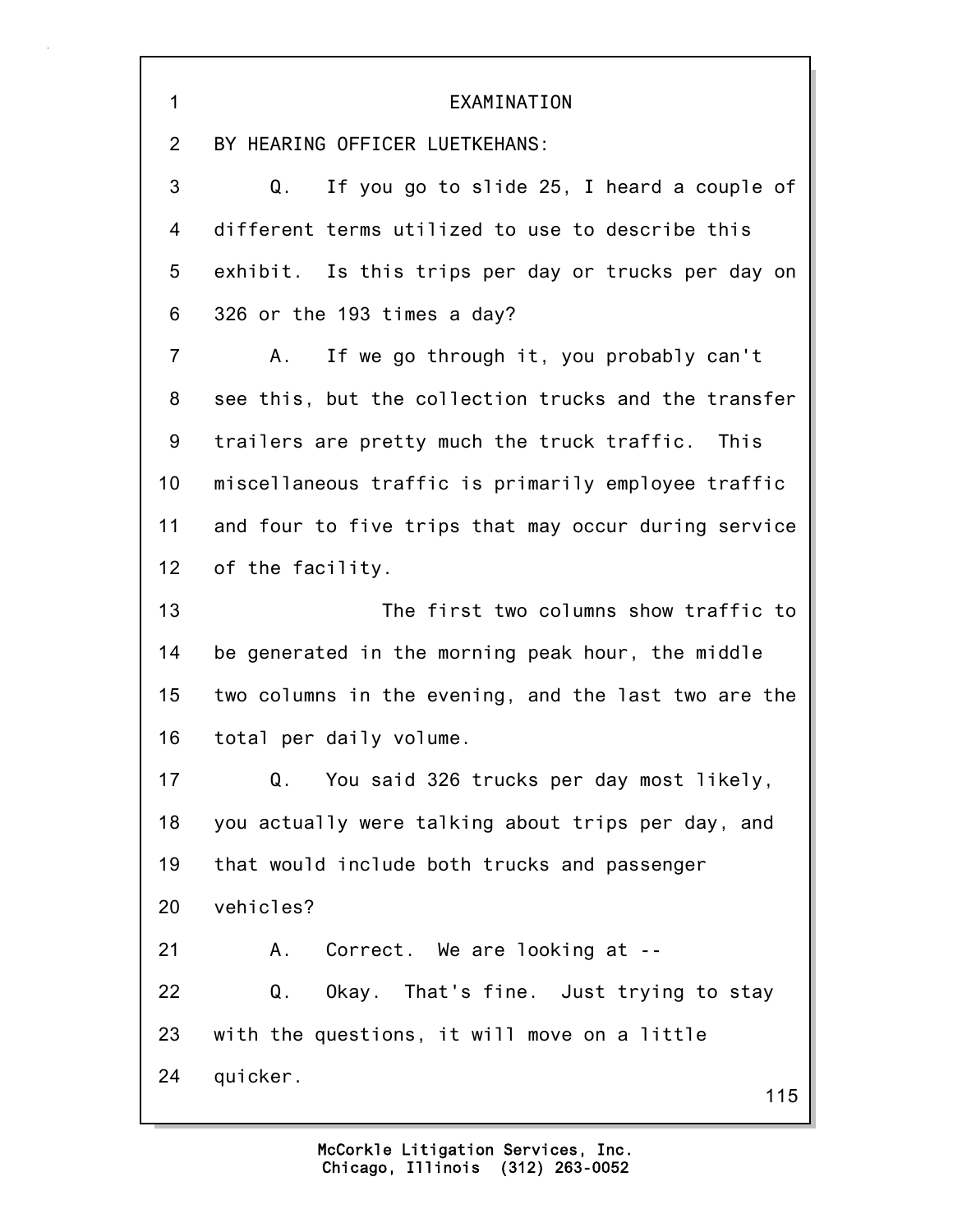EXAMINATION

BY HEARING OFFICER LUETKEHANS:

Q. If you go to slide 25, I heard a couple of different terms utilized to use to describe this exhibit. Is this trips per day or trucks per day on 326 or the 193 times a day?

A. If we go through it, you probably can't see this, but the collection trucks and the transfer trailers are pretty much the truck traffic. This miscellaneous traffic is primarily employee traffic and four to five trips that may occur during service of the facility.

The first two columns show traffic to be generated in the morning peak hour, the middle two columns in the evening, and the last two are the total per daily volume.

Q. You said 326 trucks per day most likely, you actually were talking about trips per day, and that would include both trucks and passenger vehicles?

A. Correct. We are looking at --

Q. Okay. That's fine. Just trying to stay with the questions, it will move on a little quicker.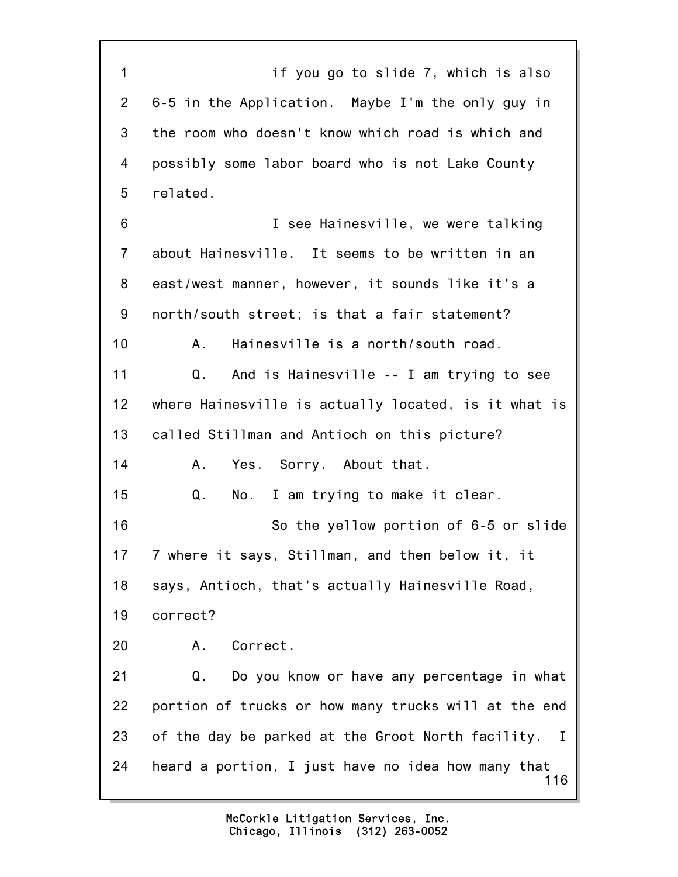1 if you go to slide 7, which is also
2 6-5 in the Application. Maybe I'm the only guy in
3 the room who doesn't know which road is which and
4 possibly some labor board who is not Lake County
5 related.
6 I see Hainesville, we were talking
7 about Hainesville. It seems to be written in an
8 east/west manner, however, it sounds like it's a
9 north/south street; is that a fair statement?
10 A. Hainesville is a north/south road.
11 Q. And is Hainesville -- I am trying to see
12 where Hainesville is actually located, is it what is
13 called Stillman and Antioch on this picture?
14 A. Yes. Sorry. About that.
15 Q. No. I am trying to make it clear.
16 So the yellow portion of 6-5 or slide
17 7 where it says, Stillman, and then below it, it
18 says, Antioch, that's actually Hainesville Road,
19 correct?
20 A. Correct.
21 Q. Do you know or have any percentage in what
22 portion of trucks or how many trucks will at the end
23 of the day be parked at the Groot North facility. I
24 heard a portion, I just have no idea how many that

McCorkle Litigation Services, Inc.
Chicago, Illinois (312) 263-0052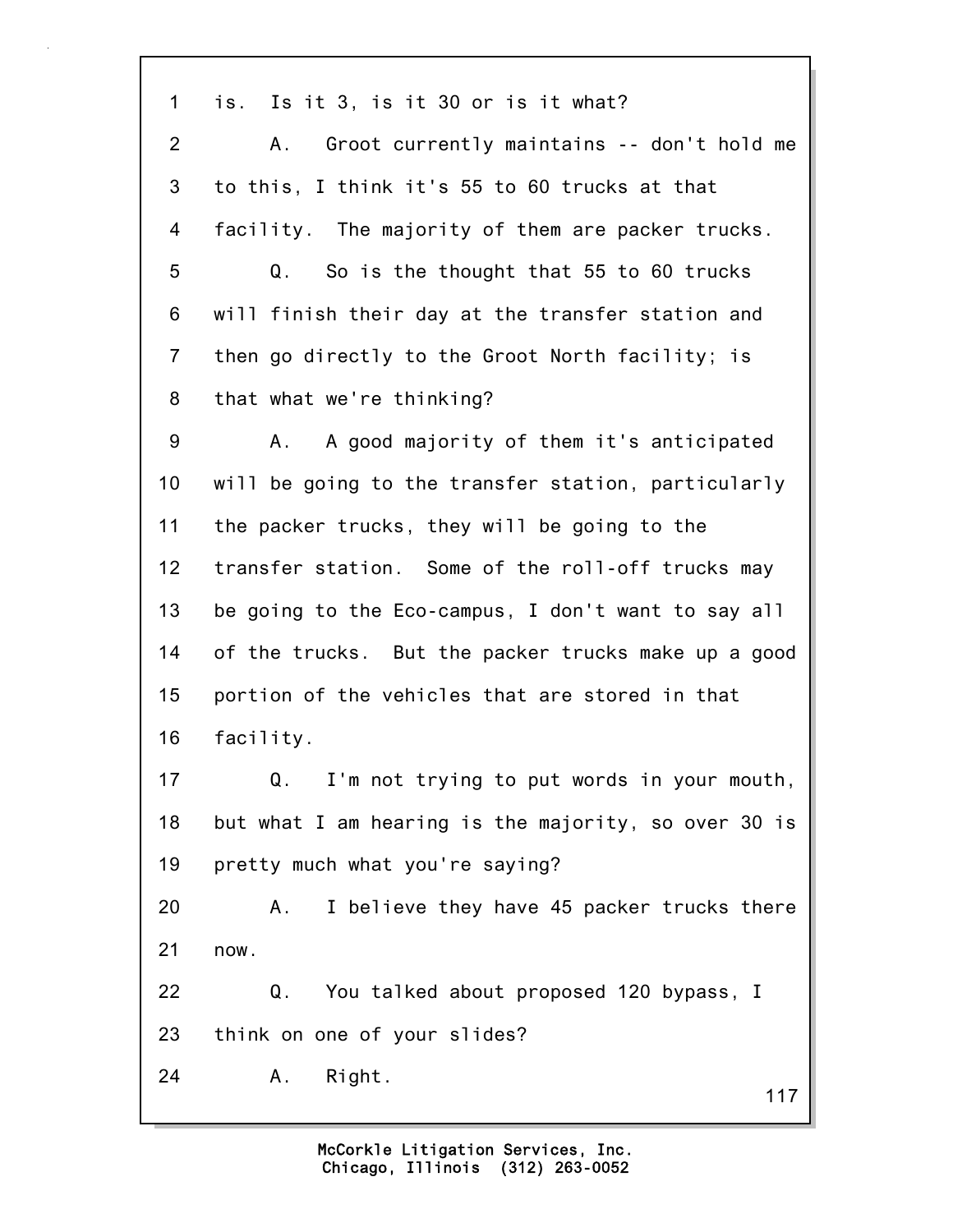1 is. Is it 3, is it 30 or is it what?

2 A. Groot currently maintains -- don't hold me

3 to this, I think it's 55 to 60 trucks at that

4 facility. The majority of them are packer trucks.

5 Q. So is the thought that 55 to 60 trucks

6 will finish their day at the transfer station and

7 then go directly to the Groot North facility; is

8 that what we're thinking?

9 A. A good majority of them it's anticipated

10 will be going to the transfer station, particularly

11 the packer trucks, they will be going to the

12 transfer station. Some of the roll-off trucks may

13 be going to the Eco-campus, I don't want to say all

14 of the trucks. But the packer trucks make up a good

15 portion of the vehicles that are stored in that

16 facility.

17 Q. I'm not trying to put words in your mouth,

18 but what I am hearing is the majority, so over 30 is

19 pretty much what you're saying?

20 A. I believe they have 45 packer trucks there

21 now.

22 Q. You talked about proposed 120 bypass, I

23 think on one of your slides?

24 A. Right.

McCorkle Litigation Services, Inc.
Chicago, Illinois (312) 263-0052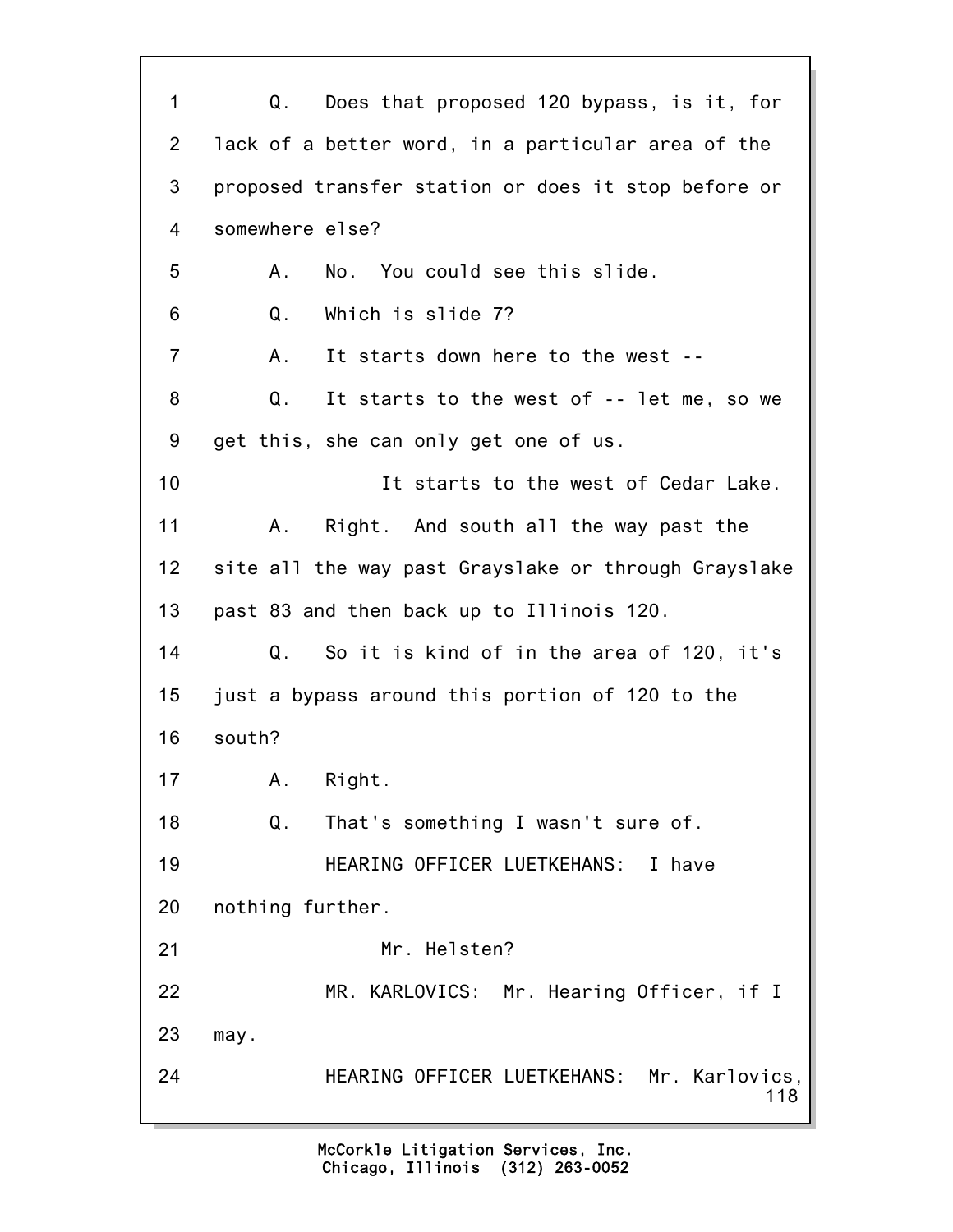Q. Does that proposed 120 bypass, is it, for lack of a better word, in a particular area of the proposed transfer station or does it stop before or somewhere else?

A. No. You could see this slide.

Q. Which is slide 7?

A. It starts down here to the west --

Q. It starts to the west of -- let me, so we get this, she can only get one of us.

It starts to the west of Cedar Lake.

A. Right. And south all the way past the site all the way past Grayslake or through Grayslake past 83 and then back up to Illinois 120.

Q. So it is kind of in the area of 120, it's just a bypass around this portion of 120 to the south?

A. Right.

Q. That's something I wasn't sure of.

HEARING OFFICER LUETKEHANS: I have nothing further.

Mr. Helsten?

MR. KARLOVICS: Mr. Hearing Officer, if I may.

HEARING OFFICER LUETKEHANS: Mr. Karlovics,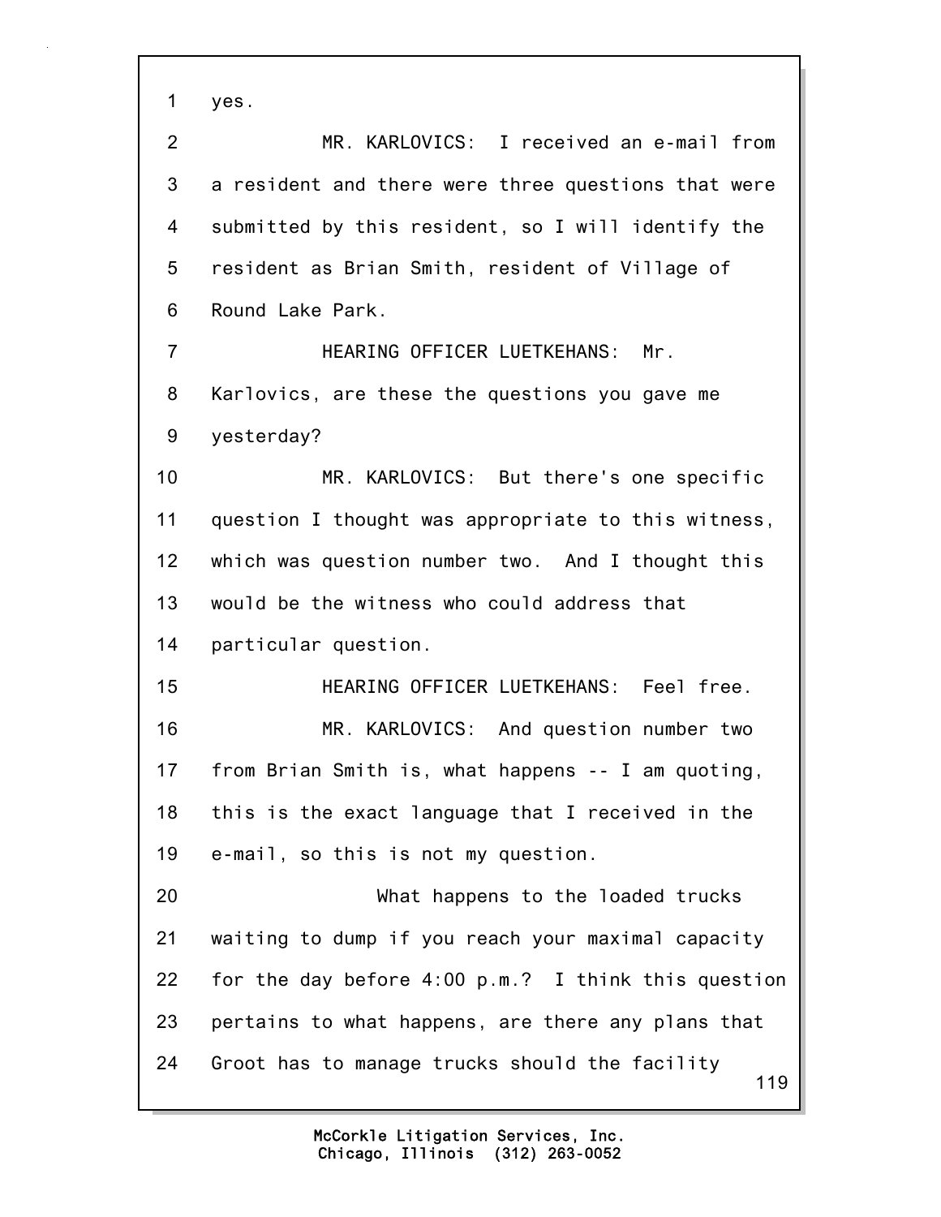1 yes.

2 MR. KARLOVICS: I received an e-mail from

3 a resident and there were three questions that were

4 submitted by this resident, so I will identify the

5 resident as Brian Smith, resident of Village of

6 Round Lake Park.

7 HEARING OFFICER LUETKEHANS: Mr.

8 Karlovics, are these the questions you gave me

9 yesterday?

10 MR. KARLOVICS: But there's one specific

11 question I thought was appropriate to this witness,

12 which was question number two. And I thought this

13 would be the witness who could address that

14 particular question.

15 HEARING OFFICER LUETKEHANS: Feel free.

16 MR. KARLOVICS: And question number two

17 from Brian Smith is, what happens -- I am quoting,

18 this is the exact language that I received in the

19 e-mail, so this is not my question.

20 What happens to the loaded trucks

21 waiting to dump if you reach your maximal capacity

22 for the day before 4:00 p.m.? I think this question

23 pertains to what happens, are there any plans that

24 Groot has to manage trucks should the facility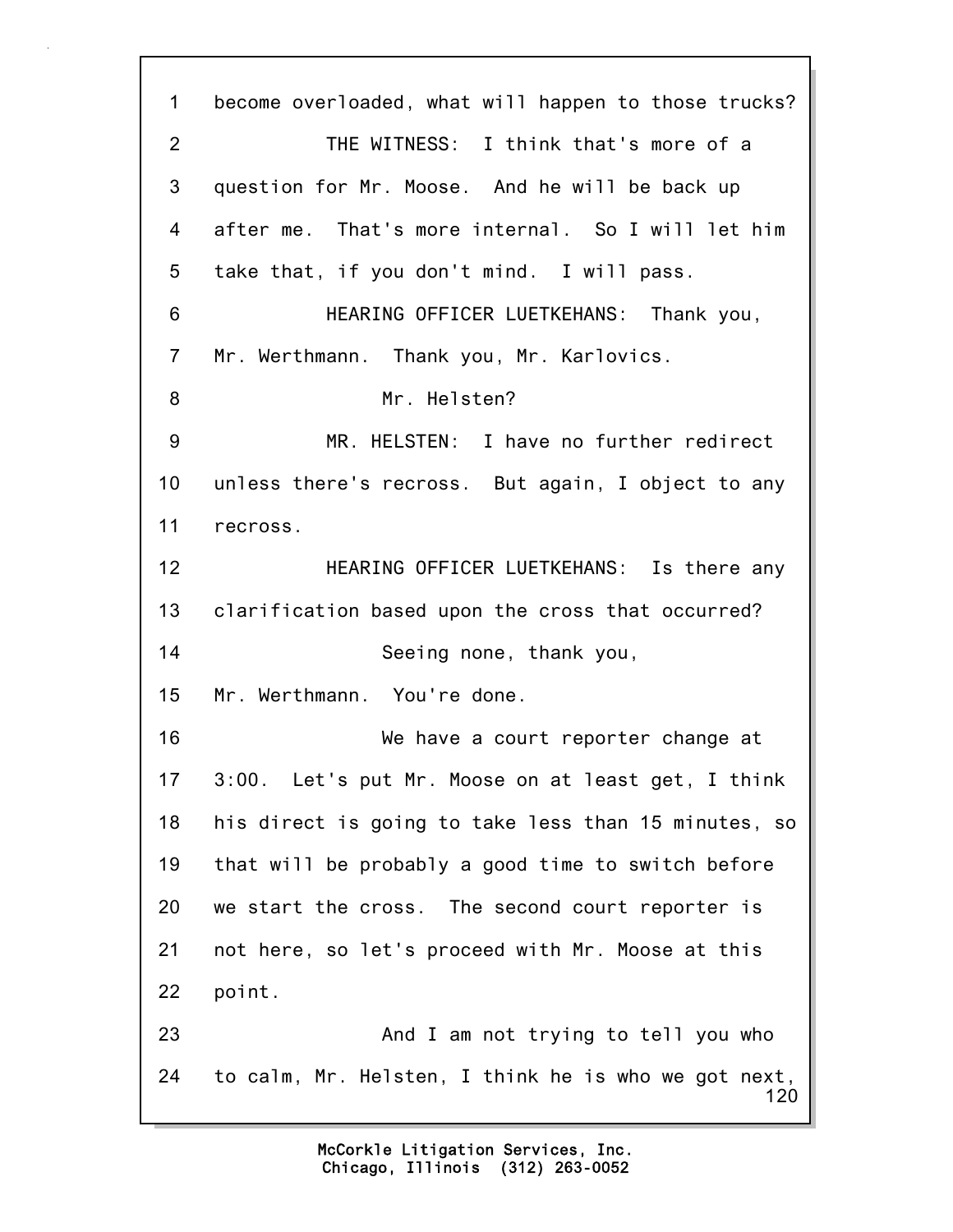1 become overloaded, what will happen to those trucks?

2 THE WITNESS: I think that's more of a

3 question for Mr. Moose. And he will be back up

4 after me. That's more internal. So I will let him

5 take that, if you don't mind. I will pass.

6 HEARING OFFICER LUETKEHANS: Thank you,

7 Mr. Werthmann. Thank you, Mr. Karlovics.

8 Mr. Helsten?

9 MR. HELSTEN: I have no further redirect

10 unless there's recross. But again, I object to any

11 recross.

12 HEARING OFFICER LUETKEHANS: Is there any

13 clarification based upon the cross that occurred?

14 Seeing none, thank you,

15 Mr. Werthmann. You're done.

16 We have a court reporter change at

17 3:00. Let's put Mr. Moose on at least get, I think

18 his direct is going to take less than 15 minutes, so

19 that will be probably a good time to switch before

20 we start the cross. The second court reporter is

21 not here, so let's proceed with Mr. Moose at this

22 point.

23 And I am not trying to tell you who

24 to calm, Mr. Helsten, I think he is who we got next,

McCorkle Litigation Services, Inc.
Chicago, Illinois (312) 263-0052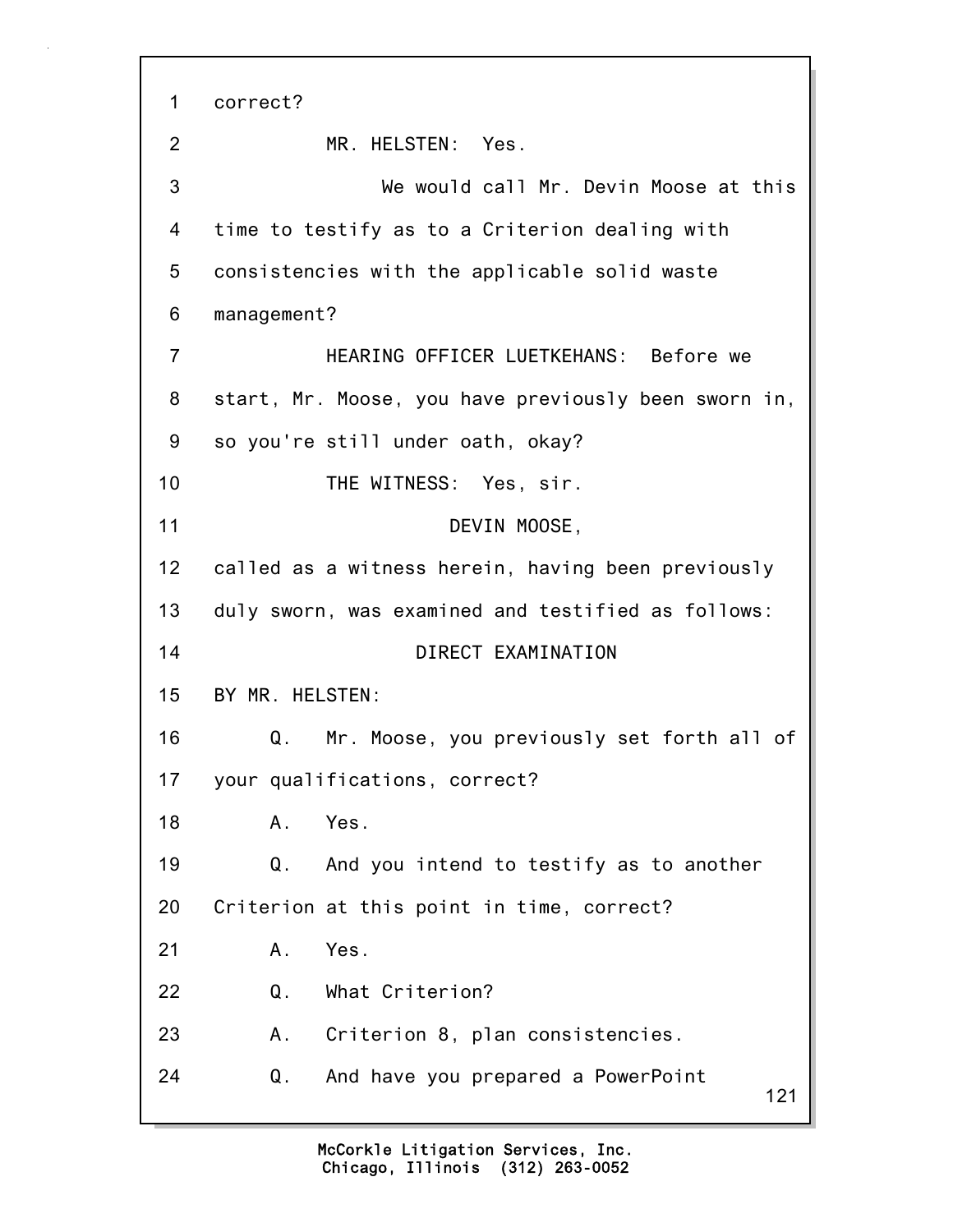1 correct?

2 MR. HELSTEN: Yes.

3 We would call Mr. Devin Moose at this

4 time to testify as to a Criterion dealing with

5 consistencies with the applicable solid waste

6 management?

7 HEARING OFFICER LUETKEHANS: Before we

8 start, Mr. Moose, you have previously been sworn in,

9 so you're still under oath, okay?

10 THE WITNESS: Yes, sir.

11 DEVIN MOOSE,

12 called as a witness herein, having been previously

13 duly sworn, was examined and testified as follows:

14 DIRECT EXAMINATION

15 BY MR. HELSTEN:

16 Q. Mr. Moose, you previously set forth all of

17 your qualifications, correct?

18 A. Yes.

19 Q. And you intend to testify as to another

20 Criterion at this point in time, correct?

21 A. Yes.

22 Q. What Criterion?

23 A. Criterion 8, plan consistencies.

24 Q. And have you prepared a PowerPoint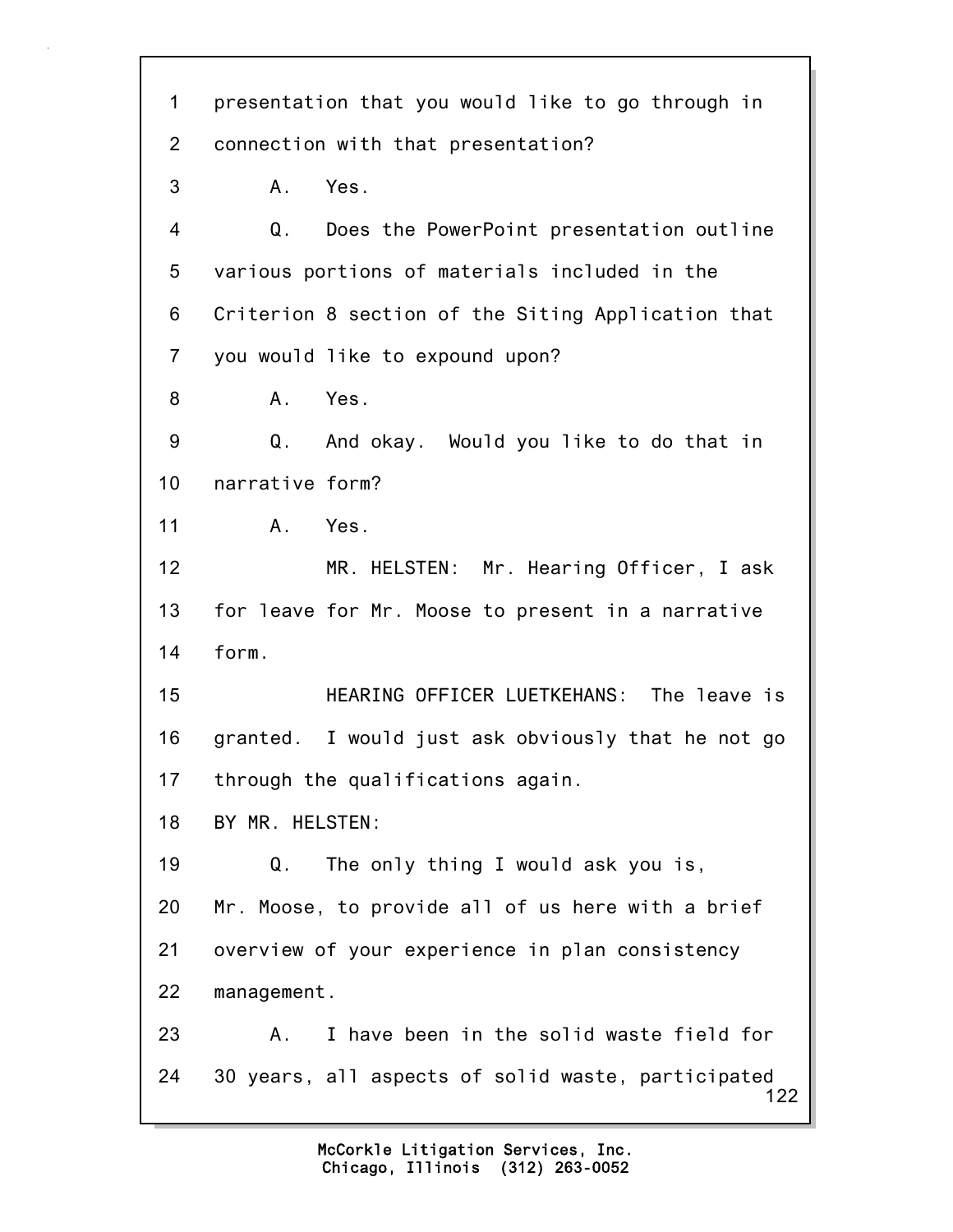1 presentation that you would like to go through in
2 connection with that presentation?
3 A. Yes.
4 Q. Does the PowerPoint presentation outline
5 various portions of materials included in the
6 Criterion 8 section of the Siting Application that
7 you would like to expound upon?
8 A. Yes.
9 Q. And okay. Would you like to do that in
10 narrative form?
11 A. Yes.
12 MR. HELSTEN: Mr. Hearing Officer, I ask
13 for leave for Mr. Moose to present in a narrative
14 form.
15 HEARING OFFICER LUETKEHANS: The leave is
16 granted. I would just ask obviously that he not go
17 through the qualifications again.
18 BY MR. HELSTEN:
19 Q. The only thing I would ask you is,
20 Mr. Moose, to provide all of us here with a brief
21 overview of your experience in plan consistency
22 management.
23 A. I have been in the solid waste field for
24 30 years, all aspects of solid waste, participated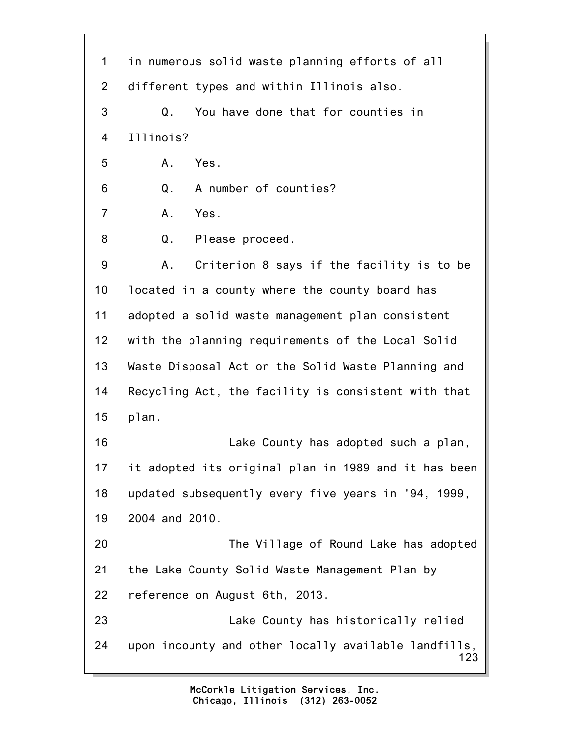1 in numerous solid waste planning efforts of all
2 different types and within Illinois also.
3 Q. You have done that for counties in
4 Illinois?
5 A. Yes.
6 Q. A number of counties?
7 A. Yes.
8 Q. Please proceed.
9 A. Criterion 8 says if the facility is to be
10 located in a county where the county board has
11 adopted a solid waste management plan consistent
12 with the planning requirements of the Local Solid
13 Waste Disposal Act or the Solid Waste Planning and
14 Recycling Act, the facility is consistent with that
15 plan.
16 Lake County has adopted such a plan,
17 it adopted its original plan in 1989 and it has been
18 updated subsequently every five years in '94, 1999,
19 2004 and 2010.
20 The Village of Round Lake has adopted
21 the Lake County Solid Waste Management Plan by
22 reference on August 6th, 2013.
23 Lake County has historically relied
24 upon incounty and other locally available landfills,

McCorkle Litigation Services, Inc.
Chicago, Illinois (312) 263-0052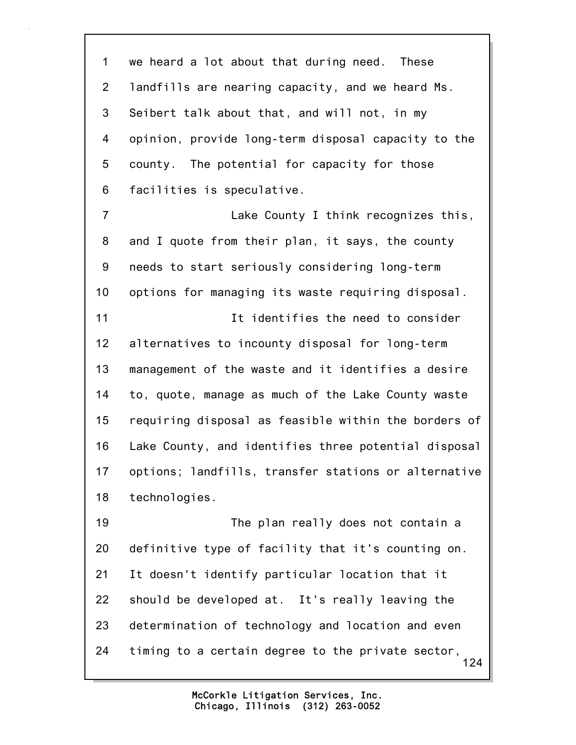we heard a lot about that during need. These landfills are nearing capacity, and we heard Ms. Seibert talk about that, and will not, in my opinion, provide long-term disposal capacity to the county. The potential for capacity for those facilities is speculative.

Lake County I think recognizes this, and I quote from their plan, it says, the county needs to start seriously considering long-term options for managing its waste requiring disposal.

It identifies the need to consider alternatives to incounty disposal for long-term management of the waste and it identifies a desire to, quote, manage as much of the Lake County waste requiring disposal as feasible within the borders of Lake County, and identifies three potential disposal options; landfills, transfer stations or alternative technologies.

The plan really does not contain a definitive type of facility that it's counting on. It doesn't identify particular location that it should be developed at. It's really leaving the determination of technology and location and even timing to a certain degree to the private sector,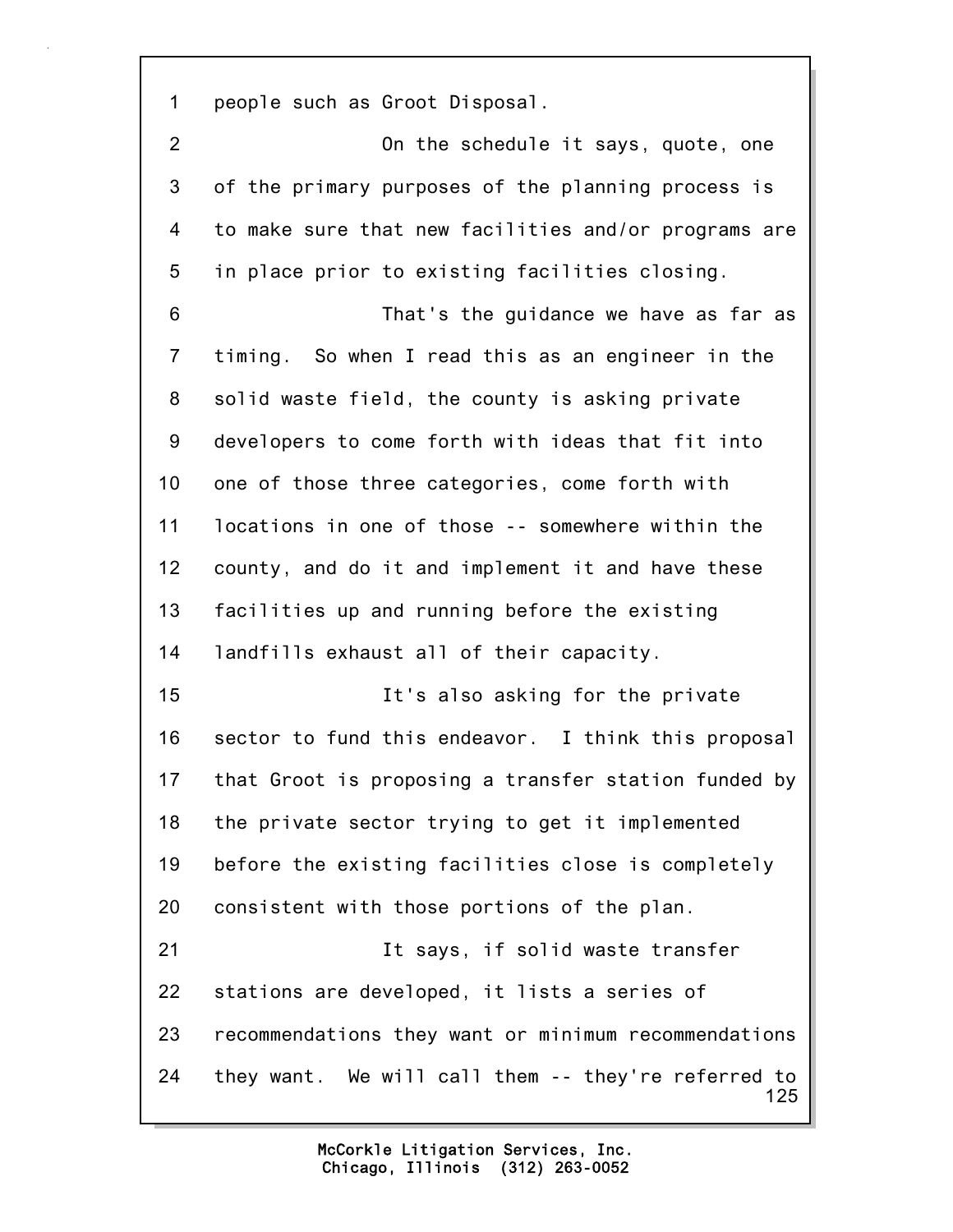people such as Groot Disposal.

On the schedule it says, quote, one of the primary purposes of the planning process is to make sure that new facilities and/or programs are in place prior to existing facilities closing.

That's the guidance we have as far as timing. So when I read this as an engineer in the solid waste field, the county is asking private developers to come forth with ideas that fit into one of those three categories, come forth with locations in one of those -- somewhere within the county, and do it and implement it and have these facilities up and running before the existing landfills exhaust all of their capacity.

It's also asking for the private sector to fund this endeavor. I think this proposal that Groot is proposing a transfer station funded by the private sector trying to get it implemented before the existing facilities close is completely consistent with those portions of the plan.

It says, if solid waste transfer stations are developed, it lists a series of recommendations they want or minimum recommendations they want. We will call them -- they're referred to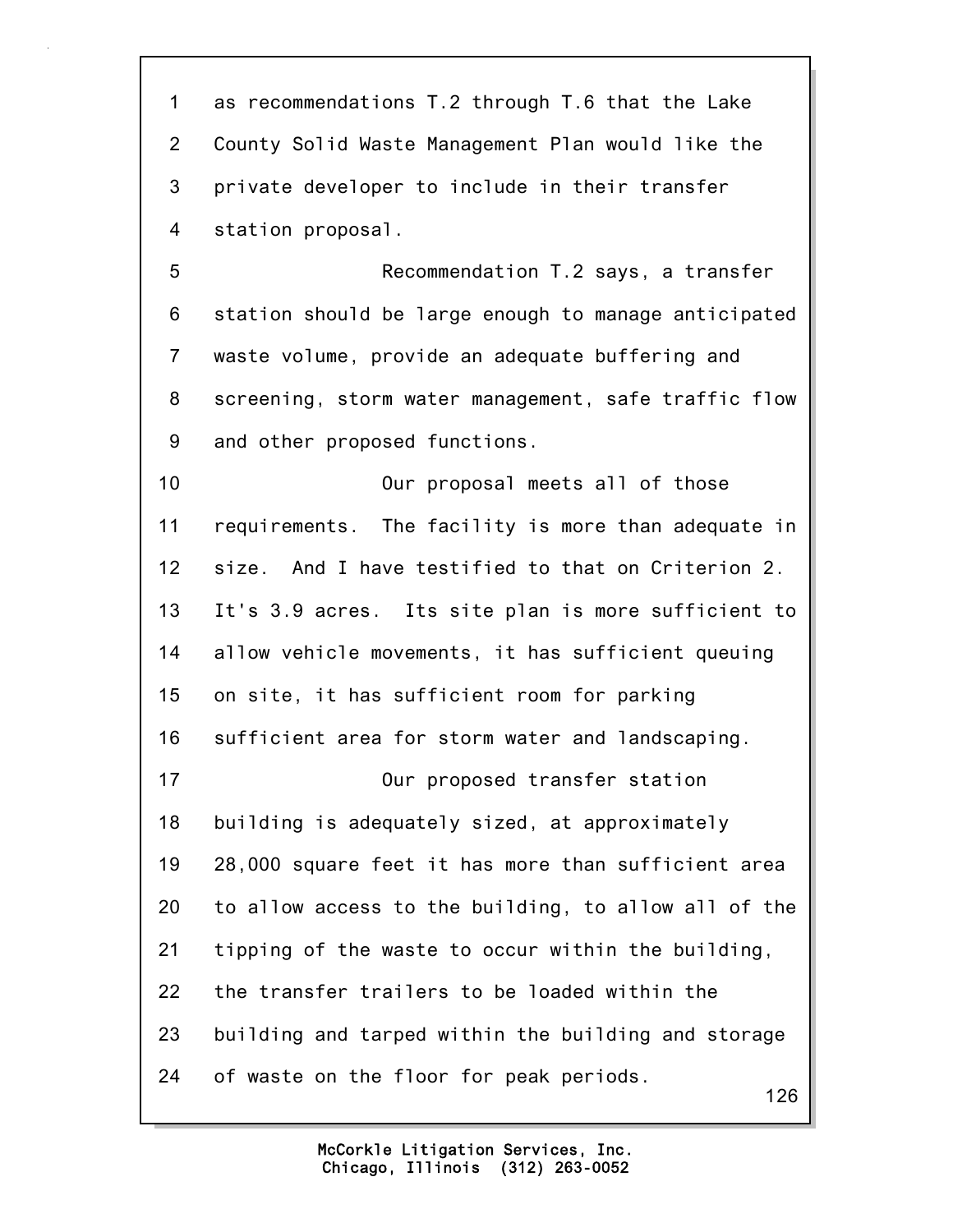as recommendations T.2 through T.6 that the Lake County Solid Waste Management Plan would like the private developer to include in their transfer station proposal.

Recommendation T.2 says, a transfer station should be large enough to manage anticipated waste volume, provide an adequate buffering and screening, storm water management, safe traffic flow and other proposed functions.

Our proposal meets all of those requirements. The facility is more than adequate in size. And I have testified to that on Criterion 2. It's 3.9 acres. Its site plan is more sufficient to allow vehicle movements, it has sufficient queuing on site, it has sufficient room for parking sufficient area for storm water and landscaping.

Our proposed transfer station building is adequately sized, at approximately 28,000 square feet it has more than sufficient area to allow access to the building, to allow all of the tipping of the waste to occur within the building, the transfer trailers to be loaded within the building and tarped within the building and storage of waste on the floor for peak periods.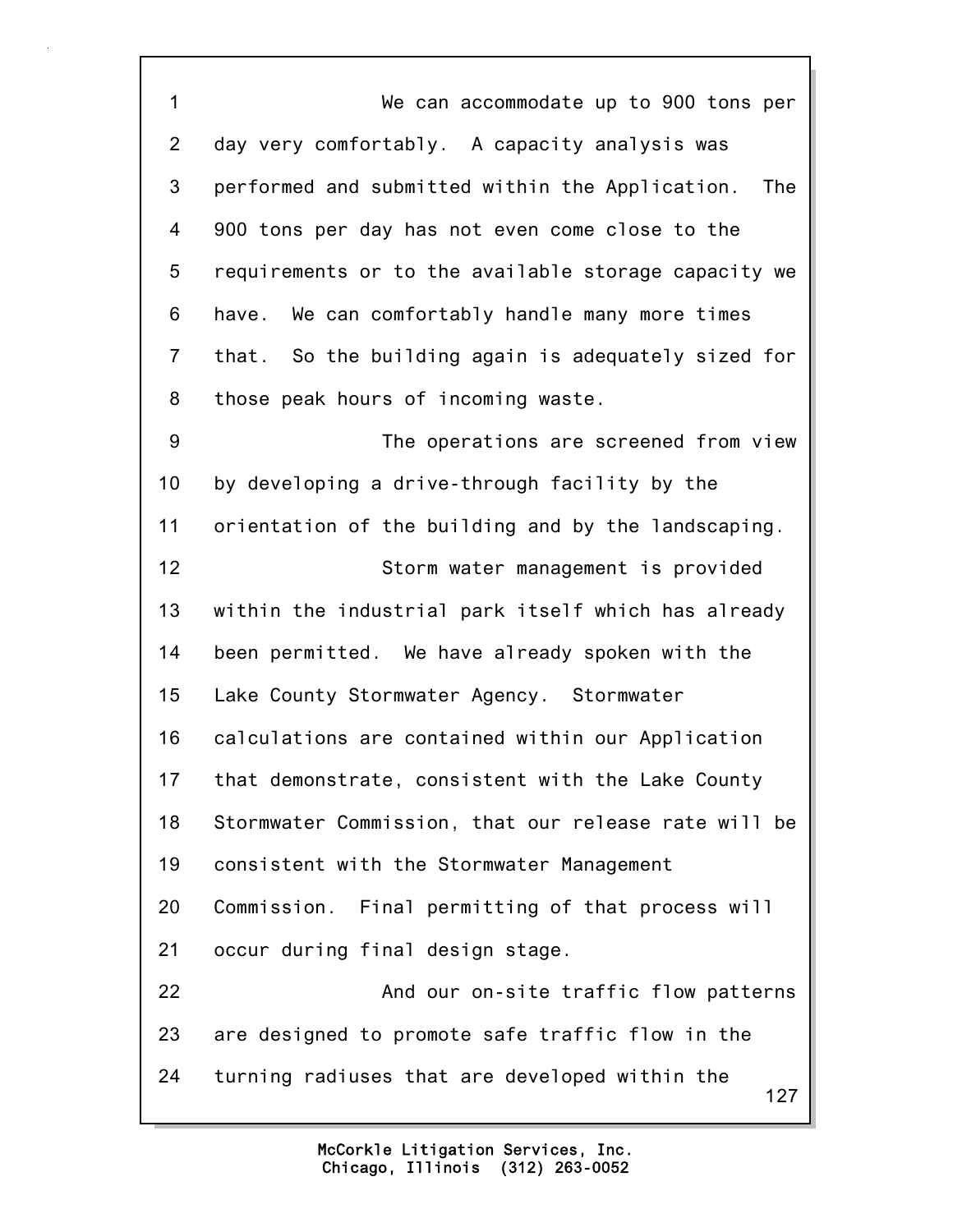We can accommodate up to 900 tons per day very comfortably. A capacity analysis was performed and submitted within the Application. The 900 tons per day has not even come close to the requirements or to the available storage capacity we have. We can comfortably handle many more times that. So the building again is adequately sized for those peak hours of incoming waste.

The operations are screened from view by developing a drive-through facility by the orientation of the building and by the landscaping.

Storm water management is provided within the industrial park itself which has already been permitted. We have already spoken with the Lake County Stormwater Agency. Stormwater calculations are contained within our Application that demonstrate, consistent with the Lake County Stormwater Commission, that our release rate will be consistent with the Stormwater Management Commission. Final permitting of that process will occur during final design stage.

And our on-site traffic flow patterns are designed to promote safe traffic flow in the turning radiuses that are developed within the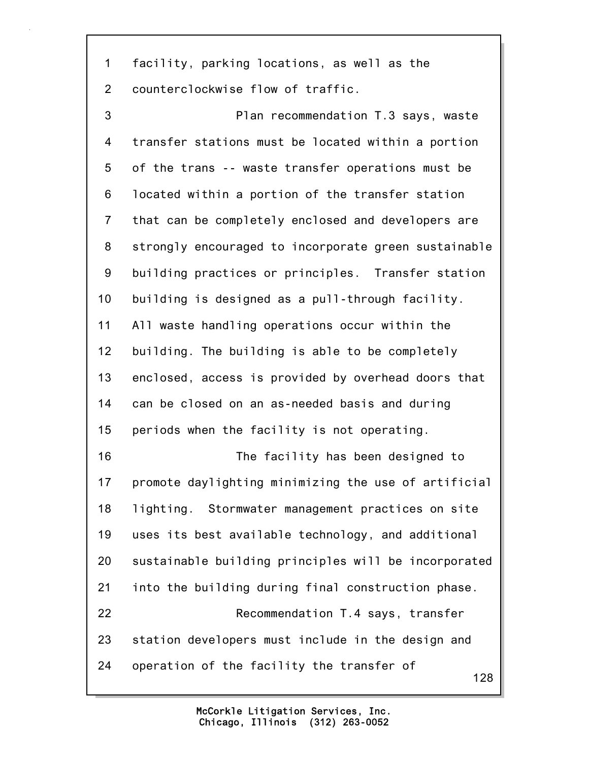facility, parking locations, as well as the counterclockwise flow of traffic.

Plan recommendation T.3 says, waste transfer stations must be located within a portion of the trans -- waste transfer operations must be located within a portion of the transfer station that can be completely enclosed and developers are strongly encouraged to incorporate green sustainable building practices or principles. Transfer station building is designed as a pull-through facility. All waste handling operations occur within the building. The building is able to be completely enclosed, access is provided by overhead doors that can be closed on an as-needed basis and during periods when the facility is not operating.

The facility has been designed to promote daylighting minimizing the use of artificial lighting. Stormwater management practices on site uses its best available technology, and additional sustainable building principles will be incorporated into the building during final construction phase.

Recommendation T.4 says, transfer station developers must include in the design and operation of the facility the transfer of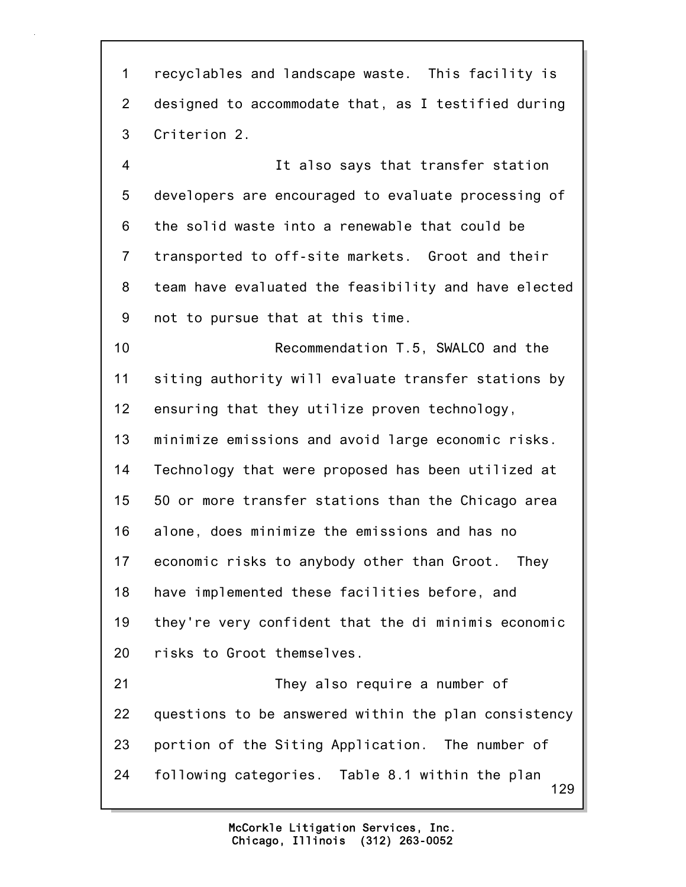1 recyclables and landscape waste. This facility is
2 designed to accommodate that, as I testified during
3 Criterion 2.

4 It also says that transfer station
5 developers are encouraged to evaluate processing of
6 the solid waste into a renewable that could be
7 transported to off-site markets. Groot and their
8 team have evaluated the feasibility and have elected
9 not to pursue that at this time.

10 Recommendation T.5, SWALCO and the
11 siting authority will evaluate transfer stations by
12 ensuring that they utilize proven technology,
13 minimize emissions and avoid large economic risks.
14 Technology that were proposed has been utilized at
15 50 or more transfer stations than the Chicago area
16 alone, does minimize the emissions and has no
17 economic risks to anybody other than Groot. They
18 have implemented these facilities before, and
19 they're very confident that the di minimis economic
20 risks to Groot themselves.

21 They also require a number of
22 questions to be answered within the plan consistency
23 portion of the Siting Application. The number of
24 following categories. Table 8.1 within the plan

McCorkle Litigation Services, Inc.
Chicago, Illinois (312) 263-0052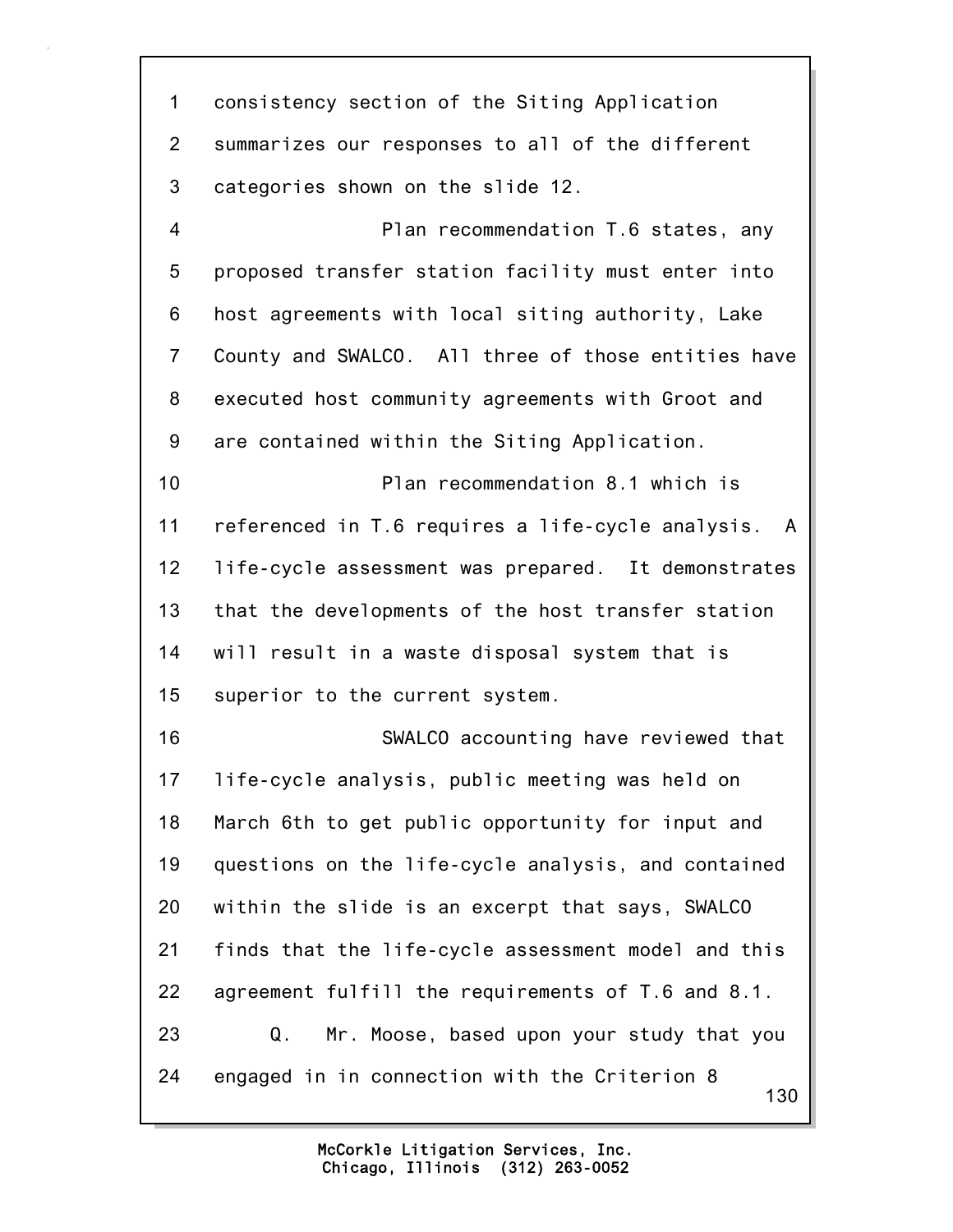1 consistency section of the Siting Application
2 summarizes our responses to all of the different
3 categories shown on the slide 12.
4 Plan recommendation T.6 states, any
5 proposed transfer station facility must enter into
6 host agreements with local siting authority, Lake
7 County and SWALCO. All three of those entities have
8 executed host community agreements with Groot and
9 are contained within the Siting Application.
10 Plan recommendation 8.1 which is
11 referenced in T.6 requires a life-cycle analysis. A
12 life-cycle assessment was prepared. It demonstrates
13 that the developments of the host transfer station
14 will result in a waste disposal system that is
15 superior to the current system.
16 SWALCO accounting have reviewed that
17 life-cycle analysis, public meeting was held on
18 March 6th to get public opportunity for input and
19 questions on the life-cycle analysis, and contained
20 within the slide is an excerpt that says, SWALCO
21 finds that the life-cycle assessment model and this
22 agreement fulfill the requirements of T.6 and 8.1.
23 Q. Mr. Moose, based upon your study that you
24 engaged in in connection with the Criterion 8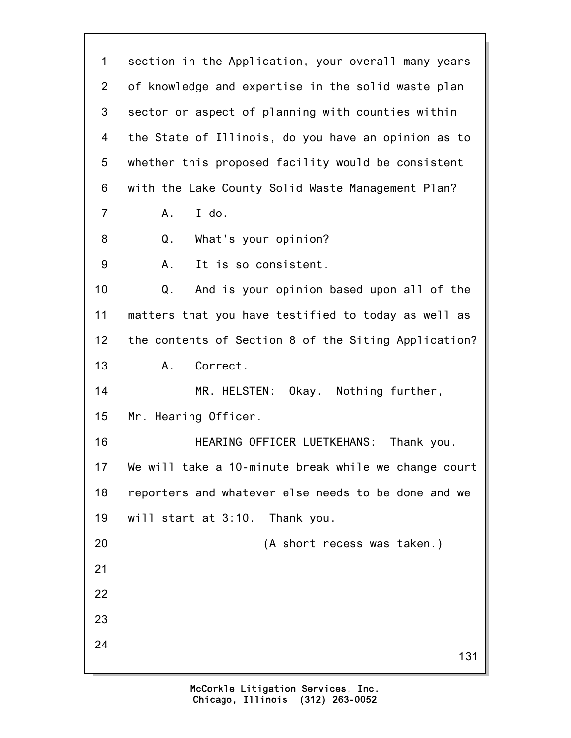section in the Application, your overall many years of knowledge and expertise in the solid waste plan sector or aspect of planning with counties within the State of Illinois, do you have an opinion as to whether this proposed facility would be consistent with the Lake County Solid Waste Management Plan?

A. I do.

Q. What's your opinion?

A. It is so consistent.

Q. And is your opinion based upon all of the matters that you have testified to today as well as the contents of Section 8 of the Siting Application?

A. Correct.

MR. HELSTEN: Okay. Nothing further, Mr. Hearing Officer.

HEARING OFFICER LUETKEHANS: Thank you. We will take a 10-minute break while we change court reporters and whatever else needs to be done and we will start at 3:10. Thank you.

(A short recess was taken.)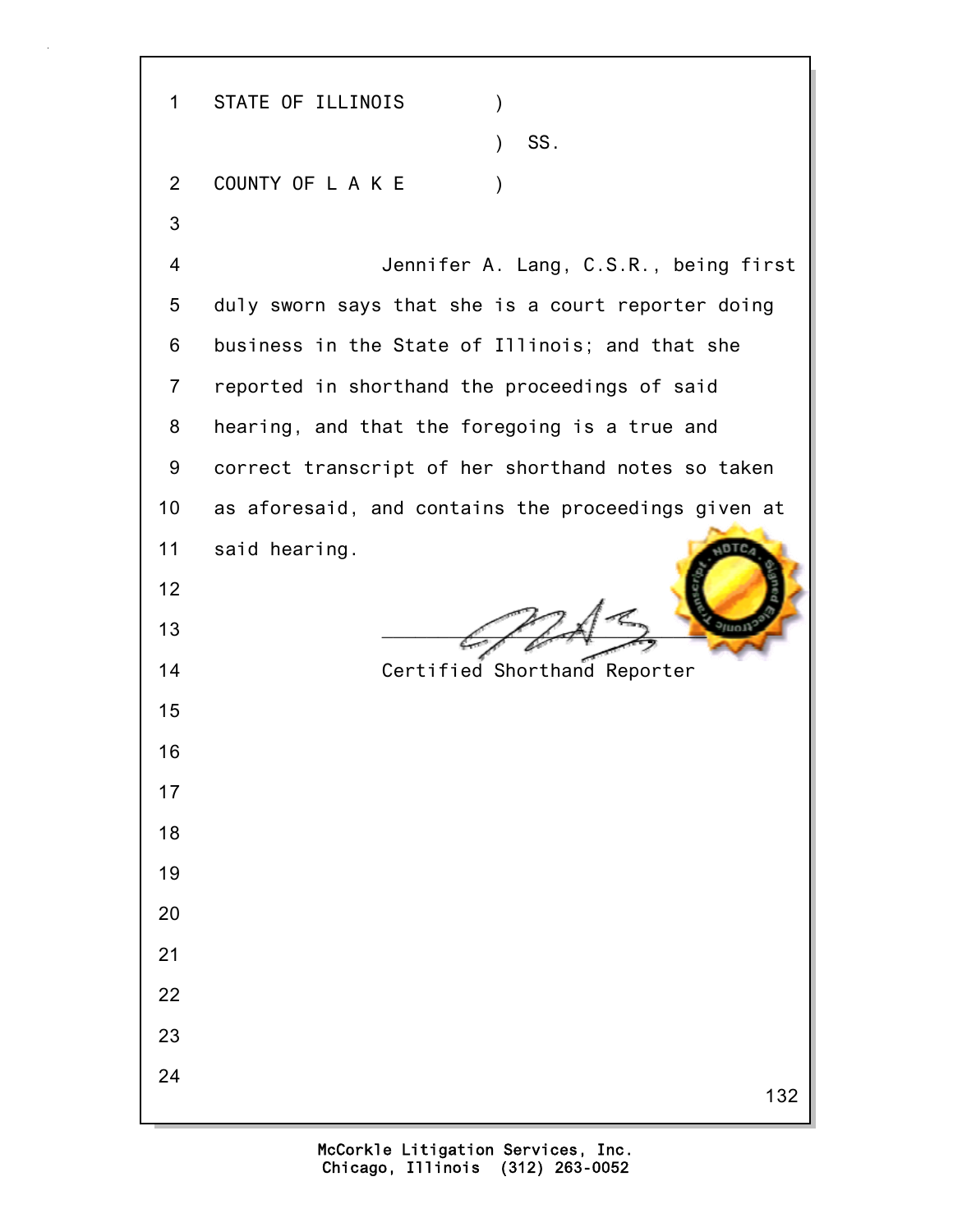STATE OF ILLINOIS )
) SS.
COUNTY OF L A K E )

Jennifer A. Lang, C.S.R., being first duly sworn says that she is a court reporter doing business in the State of Illinois; and that she reported in shorthand the proceedings of said hearing, and that the foregoing is a true and correct transcript of her shorthand notes so taken as aforesaid, and contains the proceedings given at said hearing.

\_\_\_\_\_\_\_\_\_\_\_\_\_\_\_\_\_\_\_\_\_\_\_\_\_\_\_\_\_\_\_\_

Certified Shorthand Reporter

McCorkle Litigation Services, Inc.
Chicago, Illinois (312) 263-0052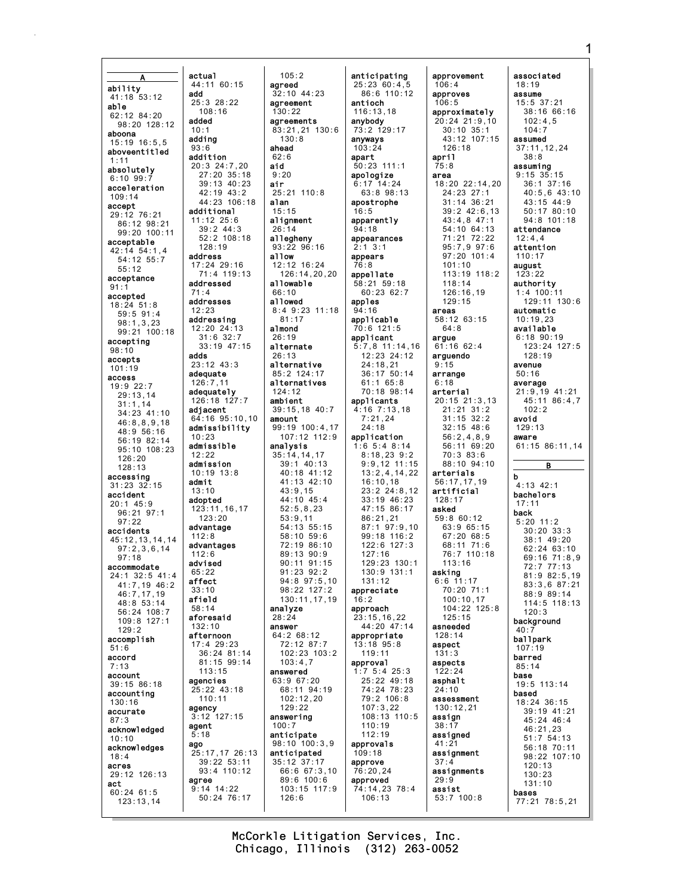**A**

**ability**
41:18 53:12
**able**
62:12 84:20
98:20 128:12
**aboona**
15:19 16:5,5
**aboveentitled**
1:11
**absolutely**
6:10 99:7
**acceleration**
109:14
**accept**
29:12 76:21
86:12 98:21
99:20 100:11
**acceptable**
42:14 54:1,4
54:12 55:7
55:12
**acceptance**
91:1
**accepted**
18:24 51:8
59:5 91:4
98:1,3,23
99:21 100:18
**accepting**
98:10
**accepts**
101:19
**access**
19:9 22:7
29:13,14
31:1,14
34:23 41:10
46:8,8,9,18
48:9 56:16
56:19 82:14
95:10 108:23
126:20
128:13
**accessing**
31:23 32:15
**accident**
20:1 45:9
96:21 97:1
97:22
**accidents**
45:12,13,14,14
97:2,3,6,14
97:18
**accommodate**
24:1 32:5 41:4
41:7,19 46:2
46:7,17,19
48:8 53:14
56:24 108:7
109:8 127:1
129:2
**accomplish**
51:6
**accord**
7:13
**account**
39:15 86:18
**accounting**
130:16
**accurate**
87:3
**acknowledged**
10:10
**acknowledges**
18:4
**acres**
29:12 126:13
**act**
60:24 61:5
123:13,14
**actual**
44:11 60:15
**add**
25:3 28:22
108:16
**added**
10:1
**adding**
93:6
**addition**
20:3 24:7,20
27:20 35:18
39:13 40:23
42:19 43:2
44:23 106:18
**additional**
11:12 25:6
39:2 44:3
52:2 108:18
128:19
**address**
17:24 29:16
71:4 119:13
**addressed**
71:4
**addresses**
12:23
**addressing**
12:20 24:13
31:6 32:7
33:19 47:15
**adds**
23:12 43:3
**adequate**
126:7,11
**adequately**
126:18 127:7
**adjacent**
64:16 95:10,10
**admissibility**
10:23
**admissible**
12:22
**admission**
10:19 13:8
**admit**
13:10
**adopted**
123:11,16,17
123:20
**advantage**
112:8
**advantages**
112:6
**advised**
65:22
**affect**
33:10
**afield**
58:14
**aforesaid**
132:10
**afternoon**
17:4 29:23
36:24 81:14
81:15 99:14
113:15
**agencies**
25:22 43:18
110:11
**agency**
3:12 127:15
**agent**
5:18
**ago**
25:17,17 26:13
39:22 53:11
93:4 110:12
**agree**
9:14 14:22
50:24 76:17
105:2
**agreed**
32:10 44:23
**agreement**
130:22
**agreements**
83:21,21 130:6
130:8
**ahead**
62:6
**aid**
9:20
**air**
25:21 110:8
**alan**
15:15
**alignment**
26:14
**allegheny**
93:22 96:16
**allow**
12:12 16:24
126:14,20,20
**allowable**
66:10
**allowed**
8:4 9:23 11:18
81:17
**almond**
26:19
**alternate**
26:13
**alternative**
85:2 124:17
**alternatives**
124:12
**ambient**
39:15,18 40:7
**amount**
99:19 100:4,17
107:12 112:9
**analysis**
35:14,14,17
39:1 40:13
40:18 41:12
41:13 42:10
43:9,15
44:10 45:4
52:5,8,23
53:9,11
54:13 55:15
58:10 59:6
72:19 86:10
89:13 90:9
90:11 91:15
91:23 92:2
94:8 97:5,10
98:22 127:2
130:11,17,19
**analyze**
28:24
**answer**
64:2 68:12
72:12 87:7
102:23 103:2
103:4,7
**answered**
63:9 67:20
68:11 94:19
102:12,20
129:22
**answering**
100:7
**anticipate**
98:10 100:3,9
**anticipated**
35:12 37:17
66:6 67:3,10
89:6 100:6
103:15 117:9
126:6
**anticipating**
25:23 60:4,5
86:6 110:12
**antioch**
116:13,18
**anybody**
73:2 129:17
**anyways**
103:24
**apart**
50:23 111:1
**apologize**
6:17 14:24
63:8 98:13
**apostrophe**
16:5
**apparently**
94:18
**appearances**
2:1 3:1
**appears**
76:8
**appellate**
58:21 59:18
60:23 62:7
**apples**
94:16
**applicable**
70:6 121:5
**applicant**
5:7,8 11:14,16
12:23 24:12
24:18,21
36:17 50:14
61:1 65:8
70:18 98:14
**applicants**
4:16 7:13,18
7:21,24
24:18
**application**
1:6 5:4 8:14
8:18,23 9:2
9:9,12 11:15
13:2,4,14,22
16:10,18
23:2 24:8,12
33:19 46:23
47:15 86:17
86:21,21
87:1 97:9,10
99:18 116:2
122:6 127:3
127:16
129:23 130:1
130:9 131:1
131:12
**appreciate**
16:2
**approach**
23:15,16,22
44:20 47:14
**appropriate**
13:18 95:8
119:11
**approval**
1:7 5:4 25:3
25:22 49:18
74:24 78:23
79:2 106:8
107:3,22
108:13 110:5
110:19
112:19
**approvals**
109:18
**approve**
76:20,24
**approved**
74:14,23 78:4
106:13
**approvement**
106:4
**approves**
106:5
**approximately**
20:24 21:9,10
30:10 35:1
43:12 107:15
126:18
**april**
75:8
**area**
18:20 22:14,20
24:23 27:1
31:14 36:21
39:2 42:6,13
43:4,8 47:1
54:10 64:13
71:21 72:22
95:7,9 97:6
97:20 101:4
101:10
113:19 118:2
118:14
126:16,19
129:15
**areas**
58:12 63:15
64:8
**argue**
61:16 62:4
**arguendo**
9:15
**arrange**
6:18
**arterial**
20:15 21:3,13
21:21 31:2
31:15 32:2
32:15 48:6
56:2,4,8,9
56:11 69:20
70:3 83:6
88:10 94:10
**arterials**
56:17,17,19
**artificial**
128:17
**asked**
59:8 60:12
63:9 65:15
67:20 68:5
68:11 71:6
76:7 110:18
113:16
**asking**
6:6 11:17
70:20 71:1
100:10,17
104:22 125:8
125:15
**asneeded**
128:14
**aspect**
131:3
**aspects**
122:24
**asphalt**
24:10
**assessment**
130:12,21
**assign**
38:17
**assigned**
41:21
**assignment**
37:4
**assignments**
29:9
**assist**
53:7 100:8
**associated**
18:19
**assume**
15:5 37:21
38:16 66:16
102:4,5
104:7
**assumed**
37:11,12,24
38:8
**assuming**
9:15 35:15
36:1 37:16
40:5,6 43:10
43:15 44:9
50:17 80:10
94:8 101:18
**attendance**
12:4,4
**attention**
110:17
**august**
123:22
**authority**
1:4 100:11
129:11 130:6
**automatic**
10:19,23
**available**
6:18 90:19
123:24 127:5
128:19
**avenue**
50:16
**average**
21:9,19 41:21
45:11 86:4,7
102:2
**avoid**
129:13
**aware**
61:15 86:11,14

**B**

**b**
4:13 42:1
**bachelors**
17:11
**back**
5:20 11:2
30:20 33:3
38:1 49:20
62:24 63:10
69:16 71:8,9
72:7 77:13
81:9 82:5,19
83:3,6 87:21
88:9 89:14
114:5 118:13
120:3
**background**
40:7
**ballpark**
107:19
**barred**
85:14
**base**
19:5 113:14
**based**
18:24 36:15
39:19 41:21
45:24 46:4
46:21,23
51:7 54:13
56:18 70:11
98:22 107:10
120:13
130:23
131:10
**bases**
77:21 78:5,21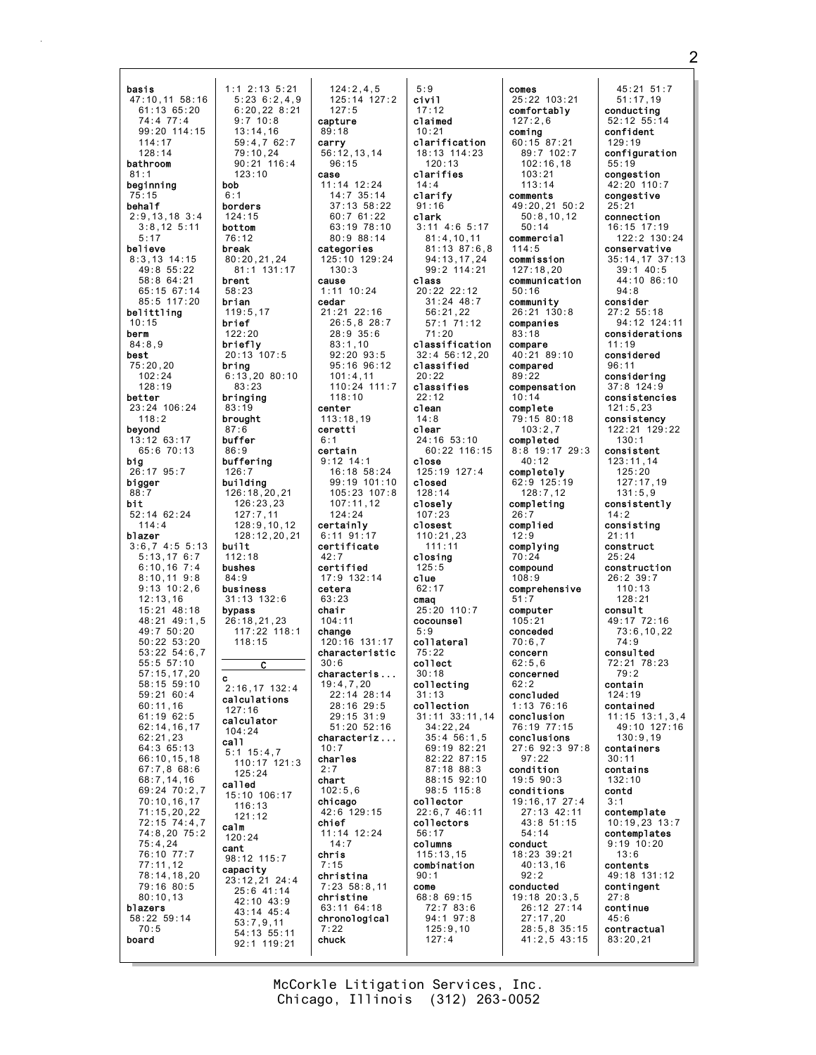**basis**
47:10,11 58:16
61:13 65:20
74:4 77:4
99:20 114:15
114:17
128:14

**bathroom**
81:1

**beginning**
75:15

**behalf**
2:9,13,18 3:4
3:8,12 5:11
5:17

**believe**
8:3,13 14:15
49:8 55:22
58:8 64:21
65:15 67:14
85:5 117:20

**belittling**
10:15

**berm**
84:8,9

**best**
75:20,20
102:24
128:19

**better**
23:24 106:24
118:2

**beyond**
13:12 63:17
65:6 70:13

**big**
26:17 95:7

**bigger**
88:7

**bit**
52:14 62:24
114:4

**blazer**
3:6,7 4:5 5:13
5:13,17 6:7
6:10,16 7:4
8:10,11 9:8
9:13 10:2,6
12:13,16
15:21 48:18
48:21 49:1,5
49:7 50:20
50:22 53:20
53:22 54:6,7
55:5 57:10
57:15,17,20
58:15 59:10
59:21 60:4
60:11,16
61:19 62:5
62:14,16,17
62:21,23
64:3 65:13
66:10,15,18
67:7,8 68:6
68:7,14,16
69:24 70:2,7
70:10,16,17
71:15,20,22
72:15 74:4,7
74:8,20 75:2
75:4,24
76:10 77:7
77:11,12
78:14,18,20
79:16 80:5
80:10,13

**blazers**
58:22 59:14
70:5

**board**
1:1 2:13 5:21
5:23 6:2,4,9
6:20,22 8:21
9:7 10:8
13:14,16
59:4,7 62:7
79:10,24
90:21 116:4
123:10

**bob**
6:1

**borders**
124:15

**bottom**
76:12

**break**
80:20,21,24
81:1 131:17

**brent**
58:23

**brian**
119:5,17

**brief**
122:20

**briefly**
20:13 107:5

**bring**
6:13,20 80:10
83:23

**bringing**
83:19

**brought**
87:6

**buffer**
86:9

**buffering**
126:7

**building**
126:18,20,21
126:23,23
127:7,11
128:9,10,12
128:12,20,21

**built**
112:18

**bushes**
84:9

**business**
31:13 132:6

**bypass**
26:18,21,23
117:22 118:1
118:15

## C

**c**
2:16,17 132:4

**calculations**
127:16

**calculator**
104:24

**call**
5:1 15:4,7
110:17 121:3
125:24

**called**
15:10 106:17
116:13
121:12

**calm**
120:24

**cant**
98:12 115:7

**capacity**
23:12,21 24:4
25:6 41:14
42:10 43:9
43:14 45:4
53:7,9,11
54:13 55:11
92:1 119:21
124:2,4,5
125:14 127:2
127:5

**capture**
89:18

**carry**
56:12,13,14
96:15

**case**
11:14 12:24
14:7 35:14
37:13 58:22
60:7 61:22
63:19 78:10
80:9 88:14

**categories**
125:10 129:24
130:3

**cause**
1:11 10:24

**cedar**
21:21 22:16
26:5,8 28:7
28:9 35:6
83:1,10
92:20 93:5
95:16 96:12
101:4,11
110:24 111:7
118:10

**center**
113:18,19

**ceretti**
6:1

**certain**
9:12 14:1
16:18 58:24
99:19 101:10
105:23 107:8
107:11,12
124:24

**certainly**
6:11 91:17

**certificate**
42:7

**certified**
17:9 132:14

**cetera**
63:23

**chair**
104:11

**change**
120:16 131:17

**characteristic**
30:6

**characteris...**
19:4,7,20
22:14 28:14
28:16 29:5
29:15 31:9
51:20 52:16

**characteriz...**
10:7

**charles**
2:7

**chart**
102:5,6

**chicago**
42:6 129:15

**chief**
11:14 12:24
14:7

**chris**
7:15

**christina**
7:23 58:8,11

**christine**
63:11 64:18

**chronological**
7:22

**chuck**
5:9

**civil**
17:12

**claimed**
10:21

**clarification**
18:13 114:23
120:13

**clarifies**
14:4

**clarify**
91:16

**clark**
3:11 4:6 5:17
81:4,10,11
81:13 87:6,8
94:13,17,24
99:2 114:21

**class**
20:22 22:12
31:24 48:7
56:21,22
57:1 71:12
71:20

**classification**
32:4 56:12,20

**classified**
20:22

**classifies**
22:12

**clean**
14:8

**clear**
24:16 53:10
60:22 116:15

**close**
125:19 127:4

**closed**
128:14

**closely**
107:23

**closest**
110:21,23
111:11

**closing**
125:5

**clue**
62:17

**cmaq**
25:20 110:7

**cocounsel**
5:9

**collateral**
75:22

**collect**
30:18

**collecting**
31:13

**collection**
31:11 33:11,14
34:22,24
35:4 56:1,5
69:19 82:21
82:22 87:15
87:18 88:3
88:15 92:10
98:5 115:8

**collector**
22:6,7 46:11

**collectors**
56:17

**columns**
115:13,15

**combination**
90:1

**come**
68:8 69:15
72:7 83:6
94:1 97:8
125:9,10
127:4

**comes**
25:22 103:21

**comfortably**
127:2,6

**coming**
60:15 87:21
89:7 102:7
102:16,18
103:21
113:14

**comments**
49:20,21 50:2
50:8,10,12
50:14

**commercial**
114:5

**commission**
127:18,20

**communication**
50:16

**community**
26:21 130:8

**companies**
83:18

**compare**
40:21 89:10

**compared**
89:22

**compensation**
10:14

**complete**
79:15 80:18
103:2,7

**completed**
8:8 19:17 29:3
40:12

**completely**
62:9 125:19
128:7,12

**completing**
26:7

**complied**
12:9

**complying**
70:24

**compound**
108:9

**comprehensive**
51:7

**computer**
105:21

**conceded**
70:6,7

**concern**
62:5,6

**concerned**
62:2

**concluded**
1:13 76:16

**conclusion**
76:19 77:15

**conclusions**
27:6 92:3 97:8
97:22

**condition**
19:5 90:3

**conditions**
19:16,17 27:4
27:13 42:11
43:8 51:15
54:14

**conduct**
18:23 39:21
40:13,16
92:2

**conducted**
19:18 20:3,5
26:12 27:14
27:17,20
28:5,8 35:15
41:2,5 43:15
45:21 51:7
51:17,19

**conducting**
52:12 55:14

**confident**
129:19

**configuration**
55:19

**congestion**
42:20 110:7

**congestive**
25:21

**connection**
16:15 17:19
122:2 130:24

**conservative**
35:14,17 37:13
39:1 40:5
44:10 86:10
94:8

**consider**
27:2 55:18
94:12 124:11

**considerations**
11:19

**considered**
96:11

**considering**
37:8 124:9

**consistencies**
121:5,23

**consistency**
122:21 129:22
130:1

**consistent**
123:11,14
125:20
127:17,19
131:5,9

**consistently**
14:2

**consisting**
21:11

**construct**
25:24

**construction**
26:2 39:7
110:13
128:21

**consult**
49:17 72:16
73:6,10,22
74:9

**consulted**
72:21 78:23
79:2

**contain**
124:19

**contained**
11:15 13:1,3,4
49:10 127:16
130:9,19

**containers**
30:11

**contains**
132:10

**contd**
3:1

**contemplate**
10:19,23 13:7

**contemplates**
9:19 10:20
13:6

**contents**
49:18 131:12

**contingent**
27:8

**continue**
45:6

**contractual**
83:20,21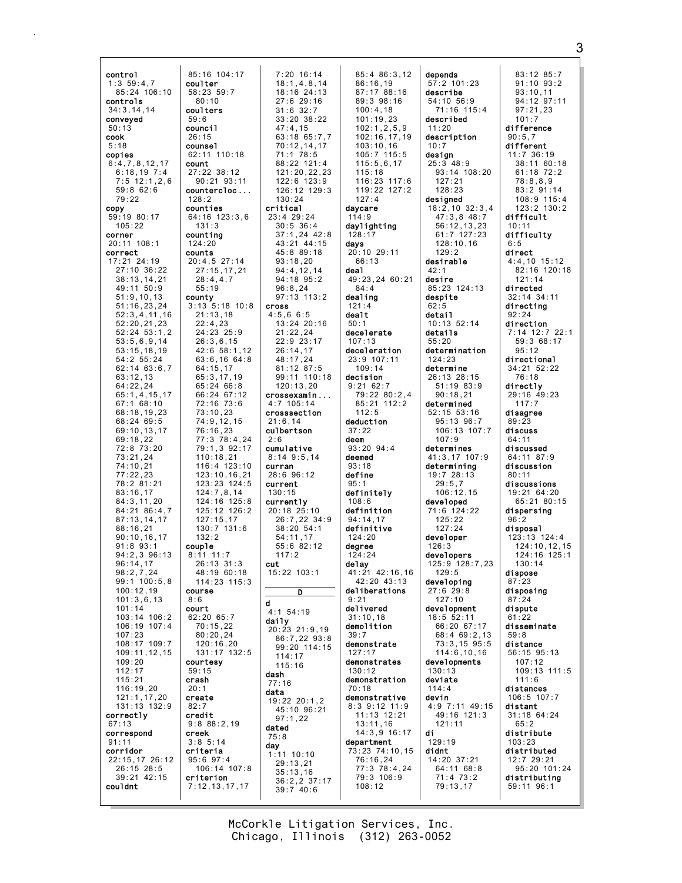control
1:3 59:4,7
85:24 106:10
controls
34:3,14,14
conveyed
50:13
cook
5:18
copies
6:4,7,8,12,17
6:18,19 7:4
7:5 12:1,2,6
59:8 62:6
79:22
copy
59:19 80:17
105:22
corner
20:11 108:1
correct
17:21 24:19
27:10 36:22
38:13,14,21
49:11 50:9
51:9,10,13
51:16,23,24
52:3,4,11,16
52:20,21,23
52:24 53:1,2
53:5,6,9,14
53:15,18,19
54:2 55:24
62:14 63:6,7
63:12,13
64:22,24
65:1,4,15,17
67:1 68:10
68:18,19,23
68:24 69:5
69:10,13,17
69:18,22
72:8 73:20
73:21,24
74:10,21
77:22,23
78:2 81:21
83:16,17
84:3,11,20
84:21 86:4,7
87:13,14,17
88:16,21
90:10,16,17
91:8 93:1
94:2,3 96:13
96:14,17
98:2,7,24
99:1 100:5,8
100:12,19
101:3,6,13
101:14
103:14 106:2
106:19 107:4
107:23
108:17 109:7
109:11,12,15
109:20
112:17
115:21
116:19,20
121:1,17,20
131:13 132:9
correctly
67:13
correspond
91:11
corridor
22:15,17 26:12
26:15 28:5
39:21 42:15
couldnt
85:16 104:17
coulter
58:23 59:7
80:10
coulters
59:6
council
26:15
counsel
62:11 110:18
count
27:22 38:12
90:21 93:11
countercloc...
128:2
counties
64:16 123:3,6
131:3
counting
124:20
counts
20:4,5 27:14
27:15,17,21
28:4,4,7
55:19
county
3:13 5:18 10:8
21:13,18
22:4,23
24:23 25:9
26:3,6,15
42:6 58:1,12
63:6,16 64:8
64:15,17
65:3,17,19
65:24 66:8
66:24 67:12
72:16 73:6
73:10,23
74:9,12,15
76:16,23
77:3 78:4,24
79:1,3 92:17
110:18,21
116:4 123:10
123:10,16,21
123:23 124:5
124:7,8,14
124:16 125:8
125:12 126:2
127:15,17
130:7 131:6
132:2
couple
8:11 11:7
26:13 31:3
48:19 60:18
114:23 115:3
course
8:6
court
62:20 65:7
70:15,22
80:20,24
120:16,20
131:17 132:5
courtesy
59:15
crash
20:1
create
82:7
credit
9:8 88:2,19
creek
3:8 5:14
criteria
95:6 97:4
106:14 107:8
criterion
7:12,13,17,17
7:20 16:14
18:1,4,8,14
18:16 24:13
27:6 29:16
31:6 32:7
33:20 38:22
47:4,15
63:18 65:7,7
70:12,14,17
71:1 78:5
88:22 121:4
121:20,22,23
122:6 123:9
126:12 129:3
130:24
critical
23:4 29:24
30:5 36:4
37:1,24 42:8
43:21 44:15
45:8 89:18
93:18,20
94:4,12,14
94:18 95:2
96:8,24
97:13 113:2
cross
4:5,6 6:5
13:24 20:16
21:22,24
22:9 23:17
26:14,17
48:17,24
81:12 87:5
99:11 110:18
120:13,20
crossexamin...
4:7 105:14
crosssection
21:6,14
culbertson
2:6
cumulative
8:14 9:5,14
curran
28:6 96:12
current
130:15
currently
20:18 25:10
26:7,22 34:9
38:20 54:1
54:11,17
55:6 82:12
117:2
cut
15:22 103:1

## D

d
4:1 54:19
daily
20:23 21:9,19
86:7,22 93:8
99:20 114:15
114:17
115:16
dash
77:16
data
19:22 20:1,2
45:10 96:21
97:1,22
dated
75:8
day
1:11 10:10
29:13,21
35:13,16
36:2,2 37:17
39:7 40:6
85:4 86:3,12
86:16,19
87:17 88:16
89:3 98:16
100:4,18
101:19,23
102:1,2,5,9
102:16,17,19
103:10,16
105:7 115:5
115:5,6,17
115:18
116:23 117:6
119:22 127:2
127:4
daycare
114:9
daylighting
128:17
days
20:10 29:11
66:13
deal
49:23,24 60:21
84:4
dealing
121:4
dealt
50:1
decelerate
107:13
deceleration
23:9 107:11
109:14
decision
9:21 62:7
79:22 80:2,4
85:21 112:2
112:5
deduction
37:22
deem
93:20 94:4
deemed
93:18
define
95:1
definitely
108:6
definition
94:14,17
definitive
124:20
degree
124:24
delay
41:21 42:16,16
42:20 43:13
deliberations
9:21
delivered
31:10,18
demolition
39:7
demonstrate
127:17
demonstrates
130:12
demonstration
70:18
demonstrative
8:3 9:12 11:9
11:13 12:21
13:11,16
14:3,9 16:17
department
73:23 74:10,15
76:16,24
77:3 78:4,24
79:3 106:9
108:12
depends
57:2 101:23
describe
54:10 56:9
71:16 115:4
described
11:20
description
10:7
design
25:3 48:9
93:14 108:20
127:21
128:23
designed
18:2,10 32:3,4
47:3,8 48:7
56:12,13,23
61:7 127:23
128:10,16
129:2
desirable
42:1
desire
85:23 124:13
despite
62:5
detail
10:13 52:14
details
55:20
determination
124:23
determine
26:13 28:15
51:19 83:9
90:18,21
determined
52:15 53:16
95:13 96:7
106:13 107:7
107:9
determines
41:3,17 107:9
determining
19:7 28:13
29:5,7
106:12,15
developed
71:6 124:22
125:22
127:24
developer
126:3
developers
125:9 128:7,23
129:5
developing
27:6 29:8
127:10
development
18:5 52:11
66:20 67:17
68:4 69:2,13
73:3,15 95:5
114:6,10,16
developments
130:13
deviate
114:4
devin
4:9 7:11 49:15
49:16 121:3
121:11
di
129:19
didnt
14:20 37:21
64:11 68:8
71:4 73:2
79:13,17
83:12 85:7
91:10 93:2
93:10,11
94:12 97:11
97:21,23
101:7
difference
90:5,7
different
11:7 36:19
38:11 60:18
61:18 72:2
78:8,8,9
83:2 91:14
108:9 115:4
123:2 130:2
difficult
10:11
difficulty
6:5
direct
4:4,10 15:12
82:16 120:18
121:14
directed
32:14 34:11
directing
92:24
direction
7:14 12:7 22:1
59:3 68:17
95:12
directional
34:21 52:22
76:18
directly
29:16 49:23
117:7
disagree
89:23
discuss
64:11
discussed
64:11 87:9
discussion
80:11
discussions
19:21 64:20
65:21 80:15
dispersing
96:2
disposal
123:13 124:4
124:10,12,15
124:16 125:1
130:14
dispose
87:23
disposing
87:24
dispute
61:22
disseminate
59:8
distance
56:15 95:13
107:12
109:13 111:5
111:6
distances
106:5 107:7
distant
31:18 64:24
65:2
distribute
103:23
distributed
12:7 29:21
95:20 101:24
distributing
59:11 96:1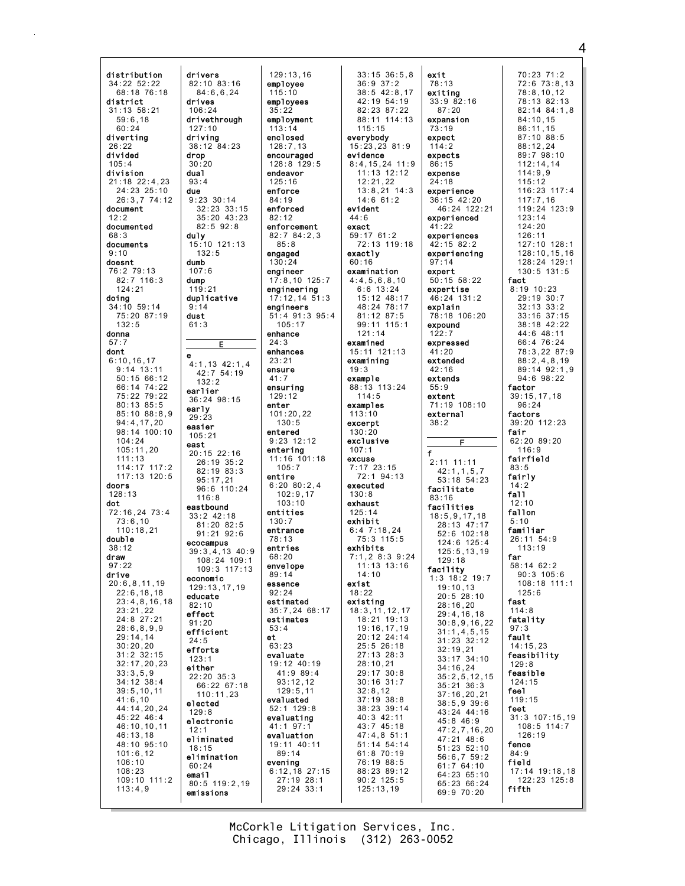distribution
34:22 52:22
68:18 76:18
district
31:13 58:21
59:6,18
60:24
diverting
26:22
divided
105:4
division
21:18 22:4,23
24:23 25:10
26:3,7 74:12
document
12:2
documented
68:3
documents
9:10
doesnt
76:2 79:13
82:7 116:3
124:21
doing
34:10 59:14
75:20 87:19
132:5
donna
57:7
dont
6:10,16,17
9:14 13:11
50:15 66:12
66:14 74:22
75:22 79:22
80:13 85:5
85:10 88:8,9
94:4,17,20
98:14 100:10
104:24
105:11,20
111:13
114:17 117:2
117:13 120:5
doors
128:13
dot
72:16,24 73:4
73:6,10
110:18,21
double
38:12
draw
97:22
drive
20:6,8,11,19
22:6,18,18
23:4,8,16,18
23:21,22
24:8 27:21
28:6,8,9,9
29:14,14
30:20,20
31:2 32:15
32:17,20,23
33:3,5,9
34:12 38:4
39:5,10,11
41:6,10
44:14,20,24
45:22 46:4
46:10,10,11
46:13,18
48:10 95:10
101:6,12
106:10
108:23
109:10 111:2
113:4,9

drivers
82:10 83:16
84:6,6,24
drives
106:24
drivethrough
127:10
driving
38:12 84:23
drop
30:20
dual
93:4
due
9:23 30:14
32:23 33:15
35:20 43:23
82:5 92:8
duly
15:10 121:13
132:5
dumb
107:6
dump
119:21
duplicative
9:14
dust
61:3

**E**

e
4:1,13 42:1,4
42:7 54:19
132:2
earlier
36:24 98:15
early
29:23
easier
105:21
east
20:15 22:16
26:19 35:2
82:19 83:3
95:17,21
96:6 110:24
116:8
eastbound
33:2 42:18
81:20 82:5
91:21 92:6
ecocampus
39:3,4,13 40:9
108:24 109:1
109:3 117:13
economic
129:13,17,19
educate
82:10
effect
91:20
efficient
24:5
efforts
123:1
either
22:20 35:3
66:22 67:18
110:11,23
elected
129:8
electronic
12:1
eliminated
18:15
elimination
60:24
email
80:5 119:2,19
emissions

129:13,16
employee
115:10
employees
35:22
employment
113:14
enclosed
128:7,13
encouraged
128:8 129:5
endeavor
125:16
enforce
84:19
enforced
82:12
enforcement
82:7 84:2,3
85:8
engaged
130:24
engineer
17:8,10 125:7
engineering
17:12,14 51:3
engineers
51:4 91:3 95:4
105:17
enhance
24:3
enhances
23:21
ensure
41:7
ensuring
129:12
enter
101:20,22
130:5
entered
9:23 12:12
entering
11:16 101:18
105:7
entire
6:20 80:2,4
102:9,17
103:10
entities
130:7
entrance
78:13
entries
68:20
envelope
89:14
essence
92:24
estimated
35:7,24 68:17
estimates
53:4
et
63:23
evaluate
19:12 40:19
41:9 89:4
93:12,12
129:5,11
evaluated
52:1 129:8
evaluating
41:1 97:1
evaluation
19:11 40:11
89:14
evening
6:12,18 27:15
27:19 28:1
29:24 33:1

33:15 36:5,8
36:9 37:2
38:5 42:8,17
42:19 54:19
82:23 87:22
88:11 114:13
115:15
everybody
15:23,23 81:9
evidence
8:4,15,24 11:9
11:13 12:12
12:21,22
13:8,21 14:3
14:6 61:2
evident
44:6
exact
59:17 61:2
72:13 119:18
exactly
60:16
examination
4:4,5,6,8,10
6:6 13:24
15:12 48:17
48:24 78:17
81:12 87:5
99:11 115:1
121:14
examined
15:11 121:13
examining
19:3
example
88:13 113:24
114:5
examples
113:10
excerpt
130:20
exclusive
107:1
excuse
7:17 23:15
72:1 94:13
executed
130:8
exhaust
125:14
exhibit
6:4 7:18,24
75:3 115:5
exhibits
7:1,2 8:3 9:24
11:13 13:16
14:10
exist
18:22
existing
18:3,11,12,17
18:21 19:13
19:16,17,19
20:12 24:14
25:5 26:18
27:13 28:3
28:10,21
29:17 30:8
30:16 31:7
32:8,12
37:19 38:8
38:23 39:14
40:3 42:11
43:7 45:18
47:4,8 51:1
51:14 54:14
61:8 70:19
76:19 88:5
88:23 89:12
90:2 125:5
125:13,19

exit
78:13
exiting
33:9 82:16
87:20
expansion
73:19
expect
114:2
expects
86:15
expense
24:18
experience
36:15 42:20
46:24 122:21
experienced
41:22
experiences
42:15 82:2
experiencing
97:14
expert
50:15 58:22
expertise
46:24 131:2
explain
78:18 106:20
expound
122:7
expressed
41:20
extended
42:16
extends
55:9
extent
71:19 108:10
external
38:2

**F**

f
2:11 11:11
42:1,1,5,7
53:18 54:23
facilitate
83:16
facilities
18:5,9,17,18
28:13 47:17
52:6 102:18
124:6 125:4
125:5,13,19
129:18
facility
1:3 18:2 19:7
19:10,13
20:5 28:10
28:16,20
29:4,16,18
30:8,9,16,22
31:1,4,5,15
31:23 32:12
32:19,21
33:17 34:10
34:16,24
35:2,5,12,15
35:21 36:3
37:16,20,21
38:5,9 39:6
43:24 44:16
45:8 46:9
47:2,7,16,20
47:21 48:6
51:23 52:10
56:6,7 59:2
61:7 64:10
64:23 65:10
65:23 66:24
69:9 70:20

70:23 71:2
72:6 73:8,13
78:8,10,12
78:13 82:13
82:14 84:1,8
84:10,15
86:11,15
87:10 88:5
88:12,24
89:7 98:10
112:14,14
114:9,9
115:12
116:23 117:4
117:7,16
119:24 123:9
123:14
124:20
126:11
127:10 128:1
128:10,15,16
128:24 129:1
130:5 131:5
fact
8:19 10:23
29:19 30:7
32:13 33:2
33:16 37:15
38:18 42:22
44:6 48:11
66:4 76:24
78:3,22 87:9
88:2,4,8,19
89:14 92:1,9
94:6 98:22
factor
39:15,17,18
96:24
factors
39:20 112:23
fair
62:20 89:20
116:9
fairfield
83:5
fairly
14:2
fall
12:10
fallon
5:10
familiar
26:11 54:9
113:19
far
58:14 62:2
90:3 105:6
108:18 111:1
125:6
fast
114:8
fatality
97:3
fault
14:15,23
feasibility
129:8
feasible
124:15
feel
119:15
feet
31:3 107:15,19
108:5 114:7
126:19
fence
84:9
field
17:14 19:18,18
122:23 125:8
fifth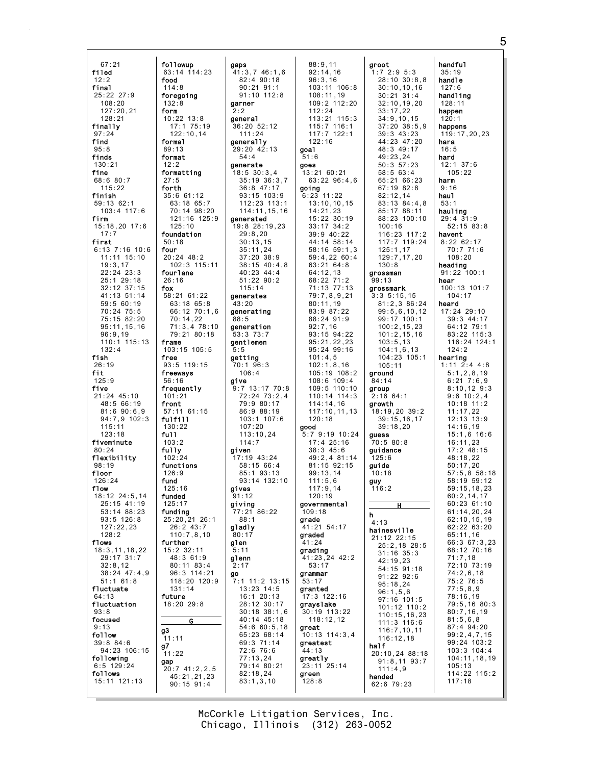67:21
**filed**
12:2
**final**
25:22 27:9
108:20
127:20,21
128:21
**finally**
97:24
**find**
95:8
**finds**
130:21
**fine**
68:6 80:7
115:22
**finish**
59:13 62:1
103:4 117:6
**firm**
15:18,20 17:6
17:7
**first**
6:13 7:16 10:6
11:11 15:10
19:3,17
22:24 23:3
25:1 29:18
32:12 37:15
41:13 51:14
59:5 60:19
70:24 75:5
75:15 82:20
95:11,15,16
96:9,19
110:1 115:13
132:4
**fish**
26:19
**fit**
125:9
**five**
21:24 45:10
48:5 66:19
81:6 90:6,9
94:7,9 102:3
115:11
123:18
**fiveminute**
80:24
**flexibility**
98:19
**floor**
126:24
**flow**
18:12 24:5,14
25:15 41:19
53:14 88:23
93:5 126:8
127:22,23
128:2
**flows**
18:3,11,18,22
29:17 31:7
32:8,12
38:24 47:4,9
51:1 61:8
**fluctuate**
64:13
**fluctuation**
93:8
**focused**
9:13
**follow**
39:8 84:6
94:23 106:15
**following**
6:5 129:24
**follows**
15:11 121:13

**followup**
63:14 114:23
**food**
114:8
**foregoing**
132:8
**form**
10:22 13:8
17:1 75:19
122:10,14
**formal**
89:13
**format**
12:2
**formatting**
27:5
**forth**
35:6 61:12
63:18 65:7
70:14 98:20
121:16 125:9
125:10
**foundation**
50:18
**four**
20:24 48:2
102:3 115:11
**fourlane**
26:16
**fox**
58:21 61:22
63:18 65:8
66:12 70:1,6
70:14,22
71:3,4 78:10
79:21 80:18
**frame**
103:15 105:5
**free**
93:5 119:15
**freeways**
56:16
**frequently**
101:21
**front**
57:11 61:15
**fulfill**
130:22
**full**
103:2
**fully**
102:24
**functions**
126:9
**fund**
125:16
**funded**
125:17
**funding**
25:20,21 26:1
26:2 43:7
110:7,8,10
**further**
15:2 32:11
48:3 61:9
80:11 83:4
96:3 114:21
118:20 120:9
131:14
**future**
18:20 29:8

**G**

**g3**
11:11
**g7**
11:22
**gap**
20:7 41:2,2,5
45:21,21,23
90:15 91:4

**gaps**
41:3,7 46:1,6
82:4 90:18
90:21 91:1
91:10 112:8
**garner**
2:2
**general**
36:20 52:12
111:24
**generally**
29:20 42:13
54:4
**generate**
18:5 30:3,4
35:19 36:3,7
36:8 47:17
93:15 103:9
112:23 113:1
114:11,15,16
**generated**
19:8 28:19,23
29:8,20
30:13,15
35:11,24
37:20 38:9
38:15 40:4,8
40:23 44:4
51:22 90:2
115:14
**generates**
43:20
**generating**
88:5
**generation**
53:3 73:7
**gentlemen**
5:5
**getting**
70:1 96:3
106:4
**give**
9:7 13:17 70:8
72:24 73:2,4
79:9 80:17
86:9 88:19
103:1 107:6
107:20
113:10,24
114:7
**given**
17:19 43:24
58:15 66:4
85:1 93:13
93:14 132:10
**gives**
91:12
**giving**
77:21 86:22
88:1
**gladly**
80:17
**glen**
5:11
**glenn**
2:17
**go**
7:1 11:2 13:15
13:23 14:5
16:1 20:13
28:12 30:17
30:18 38:1,6
40:14 45:18
54:6 60:5,18
65:23 68:14
69:3 71:14
72:6 76:6
77:13,24
79:14 80:21
82:18,24
83:1,3,10

88:9,11
92:14,16
96:3,16
103:11 106:8
108:11,19
109:2 112:20
112:24
113:21 115:3
115:7 116:1
117:7 122:1
122:16
**goal**
51:6
**goes**
13:21 60:21
63:22 96:4,6
**going**
6:23 11:22
13:10,10,15
14:21,23
15:22 30:19
33:17 34:2
39:9 40:22
44:14 58:14
58:16 59:1,3
59:4,22 60:4
63:21 64:8
64:12,13
68:22 71:2
71:13 77:13
79:7,8,9,21
80:11,19
83:9 87:22
88:24 91:9
92:7,16
93:15 94:22
95:21,22,23
95:24 99:16
101:4,5
102:1,8,16
105:19 108:2
108:6 109:4
109:5 110:10
110:14 114:3
114:14,16
117:10,11,13
120:18
**good**
5:7 9:19 10:24
17:4 25:16
38:3 45:6
49:2,4 81:14
81:15 92:15
99:13,14
111:5,6
117:9,14
120:19
**governmental**
109:18
**grade**
41:21 54:17
**graded**
41:24
**grading**
41:23,24 42:2
53:17
**grammar**
53:17
**granted**
17:3 122:16
**grayslake**
30:19 113:22
118:12,12
**great**
10:13 114:3,4
**greatest**
44:13
**greatly**
23:11 25:14
**green**
128:8

**groot**
1:7 2:9 5:3
28:10 30:8,8
30:10,10,16
30:21 31:4
32:10,19,20
33:17,22
34:9,10,15
37:20 38:5,9
39:3 43:23
44:23 47:20
48:3 49:17
49:23,24
50:3 57:23
58:5 63:4
65:21 66:23
67:19 82:8
82:12,14
83:13 84:4,8
85:17 88:11
88:23 100:10
100:16
116:23 117:2
117:7 119:24
125:1,17
129:7,17,20
130:8
**grossman**
99:13
**grossmark**
3:3 5:15,15
81:2,3 86:24
99:5,6,10,12
99:17 100:1
100:2,15,23
101:2,15,16
103:5,13
104:1,6,13
104:23 105:1
105:11
**ground**
84:14
**group**
2:16 64:1
**growth**
18:19,20 39:2
39:15,16,17
39:18,20
**guess**
70:5 80:8
**guidance**
125:6
**guide**
10:18
**guy**
116:2

**H**

**h**
4:13
**hainesville**
21:12 22:15
25:2,18 28:5
31:16 35:3
42:19,23
54:15 91:18
91:22 92:6
95:18,24
96:1,5,6
97:16 101:5
101:12 110:2
110:15,16,23
111:3 116:6
116:7,10,11
116:12,18
**half**
20:10,24 88:18
91:8,11 93:7
111:4,9
**handed**
62:6 79:23

**handful**
35:19
**handle**
127:6
**handling**
128:11
**happen**
120:1
**happens**
119:17,20,23
**hara**
16:5
**hard**
12:1 37:6
105:22
**harm**
9:16
**haul**
53:1
**hauling**
29:4 31:9
52:15 83:8
**havent**
8:22 62:17
70:7 71:6
108:20
**heading**
91:22 100:1
**hear**
100:13 101:7
104:17
**heard**
17:24 29:10
39:3 44:17
64:12 79:1
83:22 115:3
116:24 124:1
124:2
**hearing**
1:11 2:4 4:8
5:1,2,8,19
6:21 7:6,9
8:10,12 9:3
9:6 10:2,4
10:18 11:2
11:17,22
12:13 13:9
14:16,19
15:1,6 16:6
16:11,23
17:2 48:15
48:18,22
50:17,20
57:5,8 58:18
58:19 59:12
59:15,18,23
60:2,14,17
60:23 61:10
61:14,20,24
62:10,15,19
62:22 63:20
65:11,16
66:3 67:3,23
68:12 70:16
71:7,18
72:10 73:19
74:2,6,18
75:2 76:5
77:5,8,9
78:16,19
79:5,16 80:3
80:7,16,19
81:5,6,8
87:4 94:20
99:2,4,7,15
99:24 103:2
103:3 104:4
104:11,18,19
105:13
114:22 115:2
117:18

McCorkle Litigation Services, Inc.
Chicago, Illinois (312) 263-0052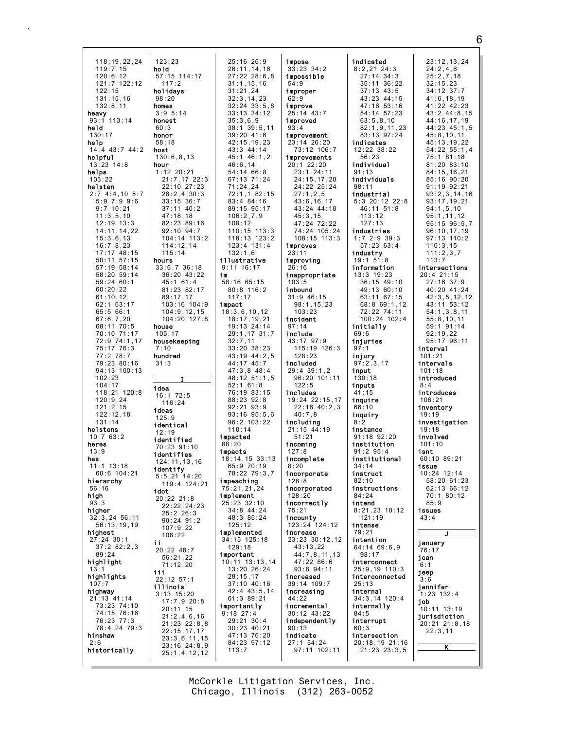118:19,22,24
119:7,15
120:6,12
121:7 122:12
122:15
131:15,16
132:8,11
**heavy**
93:1 113:14
**held**
130:17
**help**
14:4 43:7 44:2
**helpful**
13:23 14:8
**helps**
103:22
**helsten**
2:7 4:4,10 5:7
5:9 7:9 9:6
9:7 10:21
11:3,5,10
12:19 13:3
14:11,14,22
15:3,6,13
16:7,8,23
17:17 48:15
50:11 57:15
57:19 58:14
58:20 59:14
59:24 60:1
60:20,22
61:10,12
62:1 63:17
65:5 66:1
67:6,7,20
68:11 70:5
70:10 71:17
72:9 74:1,17
75:17 76:3
77:2 78:7
79:23 80:16
94:13 100:13
102:23
104:17
118:21 120:8
120:9,24
121:2,15
122:12,18
131:14
**helstens**
10:7 63:2
**heres**
13:9
**hes**
11:1 13:18
60:6 104:21
**hierarchy**
56:16
**high**
93:3
**higher**
32:3,24 56:11
56:13,19,19
**highest**
27:24 30:1
37:2 82:2,3
89:24
**highlight**
13:1
**highlights**
107:7
**highway**
21:13 41:14
73:23 74:10
74:15 76:16
76:23 77:3
78:4,24 79:3
**hinshaw**
2:6
**historically**
123:23
**hold**
57:15 114:17
117:2
**holidays**
98:20
**homes**
3:9 5:14
**honest**
60:3
**honor**
58:18
**host**
130:6,8,13
**hour**
1:12 20:21
21:7,17 22:3
22:10 27:23
28:2,4 30:3
33:15 36:7
37:11 40:2
47:18,18
82:23 89:16
92:10 94:7
104:14 113:2
114:12,14
115:14
**hours**
33:6,7 36:18
36:20 43:22
45:1 61:4
81:23 82:17
89:17,17
103:16 104:9
104:9,12,15
104:20 127:8
**house**
105:17
**housekeeping**
7:10
**hundred**
31:3

**I**

**idea**
16:1 72:5
116:24
**ideas**
125:9
**identical**
12:19
**identified**
70:23 91:10
**identifies**
124:11,13,16
**identify**
5:5,21 14:20
119:4 124:21
**idot**
20:22 21:8
22:22 24:23
25:2 26:3
90:24 91:2
107:9,22
108:22
**ii**
20:22 48:7
56:21,22
71:12,20
**iii**
22:12 57:1
**illinois**
3:13 15:20
17:7,9 20:8
20:11,15
21:2,4,6,16
21:23 22:8,8
22:15,17,17
23:3,6,11,15
23:16 24:8,9
25:1,4,12,12
25:16 26:9
26:11,14,16
27:22 28:6,8
31:1,15,16
31:21,24
32:3,14,23
32:24 33:5,8
33:13 34:12
35:3,6,9
38:1 39:5,11
39:20 41:6
42:15,19,23
43:3 44:14
45:1 46:1,2
46:6,14
54:14 66:8
67:13 71:24
71:24,24
72:1,1 82:15
83:4 84:16
89:15 95:17
106:2,7,9
108:12
110:15 113:3
118:13 123:2
123:4 131:4
132:1,6
**illustrative**
9:11 16:17
**im**
58:16 65:15
80:8 116:2
117:17
**impact**
18:3,6,10,12
18:17,19,21
19:13 24:14
29:1,17 31:7
32:7,11
33:20 38:23
43:19 44:2,5
44:17 45:7
47:3,8 48:4
48:12 51:1,5
52:1 61:8
76:19 83:15
88:23 92:8
92:21 93:9
93:16 95:5,6
96:2 103:22
110:14
**impacted**
88:20
**impacts**
18:14,15 33:13
65:9 70:19
78:22 79:3,7
**impeaching**
75:21,21,24
**implement**
25:23 32:10
34:8 44:24
48:3 85:24
125:12
**implemented**
34:15 125:18
129:18
**important**
10:11 13:13,14
13:20 26:24
28:15,17
37:10 40:16
42:4 43:5,14
61:3 89:21
**importantly**
9:18 27:4
29:21 30:4
30:23 40:21
47:13 76:20
84:23 97:12
113:7
**impose**
33:23 34:2
**impossible**
54:9
**improper**
62:9
**improve**
25:14 43:7
**improved**
93:4
**improvement**
23:14 26:20
73:12 106:7
**improvements**
20:1 22:20
23:1 24:11
24:15,17,20
24:22 25:24
27:1,2,5
43:6,16,17
43:24 44:18
45:3,15
47:24 72:22
74:24 105:24
108:15 113:3
**improves**
23:11
**improving**
26:16
**inappropriate**
103:5
**inbound**
31:9 46:15
98:1,15,23
103:23
**incident**
97:14
**include**
43:17 97:9
115:19 126:3
128:23
**included**
29:4 39:1,2
96:20 101:11
122:5
**includes**
19:24 22:15,17
22:18 40:2,3
40:7,8
**including**
21:15 44:19
51:21
**incoming**
127:8
**incomplete**
8:20
**incorporate**
128:8
**incorporated**
128:20
**incorrectly**
75:21
**incounty**
123:24 124:12
**increase**
23:23 30:12,12
43:13,22
44:7,8,11,13
47:22 86:6
93:8 94:11
**increased**
39:14 109:7
**increasing**
44:22
**incremental**
30:12 43:22
**independently**
90:13
**indicate**
27:1 54:24
97:11 102:11
**indicated**
8:2,21 24:3
27:14 34:3
35:11 36:22
37:13 43:5
43:23 44:15
47:16 53:16
54:14 57:23
63:5,8,10
82:1,9,11,23
83:13 97:24
**indicates**
12:22 38:22
56:23
**individual**
91:13
**individuals**
98:11
**industrial**
5:3 20:12 22:8
46:11 51:8
113:12
127:13
**industries**
1:7 2:9 39:3
57:23 63:4
**industry**
19:1 51:8
**information**
13:3 19:23
36:15 49:10
49:13 60:10
63:11 67:15
68:8 69:1,12
72:22 74:11
100:24 102:4
**initially**
69:6
**injuries**
97:1
**injury**
97:2,3,17
**input**
130:18
**inputs**
41:15
**inquire**
66:10
**inquiry**
8:2
**instance**
91:18 92:20
**institution**
91:2 95:4
**institutional**
34:14
**instruct**
82:10
**instructions**
84:24
**intend**
8:21,23 10:12
121:19
**intense**
79:21
**intention**
64:14 69:6,9
98:17
**interconnect**
25:9,19 110:3
**interconnected**
25:13
**internal**
34:3,14 120:4
**internally**
84:5
**interrupt**
60:3
**intersection**
20:18,19 21:16
21:23 23:3,5
23:12,13,24
24:2,4,6
25:2,7,18
32:15,23
34:12 37:7
41:6,18,19
41:22 42:23
43:2 44:8,15
44:16,17,19
44:23 45:1,5
45:8,10,11
45:13,19,22
54:22 55:1,4
75:1 81:18
81:20 83:10
84:15,16,21
85:16 90:20
91:19 92:21
93:2,3,14,16
93:17,19,21
94:1,5,10
95:1,11,12
95:15 96:5,7
96:10,17,19
97:13 110:2
110:3,15
111:2,3,7
113:7
**intersections**
20:4 21:15
27:16 37:9
40:20 41:24
42:3,5,12,12
43:11 53:12
54:1,3,8,11
55:8,10,11
59:1 91:14
92:19,22
95:17 96:11
**interval**
101:21
**intervals**
101:18
**introduced**
8:4
**introduces**
106:21
**inventory**
19:19
**investigation**
19:18
**involved**
101:10
**isnt**
60:10 89:21
**issue**
10:24 12:14
58:20 61:23
62:13 66:12
70:1 80:12
85:9
**issues**
43:4

**J**

**january**
76:17
**jean**
6:1
**jeep**
3:6
**jennifer**
1:23 132:4
**job**
10:11 13:19
**jurisdiction**
20:21 21:8,18
22:3,11

**K**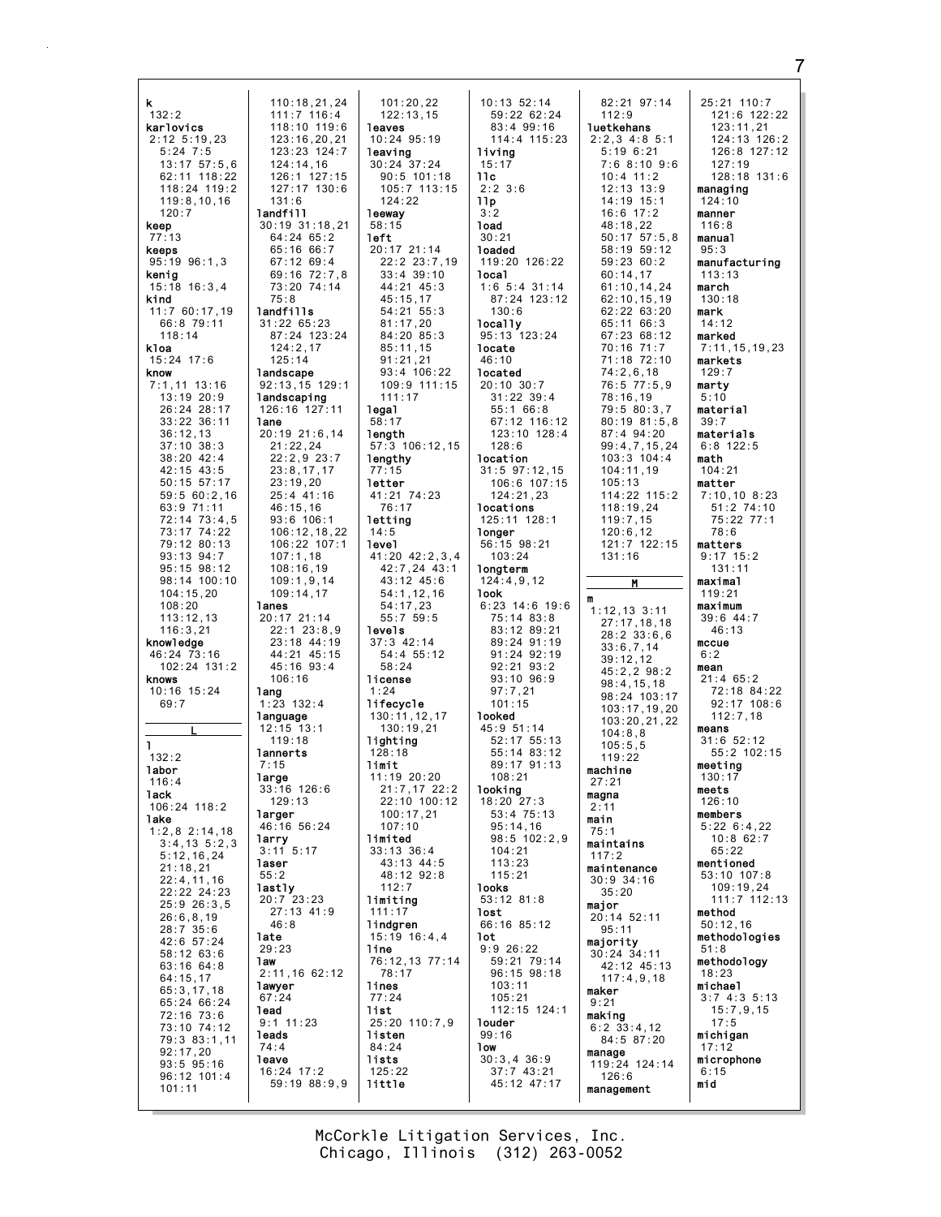**k**
132:2
**karlovics**
2:12 5:19,23
5:24 7:5
13:17 57:5,6
62:11 118:22
118:24 119:2
119:8,10,16
120:7
**keep**
77:13
**keeps**
95:19 96:1,3
**kenig**
15:18 16:3,4
**kind**
11:7 60:17,19
66:8 79:11
118:14
**kloa**
15:24 17:6
**know**
7:1,11 13:16
13:19 20:9
26:24 28:17
33:22 36:11
36:12,13
37:10 38:3
38:20 42:4
42:15 43:5
50:15 57:17
59:5 60:2,16
63:9 71:11
72:14 73:4,5
73:17 74:22
79:12 80:13
93:13 94:7
95:15 98:12
98:14 100:10
104:15,20
108:20
113:12,13
116:3,21
**knowledge**
46:24 73:16
102:24 131:2
**knows**
10:16 15:24
69:7

**L**

**l**
132:2
**labor**
116:4
**lack**
106:24 118:2
**lake**
1:2,8 2:14,18
3:4,13 5:2,3
5:12,16,24
21:18,21
22:4,11,16
22:22 24:23
25:9 26:3,5
26:6,8,19
28:7 35:6
42:6 57:24
58:12 63:6
63:16 64:8
64:15,17
65:3,17,18
65:24 66:24
72:16 73:6
73:10 74:12
79:3 83:1,11
92:17,20
93:5 95:16
96:12 101:4
101:11
110:18,21,24
111:7 116:4
118:10 119:6
123:16,20,21
123:23 124:7
124:14,16
126:1 127:15
127:17 130:6
131:6
**landfill**
30:19 31:18,21
64:24 65:2
65:16 66:7
67:12 69:4
69:16 72:7,8
73:20 74:14
75:8
**landfills**
31:22 65:23
87:24 123:24
124:2,17
125:14
**landscape**
92:13,15 129:1
**landscaping**
126:16 127:11
**lane**
20:19 21:6,14
21:22,24
22:2,9 23:7
23:8,17,17
23:19,20
25:4 41:16
46:15,16
93:6 106:1
106:12,18,22
106:22 107:1
107:1,18
108:16,19
109:1,9,14
109:14,17
**lanes**
20:17 21:14
22:1 23:8,9
23:18 44:19
44:21 45:15
45:16 93:4
106:16
**lang**
1:23 132:4
**language**
12:15 13:1
119:18
**lannerts**
7:15
**large**
33:16 126:6
129:13
**larger**
46:16 56:24
**larry**
3:11 5:17
**laser**
55:2
**lastly**
20:7 23:23
27:13 41:9
46:8
**late**
29:23
**law**
2:11,16 62:12
**lawyer**
67:24
**lead**
9:1 11:23
**leads**
74:4
**leave**
16:24 17:2
59:19 88:9,9
101:20,22
122:13,15
**leaves**
10:24 95:19
**leaving**
30:24 37:24
90:5 101:18
105:7 113:15
124:22
**leeway**
58:15
**left**
20:17 21:14
22:2 23:7,19
33:4 39:10
44:21 45:3
45:15,17
54:21 55:3
81:17,20
84:20 85:3
85:11,15
91:21,21
93:4 106:22
109:9 111:15
111:17
**legal**
58:17
**length**
57:3 106:12,15
**lengthy**
77:15
**letter**
41:21 74:23
76:17
**letting**
14:5
**level**
41:20 42:2,3,4
42:7,24 43:1
43:12 45:6
54:1,12,16
54:17,23
55:7 59:5
**levels**
37:3 42:14
54:4 55:12
58:24
**license**
1:24
**lifecycle**
130:11,12,17
130:19,21
**lighting**
128:18
**limit**
11:19 20:20
21:7,17 22:2
22:10 100:12
100:17,21
107:10
**limited**
33:13 36:4
43:13 44:5
48:12 92:8
112:7
**limiting**
111:17
**lindgren**
15:19 16:4,4
**line**
76:12,13 77:14
78:17
**lines**
77:24
**list**
25:20 110:7,9
**listen**
84:24
**lists**
125:22
**little**
10:13 52:14
59:22 62:24
83:4 99:16
114:4 115:23
**living**
15:17
**llc**
2:2 3:6
**llp**
3:2
**load**
30:21
**loaded**
119:20 126:22
**local**
1:6 5:4 31:14
87:24 123:12
130:6
**locally**
95:13 123:24
**locate**
46:10
**located**
20:10 30:7
31:22 39:4
55:1 66:8
67:12 116:12
123:10 128:4
128:6
**location**
31:5 97:12,15
106:6 107:15
124:21,23
**locations**
125:11 128:1
**longer**
56:15 98:21
103:24
**longterm**
124:4,9,12
**look**
6:23 14:6 19:6
75:14 83:8
83:12 89:21
89:24 91:19
91:24 92:19
92:21 93:2
93:10 96:9
97:7,21
101:15
**looked**
45:9 51:14
52:17 55:13
55:14 83:12
89:17 91:13
108:21
**looking**
18:20 27:3
53:4 75:13
95:14,16
98:5 102:2,9
104:21
113:23
115:21
**looks**
53:12 81:8
**lost**
66:16 85:12
**lot**
9:9 26:22
59:21 79:14
96:15 98:18
103:11
105:21
112:15 124:1
**louder**
99:16
**low**
30:3,4 36:9
37:7 43:21
45:12 47:17
82:21 97:14
112:9
**luetkehans**
2:2,3 4:8 5:1
5:19 6:21
7:6 8:10 9:6
10:4 11:2
12:13 13:9
14:19 15:1
16:6 17:2
48:18,22
50:17 57:5,8
58:19 59:12
59:23 60:2
60:14,17
61:10,14,24
62:10,15,19
62:22 63:20
65:11 66:3
67:23 68:12
70:16 71:7
71:18 72:10
74:2,6,18
76:5 77:5,9
78:16,19
79:5 80:3,7
80:19 81:5,8
87:4 94:20
99:4,7,15,24
103:3 104:4
104:11,19
105:13
114:22 115:2
118:19,24
119:7,15
120:6,12
121:7 122:15
131:16

**M**

**m**
1:12,13 3:11
27:17,18,18
28:2 33:6,6
33:6,7,14
39:12,12
45:2,2 98:2
98:4,15,18
98:24 103:17
103:17,19,20
103:20,21,22
104:8,8
105:5,5
119:22
**machine**
27:21
**magna**
2:11
**main**
75:1
**maintains**
117:2
**maintenance**
30:9 34:16
35:20
**major**
20:14 52:11
95:11
**majority**
30:24 34:11
42:12 45:13
117:4,9,18
**maker**
9:21
**making**
6:2 33:4,12
84:5 87:20
**manage**
119:24 124:14
126:6
**management**
25:21 110:7
121:6 122:22
123:11,21
124:13 126:2
126:8 127:12
127:19
128:18 131:6
**managing**
124:10
**manner**
116:8
**manual**
95:3
**manufacturing**
113:13
**march**
130:18
**mark**
14:12
**marked**
7:11,15,19,23
**markets**
129:7
**marty**
5:10
**material**
39:7
**materials**
6:8 122:5
**math**
104:21
**matter**
7:10,10 8:23
51:2 74:10
75:22 77:1
78:6
**matters**
9:17 15:2
131:11
**maximal**
119:21
**maximum**
39:6 44:7
46:13
**mccue**
6:2
**mean**
21:4 65:2
72:18 84:22
92:17 108:6
112:7,18
**means**
31:6 52:12
55:2 102:15
**meeting**
130:17
**meets**
126:10
**members**
5:22 6:4,22
10:8 62:7
65:22
**mentioned**
53:10 107:8
109:19,24
111:7 112:13
**method**
50:12,16
**methodologies**
51:8
**methodology**
18:23
**michael**
3:7 4:3 5:13
15:7,9,15
17:5
**michigan**
17:12
**microphone**
6:15
**mid**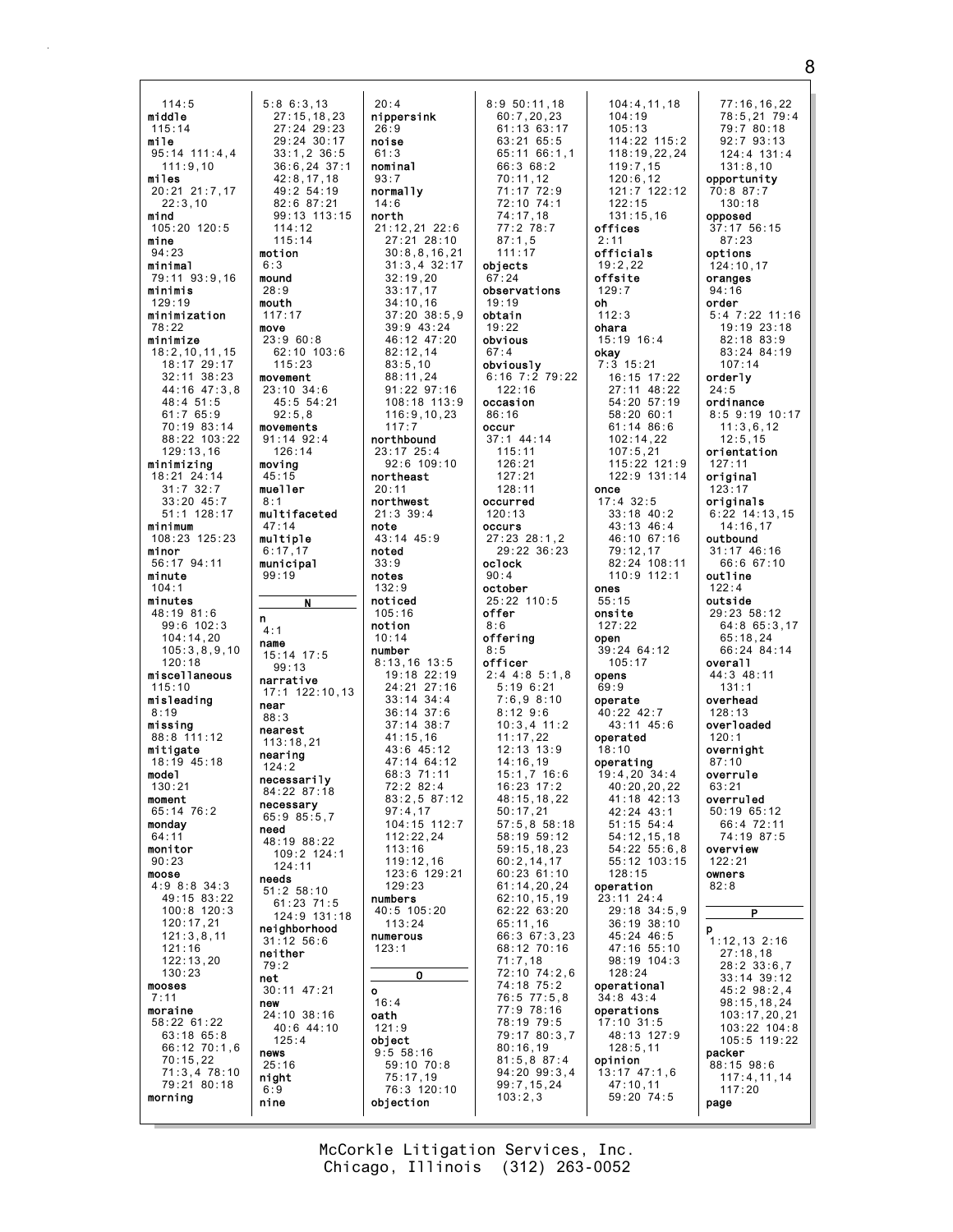114:5
**middle**
115:14
**mile**
95:14 111:4,4
111:9,10
**miles**
20:21 21:7,17
22:3,10
**mind**
105:20 120:5
**mine**
94:23
**minimal**
79:11 93:9,16
**minimis**
129:19
**minimization**
78:22
**minimize**
18:2,10,11,15
18:17 29:17
32:11 38:23
44:16 47:3,8
48:4 51:5
61:7 65:9
70:19 83:14
88:22 103:22
129:13,16
**minimizing**
18:21 24:14
31:7 32:7
33:20 45:7
51:1 128:17
**minimum**
108:23 125:23
**minor**
56:17 94:11
**minute**
104:1
**minutes**
48:19 81:6
99:6 102:3
104:14,20
105:3,8,9,10
120:18
**miscellaneous**
115:10
**misleading**
8:19
**missing**
88:8 111:12
**mitigate**
18:19 45:18
**model**
130:21
**moment**
65:14 76:2
**monday**
64:11
**monitor**
90:23
**moose**
4:9 8:8 34:3
49:15 83:22
100:8 120:3
120:17,21
121:3,8,11
121:16
122:13,20
130:23
**mooses**
7:11
**moraine**
58:22 61:22
63:18 65:8
66:12 70:1,6
70:15,22
71:3,4 78:10
79:21 80:18
**morning**
5:8 6:3,13
27:15,18,23
27:24 29:23
29:24 30:17
33:1,2 36:5
36:6,24 37:1
42:8,17,18
49:2 54:19
82:6 87:21
99:13 113:15
114:12
115:14
**motion**
6:3
**mound**
28:9
**mouth**
117:17
**move**
23:9 60:8
62:10 103:6
115:23
**movement**
23:10 34:6
45:5 54:21
92:5,8
**movements**
91:14 92:4
126:14
**moving**
45:15
**mueller**
8:1
**multifaceted**
47:14
**multiple**
6:17,17
**municipal**
99:19

**N**

**n**
4:1
**name**
15:14 17:5
99:13
**narrative**
17:1 122:10,13
**near**
88:3
**nearest**
113:18,21
**nearing**
124:2
**necessarily**
84:22 87:18
**necessary**
65:9 85:5,7
**need**
48:19 88:22
109:2 124:1
124:11
**needs**
51:2 58:10
61:23 71:5
124:9 131:18
**neighborhood**
31:12 56:6
**neither**
79:2
**net**
30:11 47:21
**new**
24:10 38:16
40:6 44:10
125:4
**news**
25:16
**night**
6:9
**nine**
20:4
**nippersink**
26:9
**noise**
61:3
**nominal**
93:7
**normally**
14:6
**north**
21:12,21 22:6
27:21 28:10
30:8,8,16,21
31:3,4 32:17
32:19,20
33:17,17
34:10,16
37:20 38:5,9
39:9 43:24
46:12 47:20
82:12,14
83:5,10
88:11,24
91:22 97:16
108:18 113:9
116:9,10,23
117:7
**northbound**
23:17 25:4
92:6 109:10
**northeast**
20:11
**northwest**
21:3 39:4
**note**
43:14 45:9
**noted**
33:9
**notes**
132:9
**noticed**
105:16
**notion**
10:14
**number**
8:13,16 13:5
19:18 22:19
24:21 27:16
33:14 34:4
36:14 37:6
37:14 38:7
41:15,16
43:6 45:12
47:14 64:12
68:3 71:11
72:2 82:4
83:2,5 87:12
97:4,17
104:15 112:7
112:22,24
113:16
119:12,16
123:6 129:21
129:23
**numbers**
40:5 105:20
113:24
**numerous**
123:1

**O**

**o**
16:4
**oath**
121:9
**object**
9:5 58:16
59:10 70:8
75:17,19
76:3 120:10
**objection**
8:9 50:11,18
60:7,20,23
61:13 63:17
63:21 65:5
65:11 66:1,1
66:3 68:2
70:11,12
71:17 72:9
72:10 74:1
74:17,18
77:2 78:7
87:1,5
111:17
**objects**
67:24
**observations**
19:19
**obtain**
19:22
**obvious**
67:4
**obviously**
6:16 7:2 79:22
122:16
**occasion**
86:16
**occur**
37:1 44:14
115:11
126:21
127:21
128:11
**occurred**
120:13
**occurs**
27:23 28:1,2
29:22 36:23
**oclock**
90:4
**october**
25:22 110:5
**offer**
8:6
**offering**
8:5
**officer**
2:4 4:8 5:1,8
5:19 6:21
7:6,9 8:10
8:12 9:6
10:3,4 11:2
11:17,22
12:13 13:9
14:16,19
15:1,7 16:6
16:23 17:2
48:15,18,22
50:17,21
57:5,8 58:18
58:19 59:12
59:15,18,23
60:2,14,17
60:23 61:10
61:14,20,24
62:10,15,19
62:22 63:20
65:11,16
66:3 67:3,23
68:12 70:16
71:7,18
72:10 74:2,6
74:18 75:2
76:5 77:5,8
77:9 78:16
78:19 79:5
79:17 80:3,7
80:16,19
81:5,8 87:4
94:20 99:3,4
99:7,15,24
103:2,3
104:4,11,18
104:19
105:13
114:22 115:2
118:19,22,24
119:7,15
120:6,12
121:7 122:12
122:15
131:15,16
**offices**
2:11
**officials**
19:2,22
**offsite**
129:7
**oh**
112:3
**ohara**
15:19 16:4
**okay**
7:3 15:21
16:15 17:22
27:11 48:22
54:20 57:19
58:20 60:1
61:14 86:6
102:14,22
107:5,21
115:22 121:9
122:9 131:14
**once**
17:4 32:5
33:18 40:2
43:13 46:4
46:10 67:16
79:12,17
82:24 108:11
110:9 112:1
**ones**
55:15
**onsite**
127:22
**open**
39:24 64:12
105:17
**opens**
69:9
**operate**
40:22 42:7
43:11 45:6
**operated**
18:10
**operating**
19:4,20 34:4
40:20,20,22
41:18 42:13
42:24 43:1
51:15 54:4
54:12,15,18
54:22 55:6,8
55:12 103:15
128:15
**operation**
23:11 24:4
29:18 34:5,9
36:19 38:10
45:24 46:5
47:16 55:10
98:19 104:3
128:24
**operational**
34:8 43:4
**operations**
17:10 31:5
48:13 127:9
128:5,11
**opinion**
13:17 47:1,6
47:10,11
59:20 74:5
77:16,16,22
78:5,21 79:4
79:7 80:18
92:7 93:13
124:4 131:4
131:8,10
**opportunity**
70:8 87:7
130:18
**opposed**
37:17 56:15
87:23
**options**
124:10,17
**oranges**
94:16
**order**
5:4 7:22 11:16
19:19 23:18
82:18 83:9
83:24 84:19
107:14
**orderly**
24:5
**ordinance**
8:5 9:19 10:17
11:3,6,12
12:5,15
**orientation**
127:11
**original**
123:17
**originals**
6:22 14:13,15
14:16,17
**outbound**
31:17 46:16
66:6 67:10
**outline**
122:4
**outside**
29:23 58:12
64:8 65:3,17
65:18,24
66:24 84:14
**overall**
44:3 48:11
131:1
**overhead**
128:13
**overloaded**
120:1
**overnight**
87:10
**overrule**
63:21
**overruled**
50:19 65:12
66:4 72:11
74:19 87:5
**overview**
122:21
**owners**
82:8

**P**

**p**
1:12,13 2:16
27:18,18
28:2 33:6,7
33:14 39:12
45:2 98:2,4
98:15,18,24
103:17,20,21
103:22 104:8
105:5 119:22
**packer**
88:15 98:6
117:4,11,14
117:20
**page**

McCorkle Litigation Services, Inc.
Chicago, Illinois (312) 263-0052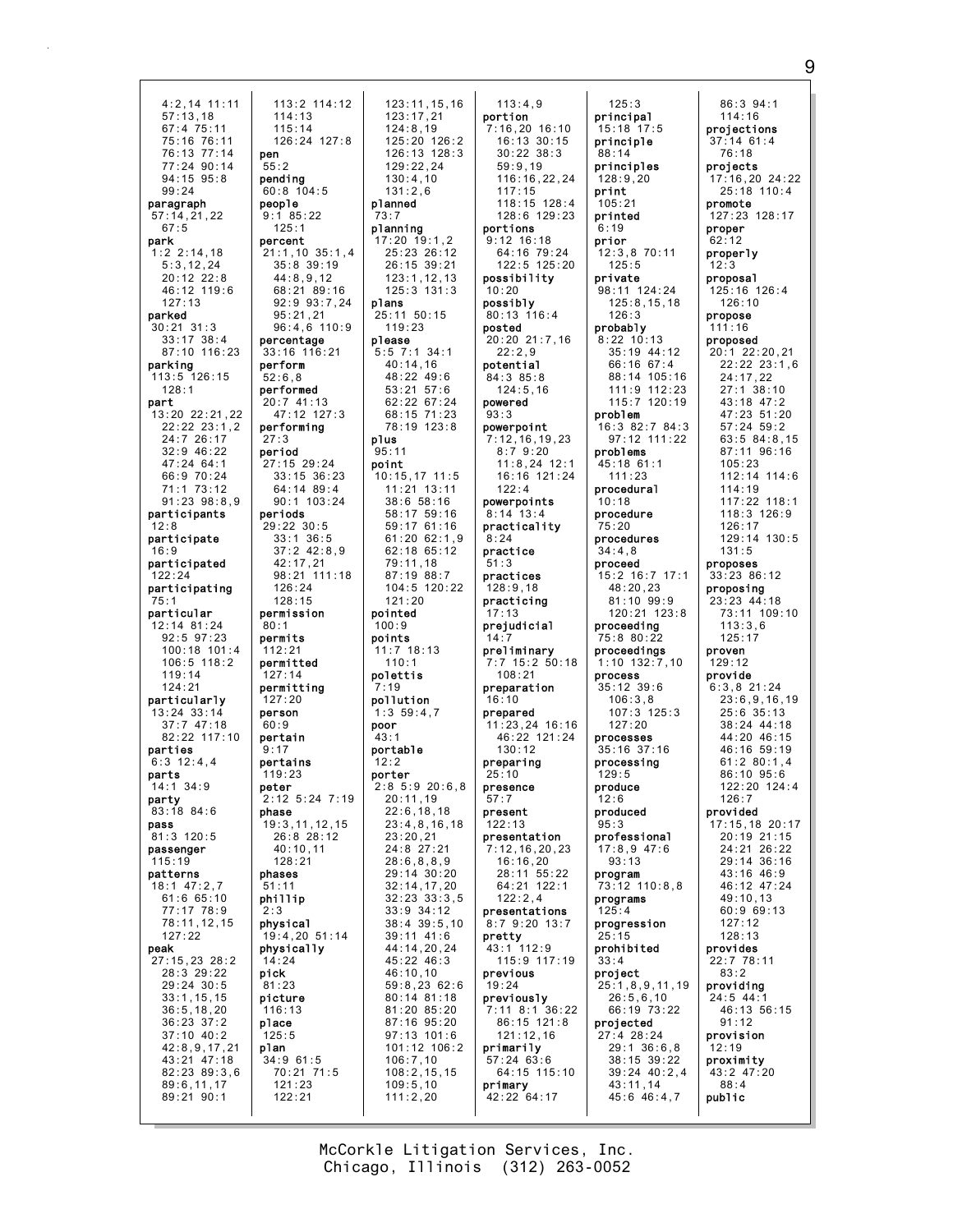4:2,14 11:11
57:13,18
67:4 75:11
75:16 76:11
76:13 77:14
77:24 90:14
94:15 95:8
99:24
**paragraph**
57:14,21,22
67:5
**park**
1:2 2:14,18
5:3,12,24
20:12 22:8
46:12 119:6
127:13
**parked**
30:21 31:3
33:17 38:4
87:10 116:23
**parking**
113:5 126:15
128:1
**part**
13:20 22:21,22
22:22 23:1,2
24:7 26:17
32:9 46:22
47:24 64:1
66:9 70:24
71:1 73:12
91:23 98:8,9
**participants**
12:8
**participate**
16:9
**participated**
122:24
**participating**
75:1
**particular**
12:14 81:24
92:5 97:23
100:18 101:4
106:5 118:2
119:14
124:21
**particularly**
13:24 33:14
37:7 47:18
82:22 117:10
**parties**
6:3 12:4,4
**parts**
14:1 34:9
**party**
83:18 84:6
**pass**
81:3 120:5
**passenger**
115:19
**patterns**
18:1 47:2,7
61:6 65:10
77:17 78:9
78:11,12,15
127:22
**peak**
27:15,23 28:2
28:3 29:22
29:24 30:5
33:1,15,15
36:5,18,20
36:23 37:2
37:10 40:2
42:8,9,17,21
43:21 47:18
82:23 89:3,6
89:6,11,17
89:21 90:1

113:2 114:12
114:13
115:14
126:24 127:8
**pen**
55:2
**pending**
60:8 104:5
**people**
9:1 85:22
125:1
**percent**
21:1,10 35:1,4
35:8 39:19
44:8,9,12
68:21 89:16
92:9 93:7,24
95:21,21
96:4,6 110:9
**percentage**
33:16 116:21
**perform**
52:6,8
**performed**
20:7 41:13
47:12 127:3
**performing**
27:3
**period**
27:15 29:24
33:15 36:23
64:14 89:4
90:1 103:24
**periods**
29:22 30:5
33:1 36:5
37:2 42:8,9
42:17,21
98:21 111:18
126:24
128:15
**permission**
80:1
**permits**
112:21
**permitted**
127:14
**permitting**
127:20
**person**
60:9
**pertain**
9:17
**pertains**
119:23
**peter**
2:12 5:24 7:19
**phase**
19:3,11,12,15
26:8 28:12
40:10,11
128:21
**phases**
51:11
**phillip**
2:3
**physical**
19:4,20 51:14
**physically**
14:24
**pick**
81:23
**picture**
116:13
**place**
125:5
**plan**
34:9 61:5
70:21 71:5
121:23
122:21

123:11,15,16
123:17,21
124:8,19
125:20 126:2
126:13 128:3
129:22,24
130:4,10
131:2,6
**planned**
73:7
**planning**
17:20 19:1,2
25:23 26:12
26:15 39:21
123:1,12,13
125:3 131:3
**plans**
25:11 50:15
119:23
**please**
5:5 7:1 34:1
40:14,16
48:22 49:6
53:21 57:6
62:22 67:24
68:15 71:23
78:19 123:8
**plus**
95:11
**point**
10:15,17 11:5
11:21 13:11
38:6 58:16
58:17 59:16
59:17 61:16
61:20 62:1,9
62:18 65:12
79:11,18
87:19 88:7
104:5 120:22
121:20
**pointed**
100:9
**points**
11:7 18:13
110:1
**polettis**
7:19
**pollution**
1:3 59:4,7
**poor**
43:1
**portable**
12:2
**porter**
2:8 5:9 20:6,8
20:11,19
22:6,18,18
23:4,8,16,18
23:20,21
24:8 27:21
28:6,8,8,9
29:14 30:20
32:14,17,20
32:23 33:3,5
33:9 34:12
38:4 39:5,10
39:11 41:6
44:14,20,24
45:22 46:3
46:10,10
59:8,23 62:6
80:14 81:18
81:20 85:20
87:16 95:20
97:13 101:6
101:12 106:2
106:7,10
108:2,15,15
109:5,10
111:2,20

113:4,9
**portion**
7:16,20 16:10
16:13 30:15
30:22 38:3
59:9,19
116:16,22,24
117:15
118:15 128:4
128:6 129:23
**portions**
9:12 16:18
64:16 79:24
122:5 125:20
**possibility**
10:20
**possibly**
80:13 116:4
**posted**
20:20 21:7,16
22:2,9
**potential**
84:3 85:8
124:5,16
**powered**
93:3
**powerpoint**
7:12,16,19,23
8:7 9:20
11:8,24 12:1
16:16 121:24
122:4
**powerpoints**
8:14 13:4
**practicality**
8:24
**practice**
51:3
**practices**
128:9,18
**practicing**
17:13
**prejudicial**
14:7
**preliminary**
7:7 15:2 50:18
108:21
**preparation**
16:10
**prepared**
11:23,24 16:16
46:22 121:24
130:12
**preparing**
25:10
**presence**
57:7
**present**
122:13
**presentation**
7:12,16,20,23
16:16,20
28:11 55:22
64:21 122:1
122:2,4
**presentations**
8:7 9:20 13:7
**pretty**
43:1 112:9
115:9 117:19
**previous**
19:24
**previously**
7:11 8:1 36:22
86:15 121:8
121:12,16
**primarily**
57:24 63:6
64:15 115:10
**primary**
42:22 64:17

125:3
**principal**
15:18 17:5
**principle**
88:14
**principles**
128:9,20
**print**
105:21
**printed**
6:19
**prior**
12:3,8 70:11
125:5
**private**
98:11 124:24
125:8,15,18
126:3
**probably**
8:22 10:13
35:19 44:12
66:16 67:4
88:14 105:16
111:9 112:23
115:7 120:19
**problem**
16:3 82:7 84:3
97:12 111:22
**problems**
45:18 61:1
111:23
**procedural**
10:18
**procedure**
75:20
**procedures**
34:4,8
**proceed**
15:2 16:7 17:1
48:20,23
81:10 99:9
120:21 123:8
**proceeding**
75:8 80:22
**proceedings**
1:10 132:7,10
**process**
35:12 39:6
106:3,8
107:3 125:3
127:20
**processes**
35:16 37:16
**processing**
129:5
**produce**
12:6
**produced**
95:3
**professional**
17:8,9 47:6
93:13
**program**
73:12 110:8,8
**programs**
125:4
**progression**
25:15
**prohibited**
33:4
**project**
25:1,8,9,11,19
26:5,6,10
66:19 73:22
**projected**
27:4 28:24
29:1 36:6,8
38:15 39:22
39:24 40:2,4
43:11,14
45:6 46:4,7

86:3 94:1
114:16
**projections**
37:14 61:4
76:18
**projects**
17:16,20 24:22
25:18 110:4
**promote**
127:23 128:17
**proper**
62:12
**properly**
12:3
**proposal**
125:16 126:4
126:10
**propose**
111:16
**proposed**
20:1 22:20,21
22:22 23:1,6
24:17,22
27:1 38:10
43:18 47:2
47:23 51:20
57:24 59:2
63:5 84:8,15
87:11 96:16
105:23
112:14 114:6
114:19
117:22 118:1
118:3 126:9
126:17
129:14 130:5
131:5
**proposes**
33:23 86:12
**proposing**
23:23 44:18
73:11 109:10
113:3,6
125:17
**proven**
129:12
**provide**
6:3,8 21:24
23:6,9,16,19
25:6 35:13
38:24 44:18
44:20 46:15
46:16 59:19
61:2 80:1,4
86:10 95:6
122:20 124:4
126:7
**provided**
17:15,18 20:17
20:19 21:15
24:21 26:22
29:14 36:16
43:16 46:9
46:12 47:24
49:10,13
60:9 69:13
127:12
128:13
**provides**
22:7 78:11
83:2
**providing**
24:5 44:1
46:13 56:15
91:12
**provision**
12:19
**proximity**
43:2 47:20
88:4
**public**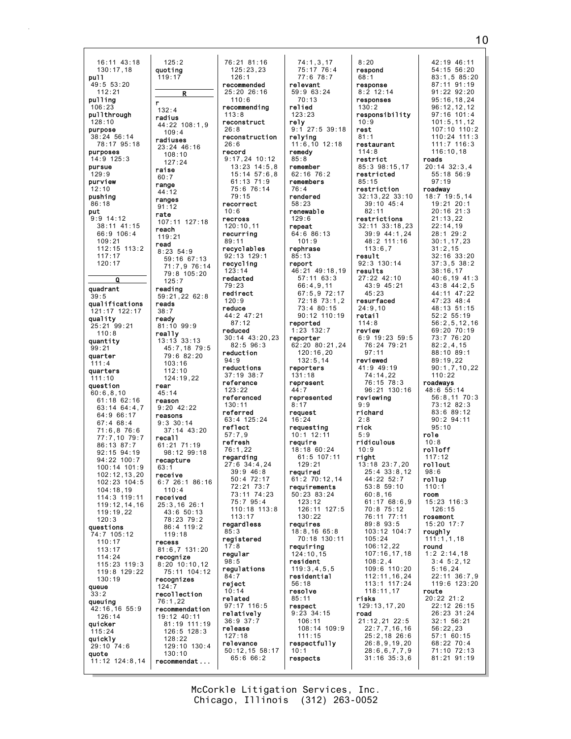16:11 43:18
130:17,18
**pull**
49:5 53:20
112:21
**pulling**
106:23
**pullthrough**
128:10
**purpose**
38:24 56:14
78:17 95:18
**purposes**
14:9 125:3
**pursue**
129:9
**purview**
12:10
**pushing**
86:18
**put**
9:9 14:12
38:11 41:15
66:9 106:4
109:21
112:15 113:2
117:17
120:17

**Q**

**quadrant**
39:5
**qualifications**
121:17 122:17
**quality**
25:21 99:21
110:8
**quantity**
99:21
**quarter**
111:4
**quarters**
111:10
**question**
60:6,8,10
61:18 62:16
63:14 64:4,7
64:9 66:17
67:4 68:4
71:6,8 76:6
77:7,10 79:7
86:13 87:7
92:15 94:19
94:22 100:7
100:14 101:9
102:12,13,20
102:23 104:5
104:18,19
114:3 119:11
119:12,14,16
119:19,22
120:3
**questions**
74:7 105:12
110:17
113:17
114:24
115:23 119:3
119:8 129:22
130:19
**queue**
33:2
**queuing**
42:16,16 55:9
126:14
**quicker**
115:24
**quickly**
29:10 74:6
**quote**
11:12 124:8,14

125:2
**quoting**
119:17

**R**

**r**
132:4
**radius**
44:22 108:1,9
109:4
**radiuses**
23:24 46:16
108:10
127:24
**raise**
60:7
**range**
44:12
**ranges**
91:12
**rate**
107:11 127:18
**reach**
119:21
**read**
8:23 54:9
59:16 67:13
71:7,9 76:14
79:8 105:20
125:7
**reading**
59:21,22 62:8
**reads**
38:7
**ready**
81:10 99:9
**really**
13:13 33:13
45:7,18 79:5
79:6 82:20
103:16
112:10
124:19,22
**rear**
45:14
**reason**
9:20 42:22
**reasons**
9:3 30:14
37:14 43:20
**recall**
61:21 71:19
98:12 99:18
**recapture**
63:1
**receive**
6:7 26:1 86:16
110:4
**received**
25:3,16 26:1
43:6 50:13
78:23 79:2
86:4 119:2
119:18
**recess**
81:6,7 131:20
**recognize**
8:20 10:10,12
75:11 104:12
**recognizes**
124:7
**recollection**
76:1,22
**recommendation**
19:12 40:11
81:19 111:19
126:5 128:3
128:22
129:10 130:4
130:10
**recommendat...**

76:21 81:16
125:23,23
126:1
**recommended**
25:20 26:16
110:6
**recommending**
113:8
**reconstruct**
26:8
**reconstruction**
26:6
**record**
9:17,24 10:12
13:23 14:5,8
15:14 57:6,8
61:13 71:9
75:6 76:14
79:15
**recorrect**
10:6
**recross**
120:10,11
**recurring**
89:11
**recyclables**
92:13 129:1
**recycling**
123:14
**redacted**
79:23
**redirect**
120:9
**reduce**
44:2 47:21
87:12
**reduced**
30:14 43:20,23
82:5 96:3
**reduction**
94:9
**reductions**
37:19 38:7
**reference**
123:22
**referenced**
130:11
**referred**
63:4 125:24
**reflect**
57:7,9
**refresh**
76:1,22
**regarding**
27:6 34:4,24
39:9 46:8
50:4 72:17
72:21 73:7
73:11 74:23
75:7 95:4
110:18 113:8
113:17
**regardless**
85:3
**registered**
17:8
**regular**
98:5
**regulations**
84:7
**reject**
10:14
**related**
97:17 116:5
**relatively**
36:9 37:7
**release**
127:18
**relevance**
50:12,15 58:17
65:6 66:2

74:1,3,17
75:17 76:4
77:6 78:7
**relevant**
59:9 63:24
70:13
**relied**
123:23
**rely**
9:1 27:5 39:18
**relying**
11:6,10 12:18
**remedy**
85:8
**remember**
62:16 76:2
**remembers**
76:4
**rendered**
58:23
**renewable**
129:6
**repeat**
64:6 86:13
101:9
**rephrase**
85:13
**report**
46:21 49:18,19
57:11 63:3
66:4,9,11
67:5,9 72:17
72:18 73:1,2
73:4 80:15
90:12 110:19
**reported**
1:23 132:7
**reporter**
62:20 80:21,24
120:16,20
132:5,14
**reporters**
131:18
**represent**
44:7
**represented**
8:17
**request**
16:24
**requesting**
10:1 12:11
**require**
18:18 60:24
61:5 107:11
129:21
**required**
61:2 70:12,14
**requirements**
50:23 83:24
123:12
126:11 127:5
130:22
**requires**
18:8,16 65:8
70:18 130:11
**requiring**
124:10,15
**resident**
119:3,4,5,5
**residential**
56:18
**resolve**
85:11
**respect**
9:23 34:15
106:11
108:14 109:9
111:15
**respectfully**
10:1
**respects**

8:20
**respond**
68:1
**response**
8:2 12:14
**responses**
130:2
**responsibility**
10:9
**rest**
81:1
**restaurant**
114:8
**restrict**
85:3 98:15,17
**restricted**
85:15
**restriction**
32:13,22 33:10
39:10 45:4
82:11
**restrictions**
32:11 33:18,23
39:9 44:1,24
48:2 111:16
113:6,7
**result**
92:3 130:14
**results**
27:22 42:10
43:9 45:21
45:23
**resurfaced**
24:9,10
**retail**
114:8
**review**
6:9 19:23 59:5
76:24 79:21
97:11
**reviewed**
41:9 49:19
74:14,22
76:15 78:3
96:21 130:16
**reviewing**
9:9
**richard**
2:8
**rick**
5:9
**ridiculous**
10:9
**right**
13:18 23:7,20
25:4 33:8,12
44:22 52:7
53:8 59:10
60:8,16
61:17 68:6,9
70:8 75:12
76:11 77:11
89:8 93:5
103:12 104:7
105:24
106:12,22
107:16,17,18
108:2,4
109:6 110:20
112:11,16,24
113:1 117:24
118:11,17
**risks**
129:13,17,20
**road**
21:12,21 22:5
22:7,7,16,16
25:2,18 26:6
26:8,9,19,20
28:6,6,7,7,9
31:16 35:3,6

42:19 46:11
54:15 56:20
83:1,5 85:20
87:11 91:19
91:22 92:20
95:16,18,24
96:12,12,12
97:16 101:4
101:5,11,12
107:10 110:2
110:24 111:3
111:7 116:3
116:10,18
**roads**
20:14 32:3,4
55:18 56:9
97:19
**roadway**
18:7 19:5,14
19:21 20:1
20:16 21:3
21:13,22
22:14,19
28:1 29:2
30:1,17,23
31:2,15
32:16 33:20
37:3,5 38:2
38:16,17
40:6,19 41:3
43:8 44:2,5
44:11 47:22
47:23 48:4
48:13 51:15
52:2 55:19
56:2,5,12,16
69:20 70:19
73:7 76:20
82:2,4,15
88:10 89:1
89:19,22
90:1,7,10,22
110:22
**roadways**
48:6 55:14
56:8,11 70:3
73:12 82:3
83:6 89:12
90:2 94:11
95:10
**role**
10:8
**rolloff**
117:12
**rollout**
98:6
**rollup**
110:1
**room**
15:23 116:3
126:15
**rosemont**
15:20 17:7
**roughly**
111:1,1,18
**round**
1:2 2:14,18
3:4 5:2,12
5:16,24
22:11 36:7,9
119:6 123:20
**route**
20:22 21:2
22:12 26:15
26:23 31:24
32:1 56:21
56:22,23
57:1 60:15
68:22 70:4
71:10 72:13
81:21 91:19

McCorkle Litigation Services, Inc.
Chicago, Illinois (312) 263-0052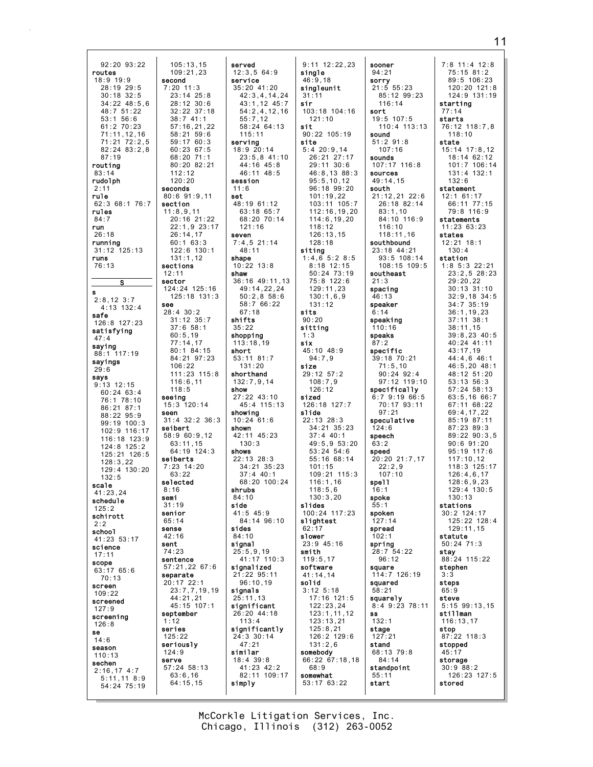92:20 93:22
**routes**
18:9 19:9
28:19 29:5
30:18 32:5
34:22 48:5,6
48:7 51:22
53:1 56:6
61:2 70:23
71:11,12,16
71:21 72:2,5
82:24 83:2,8
87:19
**routing**
83:14
**rudolph**
2:11
**rule**
62:3 68:1 76:7
**rules**
84:7
**run**
26:18
**running**
31:12 125:13
**runs**
76:13

## S

**s**
2:8,12 3:7
4:13 132:4
**safe**
126:8 127:23
**satisfying**
47:4
**saying**
88:1 117:19
**sayings**
29:6
**says**
9:13 12:15
60:24 63:4
76:1 78:10
86:21 87:1
88:22 95:9
99:19 100:3
102:9 116:17
116:18 123:9
124:8 125:2
125:21 126:5
128:3,22
129:4 130:20
132:5
**scale**
41:23,24
**schedule**
125:2
**schirott**
2:2
**school**
41:23 53:17
**science**
17:11
**scope**
63:17 65:6
70:13
**screen**
109:22
**screened**
127:9
**screening**
126:8
**se**
14:6
**season**
110:13
**sechen**
2:16,17 4:7
5:11,11 8:9
54:24 75:19
105:13,15
109:21,23
**second**
7:20 11:3
23:14 25:8
28:12 30:6
32:22 37:18
38:7 41:1
57:16,21,22
58:21 59:6
59:17 60:3
60:23 67:5
68:20 71:1
80:20 82:21
112:12
120:20
**seconds**
80:6 91:9,11
**section**
11:8,9,11
20:16 21:22
22:1,9 23:17
26:14,17
60:1 63:3
122:6 130:1
131:1,12
**sections**
12:11
**sector**
124:24 125:16
125:18 131:3
**see**
28:4 30:2
31:12 35:7
37:6 58:1
60:5,19
77:14,17
80:1 84:15
84:21 97:23
106:22
111:23 115:8
116:6,11
118:5
**seeing**
15:3 120:14
**seen**
31:4 32:2 36:3
**seibert**
58:9 60:9,12
63:11,15
64:19 124:3
**seiberts**
7:23 14:20
63:22
**selected**
8:16
**semi**
31:19
**senior**
65:14
**sense**
42:16
**sent**
74:23
**sentence**
57:21,22 67:6
**separate**
20:17 22:1
23:7,7,19,19
44:21,21
45:15 107:1
**september**
1:12
**series**
125:22
**seriously**
124:9
**serve**
57:24 58:13
63:6,16
64:15,15
**served**
12:3,5 64:9
**service**
35:20 41:20
42:3,4,14,24
43:1,12 45:7
54:2,4,12,16
55:7,12
58:24 64:13
115:11
**serving**
18:9 20:14
23:5,8 41:10
44:16 45:8
46:11 48:5
**session**
11:6
**set**
48:19 61:12
63:18 65:7
68:20 70:14
121:16
**seven**
7:4,5 21:14
48:11
**shape**
10:22 13:8
**shaw**
36:16 49:11,13
49:14,22,24
50:2,8 58:6
58:7 66:22
67:18
**shifts**
35:22
**shopping**
113:18,19
**short**
53:11 81:7
131:20
**shorthand**
132:7,9,14
**show**
27:22 43:10
45:4 115:13
**showing**
10:24 61:6
**shown**
42:11 45:23
130:3
**shows**
22:13 28:3
34:21 35:23
37:4 40:1
68:20 100:24
**shrubs**
84:10
**side**
41:5 45:9
84:14 96:10
**sides**
84:10
**signal**
25:5,9,19
41:17 110:3
**signalized**
21:22 95:11
96:10,19
**signals**
25:11,13
**significant**
26:20 44:18
113:4
**significantly**
24:3 30:14
47:21
**similar**
18:4 39:8
41:23 42:2
82:11 109:17
**simply**
9:11 12:22,23
**single**
46:9,18
**singleunit**
31:11
**sir**
103:18 104:16
121:10
**sit**
90:22 105:19
**site**
5:4 20:9,14
26:21 27:17
29:11 30:6
46:8,13 88:3
95:5,10,12
96:18 99:20
101:19,22
103:11 105:7
112:16,19,20
114:6,19,20
118:12
126:13,15
128:18
**siting**
1:4,6 5:2 8:5
8:18 12:15
50:24 73:19
75:8 122:6
129:11,23
130:1,6,9
131:12
**sits**
90:20
**sitting**
1:3
**six**
45:10 48:9
94:7,9
**size**
29:12 57:2
108:7,9
126:12
**sized**
126:18 127:7
**slide**
22:13 28:3
34:21 35:23
37:4 40:1
49:5,9 53:20
53:24 54:6
55:16 68:14
101:15
109:21 115:3
116:1,16
118:5,6
130:3,20
**slides**
100:24 117:23
**slightest**
62:17
**slower**
23:9 45:16
**smith**
119:5,17
**software**
41:14,14
**solid**
3:12 5:18
17:16 121:5
122:23,24
123:1,11,12
123:13,21
125:8,21
126:2 129:6
131:2,6
**somebody**
66:22 67:18,18
68:9
**somewhat**
53:17 63:22
**sooner**
94:21
**sorry**
21:5 55:23
85:12 99:23
116:14
**sort**
19:5 107:5
110:4 113:13
**sound**
51:2 91:8
107:16
**sounds**
107:17 116:8
**sources**
49:14,15
**south**
21:12,21 22:6
26:18 82:14
83:1,10
84:10 116:9
116:10
118:11,16
**southbound**
23:18 44:21
93:5 108:14
108:15 109:5
**southeast**
21:3
**spacing**
46:13
**speaker**
6:14
**speaking**
110:16
**speaks**
87:2
**specific**
39:18 70:21
71:5,10
90:24 92:4
97:12 119:10
**specifically**
6:7 9:19 66:5
70:17 93:11
97:21
**speculative**
124:6
**speech**
63:2
**speed**
20:20 21:7,17
22:2,9
107:10
**spell**
16:1
**spoke**
55:1
**spoken**
127:14
**spread**
102:1
**spring**
28:7 54:22
96:12
**square**
114:7 126:19
**squared**
58:21
**squarely**
8:4 9:23 78:11
**ss**
132:1
**stage**
127:21
**stand**
68:13 79:8
84:14
**standpoint**
55:11
**start**
7:8 11:4 12:8
75:15 81:2
89:5 106:23
120:20 121:8
124:9 131:19
**starting**
77:14
**starts**
76:12 118:7,8
118:10
**state**
15:14 17:8,12
18:14 62:12
101:7 106:14
131:4 132:1
132:6
**statement**
12:1 61:17
66:11 77:15
79:8 116:9
**statements**
11:23 63:23
**states**
12:21 18:1
130:4
**station**
1:8 5:3 22:21
23:2,5 28:23
29:20,22
30:13 31:10
32:9,18 34:5
34:7 35:19
36:1,19,23
37:11 38:1
38:11,15
39:8,23 40:5
40:24 41:11
43:17,19
44:4,6 46:1
46:5,20 48:1
48:12 51:20
53:13 56:3
57:24 58:13
63:5,16 66:7
67:11 68:22
69:4,17,22
85:19 87:11
87:23 89:3
89:22 90:3,5
90:6 91:20
95:19 117:6
117:10,12
118:3 125:17
126:4,6,17
128:6,9,23
129:4 130:5
130:13
**stations**
30:2 124:17
125:22 128:4
129:11,15
**statute**
50:24 71:3
**stay**
88:24 115:22
**stephen**
3:3
**steps**
65:9
**steve**
5:15 99:13,15
**stillman**
116:13,17
**stop**
87:22 118:3
**stopped**
45:17
**storage**
30:9 88:2
126:23 127:5
**stored**

McCorkle Litigation Services, Inc.
Chicago, Illinois (312) 263-0052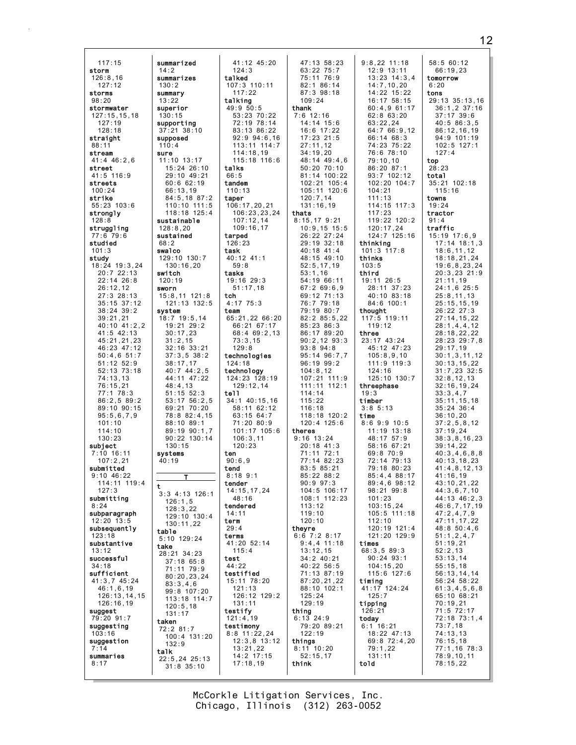117:15
**storm**
126:8,16
127:12
**storms**
98:20
**stormwater**
127:15,15,18
127:19
128:18
**straight**
88:11
**stream**
41:4 46:2,6
**street**
41:5 116:9
**streets**
100:24
**strike**
55:23 103:6
**strongly**
128:8
**struggling**
77:6 79:6
**studied**
101:3
**study**
18:24 19:3,24
20:7 22:13
22:14 26:8
26:12,12
27:3 28:13
35:15 37:12
38:24 39:2
39:21,21
40:10 41:2,2
41:5 42:13
45:21,21,23
46:23 47:12
50:4,6 51:7
51:12 52:9
52:13 73:18
74:13,13
76:15,21
77:1 78:3
86:2,5 89:2
89:10 90:15
95:5,6,7,9
101:10
114:10
130:23
**subject**
7:10 16:11
107:2,21
**submitted**
9:10 46:22
114:11 119:4
127:3
**submitting**
8:24
**subparagraph**
12:20 13:5
**subsequently**
123:18
**substantive**
13:12
**successful**
34:18
**sufficient**
41:3,7 45:24
46:1,6,19
126:13,14,15
126:16,19
**suggest**
79:20 91:7
**suggesting**
103:16
**suggestion**
7:14
**summaries**
8:17

**summarized**
14:2
**summarizes**
130:2
**summary**
13:22
**superior**
130:15
**supporting**
37:21 38:10
**supposed**
110:4
**sure**
11:10 13:17
15:24 26:10
29:10 49:21
60:6 62:19
66:13,19
84:5,18 87:2
110:10 111:5
118:18 125:4
**sustainable**
128:8,20
**sustained**
68:2
**swalco**
129:10 130:7
130:16,20
**switch**
120:19
**sworn**
15:8,11 121:8
121:13 132:5
**system**
18:7 19:5,14
19:21 29:2
30:17,23
31:2,15
32:16 33:21
37:3,5 38:2
38:17,17
40:7 44:2,5
44:11 47:22
48:4,13
51:15 52:3
53:17 56:2,5
69:21 70:20
78:8 82:4,15
88:10 89:1
89:19 90:1,7
90:22 130:14
130:15
**systems**
40:19

**T**

**t**
3:3 4:13 126:1
126:1,5
128:3,22
129:10 130:4
130:11,22
**table**
5:10 129:24
**take**
28:21 34:23
37:18 65:8
71:11 79:9
80:20,23,24
83:3,4,6
99:8 107:20
113:18 114:7
120:5,18
131:17
**taken**
72:2 81:7
100:4 131:20
132:9
**talk**
22:5,24 25:13
31:8 35:10

41:12 45:20
124:3
**talked**
107:3 110:11
117:22
**talking**
49:9 50:5
53:23 70:22
72:19 78:14
83:13 86:22
92:9 94:6,16
113:11 114:7
114:18,19
115:18 116:6
**talks**
66:5
**tandem**
110:13
**taper**
106:17,20,21
106:23,23,24
107:12,14
109:16,17
**tarped**
126:23
**task**
40:12 41:1
59:8
**tasks**
19:16 29:3
51:17,18
**tch**
4:17 75:3
**team**
65:21,22 66:20
66:21 67:17
68:4 69:2,13
73:3,15
129:8
**technologies**
124:18
**technology**
124:23 128:19
129:12,14
**tell**
34:1 40:15,16
58:11 62:12
63:15 64:7
71:20 80:9
101:17 105:6
106:3,11
120:23
**ten**
90:6,9
**tend**
8:18 9:1
**tender**
14:15,17,24
48:16
**tendered**
14:11
**term**
29:4
**terms**
41:20 52:14
115:4
**test**
44:22
**testified**
15:11 78:20
121:13
126:12 129:2
131:11
**testify**
121:4,19
**testimony**
8:8 11:22,24
12:3,8 13:12
13:21,22
14:2 17:15
17:18,19

47:13 58:23
63:22 75:7
75:11 76:9
82:1 86:14
87:3 98:18
109:24
**thank**
7:6 12:16
14:14 15:6
16:6 17:22
17:23 21:5
27:11,12
34:19,20
48:14 49:4,6
50:20 70:10
81:14 100:22
102:21 105:4
105:11 120:6
120:7,14
131:16,19
**thats**
8:15,17 9:21
10:9,15 15:5
26:22 27:24
29:19 32:18
40:18 41:4
48:15 49:10
52:5,17,19
53:1,16
54:19 66:11
67:2 69:6,9
69:12 71:13
76:7 79:18
79:19 80:7
82:2 85:5,22
85:23 86:3
86:17 89:20
90:2,12 93:3
93:8 94:8
95:14 96:7,7
96:19 99:2
104:8,12
107:21 111:9
111:11 112:1
114:14
115:22
116:18
118:18 120:2
120:4 125:6
**theres**
9:16 13:24
20:18 41:3
71:11 72:1
77:14 82:23
83:5 85:21
85:22 88:2
90:9 97:3
104:5 106:17
108:1 112:23
113:12
119:10
120:10
**theyre**
6:6 7:2 8:17
9:4,4 11:18
13:12,15
34:2 40:21
40:22 56:5
71:13 87:19
87:20,21,22
88:10 102:1
125:24
129:19
**thing**
6:13 24:9
79:20 89:21
122:19
**things**
8:11 10:20
52:15,17
**think**

9:8,22 11:18
12:9 13:11
13:23 14:3,4
14:7,10,20
14:22 15:22
16:17 58:15
60:4,9 61:17
62:8 63:20
63:22,24
64:7 66:9,12
66:14 68:3
74:23 75:22
76:6 78:10
79:10,10
86:20 87:1
93:7 102:12
102:20 104:7
104:21
111:13
114:15 117:3
117:23
119:22 120:2
120:17,24
124:7 125:16
**thinking**
101:3 117:8
**thinks**
103:5
**third**
19:11 26:5
28:11 37:23
40:10 83:18
84:6 100:1
**thought**
117:5 119:11
119:12
**three**
23:17 43:24
45:12 47:23
105:8,9,10
111:9 119:3
124:16
125:10 130:7
**threephase**
19:3
**timber**
3:8 5:13
**time**
8:6 9:9 10:5
11:19 13:18
48:17 57:9
58:16 67:21
69:8 70:9
72:14 79:13
79:18 80:23
85:4,4 88:17
89:4,6 98:12
98:21 99:8
101:23
103:15,24
105:5 111:18
112:10
120:19 121:4
121:20 129:9
**times**
68:3,5 89:3
90:24 93:1
104:15,20
115:6 127:6
**timing**
41:17 124:24
125:7
**tipping**
126:21
**today**
6:1 16:21
18:22 47:13
69:8 72:4,20
79:1,22
131:11
**told**

58:5 60:12
66:19,23
**tomorrow**
6:20
**tons**
29:13 35:13,16
36:1,2 37:16
37:17 39:6
40:5 86:3,5
86:12,16,19
94:9 101:19
102:5 127:1
127:4
**top**
28:23
**total**
35:21 102:18
115:16
**towns**
19:24
**tractor**
91:4
**traffic**
15:19 17:6,9
17:14 18:1,3
18:6,11,12
18:18,21,24
19:6,8,23,24
20:3,23 21:9
21:11,19
24:1,6 25:5
25:8,11,13
25:15,15,19
26:22 27:3
27:14,15,22
28:1,4,4,12
28:18,22,22
28:23 29:7,8
29:17,19
30:1,3,11,12
30:13,15,22
31:7,23 32:5
32:8,12,13
32:16,19,24
33:3,4,7
35:11,15,18
35:24 36:4
36:10,20
37:2,5,8,12
37:19,24
38:3,8,16,23
39:14,22
40:3,4,6,8,8
40:13,18,23
41:4,8,12,13
41:16,19
43:10,21,22
44:3,6,7,10
44:13 46:2,3
46:6,7,17,19
47:2,4,7,9
47:11,17,22
48:8 50:4,6
51:1,2,4,7
51:19,21
52:2,13
53:13,14
55:15,18
56:13,14,14
56:24 58:22
61:3,4,5,6,8
65:10 68:21
70:19,21
71:5 72:17
72:18 73:1,4
73:7,18
74:13,13
76:15,18
77:1,16 78:3
78:9,10,11
78:15,22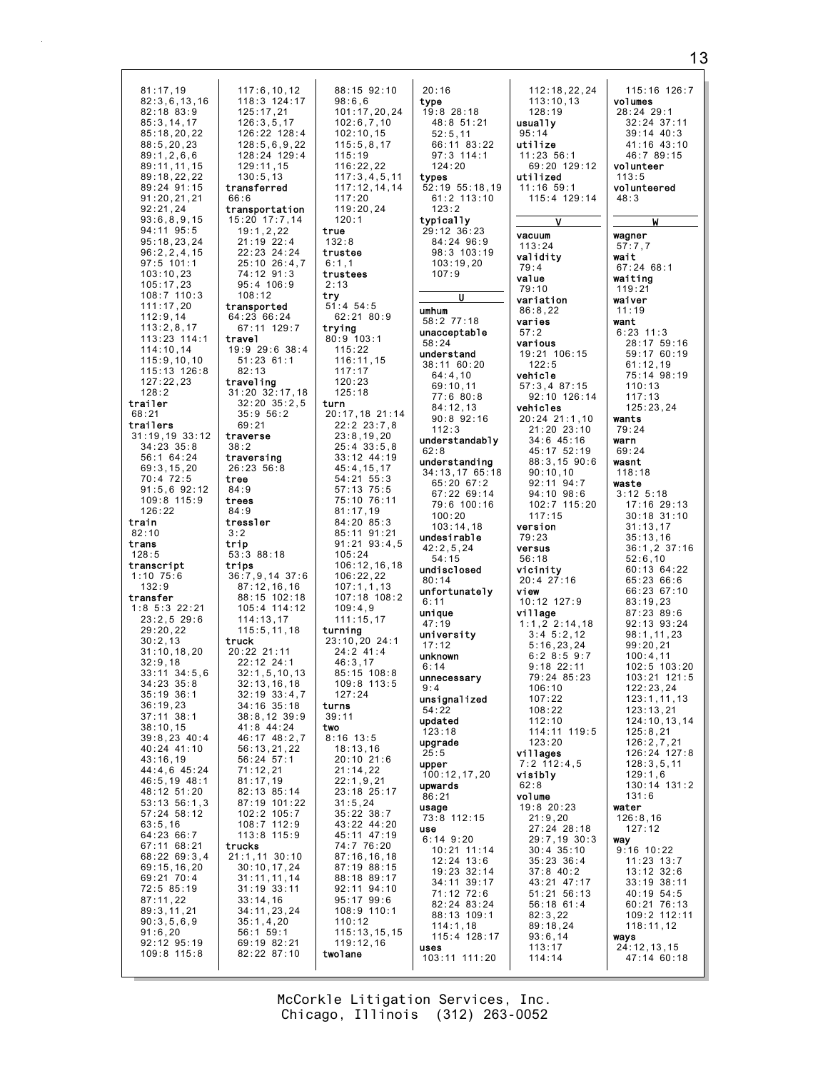81:17,19
82:3,6,13,16
82:18 83:9
85:3,14,17
85:18,20,22
88:5,20,23
89:1,2,6,6
89:11,11,15
89:18,22,22
89:24 91:15
91:20,21,21
92:21,24
93:6,8,9,15
94:11 95:5
95:18,23,24
96:2,2,4,15
97:5 101:1
103:10,23
105:17,23
108:7 110:3
111:17,20
112:9,14
113:2,8,17
113:23 114:1
114:10,14
115:9,10,10
115:13 126:8
127:22,23
128:2

**trailer**
68:21

**trailers**
31:19,19 33:12
34:23 35:8
56:1 64:24
69:3,15,20
70:4 72:5
91:5,6 92:12
109:8 115:9
126:22

**train**
82:10

**trans**
128:5

**transcript**
1:10 75:6
132:9

**transfer**
1:8 5:3 22:21
23:2,5 29:6
29:20,22
30:2,13
31:10,18,20
32:9,18
33:11 34:5,6
34:23 35:8
35:19 36:1
36:19,23
37:11 38:1
38:10,15
39:8,23 40:4
40:24 41:10
43:16,19
44:4,6 45:24
46:5,19 48:1
48:12 51:20
53:13 56:1,3
57:24 58:12
63:5,16
64:23 66:7
67:11 68:21
68:22 69:3,4
69:15,16,20
69:21 70:4
72:5 85:19
87:11,22
89:3,11,21
90:3,5,6,9
91:6,20
92:12 95:19
109:8 115:8
117:6,10,12
118:3 124:17
125:17,21
126:3,5,17
126:22 128:4
128:5,6,9,22
128:24 129:4
129:11,15
130:5,13

**transferred**
66:6

**transportation**
15:20 17:7,14
19:1,2,22
21:19 22:4
22:23 24:24
25:10 26:4,7
74:12 91:3
95:4 106:9
108:12

**transported**
64:23 66:24
67:11 129:7

**travel**
19:9 29:6 38:4
51:23 61:1
82:13

**traveling**
31:20 32:17,18
32:20 35:2,5
35:9 56:2
69:21

**traverse**
38:2

**traversing**
26:23 56:8

**tree**
84:9

**trees**
84:9

**tressler**
3:2

**trip**
53:3 88:18

**trips**
36:7,9,14 37:6
87:12,16,16
88:15 102:18
105:4 114:12
114:13,17
115:5,11,18

**truck**
20:22 21:11
22:12 24:1
32:1,5,10,13
32:13,16,18
32:19 33:4,7
34:16 35:18
38:8,12 39:9
41:8 44:24
46:17 48:2,7
56:13,21,22
56:24 57:1
71:12,21
81:17,19
82:13 85:14
87:19 101:22
102:2 105:7
108:7 112:9
113:8 115:9

**trucks**
21:1,11 30:10
30:10,17,24
31:11,11,14
31:19 33:11
33:14,16
34:11,23,24
35:1,4,20
56:1 59:1
69:19 82:21
82:22 87:10
88:15 92:10
98:6,6
101:17,20,24
102:6,7,10
102:10,15
115:5,8,17
115:19
116:22,22
117:3,4,5,11
117:12,14,14
117:20
119:20,24
120:1

**true**
132:8

**trustee**
6:1,1

**trustees**
2:13

**try**
51:4 54:5
62:21 80:9

**trying**
80:9 103:1
115:22
116:11,15
117:17
120:23
125:18

**turn**
20:17,18 21:14
22:2 23:7,8
23:8,19,20
25:4 33:5,8
33:12 44:19
45:4,15,17
54:21 55:3
57:13 75:5
75:10 76:11
81:17,19
84:20 85:3
85:11 91:21
91:21 93:4,5
105:24
106:12,16,18
106:22,22
107:1,1,13
107:18 108:2
109:4,9
111:15,17

**turning**
23:10,20 24:1
24:2 41:4
46:3,17
85:15 108:8
109:8 113:5
127:24

**turns**
39:11

**two**
8:16 13:5
18:13,16
20:10 21:6
21:14,22
22:1,9,21
23:18 25:17
31:5,24
35:22 38:7
43:22 44:20
45:11 47:19
74:7 76:20
87:16,16,18
87:19 88:15
88:18 89:17
92:11 94:10
95:17 99:6
108:9 110:1
110:12
115:13,15,15
119:12,16

**twolane**
20:16

**type**
19:8 28:18
48:8 51:21
52:5,11
66:11 83:22
97:3 114:1
124:20

**types**
52:19 55:18,19
61:2 113:10
123:2

**typically**
29:12 36:23
84:24 96:9
98:3 103:19
103:19,20
107:9

## U

**umhum**
58:2 77:18

**unacceptable**
58:24

**understand**
38:11 60:20
64:4,10
69:10,11
77:6 80:8
84:12,13
90:8 92:16
112:3

**understandably**
62:8

**understanding**
34:13,17 65:18
65:20 67:2
67:22 69:14
79:6 100:16
100:20
103:14,18

**undesirable**
42:2,5,24
54:15

**undisclosed**
80:14

**unfortunately**
6:11

**unique**
47:19

**university**
17:12

**unknown**
6:14

**unnecessary**
9:4

**unsignalized**
54:22

**updated**
123:18

**upgrade**
25:5

**upper**
100:12,17,20

**upwards**
86:21

**usage**
73:8 112:15

**use**
6:14 9:20
10:21 11:14
12:24 13:6
19:23 32:14
34:11 39:17
71:12 72:6
82:24 83:24
88:13 109:1
114:1,18
115:4 128:17

**uses**
103:11 111:20
112:18,22,24
113:10,13
128:19

**usually**
95:14

**utilize**
11:23 56:1
69:20 129:12

**utilized**
11:16 59:1
115:4 129:14

## V

**vacuum**
113:24

**validity**
79:4

**value**
79:10

**variation**
86:8,22

**varies**
57:2

**various**
19:21 106:15
122:5

**vehicle**
57:3,4 87:15
92:10 126:14

**vehicles**
20:24 21:1,10
21:20 23:10
34:6 45:16
45:17 52:19
88:3,15 90:6
90:10,10
92:11 94:7
94:10 98:6
102:7 115:20
117:15

**version**
79:23

**versus**
56:18

**vicinity**
20:4 27:16

**view**
10:12 127:9

**village**
1:1,2 2:14,18
3:4 5:2,12
5:16,23,24
6:2 8:5 9:7
9:18 22:11
79:24 85:23
106:10
107:22
108:22
112:10
114:11 119:5
123:20

**villages**
7:2 112:4,5

**visibly**
62:8

**volume**
19:8 20:23
21:9,20
27:24 28:18
29:7,19 30:3
30:4 35:10
35:23 36:4
37:8 40:2
43:21 47:17
51:21 56:13
56:18 61:4
82:3,22
89:18,24
93:6,14
113:17
114:14
115:16 126:7

**volumes**
28:24 29:1
32:24 37:11
39:14 40:3
41:16 43:10
46:7 89:15

**volunteer**
113:5

**volunteered**
48:3

## W

**wagner**
57:7,7

**wait**
67:24 68:1

**waiting**
119:21

**waiver**
11:19

**want**
6:23 11:3
28:17 59:16
59:17 60:19
61:12,19
75:14 98:19
110:13
117:13
125:23,24

**wants**
79:24

**warn**
69:24

**wasnt**
118:18

**waste**
3:12 5:18
17:16 29:13
30:18 31:10
31:13,17
35:13,16
36:1,2 37:16
52:6,10
60:13 64:22
65:23 66:6
66:23 67:10
83:19,23
87:23 89:6
92:13 93:24
98:1,11,23
99:20,21
100:4,11
102:5 103:20
103:21 121:5
122:23,24
123:1,11,13
123:13,21
124:10,13,14
125:8,21
126:2,7,21
126:24 127:8
128:3,5,11
129:1,6
130:14 131:2
131:6

**water**
126:8,16
127:12

**way**
9:16 10:22
11:23 13:7
13:12 32:6
33:19 38:11
40:19 54:5
60:21 76:13
109:2 112:11
118:11,12

**ways**
24:12,13,15
47:14 60:18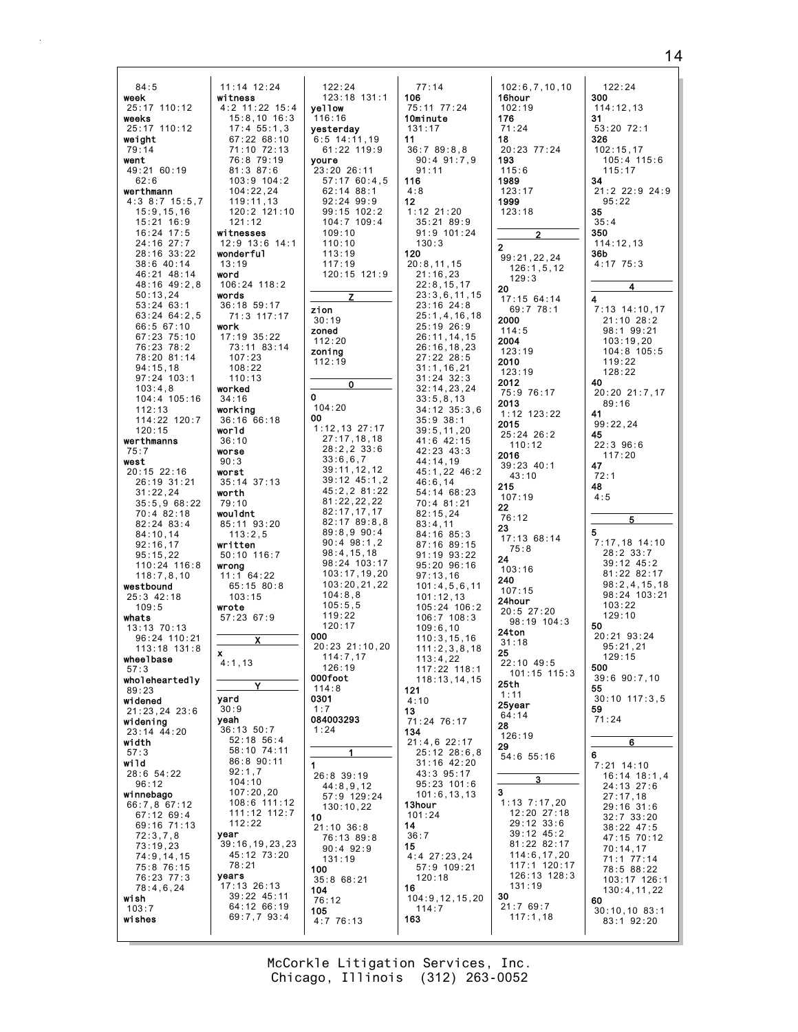84:5
**week**
25:17 110:12
**weeks**
25:17 110:12
**weight**
79:14
**went**
49:21 60:19
62:6
**werthmann**
4:3 8:7 15:5,7
15:9,15,16
15:21 16:9
16:24 17:5
24:16 27:7
28:16 33:22
38:6 40:14
46:21 48:14
48:16 49:2,8
50:13,24
53:24 63:1
63:24 64:2,5
66:5 67:10
67:23 75:10
76:23 78:2
78:20 81:14
94:15,18
97:24 103:1
103:4,8
104:4 105:16
112:13
114:22 120:7
120:15
**werthmanns**
75:7
**west**
20:15 22:16
26:19 31:21
31:22,24
35:5,9 68:22
70:4 82:18
82:24 83:4
84:10,14
92:16,17
95:15,22
110:24 116:8
118:7,8,10
**westbound**
25:3 42:18
109:5
**whats**
13:13 70:13
96:24 110:21
113:18 131:8
**wheelbase**
57:3
**wholeheartedly**
89:23
**widened**
21:23,24 23:6
**widening**
23:14 44:20
**width**
57:3
**wild**
28:6 54:22
96:12
**winnebago**
66:7,8 67:12
67:12 69:4
69:16 71:13
72:3,7,8
73:19,23
74:9,14,15
75:8 76:15
76:23 77:3
78:4,6,24
**wish**
103:7
**wishes**
11:14 12:24
**witness**
4:2 11:22 15:4
15:8,10 16:3
17:4 55:1,3
67:22 68:10
71:10 72:13
76:8 79:19
81:3 87:6
103:9 104:2
104:22,24
119:11,13
120:2 121:10
121:12
**witnesses**
12:9 13:6 14:1
**wonderful**
13:19
**word**
106:24 118:2
**words**
36:18 59:17
71:3 117:17
**work**
17:19 35:22
73:11 83:14
107:23
108:22
110:13
**worked**
34:16
**working**
36:16 66:18
**world**
36:10
**worse**
90:3
**worst**
35:14 37:13
**worth**
79:10
**wouldnt**
85:11 93:20
113:2,5
**written**
50:10 116:7
**wrong**
11:1 64:22
65:15 80:8
103:15
**wrote**
57:23 67:9

**X**

**x**
4:1,13

**Y**

**yard**
30:9
**yeah**
36:13 50:7
52:18 56:4
58:10 74:11
86:8 90:11
92:1,7
104:10
107:20,20
108:6 111:12
111:12 112:7
112:22
**year**
39:16,19,23,23
45:12 73:20
78:21
**years**
17:13 26:13
39:22 45:11
64:12 66:19
69:7,7 93:4
122:24
123:18 131:1
**yellow**
116:16
**yesterday**
6:5 14:11,19
61:22 119:9
**youre**
23:20 26:11
57:17 60:4,5
62:14 88:1
92:24 99:9
99:15 102:2
104:7 109:4
109:10
110:10
113:19
117:19
120:15 121:9

**Z**

**zion**
30:19
**zoned**
112:20
**zoning**
112:19

**0**

**0**
104:20
**00**
1:12,13 27:17
27:17,18,18
28:2,2 33:6
33:6,6,7
39:11,12,12
39:12 45:1,2
45:2,2 81:22
81:22,22,22
82:17,17,17
82:17 89:8,8
89:8,9 90:4
90:4 98:1,2
98:4,15,18
98:24 103:17
103:17,19,20
103:20,21,22
104:8,8
105:5,5
119:22
120:17
**000**
20:23 21:10,20
114:7,17
126:19
**000foot**
114:8
**0301**
1:7
**084003293**
1:24

**1**

**1**
26:8 39:19
44:8,9,12
57:9 129:24
130:10,22
**10**
21:10 36:8
76:13 89:8
90:4 92:9
131:19
**100**
35:8 68:21
**104**
76:12
**105**
4:7 76:13
77:14
**106**
75:11 77:24
**10minute**
131:17
**11**
36:7 89:8,8
90:4 91:7,9
91:11
**116**
4:8
**12**
1:12 21:20
35:21 89:9
91:9 101:24
130:3
**120**
20:8,11,15
21:16,23
22:8,15,17
23:3,6,11,15
23:16 24:8
25:1,4,16,18
25:19 26:9
26:11,14,15
26:16,18,23
27:22 28:5
31:1,16,21
31:24 32:3
32:14,23,24
33:5,8,13
34:12 35:3,6
35:9 38:1
39:5,11,20
41:6 42:15
42:23 43:3
44:14,19
45:1,22 46:2
46:6,14
54:14 68:23
70:4 81:21
82:15,24
83:4,11
84:16 85:3
87:16 89:15
91:19 93:22
95:20 96:16
97:13,16
101:4,5,6,11
101:12,13
105:24 106:2
106:7 108:3
109:6,10
110:3,15,16
111:2,3,8,18
113:4,22
117:22 118:1
118:13,14,15
**121**
4:10
**13**
71:24 76:17
**134**
21:4,6 22:17
25:12 28:6,8
31:16 42:20
43:3 95:17
95:23 101:6
101:6,13,13
**13hour**
101:24
**14**
36:7
**15**
4:4 27:23,24
57:9 109:21
120:18
**16**
104:9,12,15,20
114:7
**163**
102:6,7,10,10
**16hour**
102:19
**176**
71:24
**18**
20:23 77:24
**193**
115:6
**1989**
123:17
**1999**
123:18

**2**

**2**
99:21,22,24
126:1,5,12
129:3
**20**
17:15 64:14
69:7 78:1
**2000**
114:5
**2004**
123:19
**2010**
123:19
**2012**
75:9 76:17
**2013**
1:12 123:22
**2015**
25:24 26:2
110:12
**2016**
39:23 40:1
43:10
**215**
107:19
**22**
76:12
**23**
17:13 68:14
75:8
**24**
103:16
**240**
107:15
**24hour**
20:5 27:20
98:19 104:3
**24ton**
31:18
**25**
22:10 49:5
101:15 115:3
**25th**
1:11
**25year**
64:14
**28**
126:19
**29**
54:6 55:16

**3**

**3**
1:13 7:17,20
12:20 27:18
29:12 33:6
39:12 45:2
81:22 82:17
114:6,17,20
117:1 120:17
126:13 128:3
131:19
**30**
21:7 69:7
117:1,18
122:24
**300**
114:12,13
**31**
53:20 72:1
**326**
102:15,17
105:4 115:6
115:17
**34**
21:2 22:9 24:9
95:22
**35**
35:4
**350**
114:12,13
**36b**
4:17 75:3

**4**

**4**
7:13 14:10,17
21:10 28:2
98:1 99:21
103:19,20
104:8 105:5
119:22
128:22
**40**
20:20 21:7,17
89:16
**41**
99:22,24
**45**
22:3 96:6
117:20
**47**
72:1
**48**
4:5

**5**

**5**
7:17,18 14:10
28:2 33:7
39:12 45:2
81:22 82:17
98:2,4,15,18
98:24 103:21
103:22
129:10
**50**
20:21 93:24
95:21,21
129:15
**500**
39:6 90:7,10
**55**
30:10 117:3,5
**59**
71:24

**6**

**6**
7:21 14:10
16:14 18:1,4
24:13 27:6
27:17,18
29:16 31:6
32:7 33:20
38:22 47:5
47:15 70:12
70:14,17
71:1 77:14
78:5 88:22
103:17 126:1
130:4,11,22
**60**
30:10,10 83:1
83:1 92:20

McCorkle Litigation Services, Inc.
Chicago, Illinois (312) 263-0052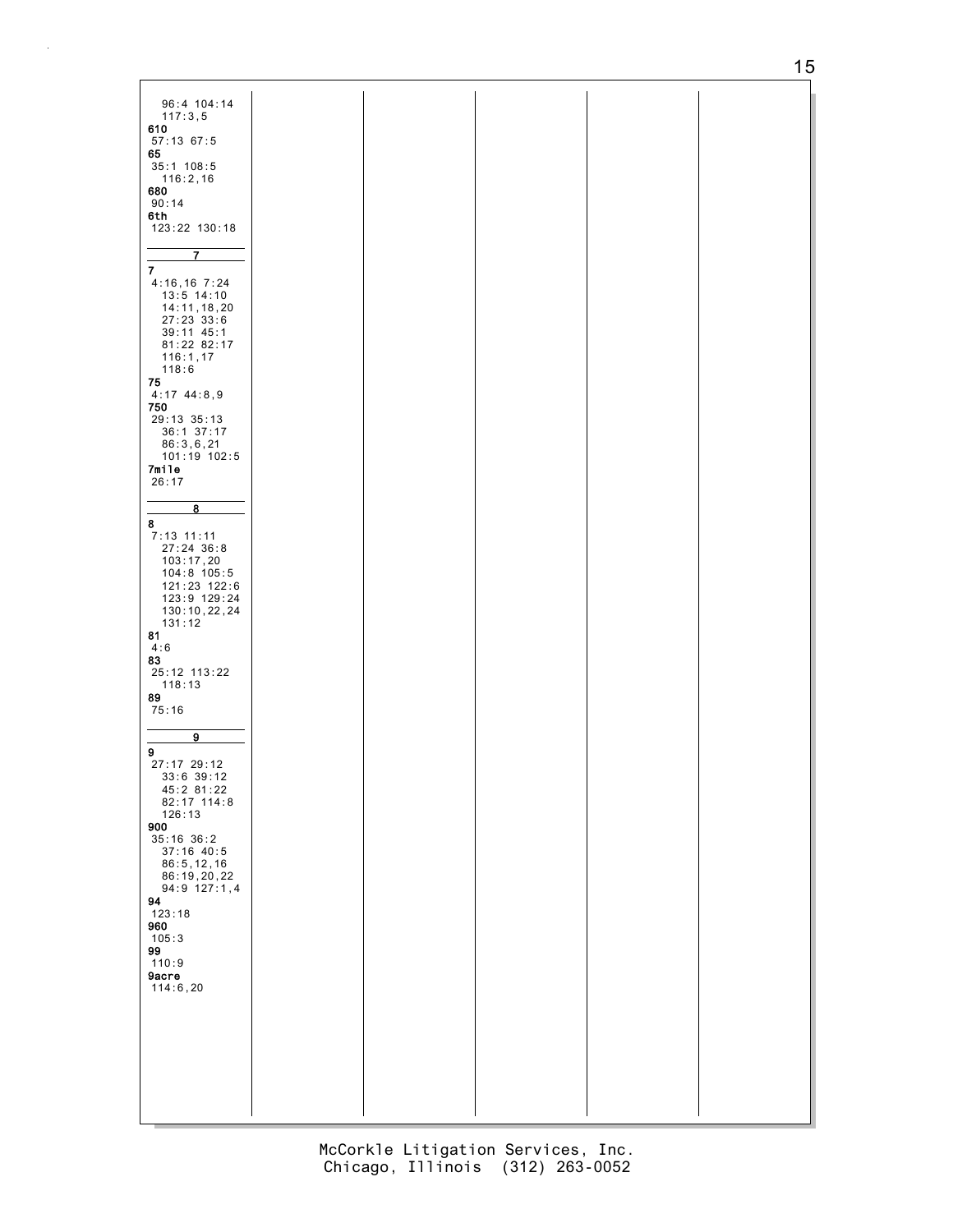96:4 104:14
117:3,5

**610**
57:13 67:5

**65**
35:1 108:5
116:2,16

**680**
90:14

**6th**
123:22 130:18

## 7

**7**
4:16,16 7:24
13:5 14:10
14:11,18,20
27:23 33:6
39:11 45:1
81:22 82:17
116:1,17
118:6

**75**
4:17 44:8,9

**750**
29:13 35:13
36:1 37:17
86:3,6,21
101:19 102:5

**7mile**
26:17

## 8

**8**
7:13 11:11
27:24 36:8
103:17,20
104:8 105:5
121:23 122:6
123:9 129:24
130:10,22,24
131:12

**81**
4:6

**83**
25:12 113:22
118:13

**89**
75:16

## 9

**9**
27:17 29:12
33:6 39:12
45:2 81:22
82:17 114:8
126:13

**900**
35:16 36:2
37:16 40:5
86:5,12,16
86:19,20,22
94:9 127:1,4

**94**
123:18

**960**
105:3

**99**
110:9

**9acre**
114:6,20

McCorkle Litigation Services, Inc.
Chicago, Illinois (312) 263-0052